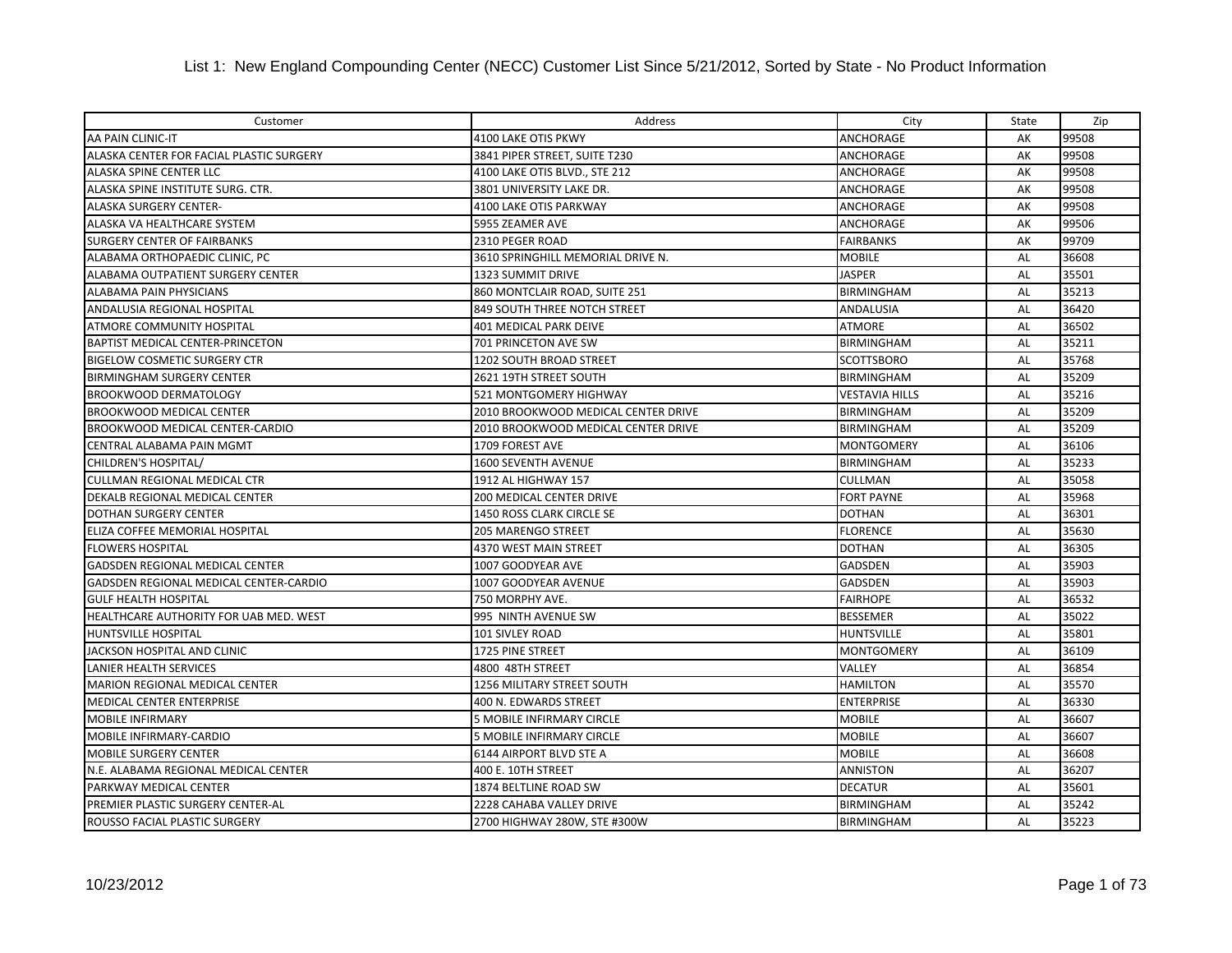# List 1: New England Compounding Center (NECC) Customer List Since 5/21/2012, Sorted by State - No Product Information

| Customer | Address | City | State | Zip |
|---|---|---|---|---|
| AA PAIN CLINIC-IT | 4100 LAKE OTIS PKWY | ANCHORAGE | AK | 99508 |
| ALASKA CENTER FOR FACIAL PLASTIC SURGERY | 3841 PIPER STREET, SUITE T230 | ANCHORAGE | AK | 99508 |
| ALASKA SPINE CENTER LLC | 4100 LAKE OTIS BLVD., STE 212 | ANCHORAGE | AK | 99508 |
| ALASKA SPINE INSTITUTE SURG. CTR. | 3801 UNIVERSITY LAKE DR. | ANCHORAGE | AK | 99508 |
| ALASKA SURGERY CENTER- | 4100 LAKE OTIS PARKWAY | ANCHORAGE | AK | 99508 |
| ALASKA VA HEALTHCARE SYSTEM | 5955 ZEAMER AVE | ANCHORAGE | AK | 99506 |
| SURGERY CENTER OF FAIRBANKS | 2310 PEGER ROAD | FAIRBANKS | AK | 99709 |
| ALABAMA ORTHOPAEDIC CLINIC, PC | 3610 SPRINGHILL MEMORIAL DRIVE N. | MOBILE | AL | 36608 |
| ALABAMA OUTPATIENT SURGERY CENTER | 1323 SUMMIT DRIVE | JASPER | AL | 35501 |
| ALABAMA PAIN PHYSICIANS | 860 MONTCLAIR ROAD, SUITE 251 | BIRMINGHAM | AL | 35213 |
| ANDALUSIA REGIONAL HOSPITAL | 849 SOUTH THREE NOTCH STREET | ANDALUSIA | AL | 36420 |
| ATMORE COMMUNITY HOSPITAL | 401 MEDICAL PARK DEIVE | ATMORE | AL | 36502 |
| BAPTIST MEDICAL CENTER-PRINCETON | 701 PRINCETON AVE SW | BIRMINGHAM | AL | 35211 |
| BIGELOW COSMETIC SURGERY CTR | 1202 SOUTH BROAD STREET | SCOTTSBORO | AL | 35768 |
| BIRMINGHAM SURGERY CENTER | 2621 19TH STREET SOUTH | BIRMINGHAM | AL | 35209 |
| BROOKWOOD DERMATOLOGY | 521 MONTGOMERY HIGHWAY | VESTAVIA HILLS | AL | 35216 |
| BROOKWOOD MEDICAL CENTER | 2010 BROOKWOOD MEDICAL CENTER DRIVE | BIRMINGHAM | AL | 35209 |
| BROOKWOOD MEDICAL CENTER-CARDIO | 2010 BROOKWOOD MEDICAL CENTER DRIVE | BIRMINGHAM | AL | 35209 |
| CENTRAL ALABAMA PAIN MGMT | 1709 FOREST AVE | MONTGOMERY | AL | 36106 |
| CHILDREN'S HOSPITAL/ | 1600 SEVENTH AVENUE | BIRMINGHAM | AL | 35233 |
| CULLMAN REGIONAL MEDICAL CTR | 1912 AL HIGHWAY 157 | CULLMAN | AL | 35058 |
| DEKALB REGIONAL MEDICAL CENTER | 200 MEDICAL CENTER DRIVE | FORT PAYNE | AL | 35968 |
| DOTHAN SURGERY CENTER | 1450 ROSS CLARK CIRCLE SE | DOTHAN | AL | 36301 |
| ELIZA COFFEE MEMORIAL HOSPITAL | 205 MARENGO STREET | FLORENCE | AL | 35630 |
| FLOWERS HOSPITAL | 4370 WEST MAIN STREET | DOTHAN | AL | 36305 |
| GADSDEN REGIONAL MEDICAL CENTER | 1007 GOODYEAR AVE | GADSDEN | AL | 35903 |
| GADSDEN REGIONAL MEDICAL CENTER-CARDIO | 1007 GOODYEAR AVENUE | GADSDEN | AL | 35903 |
| GULF HEALTH HOSPITAL | 750 MORPHY AVE. | FAIRHOPE | AL | 36532 |
| HEALTHCARE AUTHORITY FOR UAB MED. WEST | 995 NINTH AVENUE SW | BESSEMER | AL | 35022 |
| HUNTSVILLE HOSPITAL | 101 SIVLEY ROAD | HUNTSVILLE | AL | 35801 |
| JACKSON HOSPITAL AND CLINIC | 1725 PINE STREET | MONTGOMERY | AL | 36109 |
| LANIER HEALTH SERVICES | 4800 48TH STREET | VALLEY | AL | 36854 |
| MARION REGIONAL MEDICAL CENTER | 1256 MILITARY STREET SOUTH | HAMILTON | AL | 35570 |
| MEDICAL CENTER ENTERPRISE | 400 N. EDWARDS STREET | ENTERPRISE | AL | 36330 |
| MOBILE INFIRMARY | 5 MOBILE INFIRMARY CIRCLE | MOBILE | AL | 36607 |
| MOBILE INFIRMARY-CARDIO | 5 MOBILE INFIRMARY CIRCLE | MOBILE | AL | 36607 |
| MOBILE SURGERY CENTER | 6144 AIRPORT BLVD STE A | MOBILE | AL | 36608 |
| N.E. ALABAMA REGIONAL MEDICAL CENTER | 400 E. 10TH STREET | ANNISTON | AL | 36207 |
| PARKWAY MEDICAL CENTER | 1874 BELTLINE ROAD SW | DECATUR | AL | 35601 |
| PREMIER PLASTIC SURGERY CENTER-AL | 2228 CAHABA VALLEY DRIVE | BIRMINGHAM | AL | 35242 |
| ROUSSO FACIAL PLASTIC SURGERY | 2700 HIGHWAY 280W, STE #300W | BIRMINGHAM | AL | 35223 |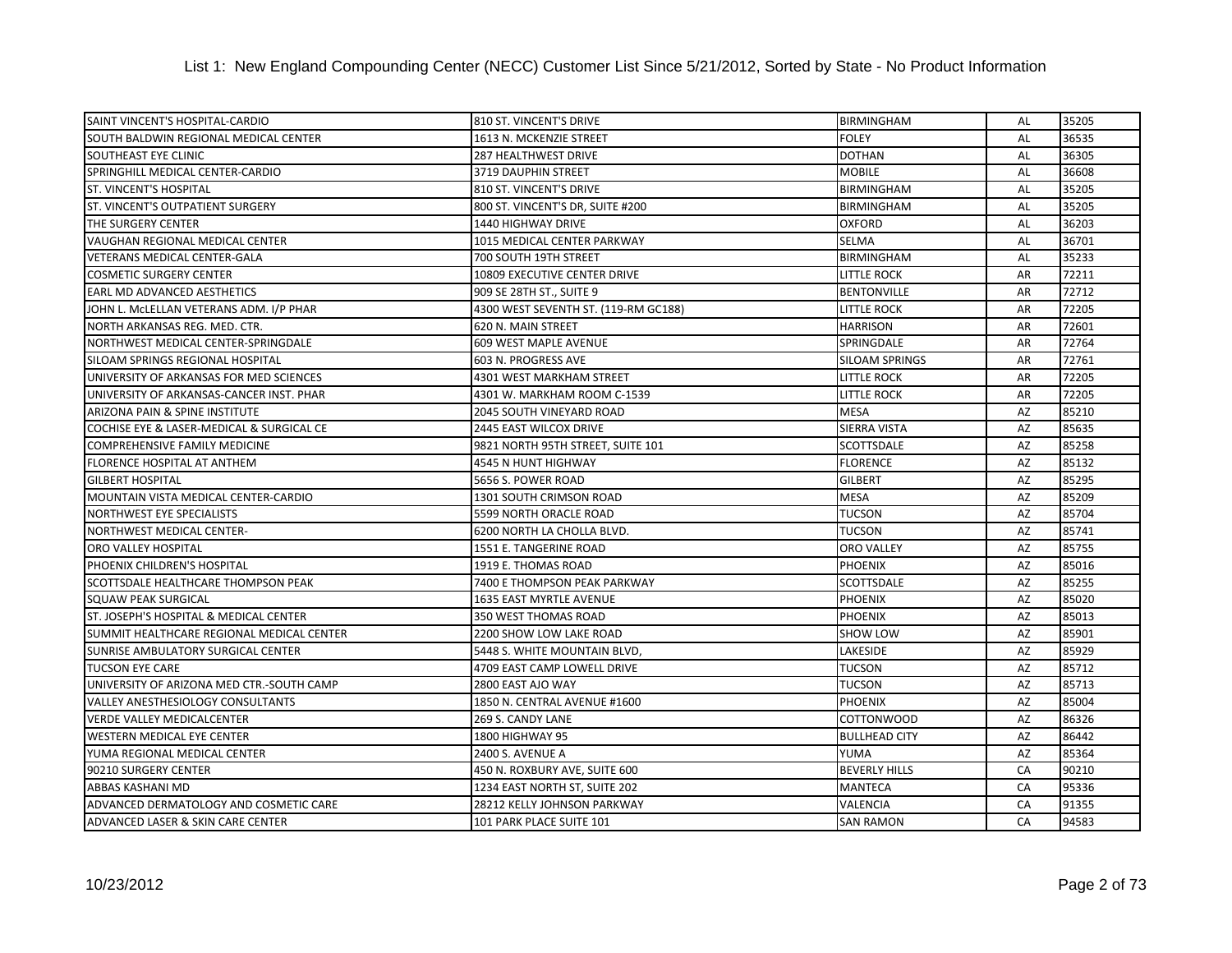# List 1: New England Compounding Center (NECC) Customer List Since 5/21/2012, Sorted by State - No Product Information

| | | | | |
|---|---|---|---|---|
| SAINT VINCENT'S HOSPITAL-CARDIO | 810 ST. VINCENT'S DRIVE | BIRMINGHAM | AL | 35205 |
| SOUTH BALDWIN REGIONAL MEDICAL CENTER | 1613 N. MCKENZIE STREET | FOLEY | AL | 36535 |
| SOUTHEAST EYE CLINIC | 287 HEALTHWEST DRIVE | DOTHAN | AL | 36305 |
| SPRINGHILL MEDICAL CENTER-CARDIO | 3719 DAUPHIN STREET | MOBILE | AL | 36608 |
| ST. VINCENT'S HOSPITAL | 810 ST. VINCENT'S DRIVE | BIRMINGHAM | AL | 35205 |
| ST. VINCENT'S OUTPATIENT SURGERY | 800 ST. VINCENT'S DR, SUITE #200 | BIRMINGHAM | AL | 35205 |
| THE SURGERY CENTER | 1440 HIGHWAY DRIVE | OXFORD | AL | 36203 |
| VAUGHAN REGIONAL MEDICAL CENTER | 1015 MEDICAL CENTER PARKWAY | SELMA | AL | 36701 |
| VETERANS MEDICAL CENTER-GALA | 700 SOUTH 19TH STREET | BIRMINGHAM | AL | 35233 |
| COSMETIC SURGERY CENTER | 10809 EXECUTIVE CENTER DRIVE | LITTLE ROCK | AR | 72211 |
| EARL MD ADVANCED AESTHETICS | 909 SE 28TH ST., SUITE 9 | BENTONVILLE | AR | 72712 |
| JOHN L. McLELLAN VETERANS ADM. I/P PHAR | 4300 WEST SEVENTH ST. (119-RM GC188) | LITTLE ROCK | AR | 72205 |
| NORTH ARKANSAS REG. MED. CTR. | 620 N. MAIN STREET | HARRISON | AR | 72601 |
| NORTHWEST MEDICAL CENTER-SPRINGDALE | 609 WEST MAPLE AVENUE | SPRINGDALE | AR | 72764 |
| SILOAM SPRINGS REGIONAL HOSPITAL | 603 N. PROGRESS AVE | SILOAM SPRINGS | AR | 72761 |
| UNIVERSITY OF ARKANSAS FOR MED SCIENCES | 4301 WEST MARKHAM STREET | LITTLE ROCK | AR | 72205 |
| UNIVERSITY OF ARKANSAS-CANCER INST. PHAR | 4301 W. MARKHAM ROOM C-1539 | LITTLE ROCK | AR | 72205 |
| ARIZONA PAIN & SPINE INSTITUTE | 2045 SOUTH VINEYARD ROAD | MESA | AZ | 85210 |
| COCHISE EYE & LASER-MEDICAL & SURGICAL CE | 2445 EAST WILCOX DRIVE | SIERRA VISTA | AZ | 85635 |
| COMPREHENSIVE FAMILY MEDICINE | 9821 NORTH 95TH STREET, SUITE 101 | SCOTTSDALE | AZ | 85258 |
| FLORENCE HOSPITAL AT ANTHEM | 4545 N HUNT HIGHWAY | FLORENCE | AZ | 85132 |
| GILBERT HOSPITAL | 5656 S. POWER ROAD | GILBERT | AZ | 85295 |
| MOUNTAIN VISTA MEDICAL CENTER-CARDIO | 1301 SOUTH CRIMSON ROAD | MESA | AZ | 85209 |
| NORTHWEST EYE SPECIALISTS | 5599 NORTH ORACLE ROAD | TUCSON | AZ | 85704 |
| NORTHWEST MEDICAL CENTER- | 6200 NORTH LA CHOLLA BLVD. | TUCSON | AZ | 85741 |
| ORO VALLEY HOSPITAL | 1551 E. TANGERINE ROAD | ORO VALLEY | AZ | 85755 |
| PHOENIX CHILDREN'S HOSPITAL | 1919 E. THOMAS ROAD | PHOENIX | AZ | 85016 |
| SCOTTSDALE HEALTHCARE THOMPSON PEAK | 7400 E THOMPSON PEAK PARKWAY | SCOTTSDALE | AZ | 85255 |
| SQUAW PEAK SURGICAL | 1635 EAST MYRTLE AVENUE | PHOENIX | AZ | 85020 |
| ST. JOSEPH'S HOSPITAL & MEDICAL CENTER | 350 WEST THOMAS ROAD | PHOENIX | AZ | 85013 |
| SUMMIT HEALTHCARE REGIONAL MEDICAL CENTER | 2200 SHOW LOW LAKE ROAD | SHOW LOW | AZ | 85901 |
| SUNRISE AMBULATORY SURGICAL CENTER | 5448 S. WHITE MOUNTAIN BLVD, | LAKESIDE | AZ | 85929 |
| TUCSON EYE CARE | 4709 EAST CAMP LOWELL DRIVE | TUCSON | AZ | 85712 |
| UNIVERSITY OF ARIZONA MED CTR.-SOUTH CAMP | 2800 EAST AJO WAY | TUCSON | AZ | 85713 |
| VALLEY ANESTHESIOLOGY CONSULTANTS | 1850 N. CENTRAL AVENUE #1600 | PHOENIX | AZ | 85004 |
| VERDE VALLEY MEDICALCENTER | 269 S. CANDY LANE | COTTONWOOD | AZ | 86326 |
| WESTERN MEDICAL EYE CENTER | 1800 HIGHWAY 95 | BULLHEAD CITY | AZ | 86442 |
| YUMA REGIONAL MEDICAL CENTER | 2400 S. AVENUE A | YUMA | AZ | 85364 |
| 90210 SURGERY CENTER | 450 N. ROXBURY AVE, SUITE 600 | BEVERLY HILLS | CA | 90210 |
| ABBAS KASHANI MD | 1234 EAST NORTH ST, SUITE 202 | MANTECA | CA | 95336 |
| ADVANCED DERMATOLOGY AND COSMETIC CARE | 28212 KELLY JOHNSON PARKWAY | VALENCIA | CA | 91355 |
| ADVANCED LASER & SKIN CARE CENTER | 101 PARK PLACE SUITE 101 | SAN RAMON | CA | 94583 |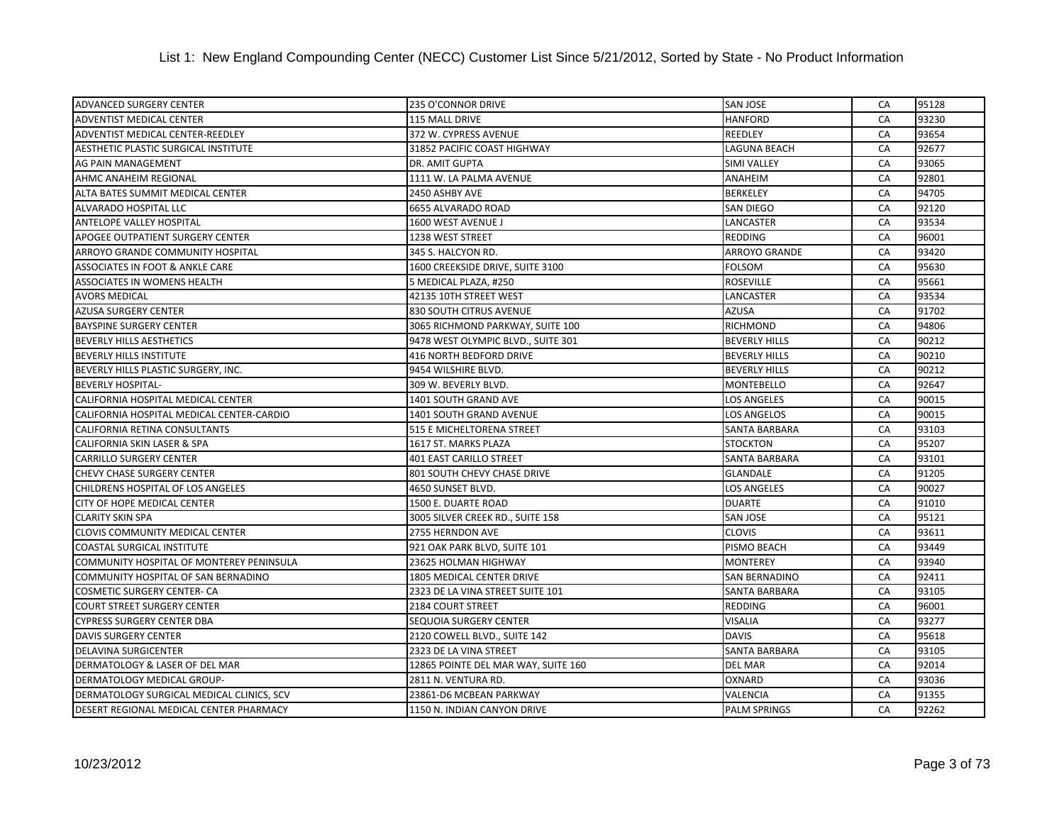# List 1: New England Compounding Center (NECC) Customer List Since 5/21/2012, Sorted by State - No Product Information

| | | | | |
|---|---|---|---|---|
| ADVANCED SURGERY CENTER | 235 O'CONNOR DRIVE | SAN JOSE | CA | 95128 |
| ADVENTIST MEDICAL CENTER | 115 MALL DRIVE | HANFORD | CA | 93230 |
| ADVENTIST MEDICAL CENTER-REEDLEY | 372 W. CYPRESS AVENUE | REEDLEY | CA | 93654 |
| AESTHETIC PLASTIC SURGICAL INSTITUTE | 31852 PACIFIC COAST HIGHWAY | LAGUNA BEACH | CA | 92677 |
| AG PAIN MANAGEMENT | DR. AMIT GUPTA | SIMI VALLEY | CA | 93065 |
| AHMC ANAHEIM REGIONAL | 1111 W. LA PALMA AVENUE | ANAHEIM | CA | 92801 |
| ALTA BATES SUMMIT MEDICAL CENTER | 2450 ASHBY AVE | BERKELEY | CA | 94705 |
| ALVARADO HOSPITAL LLC | 6655 ALVARADO ROAD | SAN DIEGO | CA | 92120 |
| ANTELOPE VALLEY HOSPITAL | 1600 WEST AVENUE J | LANCASTER | CA | 93534 |
| APOGEE OUTPATIENT SURGERY CENTER | 1238 WEST STREET | REDDING | CA | 96001 |
| ARROYO GRANDE COMMUNITY HOSPITAL | 345 S. HALCYON RD. | ARROYO GRANDE | CA | 93420 |
| ASSOCIATES IN FOOT & ANKLE CARE | 1600 CREEKSIDE DRIVE, SUITE 3100 | FOLSOM | CA | 95630 |
| ASSOCIATES IN WOMENS HEALTH | 5 MEDICAL PLAZA, #250 | ROSEVILLE | CA | 95661 |
| AVORS MEDICAL | 42135 10TH STREET WEST | LANCASTER | CA | 93534 |
| AZUSA SURGERY CENTER | 830 SOUTH CITRUS AVENUE | AZUSA | CA | 91702 |
| BAYSPINE SURGERY CENTER | 3065 RICHMOND PARKWAY, SUITE 100 | RICHMOND | CA | 94806 |
| BEVERLY HILLS AESTHETICS | 9478 WEST OLYMPIC BLVD., SUITE 301 | BEVERLY HILLS | CA | 90212 |
| BEVERLY HILLS INSTITUTE | 416 NORTH BEDFORD DRIVE | BEVERLY HILLS | CA | 90210 |
| BEVERLY HILLS PLASTIC SURGERY, INC. | 9454 WILSHIRE BLVD. | BEVERLY HILLS | CA | 90212 |
| BEVERLY HOSPITAL- | 309 W. BEVERLY BLVD. | MONTEBELLO | CA | 92647 |
| CALIFORNIA HOSPITAL MEDICAL CENTER | 1401 SOUTH GRAND AVE | LOS ANGELES | CA | 90015 |
| CALIFORNIA HOSPITAL MEDICAL CENTER-CARDIO | 1401 SOUTH GRAND AVENUE | LOS ANGELOS | CA | 90015 |
| CALIFORNIA RETINA CONSULTANTS | 515 E MICHELTORENA STREET | SANTA BARBARA | CA | 93103 |
| CALIFORNIA SKIN LASER & SPA | 1617 ST. MARKS PLAZA | STOCKTON | CA | 95207 |
| CARRILLO SURGERY CENTER | 401 EAST CARILLO STREET | SANTA BARBARA | CA | 93101 |
| CHEVY CHASE SURGERY CENTER | 801 SOUTH CHEVY CHASE DRIVE | GLANDALE | CA | 91205 |
| CHILDRENS HOSPITAL OF LOS ANGELES | 4650 SUNSET BLVD. | LOS ANGELES | CA | 90027 |
| CITY OF HOPE MEDICAL CENTER | 1500 E. DUARTE ROAD | DUARTE | CA | 91010 |
| CLARITY SKIN SPA | 3005 SILVER CREEK RD., SUITE 158 | SAN JOSE | CA | 95121 |
| CLOVIS COMMUNITY MEDICAL CENTER | 2755 HERNDON AVE | CLOVIS | CA | 93611 |
| COASTAL SURGICAL INSTITUTE | 921 OAK PARK BLVD, SUITE 101 | PISMO BEACH | CA | 93449 |
| COMMUNITY HOSPITAL OF MONTEREY PENINSULA | 23625 HOLMAN HIGHWAY | MONTEREY | CA | 93940 |
| COMMUNITY HOSPITAL OF SAN BERNADINO | 1805 MEDICAL CENTER DRIVE | SAN BERNADINO | CA | 92411 |
| COSMETIC SURGERY CENTER- CA | 2323 DE LA VINA STREET SUITE 101 | SANTA BARBARA | CA | 93105 |
| COURT STREET SURGERY CENTER | 2184 COURT STREET | REDDING | CA | 96001 |
| CYPRESS SURGERY CENTER DBA | SEQUOIA SURGERY CENTER | VISALIA | CA | 93277 |
| DAVIS SURGERY CENTER | 2120 COWELL BLVD., SUITE 142 | DAVIS | CA | 95618 |
| DELAVINA SURGICENTER | 2323 DE LA VINA STREET | SANTA BARBARA | CA | 93105 |
| DERMATOLOGY & LASER OF DEL MAR | 12865 POINTE DEL MAR WAY, SUITE 160 | DEL MAR | CA | 92014 |
| DERMATOLOGY MEDICAL GROUP- | 2811 N. VENTURA RD. | OXNARD | CA | 93036 |
| DERMATOLOGY SURGICAL MEDICAL CLINICS, SCV | 23861-D6 MCBEAN PARKWAY | VALENCIA | CA | 91355 |
| DESERT REGIONAL MEDICAL CENTER PHARMACY | 1150 N. INDIAN CANYON DRIVE | PALM SPRINGS | CA | 92262 |

10/23/2012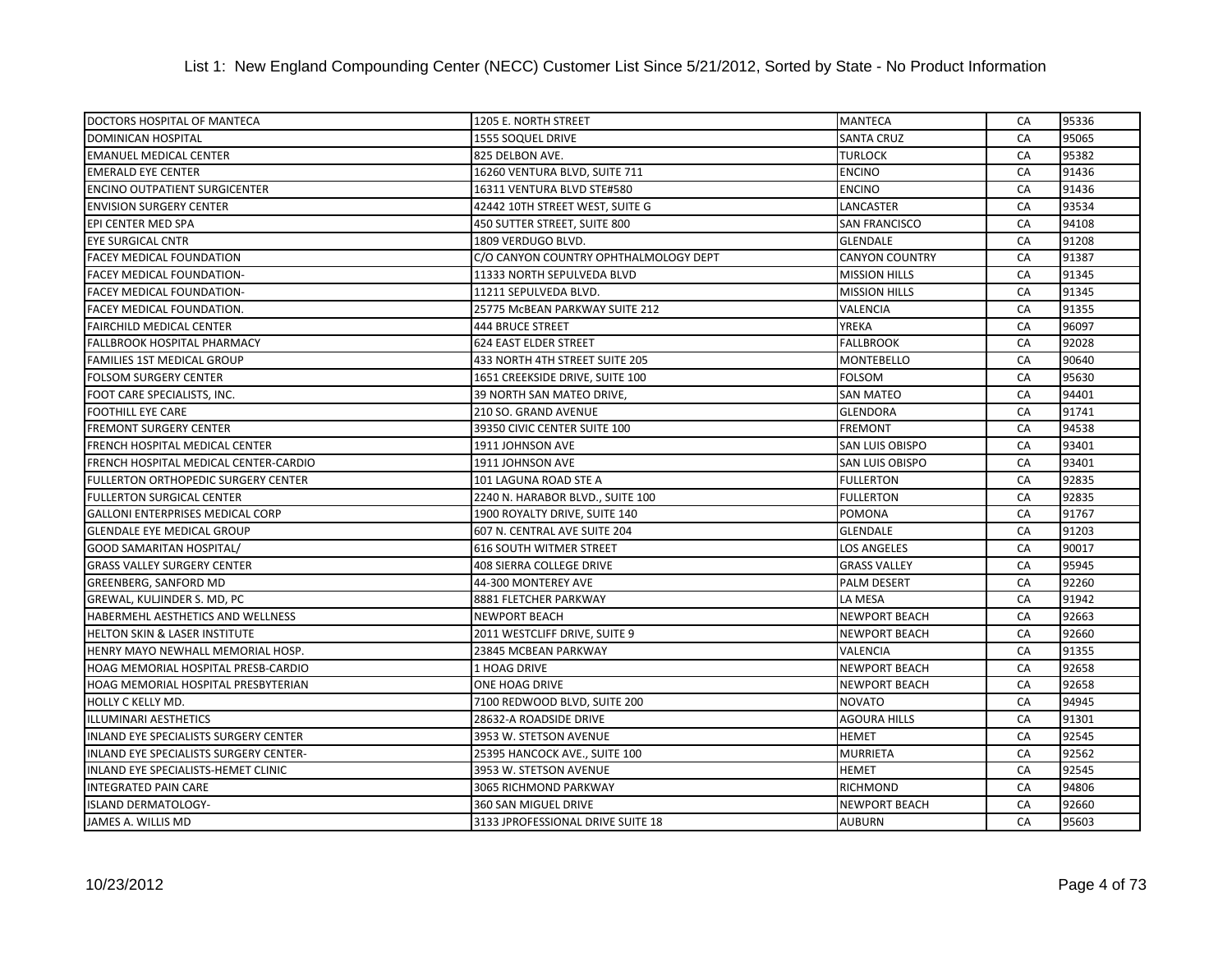# List 1: New England Compounding Center (NECC) Customer List Since 5/21/2012, Sorted by State - No Product Information

| | | | | |
|---|---|---|---|---|
| DOCTORS HOSPITAL OF MANTECA | 1205 E. NORTH STREET | MANTECA | CA | 95336 |
| DOMINICAN HOSPITAL | 1555 SOQUEL DRIVE | SANTA CRUZ | CA | 95065 |
| EMANUEL MEDICAL CENTER | 825 DELBON AVE. | TURLOCK | CA | 95382 |
| EMERALD EYE CENTER | 16260 VENTURA BLVD, SUITE 711 | ENCINO | CA | 91436 |
| ENCINO OUTPATIENT SURGICENTER | 16311 VENTURA BLVD STE#580 | ENCINO | CA | 91436 |
| ENVISION SURGERY CENTER | 42442 10TH STREET WEST, SUITE G | LANCASTER | CA | 93534 |
| EPI CENTER MED SPA | 450 SUTTER STREET, SUITE 800 | SAN FRANCISCO | CA | 94108 |
| EYE SURGICAL CNTR | 1809 VERDUGO BLVD. | GLENDALE | CA | 91208 |
| FACEY MEDICAL FOUNDATION | C/O CANYON COUNTRY OPHTHALMOLOGY DEPT | CANYON COUNTRY | CA | 91387 |
| FACEY MEDICAL FOUNDATION- | 11333 NORTH SEPULVEDA BLVD | MISSION HILLS | CA | 91345 |
| FACEY MEDICAL FOUNDATION- | 11211 SEPULVEDA BLVD. | MISSION HILLS | CA | 91345 |
| FACEY MEDICAL FOUNDATION. | 25775 McBEAN PARKWAY SUITE 212 | VALENCIA | CA | 91355 |
| FAIRCHILD MEDICAL CENTER | 444 BRUCE STREET | YREKA | CA | 96097 |
| FALLBROOK HOSPITAL PHARMACY | 624 EAST ELDER STREET | FALLBROOK | CA | 92028 |
| FAMILIES 1ST MEDICAL GROUP | 433 NORTH 4TH STREET SUITE 205 | MONTEBELLO | CA | 90640 |
| FOLSOM SURGERY CENTER | 1651 CREEKSIDE DRIVE, SUITE 100 | FOLSOM | CA | 95630 |
| FOOT CARE SPECIALISTS, INC. | 39 NORTH SAN MATEO DRIVE, | SAN MATEO | CA | 94401 |
| FOOTHILL EYE CARE | 210 SO. GRAND AVENUE | GLENDORA | CA | 91741 |
| FREMONT SURGERY CENTER | 39350 CIVIC CENTER SUITE 100 | FREMONT | CA | 94538 |
| FRENCH HOSPITAL MEDICAL CENTER | 1911 JOHNSON AVE | SAN LUIS OBISPO | CA | 93401 |
| FRENCH HOSPITAL MEDICAL CENTER-CARDIO | 1911 JOHNSON AVE | SAN LUIS OBISPO | CA | 93401 |
| FULLERTON ORTHOPEDIC SURGERY CENTER | 101 LAGUNA ROAD STE A | FULLERTON | CA | 92835 |
| FULLERTON SURGICAL CENTER | 2240 N. HARABOR BLVD., SUITE 100 | FULLERTON | CA | 92835 |
| GALLONI ENTERPRISES MEDICAL CORP | 1900 ROYALTY DRIVE, SUITE 140 | POMONA | CA | 91767 |
| GLENDALE EYE MEDICAL GROUP | 607 N. CENTRAL AVE SUITE 204 | GLENDALE | CA | 91203 |
| GOOD SAMARITAN HOSPITAL/ | 616 SOUTH WITMER STREET | LOS ANGELES | CA | 90017 |
| GRASS VALLEY SURGERY CENTER | 408 SIERRA COLLEGE DRIVE | GRASS VALLEY | CA | 95945 |
| GREENBERG, SANFORD MD | 44-300 MONTEREY AVE | PALM DESERT | CA | 92260 |
| GREWAL, KULJINDER S. MD, PC | 8881 FLETCHER PARKWAY | LA MESA | CA | 91942 |
| HABERMEHL AESTHETICS AND WELLNESS | NEWPORT BEACH | NEWPORT BEACH | CA | 92663 |
| HELTON SKIN & LASER INSTITUTE | 2011 WESTCLIFF DRIVE, SUITE 9 | NEWPORT BEACH | CA | 92660 |
| HENRY MAYO NEWHALL MEMORIAL HOSP. | 23845 MCBEAN PARKWAY | VALENCIA | CA | 91355 |
| HOAG MEMORIAL HOSPITAL PRESB-CARDIO | 1 HOAG DRIVE | NEWPORT BEACH | CA | 92658 |
| HOAG MEMORIAL HOSPITAL PRESBYTERIAN | ONE HOAG DRIVE | NEWPORT BEACH | CA | 92658 |
| HOLLY C KELLY MD. | 7100 REDWOOD BLVD, SUITE 200 | NOVATO | CA | 94945 |
| ILLUMINARI AESTHETICS | 28632-A ROADSIDE DRIVE | AGOURA HILLS | CA | 91301 |
| INLAND EYE SPECIALISTS SURGERY CENTER | 3953 W. STETSON AVENUE | HEMET | CA | 92545 |
| INLAND EYE SPECIALISTS SURGERY CENTER- | 25395 HANCOCK AVE., SUITE 100 | MURRIETA | CA | 92562 |
| INLAND EYE SPECIALISTS-HEMET CLINIC | 3953 W. STETSON AVENUE | HEMET | CA | 92545 |
| INTEGRATED PAIN CARE | 3065 RICHMOND PARKWAY | RICHMOND | CA | 94806 |
| ISLAND DERMATOLOGY- | 360 SAN MIGUEL DRIVE | NEWPORT BEACH | CA | 92660 |
| JAMES A. WILLIS MD | 3133 JPROFESSIONAL DRIVE SUITE 18 | AUBURN | CA | 95603 |

10/23/2012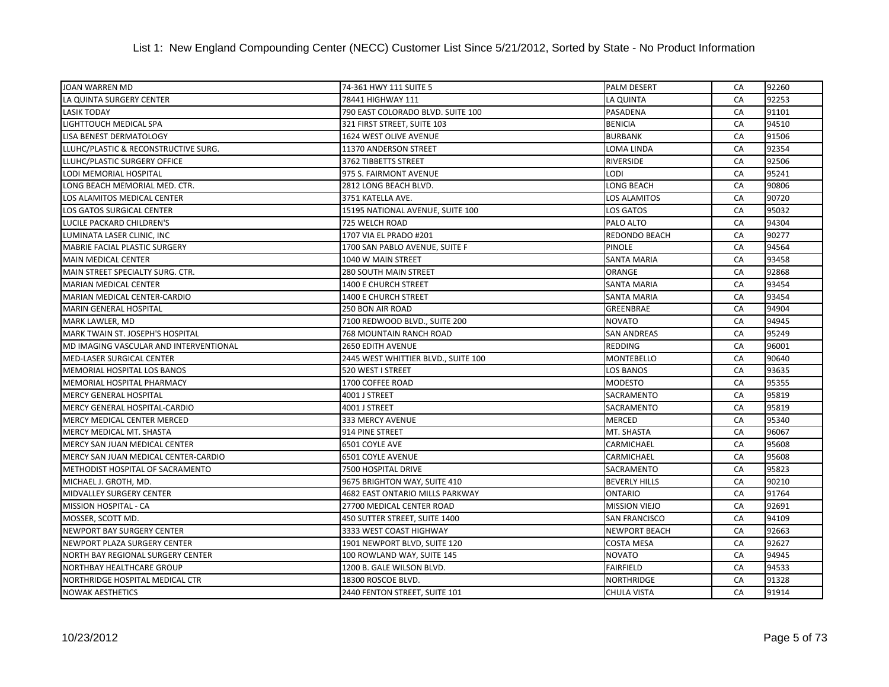List 1: New England Compounding Center (NECC) Customer List Since 5/21/2012, Sorted by State - No Product Information

| | | | | |
|---|---|---|---|---|
| JOAN WARREN MD | 74-361 HWY 111 SUITE 5 | PALM DESERT | CA | 92260 |
| LA QUINTA SURGERY CENTER | 78441 HIGHWAY 111 | LA QUINTA | CA | 92253 |
| LASIK TODAY | 790 EAST COLORADO BLVD. SUITE 100 | PASADENA | CA | 91101 |
| LIGHTTOUCH MEDICAL SPA | 321 FIRST STREET, SUITE 103 | BENICIA | CA | 94510 |
| LISA BENEST DERMATOLOGY | 1624 WEST OLIVE AVENUE | BURBANK | CA | 91506 |
| LLUHC/PLASTIC & RECONSTRUCTIVE SURG. | 11370 ANDERSON STREET | LOMA LINDA | CA | 92354 |
| LLUHC/PLASTIC SURGERY OFFICE | 3762 TIBBETTS STREET | RIVERSIDE | CA | 92506 |
| LODI MEMORIAL HOSPITAL | 975 S. FAIRMONT AVENUE | LODI | CA | 95241 |
| LONG BEACH MEMORIAL MED. CTR. | 2812 LONG BEACH BLVD. | LONG BEACH | CA | 90806 |
| LOS ALAMITOS MEDICAL CENTER | 3751 KATELLA AVE. | LOS ALAMITOS | CA | 90720 |
| LOS GATOS SURGICAL CENTER | 15195 NATIONAL AVENUE, SUITE 100 | LOS GATOS | CA | 95032 |
| LUCILE PACKARD CHILDREN'S | 725 WELCH ROAD | PALO ALTO | CA | 94304 |
| LUMINATA LASER CLINIC, INC | 1707 VIA EL PRADO #201 | REDONDO BEACH | CA | 90277 |
| MABRIE FACIAL PLASTIC SURGERY | 1700 SAN PABLO AVENUE, SUITE F | PINOLE | CA | 94564 |
| MAIN MEDICAL CENTER | 1040 W MAIN STREET | SANTA MARIA | CA | 93458 |
| MAIN STREET SPECIALTY SURG. CTR. | 280 SOUTH MAIN STREET | ORANGE | CA | 92868 |
| MARIAN MEDICAL CENTER | 1400 E CHURCH STREET | SANTA MARIA | CA | 93454 |
| MARIAN MEDICAL CENTER-CARDIO | 1400 E CHURCH STREET | SANTA MARIA | CA | 93454 |
| MARIN GENERAL HOSPITAL | 250 BON AIR ROAD | GREENBRAE | CA | 94904 |
| MARK LAWLER, MD | 7100 REDWOOD BLVD., SUITE 200 | NOVATO | CA | 94945 |
| MARK TWAIN ST. JOSEPH'S HOSPITAL | 768 MOUNTAIN RANCH ROAD | SAN ANDREAS | CA | 95249 |
| MD IMAGING VASCULAR AND INTERVENTIONAL | 2650 EDITH AVENUE | REDDING | CA | 96001 |
| MED-LASER SURGICAL CENTER | 2445 WEST WHITTIER BLVD., SUITE 100 | MONTEBELLO | CA | 90640 |
| MEMORIAL HOSPITAL LOS BANOS | 520 WEST I STREET | LOS BANOS | CA | 93635 |
| MEMORIAL HOSPITAL PHARMACY | 1700 COFFEE ROAD | MODESTO | CA | 95355 |
| MERCY GENERAL HOSPITAL | 4001 J STREET | SACRAMENTO | CA | 95819 |
| MERCY GENERAL HOSPITAL-CARDIO | 4001 J STREET | SACRAMENTO | CA | 95819 |
| MERCY MEDICAL CENTER MERCED | 333 MERCY AVENUE | MERCED | CA | 95340 |
| MERCY MEDICAL MT. SHASTA | 914 PINE STREET | MT. SHASTA | CA | 96067 |
| MERCY SAN JUAN MEDICAL CENTER | 6501 COYLE AVE | CARMICHAEL | CA | 95608 |
| MERCY SAN JUAN MEDICAL CENTER-CARDIO | 6501 COYLE AVENUE | CARMICHAEL | CA | 95608 |
| METHODIST HOSPITAL OF SACRAMENTO | 7500 HOSPITAL DRIVE | SACRAMENTO | CA | 95823 |
| MICHAEL J. GROTH, MD. | 9675 BRIGHTON WAY, SUITE 410 | BEVERLY HILLS | CA | 90210 |
| MIDVALLEY SURGERY CENTER | 4682 EAST ONTARIO MILLS PARKWAY | ONTARIO | CA | 91764 |
| MISSION HOSPITAL - CA | 27700 MEDICAL CENTER ROAD | MISSION VIEJO | CA | 92691 |
| MOSSER, SCOTT MD. | 450 SUTTER STREET, SUITE 1400 | SAN FRANCISCO | CA | 94109 |
| NEWPORT BAY SURGERY CENTER | 3333 WEST COAST HIGHWAY | NEWPORT BEACH | CA | 92663 |
| NEWPORT PLAZA SURGERY CENTER | 1901 NEWPORT BLVD, SUITE 120 | COSTA MESA | CA | 92627 |
| NORTH BAY REGIONAL SURGERY CENTER | 100 ROWLAND WAY, SUITE 145 | NOVATO | CA | 94945 |
| NORTHBAY HEALTHCARE GROUP | 1200 B. GALE WILSON BLVD. | FAIRFIELD | CA | 94533 |
| NORTHRIDGE HOSPITAL MEDICAL CTR | 18300 ROSCOE BLVD. | NORTHRIDGE | CA | 91328 |
| NOWAK AESTHETICS | 2440 FENTON STREET, SUITE 101 | CHULA VISTA | CA | 91914 |

10/23/2012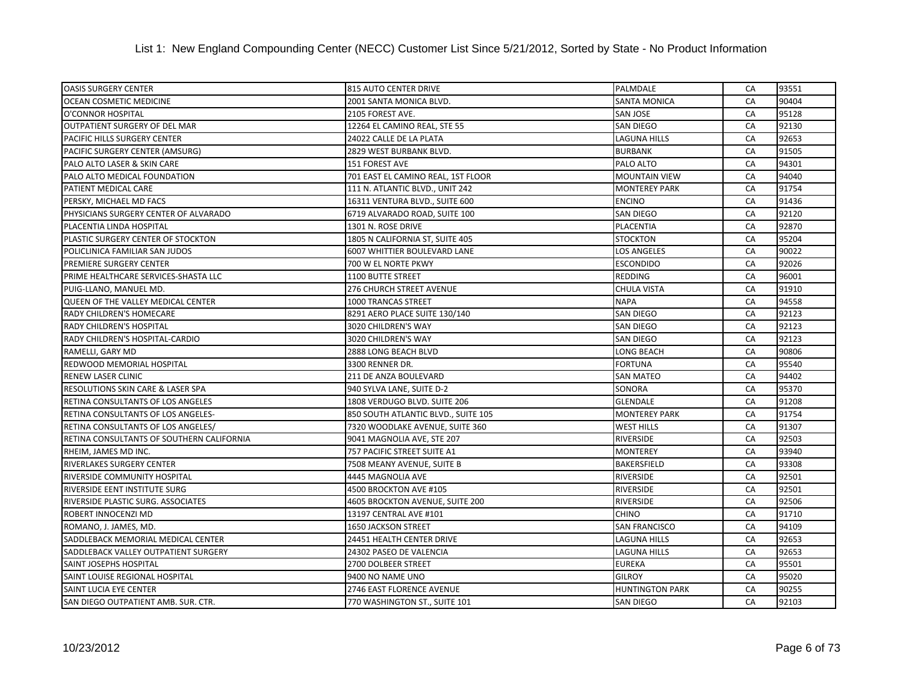# List 1: New England Compounding Center (NECC) Customer List Since 5/21/2012, Sorted by State - No Product Information

| | | | | |
|---|---|---|---|---|
| OASIS SURGERY CENTER | 815 AUTO CENTER DRIVE | PALMDALE | CA | 93551 |
| OCEAN COSMETIC MEDICINE | 2001 SANTA MONICA BLVD. | SANTA MONICA | CA | 90404 |
| O'CONNOR HOSPITAL | 2105 FOREST AVE. | SAN JOSE | CA | 95128 |
| OUTPATIENT SURGERY OF DEL MAR | 12264 EL CAMINO REAL, STE 55 | SAN DIEGO | CA | 92130 |
| PACIFIC HILLS SURGERY CENTER | 24022 CALLE DE LA PLATA | LAGUNA HILLS | CA | 92653 |
| PACIFIC SURGERY CENTER (AMSURG) | 2829 WEST BURBANK BLVD. | BURBANK | CA | 91505 |
| PALO ALTO LASER & SKIN CARE | 151 FOREST AVE | PALO ALTO | CA | 94301 |
| PALO ALTO MEDICAL FOUNDATION | 701 EAST EL CAMINO REAL, 1ST FLOOR | MOUNTAIN VIEW | CA | 94040 |
| PATIENT MEDICAL CARE | 111 N. ATLANTIC BLVD., UNIT 242 | MONTEREY PARK | CA | 91754 |
| PERSKY, MICHAEL MD FACS | 16311 VENTURA BLVD., SUITE 600 | ENCINO | CA | 91436 |
| PHYSICIANS SURGERY CENTER OF ALVARADO | 6719 ALVARADO ROAD, SUITE 100 | SAN DIEGO | CA | 92120 |
| PLACENTIA LINDA HOSPITAL | 1301 N. ROSE DRIVE | PLACENTIA | CA | 92870 |
| PLASTIC SURGERY CENTER OF STOCKTON | 1805 N CALIFORNIA ST, SUITE 405 | STOCKTON | CA | 95204 |
| POLICLINICA FAMILIAR SAN JUDOS | 6007 WHITTIER BOULEVARD LANE | LOS ANGELES | CA | 90022 |
| PREMIERE SURGERY CENTER | 700 W EL NORTE PKWY | ESCONDIDO | CA | 92026 |
| PRIME HEALTHCARE SERVICES-SHASTA LLC | 1100 BUTTE STREET | REDDING | CA | 96001 |
| PUIG-LLANO, MANUEL MD. | 276 CHURCH STREET AVENUE | CHULA VISTA | CA | 91910 |
| QUEEN OF THE VALLEY MEDICAL CENTER | 1000 TRANCAS STREET | NAPA | CA | 94558 |
| RADY CHILDREN'S HOMECARE | 8291 AERO PLACE SUITE 130/140 | SAN DIEGO | CA | 92123 |
| RADY CHILDREN'S HOSPITAL | 3020 CHILDREN'S WAY | SAN DIEGO | CA | 92123 |
| RADY CHILDREN'S HOSPITAL-CARDIO | 3020 CHILDREN'S WAY | SAN DIEGO | CA | 92123 |
| RAMELLI, GARY MD | 2888 LONG BEACH BLVD | LONG BEACH | CA | 90806 |
| REDWOOD MEMORIAL HOSPITAL | 3300 RENNER DR. | FORTUNA | CA | 95540 |
| RENEW LASER CLINIC | 211 DE ANZA BOULEVARD | SAN MATEO | CA | 94402 |
| RESOLUTIONS SKIN CARE & LASER SPA | 940 SYLVA LANE, SUITE D-2 | SONORA | CA | 95370 |
| RETINA CONSULTANTS OF LOS ANGELES | 1808 VERDUGO BLVD. SUITE 206 | GLENDALE | CA | 91208 |
| RETINA CONSULTANTS OF LOS ANGELES- | 850 SOUTH ATLANTIC BLVD., SUITE 105 | MONTEREY PARK | CA | 91754 |
| RETINA CONSULTANTS OF LOS ANGELES/ | 7320 WOODLAKE AVENUE, SUITE 360 | WEST HILLS | CA | 91307 |
| RETINA CONSULTANTS OF SOUTHERN CALIFORNIA | 9041 MAGNOLIA AVE, STE 207 | RIVERSIDE | CA | 92503 |
| RHEIM, JAMES MD INC. | 757 PACIFIC STREET SUITE A1 | MONTEREY | CA | 93940 |
| RIVERLAKES SURGERY CENTER | 7508 MEANY AVENUE, SUITE B | BAKERSFIELD | CA | 93308 |
| RIVERSIDE COMMUNITY HOSPITAL | 4445 MAGNOLIA AVE | RIVERSIDE | CA | 92501 |
| RIVERSIDE EENT INSTITUTE SURG | 4500 BROCKTON AVE #105 | RIVERSIDE | CA | 92501 |
| RIVERSIDE PLASTIC SURG. ASSOCIATES | 4605 BROCKTON AVENUE, SUITE 200 | RIVERSIDE | CA | 92506 |
| ROBERT INNOCENZI MD | 13197 CENTRAL AVE #101 | CHINO | CA | 91710 |
| ROMANO, J. JAMES, MD. | 1650 JACKSON STREET | SAN FRANCISCO | CA | 94109 |
| SADDLEBACK MEMORIAL MEDICAL CENTER | 24451 HEALTH CENTER DRIVE | LAGUNA HILLS | CA | 92653 |
| SADDLEBACK VALLEY OUTPATIENT SURGERY | 24302 PASEO DE VALENCIA | LAGUNA HILLS | CA | 92653 |
| SAINT JOSEPHS HOSPITAL | 2700 DOLBEER STREET | EUREKA | CA | 95501 |
| SAINT LOUISE REGIONAL HOSPITAL | 9400 NO NAME UNO | GILROY | CA | 95020 |
| SAINT LUCIA EYE CENTER | 2746 EAST FLORENCE AVENUE | HUNTINGTON PARK | CA | 90255 |
| SAN DIEGO OUTPATIENT AMB. SUR. CTR. | 770 WASHINGTON ST., SUITE 101 | SAN DIEGO | CA | 92103 |

10/23/2012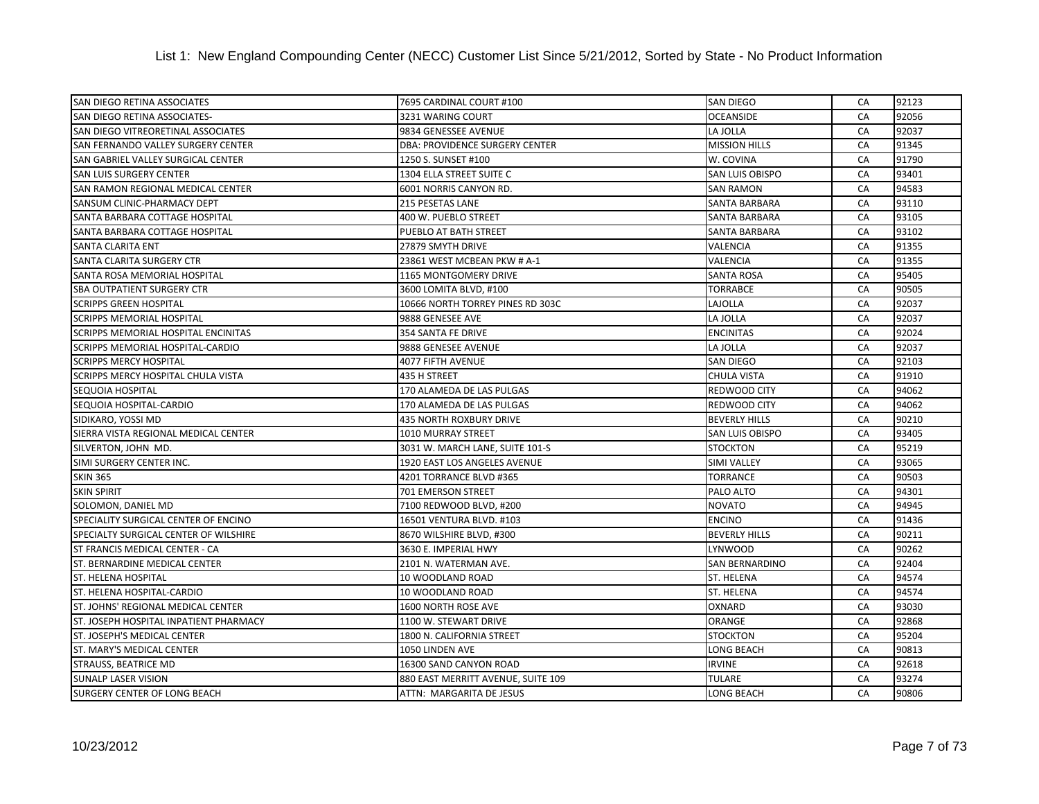# List 1: New England Compounding Center (NECC) Customer List Since 5/21/2012, Sorted by State - No Product Information

| | | | | |
|---|---|---|---|---|
| SAN DIEGO RETINA ASSOCIATES | 7695 CARDINAL COURT #100 | SAN DIEGO | CA | 92123 |
| SAN DIEGO RETINA ASSOCIATES- | 3231 WARING COURT | OCEANSIDE | CA | 92056 |
| SAN DIEGO VITREORETINAL ASSOCIATES | 9834 GENESSEE AVENUE | LA JOLLA | CA | 92037 |
| SAN FERNANDO VALLEY SURGERY CENTER | DBA: PROVIDENCE SURGERY CENTER | MISSION HILLS | CA | 91345 |
| SAN GABRIEL VALLEY SURGICAL CENTER | 1250 S. SUNSET #100 | W. COVINA | CA | 91790 |
| SAN LUIS SURGERY CENTER | 1304 ELLA STREET SUITE C | SAN LUIS OBISPO | CA | 93401 |
| SAN RAMON REGIONAL MEDICAL CENTER | 6001 NORRIS CANYON RD. | SAN RAMON | CA | 94583 |
| SANSUM CLINIC-PHARMACY DEPT | 215 PESETAS LANE | SANTA BARBARA | CA | 93110 |
| SANTA BARBARA COTTAGE HOSPITAL | 400 W. PUEBLO STREET | SANTA BARBARA | CA | 93105 |
| SANTA BARBARA COTTAGE HOSPITAL | PUEBLO AT BATH STREET | SANTA BARBARA | CA | 93102 |
| SANTA CLARITA ENT | 27879 SMYTH DRIVE | VALENCIA | CA | 91355 |
| SANTA CLARITA SURGERY CTR | 23861 WEST MCBEAN PKW # A-1 | VALENCIA | CA | 91355 |
| SANTA ROSA MEMORIAL HOSPITAL | 1165 MONTGOMERY DRIVE | SANTA ROSA | CA | 95405 |
| SBA OUTPATIENT SURGERY CTR | 3600 LOMITA BLVD, #100 | TORRABCE | CA | 90505 |
| SCRIPPS GREEN HOSPITAL | 10666 NORTH TORREY PINES RD 303C | LAJOLLA | CA | 92037 |
| SCRIPPS MEMORIAL HOSPITAL | 9888 GENESEE AVE | LA JOLLA | CA | 92037 |
| SCRIPPS MEMORIAL HOSPITAL ENCINITAS | 354 SANTA FE DRIVE | ENCINITAS | CA | 92024 |
| SCRIPPS MEMORIAL HOSPITAL-CARDIO | 9888 GENESEE AVENUE | LA JOLLA | CA | 92037 |
| SCRIPPS MERCY HOSPITAL | 4077 FIFTH AVENUE | SAN DIEGO | CA | 92103 |
| SCRIPPS MERCY HOSPITAL CHULA VISTA | 435 H STREET | CHULA VISTA | CA | 91910 |
| SEQUOIA HOSPITAL | 170 ALAMEDA DE LAS PULGAS | REDWOOD CITY | CA | 94062 |
| SEQUOIA HOSPITAL-CARDIO | 170 ALAMEDA DE LAS PULGAS | REDWOOD CITY | CA | 94062 |
| SIDIKARO, YOSSI MD | 435 NORTH ROXBURY DRIVE | BEVERLY HILLS | CA | 90210 |
| SIERRA VISTA REGIONAL MEDICAL CENTER | 1010 MURRAY STREET | SAN LUIS OBISPO | CA | 93405 |
| SILVERTON, JOHN MD. | 3031 W. MARCH LANE, SUITE 101-S | STOCKTON | CA | 95219 |
| SIMI SURGERY CENTER INC. | 1920 EAST LOS ANGELES AVENUE | SIMI VALLEY | CA | 93065 |
| SKIN 365 | 4201 TORRANCE BLVD #365 | TORRANCE | CA | 90503 |
| SKIN SPIRIT | 701 EMERSON STREET | PALO ALTO | CA | 94301 |
| SOLOMON, DANIEL MD | 7100 REDWOOD BLVD, #200 | NOVATO | CA | 94945 |
| SPECIALITY SURGICAL CENTER OF ENCINO | 16501 VENTURA BLVD. #103 | ENCINO | CA | 91436 |
| SPECIALTY SURGICAL CENTER OF WILSHIRE | 8670 WILSHIRE BLVD, #300 | BEVERLY HILLS | CA | 90211 |
| ST FRANCIS MEDICAL CENTER - CA | 3630 E. IMPERIAL HWY | LYNWOOD | CA | 90262 |
| ST. BERNARDINE MEDICAL CENTER | 2101 N. WATERMAN AVE. | SAN BERNARDINO | CA | 92404 |
| ST. HELENA HOSPITAL | 10 WOODLAND ROAD | ST. HELENA | CA | 94574 |
| ST. HELENA HOSPITAL-CARDIO | 10 WOODLAND ROAD | ST. HELENA | CA | 94574 |
| ST. JOHNS' REGIONAL MEDICAL CENTER | 1600 NORTH ROSE AVE | OXNARD | CA | 93030 |
| ST. JOSEPH HOSPITAL INPATIENT PHARMACY | 1100 W. STEWART DRIVE | ORANGE | CA | 92868 |
| ST. JOSEPH'S MEDICAL CENTER | 1800 N. CALIFORNIA STREET | STOCKTON | CA | 95204 |
| ST. MARY'S MEDICAL CENTER | 1050 LINDEN AVE | LONG BEACH | CA | 90813 |
| STRAUSS, BEATRICE MD | 16300 SAND CANYON ROAD | IRVINE | CA | 92618 |
| SUNALP LASER VISION | 880 EAST MERRITT AVENUE, SUITE 109 | TULARE | CA | 93274 |
| SURGERY CENTER OF LONG BEACH | ATTN: MARGARITA DE JESUS | LONG BEACH | CA | 90806 |

10/23/2012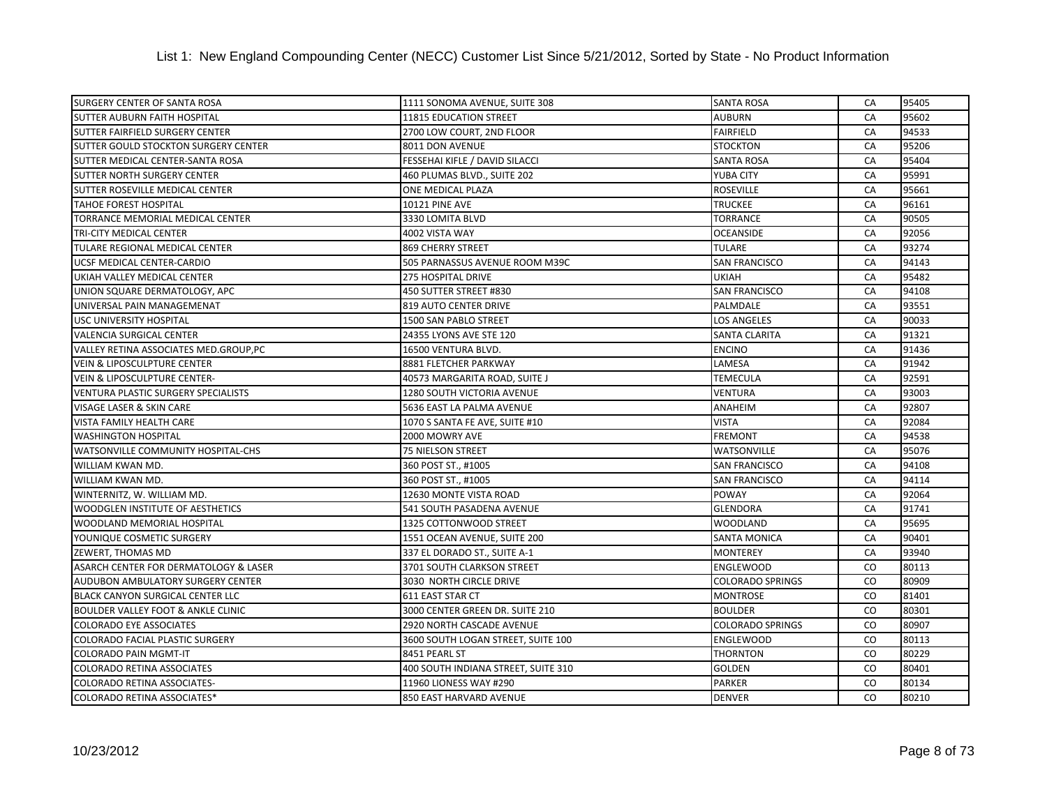# List 1: New England Compounding Center (NECC) Customer List Since 5/21/2012, Sorted by State - No Product Information

| | | | | |
|---|---|---|---|---|
| SURGERY CENTER OF SANTA ROSA | 1111 SONOMA AVENUE, SUITE 308 | SANTA ROSA | CA | 95405 |
| SUTTER AUBURN FAITH HOSPITAL | 11815 EDUCATION STREET | AUBURN | CA | 95602 |
| SUTTER FAIRFIELD SURGERY CENTER | 2700 LOW COURT, 2ND FLOOR | FAIRFIELD | CA | 94533 |
| SUTTER GOULD STOCKTON SURGERY CENTER | 8011 DON AVENUE | STOCKTON | CA | 95206 |
| SUTTER MEDICAL CENTER-SANTA ROSA | FESSEHAI KIFLE / DAVID SILACCI | SANTA ROSA | CA | 95404 |
| SUTTER NORTH SURGERY CENTER | 460 PLUMAS BLVD., SUITE 202 | YUBA CITY | CA | 95991 |
| SUTTER ROSEVILLE MEDICAL CENTER | ONE MEDICAL PLAZA | ROSEVILLE | CA | 95661 |
| TAHOE FOREST HOSPITAL | 10121 PINE AVE | TRUCKEE | CA | 96161 |
| TORRANCE MEMORIAL MEDICAL CENTER | 3330 LOMITA BLVD | TORRANCE | CA | 90505 |
| TRI-CITY MEDICAL CENTER | 4002 VISTA WAY | OCEANSIDE | CA | 92056 |
| TULARE REGIONAL MEDICAL CENTER | 869 CHERRY STREET | TULARE | CA | 93274 |
| UCSF MEDICAL CENTER-CARDIO | 505 PARNASSUS AVENUE ROOM M39C | SAN FRANCISCO | CA | 94143 |
| UKIAH VALLEY MEDICAL CENTER | 275 HOSPITAL DRIVE | UKIAH | CA | 95482 |
| UNION SQUARE DERMATOLOGY, APC | 450 SUTTER STREET #830 | SAN FRANCISCO | CA | 94108 |
| UNIVERSAL PAIN MANAGEMENAT | 819 AUTO CENTER DRIVE | PALMDALE | CA | 93551 |
| USC UNIVERSITY HOSPITAL | 1500 SAN PABLO STREET | LOS ANGELES | CA | 90033 |
| VALENCIA SURGICAL CENTER | 24355 LYONS AVE STE 120 | SANTA CLARITA | CA | 91321 |
| VALLEY RETINA ASSOCIATES MED.GROUP,PC | 16500 VENTURA BLVD. | ENCINO | CA | 91436 |
| VEIN & LIPOSCULPTURE CENTER | 8881 FLETCHER PARKWAY | LAMESA | CA | 91942 |
| VEIN & LIPOSCULPTURE CENTER- | 40573 MARGARITA ROAD, SUITE J | TEMECULA | CA | 92591 |
| VENTURA PLASTIC SURGERY SPECIALISTS | 1280 SOUTH VICTORIA AVENUE | VENTURA | CA | 93003 |
| VISAGE LASER & SKIN CARE | 5636 EAST LA PALMA AVENUE | ANAHEIM | CA | 92807 |
| VISTA FAMILY HEALTH CARE | 1070 S SANTA FE AVE, SUITE #10 | VISTA | CA | 92084 |
| WASHINGTON HOSPITAL | 2000 MOWRY AVE | FREMONT | CA | 94538 |
| WATSONVILLE COMMUNITY HOSPITAL-CHS | 75 NIELSON STREET | WATSONVILLE | CA | 95076 |
| WILLIAM KWAN MD. | 360 POST ST., #1005 | SAN FRANCISCO | CA | 94108 |
| WILLIAM KWAN MD. | 360 POST ST., #1005 | SAN FRANCISCO | CA | 94114 |
| WINTERNITZ, W. WILLIAM MD. | 12630 MONTE VISTA ROAD | POWAY | CA | 92064 |
| WOODGLEN INSTITUTE OF AESTHETICS | 541 SOUTH PASADENA AVENUE | GLENDORA | CA | 91741 |
| WOODLAND MEMORIAL HOSPITAL | 1325 COTTONWOOD STREET | WOODLAND | CA | 95695 |
| YOUNIQUE COSMETIC SURGERY | 1551 OCEAN AVENUE, SUITE 200 | SANTA MONICA | CA | 90401 |
| ZEWERT, THOMAS MD | 337 EL DORADO ST., SUITE A-1 | MONTEREY | CA | 93940 |
| ASARCH CENTER FOR DERMATOLOGY & LASER | 3701 SOUTH CLARKSON STREET | ENGLEWOOD | CO | 80113 |
| AUDUBON AMBULATORY SURGERY CENTER | 3030 NORTH CIRCLE DRIVE | COLORADO SPRINGS | CO | 80909 |
| BLACK CANYON SURGICAL CENTER LLC | 611 EAST STAR CT | MONTROSE | CO | 81401 |
| BOULDER VALLEY FOOT & ANKLE CLINIC | 3000 CENTER GREEN DR. SUITE 210 | BOULDER | CO | 80301 |
| COLORADO EYE ASSOCIATES | 2920 NORTH CASCADE AVENUE | COLORADO SPRINGS | CO | 80907 |
| COLORADO FACIAL PLASTIC SURGERY | 3600 SOUTH LOGAN STREET, SUITE 100 | ENGLEWOOD | CO | 80113 |
| COLORADO PAIN MGMT-IT | 8451 PEARL ST | THORNTON | CO | 80229 |
| COLORADO RETINA ASSOCIATES | 400 SOUTH INDIANA STREET, SUITE 310 | GOLDEN | CO | 80401 |
| COLORADO RETINA ASSOCIATES- | 11960 LIONESS WAY #290 | PARKER | CO | 80134 |
| COLORADO RETINA ASSOCIATES* | 850 EAST HARVARD AVENUE | DENVER | CO | 80210 |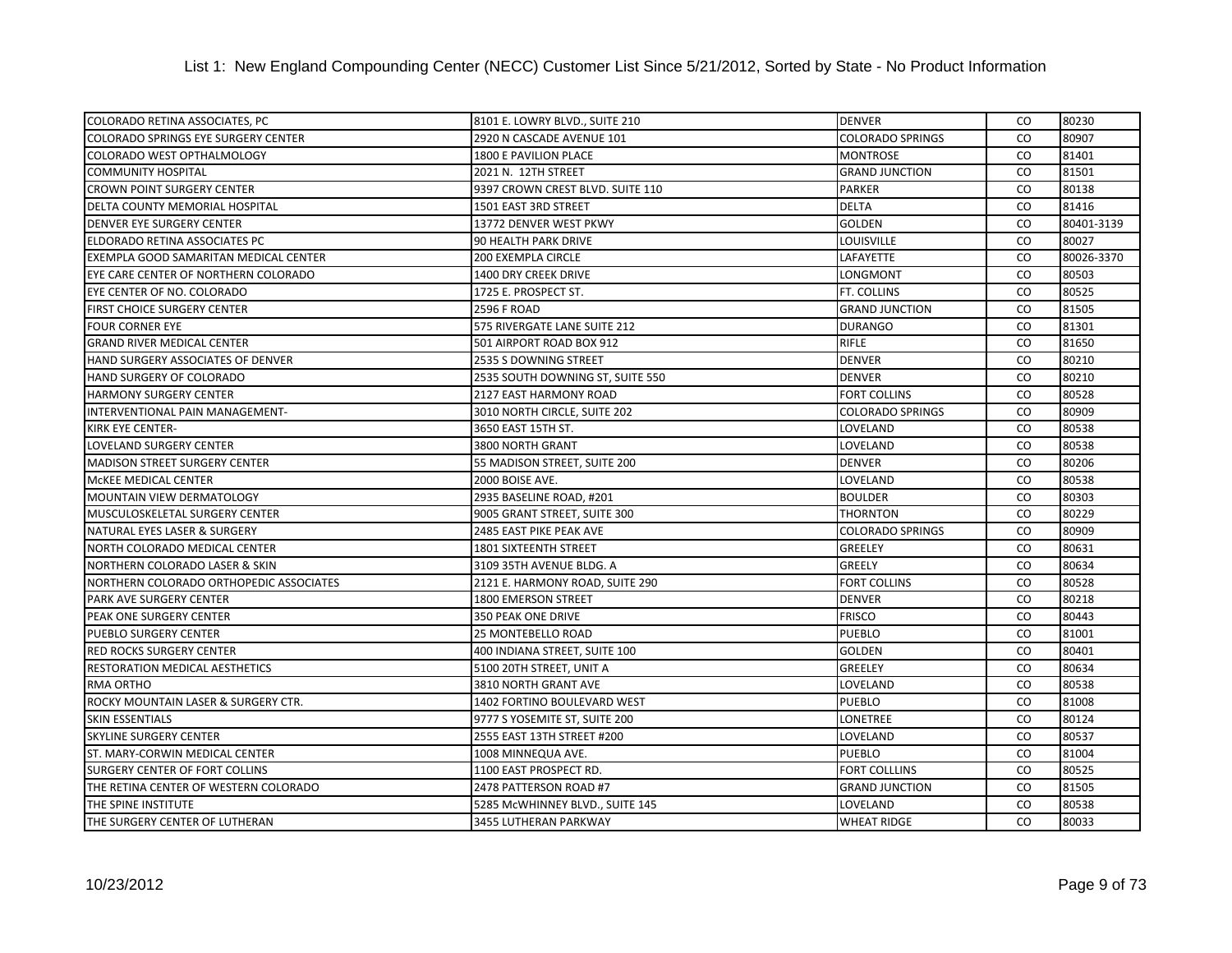| COLORADO RETINA ASSOCIATES, PC | 8101 E. LOWRY BLVD., SUITE 210 | DENVER | CO | 80230 |
|---|---|---|---|---|
| COLORADO SPRINGS EYE SURGERY CENTER | 2920 N CASCADE AVENUE 101 | COLORADO SPRINGS | CO | 80907 |
| COLORADO WEST OPTHALMOLOGY | 1800 E PAVILION PLACE | MONTROSE | CO | 81401 |
| COMMUNITY HOSPITAL | 2021 N. 12TH STREET | GRAND JUNCTION | CO | 81501 |
| CROWN POINT SURGERY CENTER | 9397 CROWN CREST BLVD. SUITE 110 | PARKER | CO | 80138 |
| DELTA COUNTY MEMORIAL HOSPITAL | 1501 EAST 3RD STREET | DELTA | CO | 81416 |
| DENVER EYE SURGERY CENTER | 13772 DENVER WEST PKWY | GOLDEN | CO | 80401-3139 |
| ELDORADO RETINA ASSOCIATES PC | 90 HEALTH PARK DRIVE | LOUISVILLE | CO | 80027 |
| EXEMPLA GOOD SAMARITAN MEDICAL CENTER | 200 EXEMPLA CIRCLE | LAFAYETTE | CO | 80026-3370 |
| EYE CARE CENTER OF NORTHERN COLORADO | 1400 DRY CREEK DRIVE | LONGMONT | CO | 80503 |
| EYE CENTER OF NO. COLORADO | 1725 E. PROSPECT ST. | FT. COLLINS | CO | 80525 |
| FIRST CHOICE SURGERY CENTER | 2596 F ROAD | GRAND JUNCTION | CO | 81505 |
| FOUR CORNER EYE | 575 RIVERGATE LANE SUITE 212 | DURANGO | CO | 81301 |
| GRAND RIVER MEDICAL CENTER | 501 AIRPORT ROAD BOX 912 | RIFLE | CO | 81650 |
| HAND SURGERY ASSOCIATES OF DENVER | 2535 S DOWNING STREET | DENVER | CO | 80210 |
| HAND SURGERY OF COLORADO | 2535 SOUTH DOWNING ST, SUITE 550 | DENVER | CO | 80210 |
| HARMONY SURGERY CENTER | 2127 EAST HARMONY ROAD | FORT COLLINS | CO | 80528 |
| INTERVENTIONAL PAIN MANAGEMENT- | 3010 NORTH CIRCLE, SUITE 202 | COLORADO SPRINGS | CO | 80909 |
| KIRK EYE CENTER- | 3650 EAST 15TH ST. | LOVELAND | CO | 80538 |
| LOVELAND SURGERY CENTER | 3800 NORTH GRANT | LOVELAND | CO | 80538 |
| MADISON STREET SURGERY CENTER | 55 MADISON STREET, SUITE 200 | DENVER | CO | 80206 |
| McKEE MEDICAL CENTER | 2000 BOISE AVE. | LOVELAND | CO | 80538 |
| MOUNTAIN VIEW DERMATOLOGY | 2935 BASELINE ROAD, #201 | BOULDER | CO | 80303 |
| MUSCULOSKELETAL SURGERY CENTER | 9005 GRANT STREET, SUITE 300 | THORNTON | CO | 80229 |
| NATURAL EYES LASER & SURGERY | 2485 EAST PIKE PEAK AVE | COLORADO SPRINGS | CO | 80909 |
| NORTH COLORADO MEDICAL CENTER | 1801 SIXTEENTH STREET | GREELEY | CO | 80631 |
| NORTHERN COLORADO LASER & SKIN | 3109 35TH AVENUE BLDG. A | GREELY | CO | 80634 |
| NORTHERN COLORADO ORTHOPEDIC ASSOCIATES | 2121 E. HARMONY ROAD, SUITE 290 | FORT COLLINS | CO | 80528 |
| PARK AVE SURGERY CENTER | 1800 EMERSON STREET | DENVER | CO | 80218 |
| PEAK ONE SURGERY CENTER | 350 PEAK ONE DRIVE | FRISCO | CO | 80443 |
| PUEBLO SURGERY CENTER | 25 MONTEBELLO ROAD | PUEBLO | CO | 81001 |
| RED ROCKS SURGERY CENTER | 400 INDIANA STREET, SUITE 100 | GOLDEN | CO | 80401 |
| RESTORATION MEDICAL AESTHETICS | 5100 20TH STREET, UNIT A | GREELEY | CO | 80634 |
| RMA ORTHO | 3810 NORTH GRANT AVE | LOVELAND | CO | 80538 |
| ROCKY MOUNTAIN LASER & SURGERY CTR. | 1402 FORTINO BOULEVARD WEST | PUEBLO | CO | 81008 |
| SKIN ESSENTIALS | 9777 S YOSEMITE ST, SUITE 200 | LONETREE | CO | 80124 |
| SKYLINE SURGERY CENTER | 2555 EAST 13TH STREET #200 | LOVELAND | CO | 80537 |
| ST. MARY-CORWIN MEDICAL CENTER | 1008 MINNEQUA AVE. | PUEBLO | CO | 81004 |
| SURGERY CENTER OF FORT COLLINS | 1100 EAST PROSPECT RD. | FORT COLLLINS | CO | 80525 |
| THE RETINA CENTER OF WESTERN COLORADO | 2478 PATTERSON ROAD #7 | GRAND JUNCTION | CO | 81505 |
| THE SPINE INSTITUTE | 5285 McWHINNEY BLVD., SUITE 145 | LOVELAND | CO | 80538 |
| THE SURGERY CENTER OF LUTHERAN | 3455 LUTHERAN PARKWAY | WHEAT RIDGE | CO | 80033 |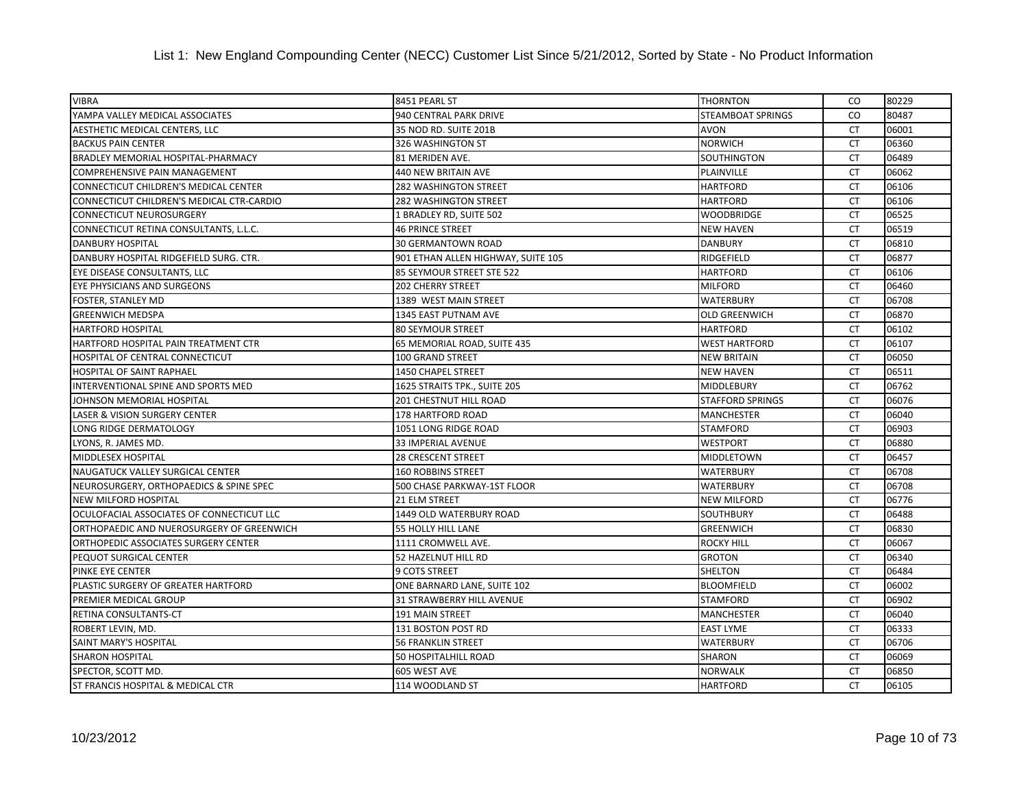# List 1: New England Compounding Center (NECC) Customer List Since 5/21/2012, Sorted by State - No Product Information

| | | | | |
|---|---|---|---|---|
| VIBRA | 8451 PEARL ST | THORNTON | CO | 80229 |
| YAMPA VALLEY MEDICAL ASSOCIATES | 940 CENTRAL PARK DRIVE | STEAMBOAT SPRINGS | CO | 80487 |
| AESTHETIC MEDICAL CENTERS, LLC | 35 NOD RD. SUITE 201B | AVON | CT | 06001 |
| BACKUS PAIN CENTER | 326 WASHINGTON ST | NORWICH | CT | 06360 |
| BRADLEY MEMORIAL HOSPITAL-PHARMACY | 81 MERIDEN AVE. | SOUTHINGTON | CT | 06489 |
| COMPREHENSIVE PAIN MANAGEMENT | 440 NEW BRITAIN AVE | PLAINVILLE | CT | 06062 |
| CONNECTICUT CHILDREN'S MEDICAL CENTER | 282 WASHINGTON STREET | HARTFORD | CT | 06106 |
| CONNECTICUT CHILDREN'S MEDICAL CTR-CARDIO | 282 WASHINGTON STREET | HARTFORD | CT | 06106 |
| CONNECTICUT NEUROSURGERY | 1 BRADLEY RD, SUITE 502 | WOODBRIDGE | CT | 06525 |
| CONNECTICUT RETINA CONSULTANTS, L.L.C. | 46 PRINCE STREET | NEW HAVEN | CT | 06519 |
| DANBURY HOSPITAL | 30 GERMANTOWN ROAD | DANBURY | CT | 06810 |
| DANBURY HOSPITAL RIDGEFIELD SURG. CTR. | 901 ETHAN ALLEN HIGHWAY, SUITE 105 | RIDGEFIELD | CT | 06877 |
| EYE DISEASE CONSULTANTS, LLC | 85 SEYMOUR STREET STE 522 | HARTFORD | CT | 06106 |
| EYE PHYSICIANS AND SURGEONS | 202 CHERRY STREET | MILFORD | CT | 06460 |
| FOSTER, STANLEY MD | 1389 WEST MAIN STREET | WATERBURY | CT | 06708 |
| GREENWICH MEDSPA | 1345 EAST PUTNAM AVE | OLD GREENWICH | CT | 06870 |
| HARTFORD HOSPITAL | 80 SEYMOUR STREET | HARTFORD | CT | 06102 |
| HARTFORD HOSPITAL PAIN TREATMENT CTR | 65 MEMORIAL ROAD, SUITE 435 | WEST HARTFORD | CT | 06107 |
| HOSPITAL OF CENTRAL CONNECTICUT | 100 GRAND STREET | NEW BRITAIN | CT | 06050 |
| HOSPITAL OF SAINT RAPHAEL | 1450 CHAPEL STREET | NEW HAVEN | CT | 06511 |
| INTERVENTIONAL SPINE AND SPORTS MED | 1625 STRAITS TPK., SUITE 205 | MIDDLEBURY | CT | 06762 |
| JOHNSON MEMORIAL HOSPITAL | 201 CHESTNUT HILL ROAD | STAFFORD SPRINGS | CT | 06076 |
| LASER & VISION SURGERY CENTER | 178 HARTFORD ROAD | MANCHESTER | CT | 06040 |
| LONG RIDGE DERMATOLOGY | 1051 LONG RIDGE ROAD | STAMFORD | CT | 06903 |
| LYONS, R. JAMES MD. | 33 IMPERIAL AVENUE | WESTPORT | CT | 06880 |
| MIDDLESEX HOSPITAL | 28 CRESCENT STREET | MIDDLETOWN | CT | 06457 |
| NAUGATUCK VALLEY SURGICAL CENTER | 160 ROBBINS STREET | WATERBURY | CT | 06708 |
| NEUROSURGERY, ORTHOPAEDICS & SPINE SPEC | 500 CHASE PARKWAY-1ST FLOOR | WATERBURY | CT | 06708 |
| NEW MILFORD HOSPITAL | 21 ELM STREET | NEW MILFORD | CT | 06776 |
| OCULOFACIAL ASSOCIATES OF CONNECTICUT LLC | 1449 OLD WATERBURY ROAD | SOUTHBURY | CT | 06488 |
| ORTHOPAEDIC AND NUEROSURGERY OF GREENWICH | 55 HOLLY HILL LANE | GREENWICH | CT | 06830 |
| ORTHOPEDIC ASSOCIATES SURGERY CENTER | 1111 CROMWELL AVE. | ROCKY HILL | CT | 06067 |
| PEQUOT SURGICAL CENTER | 52 HAZELNUT HILL RD | GROTON | CT | 06340 |
| PINKE EYE CENTER | 9 COTS STREET | SHELTON | CT | 06484 |
| PLASTIC SURGERY OF GREATER HARTFORD | ONE BARNARD LANE, SUITE 102 | BLOOMFIELD | CT | 06002 |
| PREMIER MEDICAL GROUP | 31 STRAWBERRY HILL AVENUE | STAMFORD | CT | 06902 |
| RETINA CONSULTANTS-CT | 191 MAIN STREET | MANCHESTER | CT | 06040 |
| ROBERT LEVIN, MD. | 131 BOSTON POST RD | EAST LYME | CT | 06333 |
| SAINT MARY'S HOSPITAL | 56 FRANKLIN STREET | WATERBURY | CT | 06706 |
| SHARON HOSPITAL | 50 HOSPITALHILL ROAD | SHARON | CT | 06069 |
| SPECTOR, SCOTT MD. | 605 WEST AVE | NORWALK | CT | 06850 |
| ST FRANCIS HOSPITAL & MEDICAL CTR | 114 WOODLAND ST | HARTFORD | CT | 06105 |

10/23/2012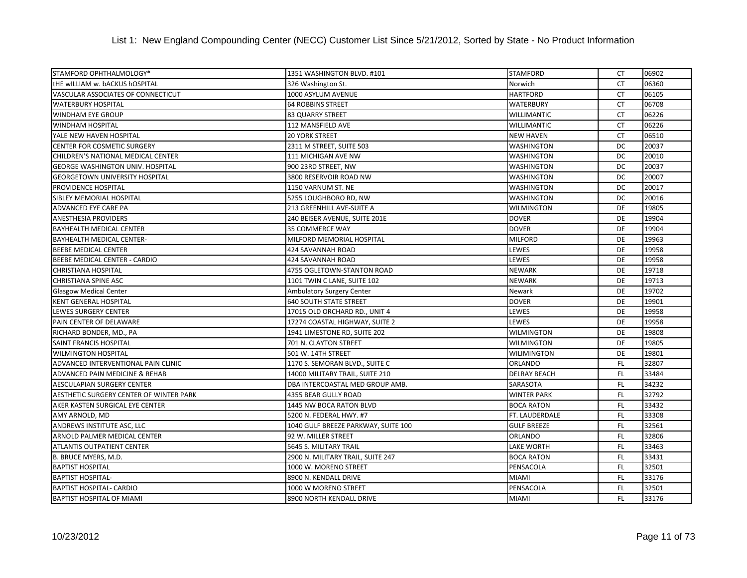# List 1: New England Compounding Center (NECC) Customer List Since 5/21/2012, Sorted by State - No Product Information

| | | | | |
|---|---|---|---|---|
| STAMFORD OPHTHALMOLOGY* | 1351 WASHINGTON BLVD. #101 | STAMFORD | CT | 06902 |
| tHE wILLIAM w. bACKUS hOSPITAL | 326 Washington St. | Norwich | CT | 06360 |
| VASCULAR ASSOCIATES OF CONNECTICUT | 1000 ASYLUM AVENUE | HARTFORD | CT | 06105 |
| WATERBURY HOSPITAL | 64 ROBBINS STREET | WATERBURY | CT | 06708 |
| WINDHAM EYE GROUP | 83 QUARRY STREET | WILLIMANTIC | CT | 06226 |
| WINDHAM HOSPITAL | 112 MANSFIELD AVE | WILLIMANTIC | CT | 06226 |
| YALE NEW HAVEN HOSPITAL | 20 YORK STREET | NEW HAVEN | CT | 06510 |
| CENTER FOR COSMETIC SURGERY | 2311 M STREET, SUITE 503 | WASHINGTON | DC | 20037 |
| CHILDREN'S NATIONAL MEDICAL CENTER | 111 MICHIGAN AVE NW | WASHINGTON | DC | 20010 |
| GEORGE WASHINGTON UNIV. HOSPITAL | 900 23RD STREET, NW | WASHINGTON | DC | 20037 |
| GEORGETOWN UNIVERSITY HOSPITAL | 3800 RESERVOIR ROAD NW | WASHINGTON | DC | 20007 |
| PROVIDENCE HOSPITAL | 1150 VARNUM ST. NE | WASHINGTON | DC | 20017 |
| SIBLEY MEMORIAL HOSPITAL | 5255 LOUGHBORO RD, NW | WASHINGTON | DC | 20016 |
| ADVANCED EYE CARE PA | 213 GREENHILL AVE-SUITE A | WILMINGTON | DE | 19805 |
| ANESTHESIA PROVIDERS | 240 BEISER AVENUE, SUITE 201E | DOVER | DE | 19904 |
| BAYHEALTH MEDICAL CENTER | 35 COMMERCE WAY | DOVER | DE | 19904 |
| BAYHEALTH MEDICAL CENTER- | MILFORD MEMORIAL HOSPITAL | MILFORD | DE | 19963 |
| BEEBE MEDICAL CENTER | 424 SAVANNAH ROAD | LEWES | DE | 19958 |
| BEEBE MEDICAL CENTER - CARDIO | 424 SAVANNAH ROAD | LEWES | DE | 19958 |
| CHRISTIANA HOSPITAL | 4755 OGLETOWN-STANTON ROAD | NEWARK | DE | 19718 |
| CHRISTIANA SPINE ASC | 1101 TWIN C LANE, SUITE 102 | NEWARK | DE | 19713 |
| Glasgow Medical Center | Ambulatory Surgery Center | Newark | DE | 19702 |
| KENT GENERAL HOSPITAL | 640 SOUTH STATE STREET | DOVER | DE | 19901 |
| LEWES SURGERY CENTER | 17015 OLD ORCHARD RD., UNIT 4 | LEWES | DE | 19958 |
| PAIN CENTER OF DELAWARE | 17274 COASTAL HIGHWAY, SUITE 2 | LEWES | DE | 19958 |
| RICHARD BONDER, MD., PA | 1941 LIMESTONE RD, SUITE 202 | WILMINGTON | DE | 19808 |
| SAINT FRANCIS HOSPITAL | 701 N. CLAYTON STREET | WILMINGTON | DE | 19805 |
| WILMINGTON HOSPITAL | 501 W. 14TH STREET | WILIMINGTON | DE | 19801 |
| ADVANCED INTERVENTIONAL PAIN CLINIC | 1170 S. SEMORAN BLVD., SUITE C | ORLANDO | FL | 32807 |
| ADVANCED PAIN MEDICINE & REHAB | 14000 MILITARY TRAIL, SUITE 210 | DELRAY BEACH | FL | 33484 |
| AESCULAPIAN SURGERY CENTER | DBA INTERCOASTAL MED GROUP AMB. | SARASOTA | FL | 34232 |
| AESTHETIC SURGERY CENTER OF WINTER PARK | 4355 BEAR GULLY ROAD | WINTER PARK | FL | 32792 |
| AKER KASTEN SURGICAL EYE CENTER | 1445 NW BOCA RATON BLVD | BOCA RATON | FL | 33432 |
| AMY ARNOLD, MD | 5200 N. FEDERAL HWY. #7 | FT. LAUDERDALE | FL | 33308 |
| ANDREWS INSTITUTE ASC, LLC | 1040 GULF BREEZE PARKWAY, SUITE 100 | GULF BREEZE | FL | 32561 |
| ARNOLD PALMER MEDICAL CENTER | 92 W. MILLER STREET | ORLANDO | FL | 32806 |
| ATLANTIS OUTPATIENT CENTER | 5645 S. MILITARY TRAIL | LAKE WORTH | FL | 33463 |
| B. BRUCE MYERS, M.D. | 2900 N. MILITARY TRAIL, SUITE 247 | BOCA RATON | FL | 33431 |
| BAPTIST HOSPITAL | 1000 W. MORENO STREET | PENSACOLA | FL | 32501 |
| BAPTIST HOSPITAL- | 8900 N. KENDALL DRIVE | MIAMI | FL | 33176 |
| BAPTIST HOSPITAL- CARDIO | 1000 W MORENO STREET | PENSACOLA | FL | 32501 |
| BAPTIST HOSPITAL OF MIAMI | 8900 NORTH KENDALL DRIVE | MIAMI | FL | 33176 |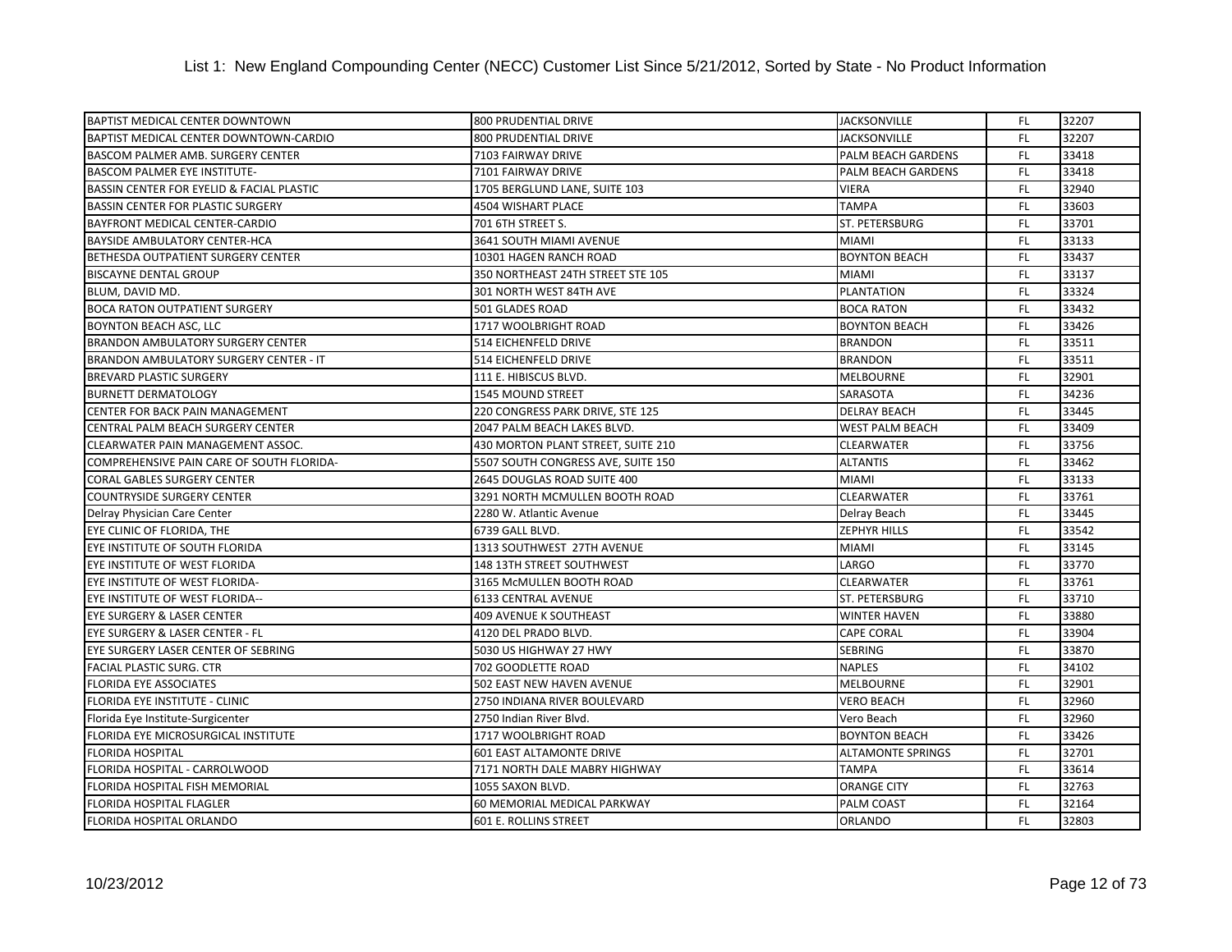# List 1: New England Compounding Center (NECC) Customer List Since 5/21/2012, Sorted by State - No Product Information

| | | | | |
|---|---|---|---|---|
| BAPTIST MEDICAL CENTER DOWNTOWN | 800 PRUDENTIAL DRIVE | JACKSONVILLE | FL | 32207 |
| BAPTIST MEDICAL CENTER DOWNTOWN-CARDIO | 800 PRUDENTIAL DRIVE | JACKSONVILLE | FL | 32207 |
| BASCOM PALMER AMB. SURGERY CENTER | 7103 FAIRWAY DRIVE | PALM BEACH GARDENS | FL | 33418 |
| BASCOM PALMER EYE INSTITUTE- | 7101 FAIRWAY DRIVE | PALM BEACH GARDENS | FL | 33418 |
| BASSIN CENTER FOR EYELID & FACIAL PLASTIC | 1705 BERGLUND LANE, SUITE 103 | VIERA | FL | 32940 |
| BASSIN CENTER FOR PLASTIC SURGERY | 4504 WISHART PLACE | TAMPA | FL | 33603 |
| BAYFRONT MEDICAL CENTER-CARDIO | 701 6TH STREET S. | ST. PETERSBURG | FL | 33701 |
| BAYSIDE AMBULATORY CENTER-HCA | 3641 SOUTH MIAMI AVENUE | MIAMI | FL | 33133 |
| BETHESDA OUTPATIENT SURGERY CENTER | 10301 HAGEN RANCH ROAD | BOYNTON BEACH | FL | 33437 |
| BISCAYNE DENTAL GROUP | 350 NORTHEAST 24TH STREET STE 105 | MIAMI | FL | 33137 |
| BLUM, DAVID MD. | 301 NORTH WEST 84TH AVE | PLANTATION | FL | 33324 |
| BOCA RATON OUTPATIENT SURGERY | 501 GLADES ROAD | BOCA RATON | FL | 33432 |
| BOYNTON BEACH ASC, LLC | 1717 WOOLBRIGHT ROAD | BOYNTON BEACH | FL | 33426 |
| BRANDON AMBULATORY SURGERY CENTER | 514 EICHENFELD DRIVE | BRANDON | FL | 33511 |
| BRANDON AMBULATORY SURGERY CENTER - IT | 514 EICHENFELD DRIVE | BRANDON | FL | 33511 |
| BREVARD PLASTIC SURGERY | 111 E. HIBISCUS BLVD. | MELBOURNE | FL | 32901 |
| BURNETT DERMATOLOGY | 1545 MOUND STREET | SARASOTA | FL | 34236 |
| CENTER FOR BACK PAIN MANAGEMENT | 220 CONGRESS PARK DRIVE, STE 125 | DELRAY BEACH | FL | 33445 |
| CENTRAL PALM BEACH SURGERY CENTER | 2047 PALM BEACH LAKES BLVD. | WEST PALM BEACH | FL | 33409 |
| CLEARWATER PAIN MANAGEMENT ASSOC. | 430 MORTON PLANT STREET, SUITE 210 | CLEARWATER | FL | 33756 |
| COMPREHENSIVE PAIN CARE OF SOUTH FLORIDA- | 5507 SOUTH CONGRESS AVE, SUITE 150 | ALTANTIS | FL | 33462 |
| CORAL GABLES SURGERY CENTER | 2645 DOUGLAS ROAD SUITE 400 | MIAMI | FL | 33133 |
| COUNTRYSIDE SURGERY CENTER | 3291 NORTH MCMULLEN BOOTH ROAD | CLEARWATER | FL | 33761 |
| Delray Physician Care Center | 2280 W. Atlantic Avenue | Delray Beach | FL | 33445 |
| EYE CLINIC OF FLORIDA, THE | 6739 GALL BLVD. | ZEPHYR HILLS | FL | 33542 |
| EYE INSTITUTE OF SOUTH FLORIDA | 1313 SOUTHWEST 27TH AVENUE | MIAMI | FL | 33145 |
| EYE INSTITUTE OF WEST FLORIDA | 148 13TH STREET SOUTHWEST | LARGO | FL | 33770 |
| EYE INSTITUTE OF WEST FLORIDA- | 3165 McMULLEN BOOTH ROAD | CLEARWATER | FL | 33761 |
| EYE INSTITUTE OF WEST FLORIDA-- | 6133 CENTRAL AVENUE | ST. PETERSBURG | FL | 33710 |
| EYE SURGERY & LASER CENTER | 409 AVENUE K SOUTHEAST | WINTER HAVEN | FL | 33880 |
| EYE SURGERY & LASER CENTER - FL | 4120 DEL PRADO BLVD. | CAPE CORAL | FL | 33904 |
| EYE SURGERY LASER CENTER OF SEBRING | 5030 US HIGHWAY 27 HWY | SEBRING | FL | 33870 |
| FACIAL PLASTIC SURG. CTR | 702 GOODLETTE ROAD | NAPLES | FL | 34102 |
| FLORIDA EYE ASSOCIATES | 502 EAST NEW HAVEN AVENUE | MELBOURNE | FL | 32901 |
| FLORIDA EYE INSTITUTE - CLINIC | 2750 INDIANA RIVER BOULEVARD | VERO BEACH | FL | 32960 |
| Florida Eye Institute-Surgicenter | 2750 Indian River Blvd. | Vero Beach | FL | 32960 |
| FLORIDA EYE MICROSURGICAL INSTITUTE | 1717 WOOLBRIGHT ROAD | BOYNTON BEACH | FL | 33426 |
| FLORIDA HOSPITAL | 601 EAST ALTAMONTE DRIVE | ALTAMONTE SPRINGS | FL | 32701 |
| FLORIDA HOSPITAL - CARROLWOOD | 7171 NORTH DALE MABRY HIGHWAY | TAMPA | FL | 33614 |
| FLORIDA HOSPITAL FISH MEMORIAL | 1055 SAXON BLVD. | ORANGE CITY | FL | 32763 |
| FLORIDA HOSPITAL FLAGLER | 60 MEMORIAL MEDICAL PARKWAY | PALM COAST | FL | 32164 |
| FLORIDA HOSPITAL ORLANDO | 601 E. ROLLINS STREET | ORLANDO | FL | 32803 |

10/23/2012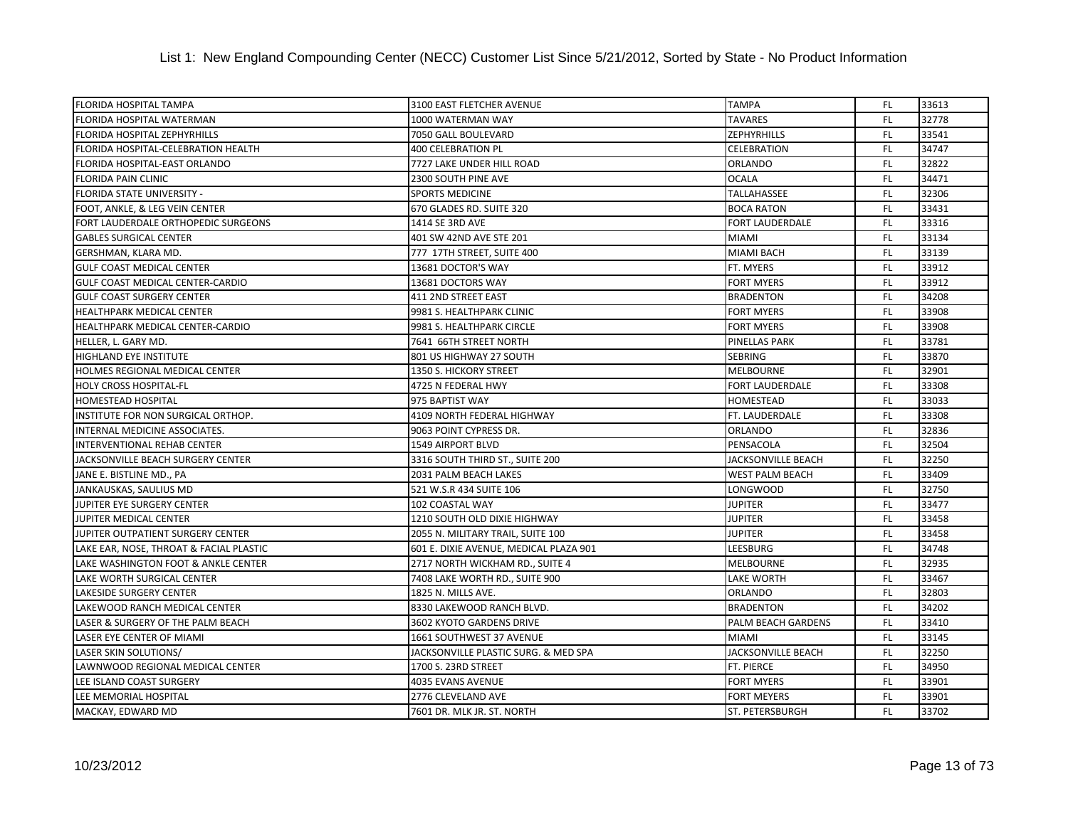List 1: New England Compounding Center (NECC) Customer List Since 5/21/2012, Sorted by State - No Product Information

| | | | | |
|---|---|---|---|---|
| FLORIDA HOSPITAL TAMPA | 3100 EAST FLETCHER AVENUE | TAMPA | FL | 33613 |
| FLORIDA HOSPITAL WATERMAN | 1000 WATERMAN WAY | TAVARES | FL | 32778 |
| FLORIDA HOSPITAL ZEPHYRHILLS | 7050 GALL BOULEVARD | ZEPHYRHILLS | FL | 33541 |
| FLORIDA HOSPITAL-CELEBRATION HEALTH | 400 CELEBRATION PL | CELEBRATION | FL | 34747 |
| FLORIDA HOSPITAL-EAST ORLANDO | 7727 LAKE UNDER HILL ROAD | ORLANDO | FL | 32822 |
| FLORIDA PAIN CLINIC | 2300 SOUTH PINE AVE | OCALA | FL | 34471 |
| FLORIDA STATE UNIVERSITY - | SPORTS MEDICINE | TALLAHASSEE | FL | 32306 |
| FOOT, ANKLE, & LEG VEIN CENTER | 670 GLADES RD. SUITE 320 | BOCA RATON | FL | 33431 |
| FORT LAUDERDALE ORTHOPEDIC SURGEONS | 1414 SE 3RD AVE | FORT LAUDERDALE | FL | 33316 |
| GABLES SURGICAL CENTER | 401 SW 42ND AVE STE 201 | MIAMI | FL | 33134 |
| GERSHMAN, KLARA MD. | 777 17TH STREET, SUITE 400 | MIAMI BACH | FL | 33139 |
| GULF COAST MEDICAL CENTER | 13681 DOCTOR'S WAY | FT. MYERS | FL | 33912 |
| GULF COAST MEDICAL CENTER-CARDIO | 13681 DOCTORS WAY | FORT MYERS | FL | 33912 |
| GULF COAST SURGERY CENTER | 411 2ND STREET EAST | BRADENTON | FL | 34208 |
| HEALTHPARK MEDICAL CENTER | 9981 S. HEALTHPARK CLINIC | FORT MYERS | FL | 33908 |
| HEALTHPARK MEDICAL CENTER-CARDIO | 9981 S. HEALTHPARK CIRCLE | FORT MYERS | FL | 33908 |
| HELLER, L. GARY MD. | 7641 66TH STREET NORTH | PINELLAS PARK | FL | 33781 |
| HIGHLAND EYE INSTITUTE | 801 US HIGHWAY 27 SOUTH | SEBRING | FL | 33870 |
| HOLMES REGIONAL MEDICAL CENTER | 1350 S. HICKORY STREET | MELBOURNE | FL | 32901 |
| HOLY CROSS HOSPITAL-FL | 4725 N FEDERAL HWY | FORT LAUDERDALE | FL | 33308 |
| HOMESTEAD HOSPITAL | 975 BAPTIST WAY | HOMESTEAD | FL | 33033 |
| INSTITUTE FOR NON SURGICAL ORTHOP. | 4109 NORTH FEDERAL HIGHWAY | FT. LAUDERDALE | FL | 33308 |
| INTERNAL MEDICINE ASSOCIATES. | 9063 POINT CYPRESS DR. | ORLANDO | FL | 32836 |
| INTERVENTIONAL REHAB CENTER | 1549 AIRPORT BLVD | PENSACOLA | FL | 32504 |
| JACKSONVILLE BEACH SURGERY CENTER | 3316 SOUTH THIRD ST., SUITE 200 | JACKSONVILLE BEACH | FL | 32250 |
| JANE E. BISTLINE MD., PA | 2031 PALM BEACH LAKES | WEST PALM BEACH | FL | 33409 |
| JANKAUSKAS, SAULIUS MD | 521 W.S.R 434 SUITE 106 | LONGWOOD | FL | 32750 |
| JUPITER EYE SURGERY CENTER | 102 COASTAL WAY | JUPITER | FL | 33477 |
| JUPITER MEDICAL CENTER | 1210 SOUTH OLD DIXIE HIGHWAY | JUPITER | FL | 33458 |
| JUPITER OUTPATIENT SURGERY CENTER | 2055 N. MILITARY TRAIL, SUITE 100 | JUPITER | FL | 33458 |
| LAKE EAR, NOSE, THROAT & FACIAL PLASTIC | 601 E. DIXIE AVENUE, MEDICAL PLAZA 901 | LEESBURG | FL | 34748 |
| LAKE WASHINGTON FOOT & ANKLE CENTER | 2717 NORTH WICKHAM RD., SUITE 4 | MELBOURNE | FL | 32935 |
| LAKE WORTH SURGICAL CENTER | 7408 LAKE WORTH RD., SUITE 900 | LAKE WORTH | FL | 33467 |
| LAKESIDE SURGERY CENTER | 1825 N. MILLS AVE. | ORLANDO | FL | 32803 |
| LAKEWOOD RANCH MEDICAL CENTER | 8330 LAKEWOOD RANCH BLVD. | BRADENTON | FL | 34202 |
| LASER & SURGERY OF THE PALM BEACH | 3602 KYOTO GARDENS DRIVE | PALM BEACH GARDENS | FL | 33410 |
| LASER EYE CENTER OF MIAMI | 1661 SOUTHWEST 37 AVENUE | MIAMI | FL | 33145 |
| LASER SKIN SOLUTIONS/ | JACKSONVILLE PLASTIC SURG. & MED SPA | JACKSONVILLE BEACH | FL | 32250 |
| LAWNWOOD REGIONAL MEDICAL CENTER | 1700 S. 23RD STREET | FT. PIERCE | FL | 34950 |
| LEE ISLAND COAST SURGERY | 4035 EVANS AVENUE | FORT MYERS | FL | 33901 |
| LEE MEMORIAL HOSPITAL | 2776 CLEVELAND AVE | FORT MEYERS | FL | 33901 |
| MACKAY, EDWARD MD | 7601 DR. MLK JR. ST. NORTH | ST. PETERSBURGH | FL | 33702 |

10/23/2012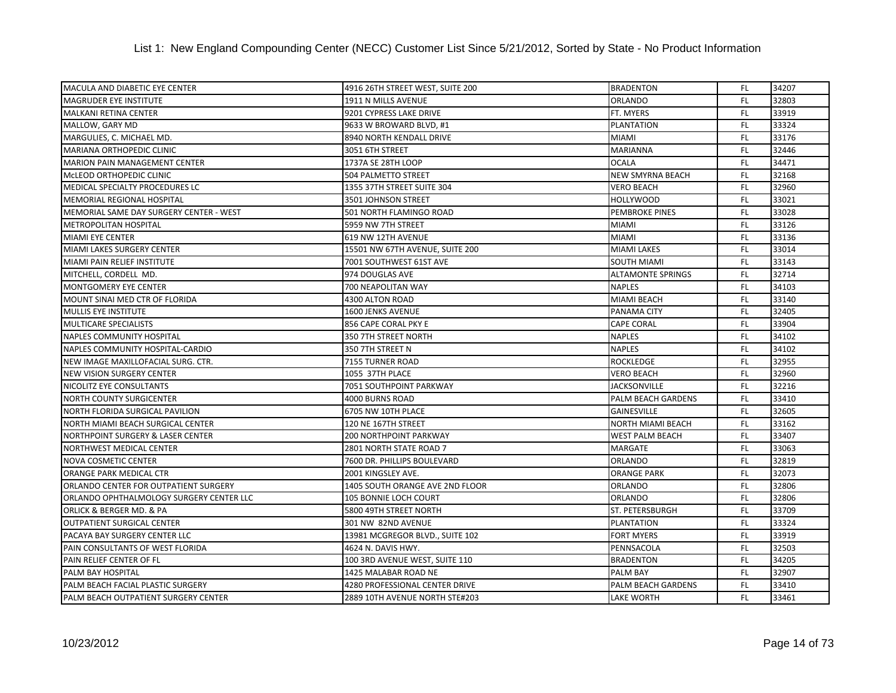# List 1: New England Compounding Center (NECC) Customer List Since 5/21/2012, Sorted by State - No Product Information

| | | | | |
|---|---|---|---|---|
| MACULA AND DIABETIC EYE CENTER | 4916 26TH STREET WEST, SUITE 200 | BRADENTON | FL | 34207 |
| MAGRUDER EYE INSTITUTE | 1911 N MILLS AVENUE | ORLANDO | FL | 32803 |
| MALKANI RETINA CENTER | 9201 CYPRESS LAKE DRIVE | FT. MYERS | FL | 33919 |
| MALLOW, GARY MD | 9633 W BROWARD BLVD, #1 | PLANTATION | FL | 33324 |
| MARGULIES, C. MICHAEL MD. | 8940 NORTH KENDALL DRIVE | MIAMI | FL | 33176 |
| MARIANA ORTHOPEDIC CLINIC | 3051 6TH STREET | MARIANNA | FL | 32446 |
| MARION PAIN MANAGEMENT CENTER | 1737A SE 28TH LOOP | OCALA | FL | 34471 |
| McLEOD ORTHOPEDIC CLINIC | 504 PALMETTO STREET | NEW SMYRNA BEACH | FL | 32168 |
| MEDICAL SPECIALTY PROCEDURES LC | 1355 37TH STREET SUITE 304 | VERO BEACH | FL | 32960 |
| MEMORIAL REGIONAL HOSPITAL | 3501 JOHNSON STREET | HOLLYWOOD | FL | 33021 |
| MEMORIAL SAME DAY SURGERY CENTER - WEST | 501 NORTH FLAMINGO ROAD | PEMBROKE PINES | FL | 33028 |
| METROPOLITAN HOSPITAL | 5959 NW 7TH STREET | MIAMI | FL | 33126 |
| MIAMI EYE CENTER | 619 NW 12TH AVENUE | MIAMI | FL | 33136 |
| MIAMI LAKES SURGERY CENTER | 15501 NW 67TH AVENUE, SUITE 200 | MIAMI LAKES | FL | 33014 |
| MIAMI PAIN RELIEF INSTITUTE | 7001 SOUTHWEST 61ST AVE | SOUTH MIAMI | FL | 33143 |
| MITCHELL, CORDELL MD. | 974 DOUGLAS AVE | ALTAMONTE SPRINGS | FL | 32714 |
| MONTGOMERY EYE CENTER | 700 NEAPOLITAN WAY | NAPLES | FL | 34103 |
| MOUNT SINAI MED CTR OF FLORIDA | 4300 ALTON ROAD | MIAMI BEACH | FL | 33140 |
| MULLIS EYE INSTITUTE | 1600 JENKS AVENUE | PANAMA CITY | FL | 32405 |
| MULTICARE SPECIALISTS | 856 CAPE CORAL PKY E | CAPE CORAL | FL | 33904 |
| NAPLES COMMUNITY HOSPITAL | 350 7TH STREET NORTH | NAPLES | FL | 34102 |
| NAPLES COMMUNITY HOSPITAL-CARDIO | 350 7TH STREET N | NAPLES | FL | 34102 |
| NEW IMAGE MAXILLOFACIAL SURG. CTR. | 7155 TURNER ROAD | ROCKLEDGE | FL | 32955 |
| NEW VISION SURGERY CENTER | 1055 37TH PLACE | VERO BEACH | FL | 32960 |
| NICOLITZ EYE CONSULTANTS | 7051 SOUTHPOINT PARKWAY | JACKSONVILLE | FL | 32216 |
| NORTH COUNTY SURGICENTER | 4000 BURNS ROAD | PALM BEACH GARDENS | FL | 33410 |
| NORTH FLORIDA SURGICAL PAVILION | 6705 NW 10TH PLACE | GAINESVILLE | FL | 32605 |
| NORTH MIAMI BEACH SURGICAL CENTER | 120 NE 167TH STREET | NORTH MIAMI BEACH | FL | 33162 |
| NORTHPOINT SURGERY & LASER CENTER | 200 NORTHPOINT PARKWAY | WEST PALM BEACH | FL | 33407 |
| NORTHWEST MEDICAL CENTER | 2801 NORTH STATE ROAD 7 | MARGATE | FL | 33063 |
| NOVA COSMETIC CENTER | 7600 DR. PHILLIPS BOULEVARD | ORLANDO | FL | 32819 |
| ORANGE PARK MEDICAL CTR | 2001 KINGSLEY AVE. | ORANGE PARK | FL | 32073 |
| ORLANDO CENTER FOR OUTPATIENT SURGERY | 1405 SOUTH ORANGE AVE 2ND FLOOR | ORLANDO | FL | 32806 |
| ORLANDO OPHTHALMOLOGY SURGERY CENTER LLC | 105 BONNIE LOCH COURT | ORLANDO | FL | 32806 |
| ORLICK & BERGER MD. & PA | 5800 49TH STREET NORTH | ST. PETERSBURGH | FL | 33709 |
| OUTPATIENT SURGICAL CENTER | 301 NW 82ND AVENUE | PLANTATION | FL | 33324 |
| PACAYA BAY SURGERY CENTER LLC | 13981 MCGREGOR BLVD., SUITE 102 | FORT MYERS | FL | 33919 |
| PAIN CONSULTANTS OF WEST FLORIDA | 4624 N. DAVIS HWY. | PENNSACOLA | FL | 32503 |
| PAIN RELIEF CENTER OF FL | 100 3RD AVENUE WEST, SUITE 110 | BRADENTON | FL | 34205 |
| PALM BAY HOSPITAL | 1425 MALABAR ROAD NE | PALM BAY | FL | 32907 |
| PALM BEACH FACIAL PLASTIC SURGERY | 4280 PROFESSIONAL CENTER DRIVE | PALM BEACH GARDENS | FL | 33410 |
| PALM BEACH OUTPATIENT SURGERY CENTER | 2889 10TH AVENUE NORTH STE#203 | LAKE WORTH | FL | 33461 |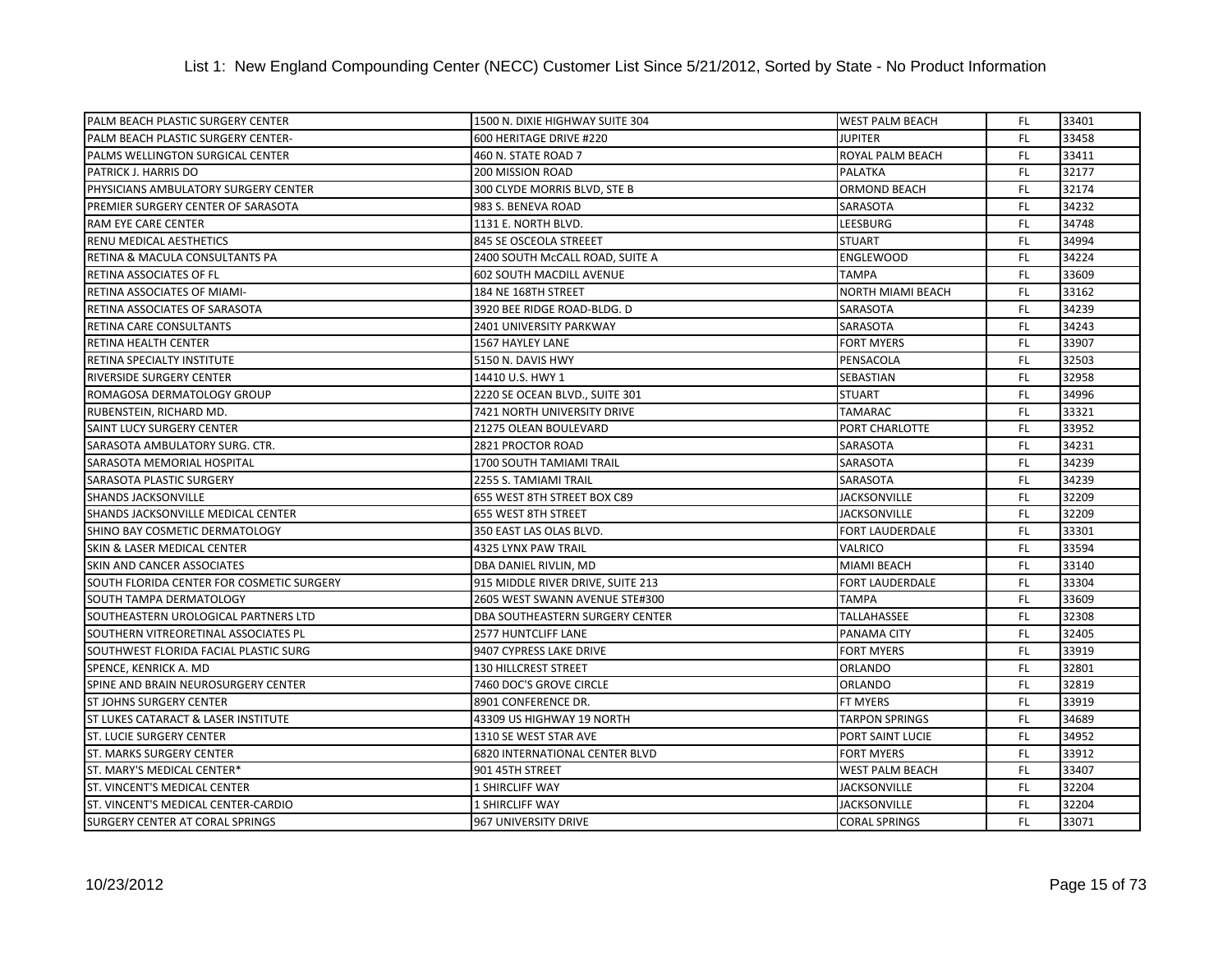List 1: New England Compounding Center (NECC) Customer List Since 5/21/2012, Sorted by State - No Product Information

| | | | | |
|---|---|---|---|---|
| PALM BEACH PLASTIC SURGERY CENTER | 1500 N. DIXIE HIGHWAY SUITE 304 | WEST PALM BEACH | FL | 33401 |
| PALM BEACH PLASTIC SURGERY CENTER- | 600 HERITAGE DRIVE #220 | JUPITER | FL | 33458 |
| PALMS WELLINGTON SURGICAL CENTER | 460 N. STATE ROAD 7 | ROYAL PALM BEACH | FL | 33411 |
| PATRICK J. HARRIS DO | 200 MISSION ROAD | PALATKA | FL | 32177 |
| PHYSICIANS AMBULATORY SURGERY CENTER | 300 CLYDE MORRIS BLVD, STE B | ORMOND BEACH | FL | 32174 |
| PREMIER SURGERY CENTER OF SARASOTA | 983 S. BENEVA ROAD | SARASOTA | FL | 34232 |
| RAM EYE CARE CENTER | 1131 E. NORTH BLVD. | LEESBURG | FL | 34748 |
| RENU MEDICAL AESTHETICS | 845 SE OSCEOLA STREEET | STUART | FL | 34994 |
| RETINA & MACULA CONSULTANTS PA | 2400 SOUTH McCALL ROAD, SUITE A | ENGLEWOOD | FL | 34224 |
| RETINA ASSOCIATES OF FL | 602 SOUTH MACDILL AVENUE | TAMPA | FL | 33609 |
| RETINA ASSOCIATES OF MIAMI- | 184 NE 168TH STREET | NORTH MIAMI BEACH | FL | 33162 |
| RETINA ASSOCIATES OF SARASOTA | 3920 BEE RIDGE ROAD-BLDG. D | SARASOTA | FL | 34239 |
| RETINA CARE CONSULTANTS | 2401 UNIVERSITY PARKWAY | SARASOTA | FL | 34243 |
| RETINA HEALTH CENTER | 1567 HAYLEY LANE | FORT MYERS | FL | 33907 |
| RETINA SPECIALTY INSTITUTE | 5150 N. DAVIS HWY | PENSACOLA | FL | 32503 |
| RIVERSIDE SURGERY CENTER | 14410 U.S. HWY 1 | SEBASTIAN | FL | 32958 |
| ROMAGOSA DERMATOLOGY GROUP | 2220 SE OCEAN BLVD., SUITE 301 | STUART | FL | 34996 |
| RUBENSTEIN, RICHARD MD. | 7421 NORTH UNIVERSITY DRIVE | TAMARAC | FL | 33321 |
| SAINT LUCY SURGERY CENTER | 21275 OLEAN BOULEVARD | PORT CHARLOTTE | FL | 33952 |
| SARASOTA AMBULATORY SURG. CTR. | 2821 PROCTOR ROAD | SARASOTA | FL | 34231 |
| SARASOTA MEMORIAL HOSPITAL | 1700 SOUTH TAMIAMI TRAIL | SARASOTA | FL | 34239 |
| SARASOTA PLASTIC SURGERY | 2255 S. TAMIAMI TRAIL | SARASOTA | FL | 34239 |
| SHANDS JACKSONVILLE | 655 WEST 8TH STREET BOX C89 | JACKSONVILLE | FL | 32209 |
| SHANDS JACKSONVILLE MEDICAL CENTER | 655 WEST 8TH STREET | JACKSONVILLE | FL | 32209 |
| SHINO BAY COSMETIC DERMATOLOGY | 350 EAST LAS OLAS BLVD. | FORT LAUDERDALE | FL | 33301 |
| SKIN & LASER MEDICAL CENTER | 4325 LYNX PAW TRAIL | VALRICO | FL | 33594 |
| SKIN AND CANCER ASSOCIATES | DBA DANIEL RIVLIN, MD | MIAMI BEACH | FL | 33140 |
| SOUTH FLORIDA CENTER FOR COSMETIC SURGERY | 915 MIDDLE RIVER DRIVE, SUITE 213 | FORT LAUDERDALE | FL | 33304 |
| SOUTH TAMPA DERMATOLOGY | 2605 WEST SWANN AVENUE STE#300 | TAMPA | FL | 33609 |
| SOUTHEASTERN UROLOGICAL PARTNERS LTD | DBA SOUTHEASTERN SURGERY CENTER | TALLAHASSEE | FL | 32308 |
| SOUTHERN VITREORETINAL ASSOCIATES PL | 2577 HUNTCLIFF LANE | PANAMA CITY | FL | 32405 |
| SOUTHWEST FLORIDA FACIAL PLASTIC SURG | 9407 CYPRESS LAKE DRIVE | FORT MYERS | FL | 33919 |
| SPENCE, KENRICK A. MD | 130 HILLCREST STREET | ORLANDO | FL | 32801 |
| SPINE AND BRAIN NEUROSURGERY CENTER | 7460 DOC'S GROVE CIRCLE | ORLANDO | FL | 32819 |
| ST JOHNS SURGERY CENTER | 8901 CONFERENCE DR. | FT MYERS | FL | 33919 |
| ST LUKES CATARACT & LASER INSTITUTE | 43309 US HIGHWAY 19 NORTH | TARPON SPRINGS | FL | 34689 |
| ST. LUCIE SURGERY CENTER | 1310 SE WEST STAR AVE | PORT SAINT LUCIE | FL | 34952 |
| ST. MARKS SURGERY CENTER | 6820 INTERNATIONAL CENTER BLVD | FORT MYERS | FL | 33912 |
| ST. MARY'S MEDICAL CENTER* | 901 45TH STREET | WEST PALM BEACH | FL | 33407 |
| ST. VINCENT'S MEDICAL CENTER | 1 SHIRCLIFF WAY | JACKSONVILLE | FL | 32204 |
| ST. VINCENT'S MEDICAL CENTER-CARDIO | 1 SHIRCLIFF WAY | JACKSONVILLE | FL | 32204 |
| SURGERY CENTER AT CORAL SPRINGS | 967 UNIVERSITY DRIVE | CORAL SPRINGS | FL | 33071 |

10/23/2012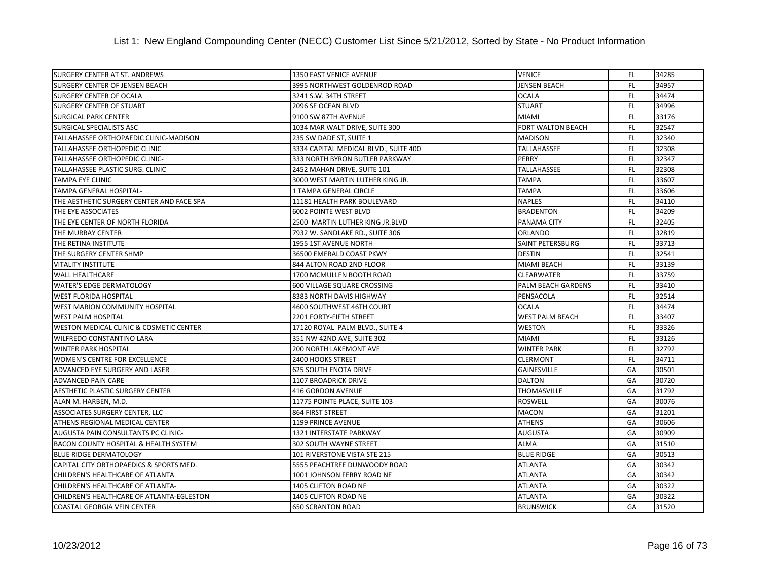List 1: New England Compounding Center (NECC) Customer List Since 5/21/2012, Sorted by State - No Product Information

| | | | | |
|---|---|---|---|---|
| SURGERY CENTER AT ST. ANDREWS | 1350 EAST VENICE AVENUE | VENICE | FL | 34285 |
| SURGERY CENTER OF JENSEN BEACH | 3995 NORTHWEST GOLDENROD ROAD | JENSEN BEACH | FL | 34957 |
| SURGERY CENTER OF OCALA | 3241 S.W. 34TH STREET | OCALA | FL | 34474 |
| SURGERY CENTER OF STUART | 2096 SE OCEAN BLVD | STUART | FL | 34996 |
| SURGICAL PARK CENTER | 9100 SW 87TH AVENUE | MIAMI | FL | 33176 |
| SURGICAL SPECIALISTS ASC | 1034 MAR WALT DRIVE, SUITE 300 | FORT WALTON BEACH | FL | 32547 |
| TALLAHASSEE ORTHOPAEDIC CLINIC-MADISON | 235 SW DADE ST, SUITE 1 | MADISON | FL | 32340 |
| TALLAHASSEE ORTHOPEDIC CLINIC | 3334 CAPITAL MEDICAL BLVD., SUITE 400 | TALLAHASSEE | FL | 32308 |
| TALLAHASSEE ORTHOPEDIC CLINIC- | 333 NORTH BYRON BUTLER PARKWAY | PERRY | FL | 32347 |
| TALLAHASSEE PLASTIC SURG. CLINIC | 2452 MAHAN DRIVE, SUITE 101 | TALLAHASSEE | FL | 32308 |
| TAMPA EYE CLINIC | 3000 WEST MARTIN LUTHER KING JR. | TAMPA | FL | 33607 |
| TAMPA GENERAL HOSPITAL- | 1 TAMPA GENERAL CIRCLE | TAMPA | FL | 33606 |
| THE AESTHETIC SURGERY CENTER AND FACE SPA | 11181 HEALTH PARK BOULEVARD | NAPLES | FL | 34110 |
| THE EYE ASSOCIATES | 6002 POINTE WEST BLVD | BRADENTON | FL | 34209 |
| THE EYE CENTER OF NORTH FLORIDA | 2500 MARTIN LUTHER KING JR.BLVD | PANAMA CITY | FL | 32405 |
| THE MURRAY CENTER | 7932 W. SANDLAKE RD., SUITE 306 | ORLANDO | FL | 32819 |
| THE RETINA INSTITUTE | 1955 1ST AVENUE NORTH | SAINT PETERSBURG | FL | 33713 |
| THE SURGERY CENTER SHMP | 36500 EMERALD COAST PKWY | DESTIN | FL | 32541 |
| VITALITY INSTITUTE | 844 ALTON ROAD 2ND FLOOR | MIAMI BEACH | FL | 33139 |
| WALL HEALTHCARE | 1700 MCMULLEN BOOTH ROAD | CLEARWATER | FL | 33759 |
| WATER'S EDGE DERMATOLOGY | 600 VILLAGE SQUARE CROSSING | PALM BEACH GARDENS | FL | 33410 |
| WEST FLORIDA HOSPITAL | 8383 NORTH DAVIS HIGHWAY | PENSACOLA | FL | 32514 |
| WEST MARION COMMUNITY HOSPITAL | 4600 SOUTHWEST 46TH COURT | OCALA | FL | 34474 |
| WEST PALM HOSPITAL | 2201 FORTY-FIFTH STREET | WEST PALM BEACH | FL | 33407 |
| WESTON MEDICAL CLINIC & COSMETIC CENTER | 17120 ROYAL PALM BLVD., SUITE 4 | WESTON | FL | 33326 |
| WILFREDO CONSTANTINO LARA | 351 NW 42ND AVE, SUITE 302 | MIAMI | FL | 33126 |
| WINTER PARK HOSPITAL | 200 NORTH LAKEMONT AVE | WINTER PARK | FL | 32792 |
| WOMEN'S CENTRE FOR EXCELLENCE | 2400 HOOKS STREET | CLERMONT | FL | 34711 |
| ADVANCED EYE SURGERY AND LASER | 625 SOUTH ENOTA DRIVE | GAINESVILLE | GA | 30501 |
| ADVANCED PAIN CARE | 1107 BROADRICK DRIVE | DALTON | GA | 30720 |
| AESTHETIC PLASTIC SURGERY CENTER | 416 GORDON AVENUE | THOMASVILLE | GA | 31792 |
| ALAN M. HARBEN, M.D. | 11775 POINTE PLACE, SUITE 103 | ROSWELL | GA | 30076 |
| ASSOCIATES SURGERY CENTER, LLC | 864 FIRST STREET | MACON | GA | 31201 |
| ATHENS REGIONAL MEDICAL CENTER | 1199 PRINCE AVENUE | ATHENS | GA | 30606 |
| AUGUSTA PAIN CONSULTANTS PC CLINIC- | 1321 INTERSTATE PARKWAY | AUGUSTA | GA | 30909 |
| BACON COUNTY HOSPITAL & HEALTH SYSTEM | 302 SOUTH WAYNE STREET | ALMA | GA | 31510 |
| BLUE RIDGE DERMATOLOGY | 101 RIVERSTONE VISTA STE 215 | BLUE RIDGE | GA | 30513 |
| CAPITAL CITY ORTHOPAEDICS & SPORTS MED. | 5555 PEACHTREE DUNWOODY ROAD | ATLANTA | GA | 30342 |
| CHILDREN'S HEALTHCARE OF ATLANTA | 1001 JOHNSON FERRY ROAD NE | ATLANTA | GA | 30342 |
| CHILDREN'S HEALTHCARE OF ATLANTA- | 1405 CLIFTON ROAD NE | ATLANTA | GA | 30322 |
| CHILDREN'S HEALTHCARE OF ATLANTA-EGLESTON | 1405 CLIFTON ROAD NE | ATLANTA | GA | 30322 |
| COASTAL GEORGIA VEIN CENTER | 650 SCRANTON ROAD | BRUNSWICK | GA | 31520 |

10/23/2012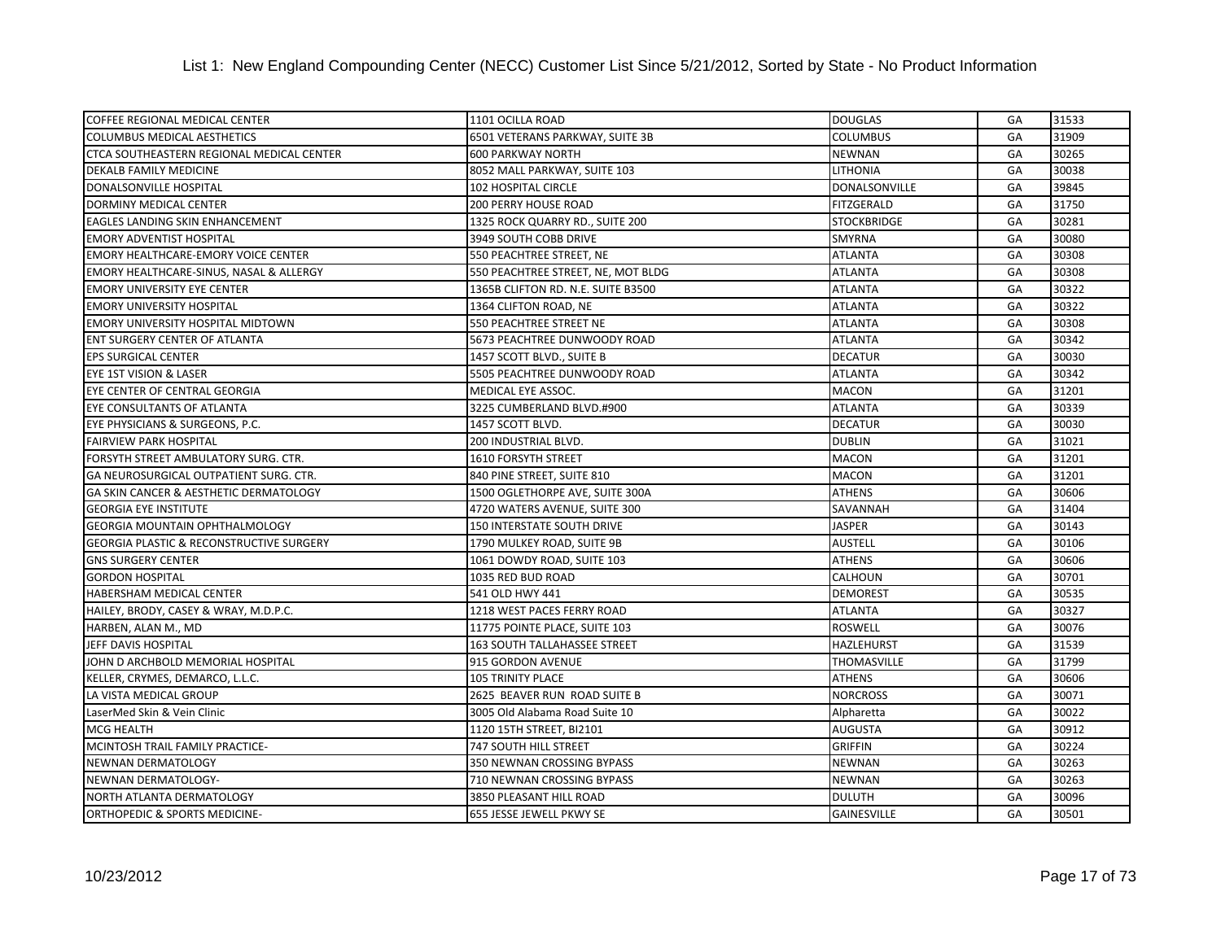# List 1: New England Compounding Center (NECC) Customer List Since 5/21/2012, Sorted by State - No Product Information

| | | | | |
|---|---|---|---|---|
| COFFEE REGIONAL MEDICAL CENTER | 1101 OCILLA ROAD | DOUGLAS | GA | 31533 |
| COLUMBUS MEDICAL AESTHETICS | 6501 VETERANS PARKWAY, SUITE 3B | COLUMBUS | GA | 31909 |
| CTCA SOUTHEASTERN REGIONAL MEDICAL CENTER | 600 PARKWAY NORTH | NEWNAN | GA | 30265 |
| DEKALB FAMILY MEDICINE | 8052 MALL PARKWAY, SUITE 103 | LITHONIA | GA | 30038 |
| DONALSONVILLE HOSPITAL | 102 HOSPITAL CIRCLE | DONALSONVILLE | GA | 39845 |
| DORMINY MEDICAL CENTER | 200 PERRY HOUSE ROAD | FITZGERALD | GA | 31750 |
| EAGLES LANDING SKIN ENHANCEMENT | 1325 ROCK QUARRY RD., SUITE 200 | STOCKBRIDGE | GA | 30281 |
| EMORY ADVENTIST HOSPITAL | 3949 SOUTH COBB DRIVE | SMYRNA | GA | 30080 |
| EMORY HEALTHCARE-EMORY VOICE CENTER | 550 PEACHTREE STREET, NE | ATLANTA | GA | 30308 |
| EMORY HEALTHCARE-SINUS, NASAL & ALLERGY | 550 PEACHTREE STREET, NE, MOT BLDG | ATLANTA | GA | 30308 |
| EMORY UNIVERSITY EYE CENTER | 1365B CLIFTON RD. N.E. SUITE B3500 | ATLANTA | GA | 30322 |
| EMORY UNIVERSITY HOSPITAL | 1364 CLIFTON ROAD, NE | ATLANTA | GA | 30322 |
| EMORY UNIVERSITY HOSPITAL MIDTOWN | 550 PEACHTREE STREET NE | ATLANTA | GA | 30308 |
| ENT SURGERY CENTER OF ATLANTA | 5673 PEACHTREE DUNWOODY ROAD | ATLANTA | GA | 30342 |
| EPS SURGICAL CENTER | 1457 SCOTT BLVD., SUITE B | DECATUR | GA | 30030 |
| EYE 1ST VISION & LASER | 5505 PEACHTREE DUNWOODY ROAD | ATLANTA | GA | 30342 |
| EYE CENTER OF CENTRAL GEORGIA | MEDICAL EYE ASSOC. | MACON | GA | 31201 |
| EYE CONSULTANTS OF ATLANTA | 3225 CUMBERLAND BLVD.#900 | ATLANTA | GA | 30339 |
| EYE PHYSICIANS & SURGEONS, P.C. | 1457 SCOTT BLVD. | DECATUR | GA | 30030 |
| FAIRVIEW PARK HOSPITAL | 200 INDUSTRIAL BLVD. | DUBLIN | GA | 31021 |
| FORSYTH STREET AMBULATORY SURG. CTR. | 1610 FORSYTH STREET | MACON | GA | 31201 |
| GA NEUROSURGICAL OUTPATIENT SURG. CTR. | 840 PINE STREET, SUITE 810 | MACON | GA | 31201 |
| GA SKIN CANCER & AESTHETIC DERMATOLOGY | 1500 OGLETHORPE AVE, SUITE 300A | ATHENS | GA | 30606 |
| GEORGIA EYE INSTITUTE | 4720 WATERS AVENUE, SUITE 300 | SAVANNAH | GA | 31404 |
| GEORGIA MOUNTAIN OPHTHALMOLOGY | 150 INTERSTATE SOUTH DRIVE | JASPER | GA | 30143 |
| GEORGIA PLASTIC & RECONSTRUCTIVE SURGERY | 1790 MULKEY ROAD, SUITE 9B | AUSTELL | GA | 30106 |
| GNS SURGERY CENTER | 1061 DOWDY ROAD, SUITE 103 | ATHENS | GA | 30606 |
| GORDON HOSPITAL | 1035 RED BUD ROAD | CALHOUN | GA | 30701 |
| HABERSHAM MEDICAL CENTER | 541 OLD HWY 441 | DEMOREST | GA | 30535 |
| HAILEY, BRODY, CASEY & WRAY, M.D.P.C. | 1218 WEST PACES FERRY ROAD | ATLANTA | GA | 30327 |
| HARBEN, ALAN M., MD | 11775 POINTE PLACE, SUITE 103 | ROSWELL | GA | 30076 |
| JEFF DAVIS HOSPITAL | 163 SOUTH TALLAHASSEE STREET | HAZLEHURST | GA | 31539 |
| JOHN D ARCHBOLD MEMORIAL HOSPITAL | 915 GORDON AVENUE | THOMASVILLE | GA | 31799 |
| KELLER, CRYMES, DEMARCO, L.L.C. | 105 TRINITY PLACE | ATHENS | GA | 30606 |
| LA VISTA MEDICAL GROUP | 2625 BEAVER RUN ROAD SUITE B | NORCROSS | GA | 30071 |
| LaserMed Skin & Vein Clinic | 3005 Old Alabama Road Suite 10 | Alpharetta | GA | 30022 |
| MCG HEALTH | 1120 15TH STREET, BI2101 | AUGUSTA | GA | 30912 |
| MCINTOSH TRAIL FAMILY PRACTICE- | 747 SOUTH HILL STREET | GRIFFIN | GA | 30224 |
| NEWNAN DERMATOLOGY | 350 NEWNAN CROSSING BYPASS | NEWNAN | GA | 30263 |
| NEWNAN DERMATOLOGY- | 710 NEWNAN CROSSING BYPASS | NEWNAN | GA | 30263 |
| NORTH ATLANTA DERMATOLOGY | 3850 PLEASANT HILL ROAD | DULUTH | GA | 30096 |
| ORTHOPEDIC & SPORTS MEDICINE- | 655 JESSE JEWELL PKWY SE | GAINESVILLE | GA | 30501 |

10/23/2012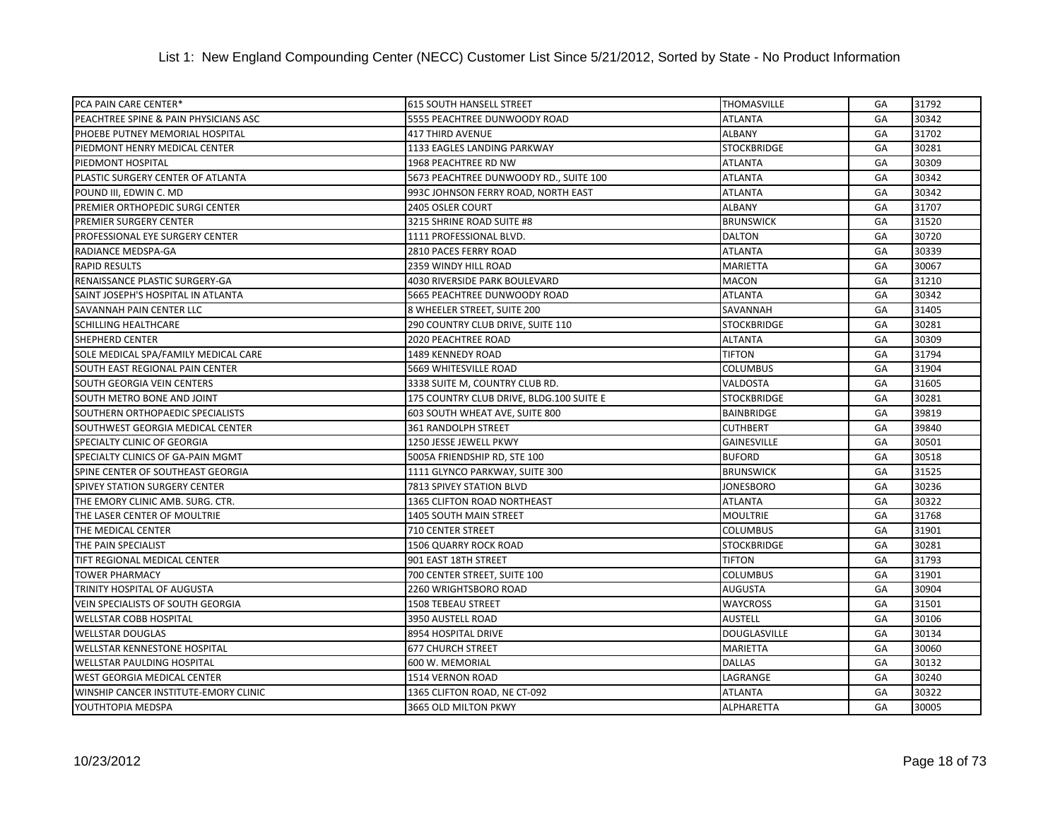# List 1: New England Compounding Center (NECC) Customer List Since 5/21/2012, Sorted by State - No Product Information

| | | | | |
|---|---|---|---|---|
| PCA PAIN CARE CENTER* | 615 SOUTH HANSELL STREET | THOMASVILLE | GA | 31792 |
| PEACHTREE SPINE & PAIN PHYSICIANS ASC | 5555 PEACHTREE DUNWOODY ROAD | ATLANTA | GA | 30342 |
| PHOEBE PUTNEY MEMORIAL HOSPITAL | 417 THIRD AVENUE | ALBANY | GA | 31702 |
| PIEDMONT HENRY MEDICAL CENTER | 1133 EAGLES LANDING PARKWAY | STOCKBRIDGE | GA | 30281 |
| PIEDMONT HOSPITAL | 1968 PEACHTREE RD NW | ATLANTA | GA | 30309 |
| PLASTIC SURGERY CENTER OF ATLANTA | 5673 PEACHTREE DUNWOODY RD., SUITE 100 | ATLANTA | GA | 30342 |
| POUND III, EDWIN C. MD | 993C JOHNSON FERRY ROAD, NORTH EAST | ATLANTA | GA | 30342 |
| PREMIER ORTHOPEDIC SURGI CENTER | 2405 OSLER COURT | ALBANY | GA | 31707 |
| PREMIER SURGERY CENTER | 3215 SHRINE ROAD SUITE #8 | BRUNSWICK | GA | 31520 |
| PROFESSIONAL EYE SURGERY CENTER | 1111 PROFESSIONAL BLVD. | DALTON | GA | 30720 |
| RADIANCE MEDSPA-GA | 2810 PACES FERRY ROAD | ATLANTA | GA | 30339 |
| RAPID RESULTS | 2359 WINDY HILL ROAD | MARIETTA | GA | 30067 |
| RENAISSANCE PLASTIC SURGERY-GA | 4030 RIVERSIDE PARK BOULEVARD | MACON | GA | 31210 |
| SAINT JOSEPH'S HOSPITAL IN ATLANTA | 5665 PEACHTREE DUNWOODY ROAD | ATLANTA | GA | 30342 |
| SAVANNAH PAIN CENTER LLC | 8 WHEELER STREET, SUITE 200 | SAVANNAH | GA | 31405 |
| SCHILLING HEALTHCARE | 290 COUNTRY CLUB DRIVE, SUITE 110 | STOCKBRIDGE | GA | 30281 |
| SHEPHERD CENTER | 2020 PEACHTREE ROAD | ALTANTA | GA | 30309 |
| SOLE MEDICAL SPA/FAMILY MEDICAL CARE | 1489 KENNEDY ROAD | TIFTON | GA | 31794 |
| SOUTH EAST REGIONAL PAIN CENTER | 5669 WHITESVILLE ROAD | COLUMBUS | GA | 31904 |
| SOUTH GEORGIA VEIN CENTERS | 3338 SUITE M, COUNTRY CLUB RD. | VALDOSTA | GA | 31605 |
| SOUTH METRO BONE AND JOINT | 175 COUNTRY CLUB DRIVE, BLDG.100 SUITE E | STOCKBRIDGE | GA | 30281 |
| SOUTHERN ORTHOPAEDIC SPECIALISTS | 603 SOUTH WHEAT AVE, SUITE 800 | BAINBRIDGE | GA | 39819 |
| SOUTHWEST GEORGIA MEDICAL CENTER | 361 RANDOLPH STREET | CUTHBERT | GA | 39840 |
| SPECIALTY CLINIC OF GEORGIA | 1250 JESSE JEWELL PKWY | GAINESVILLE | GA | 30501 |
| SPECIALTY CLINICS OF GA-PAIN MGMT | 5005A FRIENDSHIP RD, STE 100 | BUFORD | GA | 30518 |
| SPINE CENTER OF SOUTHEAST GEORGIA | 1111 GLYNCO PARKWAY, SUITE 300 | BRUNSWICK | GA | 31525 |
| SPIVEY STATION SURGERY CENTER | 7813 SPIVEY STATION BLVD | JONESBORO | GA | 30236 |
| THE EMORY CLINIC AMB. SURG. CTR. | 1365 CLIFTON ROAD NORTHEAST | ATLANTA | GA | 30322 |
| THE LASER CENTER OF MOULTRIE | 1405 SOUTH MAIN STREET | MOULTRIE | GA | 31768 |
| THE MEDICAL CENTER | 710 CENTER STREET | COLUMBUS | GA | 31901 |
| THE PAIN SPECIALIST | 1506 QUARRY ROCK ROAD | STOCKBRIDGE | GA | 30281 |
| TIFT REGIONAL MEDICAL CENTER | 901 EAST 18TH STREET | TIFTON | GA | 31793 |
| TOWER PHARMACY | 700 CENTER STREET, SUITE 100 | COLUMBUS | GA | 31901 |
| TRINITY HOSPITAL OF AUGUSTA | 2260 WRIGHTSBORO ROAD | AUGUSTA | GA | 30904 |
| VEIN SPECIALISTS OF SOUTH GEORGIA | 1508 TEBEAU STREET | WAYCROSS | GA | 31501 |
| WELLSTAR COBB HOSPITAL | 3950 AUSTELL ROAD | AUSTELL | GA | 30106 |
| WELLSTAR DOUGLAS | 8954 HOSPITAL DRIVE | DOUGLASVILLE | GA | 30134 |
| WELLSTAR KENNESTONE HOSPITAL | 677 CHURCH STREET | MARIETTA | GA | 30060 |
| WELLSTAR PAULDING HOSPITAL | 600 W. MEMORIAL | DALLAS | GA | 30132 |
| WEST GEORGIA MEDICAL CENTER | 1514 VERNON ROAD | LAGRANGE | GA | 30240 |
| WINSHIP CANCER INSTITUTE-EMORY CLINIC | 1365 CLIFTON ROAD, NE CT-092 | ATLANTA | GA | 30322 |
| YOUTHTOPIA MEDSPA | 3665 OLD MILTON PKWY | ALPHARETTA | GA | 30005 |

10/23/2012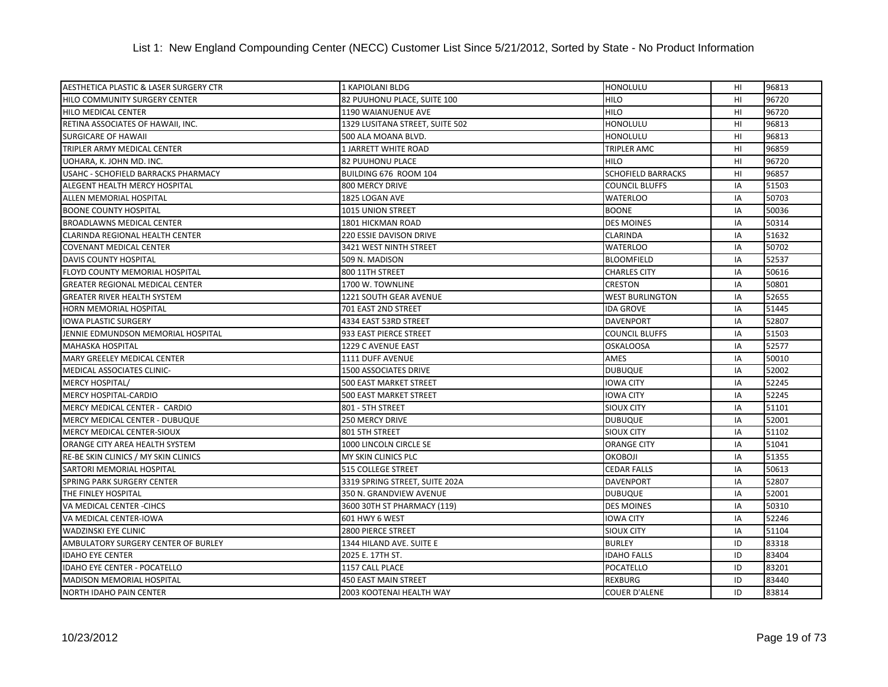# List 1: New England Compounding Center (NECC) Customer List Since 5/21/2012, Sorted by State - No Product Information

| | | | | |
|---|---|---|---|---|
| AESTHETICA PLASTIC & LASER SURGERY CTR | 1 KAPIOLANI BLDG | HONOLULU | HI | 96813 |
| HILO COMMUNITY SURGERY CENTER | 82 PUUHONU PLACE, SUITE 100 | HILO | HI | 96720 |
| HILO MEDICAL CENTER | 1190 WAIANUENUE AVE | HILO | HI | 96720 |
| RETINA ASSOCIATES OF HAWAII, INC. | 1329 LUSITANA STREET, SUITE 502 | HONOLULU | HI | 96813 |
| SURGICARE OF HAWAII | 500 ALA MOANA BLVD. | HONOLULU | HI | 96813 |
| TRIPLER ARMY MEDICAL CENTER | 1 JARRETT WHITE ROAD | TRIPLER AMC | HI | 96859 |
| UOHARA, K. JOHN MD. INC. | 82 PUUHONU PLACE | HILO | HI | 96720 |
| USAHC - SCHOFIELD BARRACKS PHARMACY | BUILDING 676 ROOM 104 | SCHOFIELD BARRACKS | HI | 96857 |
| ALEGENT HEALTH MERCY HOSPITAL | 800 MERCY DRIVE | COUNCIL BLUFFS | IA | 51503 |
| ALLEN MEMORIAL HOSPITAL | 1825 LOGAN AVE | WATERLOO | IA | 50703 |
| BOONE COUNTY HOSPITAL | 1015 UNION STREET | BOONE | IA | 50036 |
| BROADLAWNS MEDICAL CENTER | 1801 HICKMAN ROAD | DES MOINES | IA | 50314 |
| CLARINDA REGIONAL HEALTH CENTER | 220 ESSIE DAVISON DRIVE | CLARINDA | IA | 51632 |
| COVENANT MEDICAL CENTER | 3421 WEST NINTH STREET | WATERLOO | IA | 50702 |
| DAVIS COUNTY HOSPITAL | 509 N. MADISON | BLOOMFIELD | IA | 52537 |
| FLOYD COUNTY MEMORIAL HOSPITAL | 800 11TH STREET | CHARLES CITY | IA | 50616 |
| GREATER REGIONAL MEDICAL CENTER | 1700 W. TOWNLINE | CRESTON | IA | 50801 |
| GREATER RIVER HEALTH SYSTEM | 1221 SOUTH GEAR AVENUE | WEST BURLINGTON | IA | 52655 |
| HORN MEMORIAL HOSPITAL | 701 EAST 2ND STREET | IDA GROVE | IA | 51445 |
| IOWA PLASTIC SURGERY | 4334 EAST 53RD STREET | DAVENPORT | IA | 52807 |
| JENNIE EDMUNDSON MEMORIAL HOSPITAL | 933 EAST PIERCE STREET | COUNCIL BLUFFS | IA | 51503 |
| MAHASKA HOSPITAL | 1229 C AVENUE EAST | OSKALOOSA | IA | 52577 |
| MARY GREELEY MEDICAL CENTER | 1111 DUFF AVENUE | AMES | IA | 50010 |
| MEDICAL ASSOCIATES CLINIC- | 1500 ASSOCIATES DRIVE | DUBUQUE | IA | 52002 |
| MERCY HOSPITAL/ | 500 EAST MARKET STREET | IOWA CITY | IA | 52245 |
| MERCY HOSPITAL-CARDIO | 500 EAST MARKET STREET | IOWA CITY | IA | 52245 |
| MERCY MEDICAL CENTER - CARDIO | 801 - 5TH STREET | SIOUX CITY | IA | 51101 |
| MERCY MEDICAL CENTER - DUBUQUE | 250 MERCY DRIVE | DUBUQUE | IA | 52001 |
| MERCY MEDICAL CENTER-SIOUX | 801 5TH STREET | SIOUX CITY | IA | 51102 |
| ORANGE CITY AREA HEALTH SYSTEM | 1000 LINCOLN CIRCLE SE | ORANGE CITY | IA | 51041 |
| RE-BE SKIN CLINICS / MY SKIN CLINICS | MY SKIN CLINICS PLC | OKOBOJI | IA | 51355 |
| SARTORI MEMORIAL HOSPITAL | 515 COLLEGE STREET | CEDAR FALLS | IA | 50613 |
| SPRING PARK SURGERY CENTER | 3319 SPRING STREET, SUITE 202A | DAVENPORT | IA | 52807 |
| THE FINLEY HOSPITAL | 350 N. GRANDVIEW AVENUE | DUBUQUE | IA | 52001 |
| VA MEDICAL CENTER -CIHCS | 3600 30TH ST PHARMACY (119) | DES MOINES | IA | 50310 |
| VA MEDICAL CENTER-IOWA | 601 HWY 6 WEST | IOWA CITY | IA | 52246 |
| WADZINSKI EYE CLINIC | 2800 PIERCE STREET | SIOUX CITY | IA | 51104 |
| AMBULATORY SURGERY CENTER OF BURLEY | 1344 HILAND AVE. SUITE E | BURLEY | ID | 83318 |
| IDAHO EYE CENTER | 2025 E. 17TH ST. | IDAHO FALLS | ID | 83404 |
| IDAHO EYE CENTER - POCATELLO | 1157 CALL PLACE | POCATELLO | ID | 83201 |
| MADISON MEMORIAL HOSPITAL | 450 EAST MAIN STREET | REXBURG | ID | 83440 |
| NORTH IDAHO PAIN CENTER | 2003 KOOTENAI HEALTH WAY | COUER D'ALENE | ID | 83814 |

10/23/2012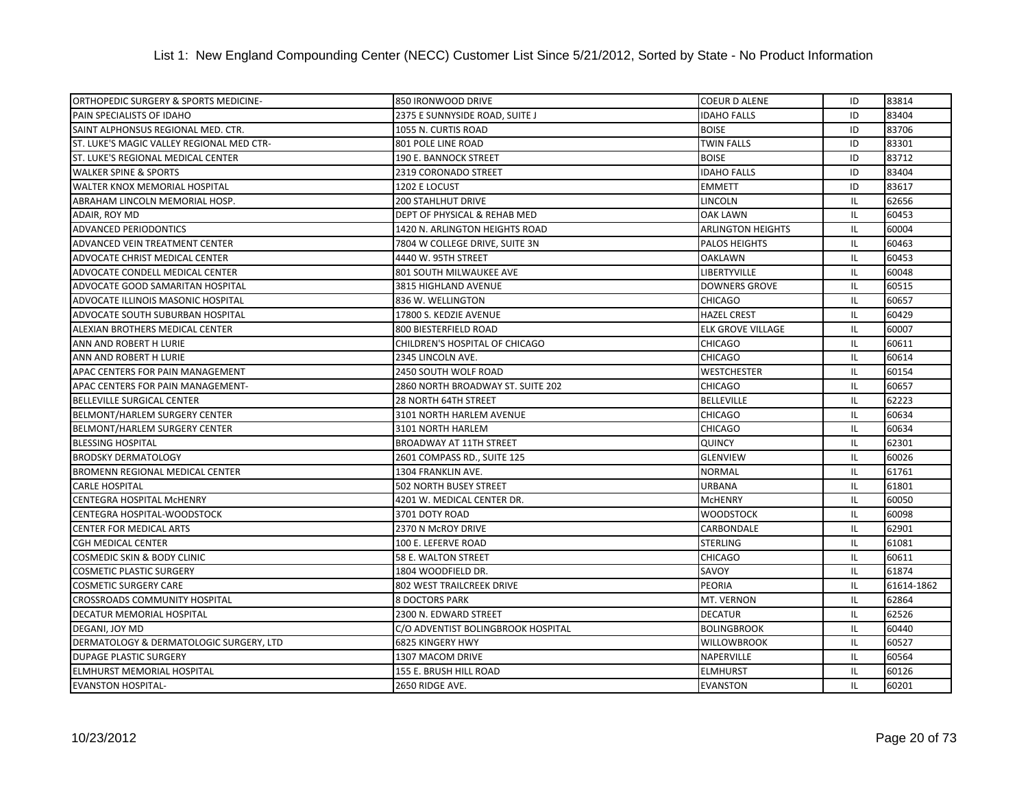# List 1: New England Compounding Center (NECC) Customer List Since 5/21/2012, Sorted by State - No Product Information

| | | | | |
|---|---|---|---|---|
| ORTHOPEDIC SURGERY & SPORTS MEDICINE- | 850 IRONWOOD DRIVE | COEUR D ALENE | ID | 83814 |
| PAIN SPECIALISTS OF IDAHO | 2375 E SUNNYSIDE ROAD, SUITE J | IDAHO FALLS | ID | 83404 |
| SAINT ALPHONSUS REGIONAL MED. CTR. | 1055 N. CURTIS ROAD | BOISE | ID | 83706 |
| ST. LUKE'S MAGIC VALLEY REGIONAL MED CTR- | 801 POLE LINE ROAD | TWIN FALLS | ID | 83301 |
| ST. LUKE'S REGIONAL MEDICAL CENTER | 190 E. BANNOCK STREET | BOISE | ID | 83712 |
| WALKER SPINE & SPORTS | 2319 CORONADO STREET | IDAHO FALLS | ID | 83404 |
| WALTER KNOX MEMORIAL HOSPITAL | 1202 E LOCUST | EMMETT | ID | 83617 |
| ABRAHAM LINCOLN MEMORIAL HOSP. | 200 STAHLHUT DRIVE | LINCOLN | IL | 62656 |
| ADAIR, ROY MD | DEPT OF PHYSICAL & REHAB MED | OAK LAWN | IL | 60453 |
| ADVANCED PERIODONTICS | 1420 N. ARLINGTON HEIGHTS ROAD | ARLINGTON HEIGHTS | IL | 60004 |
| ADVANCED VEIN TREATMENT CENTER | 7804 W COLLEGE DRIVE, SUITE 3N | PALOS HEIGHTS | IL | 60463 |
| ADVOCATE CHRIST MEDICAL CENTER | 4440 W. 95TH STREET | OAKLAWN | IL | 60453 |
| ADVOCATE CONDELL MEDICAL CENTER | 801 SOUTH MILWAUKEE AVE | LIBERTYVILLE | IL | 60048 |
| ADVOCATE GOOD SAMARITAN HOSPITAL | 3815 HIGHLAND AVENUE | DOWNERS GROVE | IL | 60515 |
| ADVOCATE ILLINOIS MASONIC HOSPITAL | 836 W. WELLINGTON | CHICAGO | IL | 60657 |
| ADVOCATE SOUTH SUBURBAN HOSPITAL | 17800 S. KEDZIE AVENUE | HAZEL CREST | IL | 60429 |
| ALEXIAN BROTHERS MEDICAL CENTER | 800 BIESTERFIELD ROAD | ELK GROVE VILLAGE | IL | 60007 |
| ANN AND ROBERT H LURIE | CHILDREN'S HOSPITAL OF CHICAGO | CHICAGO | IL | 60611 |
| ANN AND ROBERT H LURIE | 2345 LINCOLN AVE. | CHICAGO | IL | 60614 |
| APAC CENTERS FOR PAIN MANAGEMENT | 2450 SOUTH WOLF ROAD | WESTCHESTER | IL | 60154 |
| APAC CENTERS FOR PAIN MANAGEMENT- | 2860 NORTH BROADWAY ST. SUITE 202 | CHICAGO | IL | 60657 |
| BELLEVILLE SURGICAL CENTER | 28 NORTH 64TH STREET | BELLEVILLE | IL | 62223 |
| BELMONT/HARLEM SURGERY CENTER | 3101 NORTH HARLEM AVENUE | CHICAGO | IL | 60634 |
| BELMONT/HARLEM SURGERY CENTER | 3101 NORTH HARLEM | CHICAGO | IL | 60634 |
| BLESSING HOSPITAL | BROADWAY AT 11TH STREET | QUINCY | IL | 62301 |
| BRODSKY DERMATOLOGY | 2601 COMPASS RD., SUITE 125 | GLENVIEW | IL | 60026 |
| BROMENN REGIONAL MEDICAL CENTER | 1304 FRANKLIN AVE. | NORMAL | IL | 61761 |
| CARLE HOSPITAL | 502 NORTH BUSEY STREET | URBANA | IL | 61801 |
| CENTEGRA HOSPITAL McHENRY | 4201 W. MEDICAL CENTER DR. | McHENRY | IL | 60050 |
| CENTEGRA HOSPITAL-WOODSTOCK | 3701 DOTY ROAD | WOODSTOCK | IL | 60098 |
| CENTER FOR MEDICAL ARTS | 2370 N McROY DRIVE | CARBONDALE | IL | 62901 |
| CGH MEDICAL CENTER | 100 E. LEFERVE ROAD | STERLING | IL | 61081 |
| COSMEDIC SKIN & BODY CLINIC | 58 E. WALTON STREET | CHICAGO | IL | 60611 |
| COSMETIC PLASTIC SURGERY | 1804 WOODFIELD DR. | SAVOY | IL | 61874 |
| COSMETIC SURGERY CARE | 802 WEST TRAILCREEK DRIVE | PEORIA | IL | 61614-1862 |
| CROSSROADS COMMUNITY HOSPITAL | 8 DOCTORS PARK | MT. VERNON | IL | 62864 |
| DECATUR MEMORIAL HOSPITAL | 2300 N. EDWARD STREET | DECATUR | IL | 62526 |
| DEGANI, JOY MD | C/O ADVENTIST BOLINGBROOK HOSPITAL | BOLINGBROOK | IL | 60440 |
| DERMATOLOGY & DERMATOLOGIC SURGERY, LTD | 6825 KINGERY HWY | WILLOWBROOK | IL | 60527 |
| DUPAGE PLASTIC SURGERY | 1307 MACOM DRIVE | NAPERVILLE | IL | 60564 |
| ELMHURST MEMORIAL HOSPITAL | 155 E. BRUSH HILL ROAD | ELMHURST | IL | 60126 |
| EVANSTON HOSPITAL- | 2650 RIDGE AVE. | EVANSTON | IL | 60201 |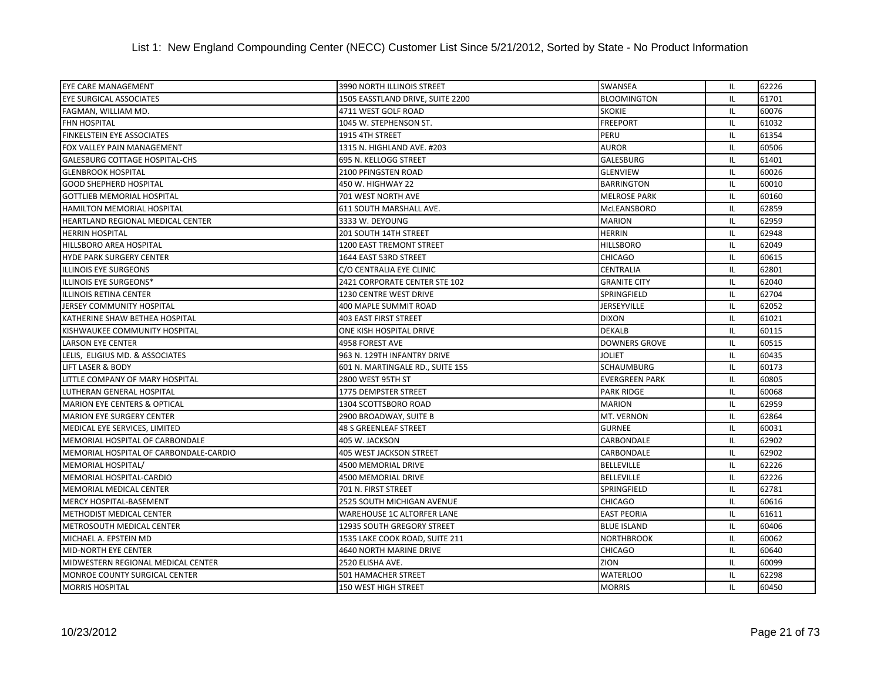List 1: New England Compounding Center (NECC) Customer List Since 5/21/2012, Sorted by State - No Product Information

| | | | | |
|---|---|---|---|---|
| EYE CARE MANAGEMENT | 3990 NORTH ILLINOIS STREET | SWANSEA | IL | 62226 |
| EYE SURGICAL ASSOCIATES | 1505 EASSTLAND DRIVE, SUITE 2200 | BLOOMINGTON | IL | 61701 |
| FAGMAN, WILLIAM MD. | 4711 WEST GOLF ROAD | SKOKIE | IL | 60076 |
| FHN HOSPITAL | 1045 W. STEPHENSON ST. | FREEPORT | IL | 61032 |
| FINKELSTEIN EYE ASSOCIATES | 1915 4TH STREET | PERU | IL | 61354 |
| FOX VALLEY PAIN MANAGEMENT | 1315 N. HIGHLAND AVE. #203 | AUROR | IL | 60506 |
| GALESBURG COTTAGE HOSPITAL-CHS | 695 N. KELLOGG STREET | GALESBURG | IL | 61401 |
| GLENBROOK HOSPITAL | 2100 PFINGSTEN ROAD | GLENVIEW | IL | 60026 |
| GOOD SHEPHERD HOSPITAL | 450 W. HIGHWAY 22 | BARRINGTON | IL | 60010 |
| GOTTLIEB MEMORIAL HOSPITAL | 701 WEST NORTH AVE | MELROSE PARK | IL | 60160 |
| HAMILTON MEMORIAL HOSPITAL | 611 SOUTH MARSHALL AVE. | McLEANSBORO | IL | 62859 |
| HEARTLAND REGIONAL MEDICAL CENTER | 3333 W. DEYOUNG | MARION | IL | 62959 |
| HERRIN HOSPITAL | 201 SOUTH 14TH STREET | HERRIN | IL | 62948 |
| HILLSBORO AREA HOSPITAL | 1200 EAST TREMONT STREET | HILLSBORO | IL | 62049 |
| HYDE PARK SURGERY CENTER | 1644 EAST 53RD STREET | CHICAGO | IL | 60615 |
| ILLINOIS EYE SURGEONS | C/O CENTRALIA EYE CLINIC | CENTRALIA | IL | 62801 |
| ILLINOIS EYE SURGEONS* | 2421 CORPORATE CENTER STE 102 | GRANITE CITY | IL | 62040 |
| ILLINOIS RETINA CENTER | 1230 CENTRE WEST DRIVE | SPRINGFIELD | IL | 62704 |
| JERSEY COMMUNITY HOSPITAL | 400 MAPLE SUMMIT ROAD | JERSEYVILLE | IL | 62052 |
| KATHERINE SHAW BETHEA HOSPITAL | 403 EAST FIRST STREET | DIXON | IL | 61021 |
| KISHWAUKEE COMMUNITY HOSPITAL | ONE KISH HOSPITAL DRIVE | DEKALB | IL | 60115 |
| LARSON EYE CENTER | 4958 FOREST AVE | DOWNERS GROVE | IL | 60515 |
| LELIS, ELIGIUS MD. & ASSOCIATES | 963 N. 129TH INFANTRY DRIVE | JOLIET | IL | 60435 |
| LIFT LASER & BODY | 601 N. MARTINGALE RD., SUITE 155 | SCHAUMBURG | IL | 60173 |
| LITTLE COMPANY OF MARY HOSPITAL | 2800 WEST 95TH ST | EVERGREEN PARK | IL | 60805 |
| LUTHERAN GENERAL HOSPITAL | 1775 DEMPSTER STREET | PARK RIDGE | IL | 60068 |
| MARION EYE CENTERS & OPTICAL | 1304 SCOTTSBORO ROAD | MARION | IL | 62959 |
| MARION EYE SURGERY CENTER | 2900 BROADWAY, SUITE B | MT. VERNON | IL | 62864 |
| MEDICAL EYE SERVICES, LIMITED | 48 S GREENLEAF STREET | GURNEE | IL | 60031 |
| MEMORIAL HOSPITAL OF CARBONDALE | 405 W. JACKSON | CARBONDALE | IL | 62902 |
| MEMORIAL HOSPITAL OF CARBONDALE-CARDIO | 405 WEST JACKSON STREET | CARBONDALE | IL | 62902 |
| MEMORIAL HOSPITAL/ | 4500 MEMORIAL DRIVE | BELLEVILLE | IL | 62226 |
| MEMORIAL HOSPITAL-CARDIO | 4500 MEMORIAL DRIVE | BELLEVILLE | IL | 62226 |
| MEMORIAL MEDICAL CENTER | 701 N. FIRST STREET | SPRINGFIELD | IL | 62781 |
| MERCY HOSPITAL-BASEMENT | 2525 SOUTH MICHIGAN AVENUE | CHICAGO | IL | 60616 |
| METHODIST MEDICAL CENTER | WAREHOUSE 1C ALTORFER LANE | EAST PEORIA | IL | 61611 |
| METROSOUTH MEDICAL CENTER | 12935 SOUTH GREGORY STREET | BLUE ISLAND | IL | 60406 |
| MICHAEL A. EPSTEIN MD | 1535 LAKE COOK ROAD, SUITE 211 | NORTHBROOK | IL | 60062 |
| MID-NORTH EYE CENTER | 4640 NORTH MARINE DRIVE | CHICAGO | IL | 60640 |
| MIDWESTERN REGIONAL MEDICAL CENTER | 2520 ELISHA AVE. | ZION | IL | 60099 |
| MONROE COUNTY SURGICAL CENTER | 501 HAMACHER STREET | WATERLOO | IL | 62298 |
| MORRIS HOSPITAL | 150 WEST HIGH STREET | MORRIS | IL | 60450 |

10/23/2012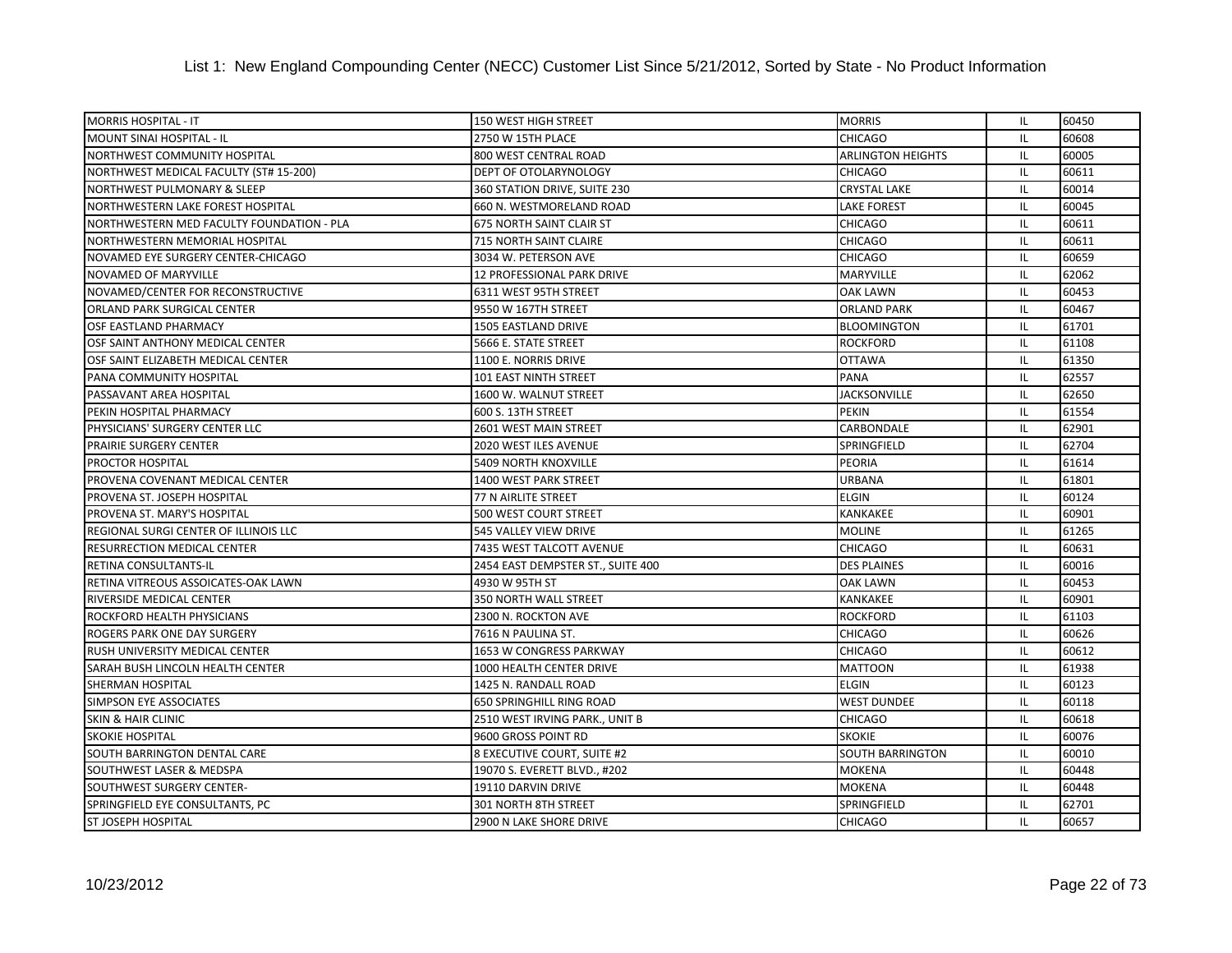List 1: New England Compounding Center (NECC) Customer List Since 5/21/2012, Sorted by State - No Product Information

| | | | | |
|---|---|---|---|---|
| MORRIS HOSPITAL - IT | 150 WEST HIGH STREET | MORRIS | IL | 60450 |
| MOUNT SINAI HOSPITAL - IL | 2750 W 15TH PLACE | CHICAGO | IL | 60608 |
| NORTHWEST COMMUNITY HOSPITAL | 800 WEST CENTRAL ROAD | ARLINGTON HEIGHTS | IL | 60005 |
| NORTHWEST MEDICAL FACULTY (ST# 15-200) | DEPT OF OTOLARYNOLOGY | CHICAGO | IL | 60611 |
| NORTHWEST PULMONARY & SLEEP | 360 STATION DRIVE, SUITE 230 | CRYSTAL LAKE | IL | 60014 |
| NORTHWESTERN LAKE FOREST HOSPITAL | 660 N. WESTMORELAND ROAD | LAKE FOREST | IL | 60045 |
| NORTHWESTERN MED FACULTY FOUNDATION - PLA | 675 NORTH SAINT CLAIR ST | CHICAGO | IL | 60611 |
| NORTHWESTERN MEMORIAL HOSPITAL | 715 NORTH SAINT CLAIRE | CHICAGO | IL | 60611 |
| NOVAMED EYE SURGERY CENTER-CHICAGO | 3034 W. PETERSON AVE | CHICAGO | IL | 60659 |
| NOVAMED OF MARYVILLE | 12 PROFESSIONAL PARK DRIVE | MARYVILLE | IL | 62062 |
| NOVAMED/CENTER FOR RECONSTRUCTIVE | 6311 WEST 95TH STREET | OAK LAWN | IL | 60453 |
| ORLAND PARK SURGICAL CENTER | 9550 W 167TH STREET | ORLAND PARK | IL | 60467 |
| OSF EASTLAND PHARMACY | 1505 EASTLAND DRIVE | BLOOMINGTON | IL | 61701 |
| OSF SAINT ANTHONY MEDICAL CENTER | 5666 E. STATE STREET | ROCKFORD | IL | 61108 |
| OSF SAINT ELIZABETH MEDICAL CENTER | 1100 E. NORRIS DRIVE | OTTAWA | IL | 61350 |
| PANA COMMUNITY HOSPITAL | 101 EAST NINTH STREET | PANA | IL | 62557 |
| PASSAVANT AREA HOSPITAL | 1600 W. WALNUT STREET | JACKSONVILLE | IL | 62650 |
| PEKIN HOSPITAL PHARMACY | 600 S. 13TH STREET | PEKIN | IL | 61554 |
| PHYSICIANS' SURGERY CENTER LLC | 2601 WEST MAIN STREET | CARBONDALE | IL | 62901 |
| PRAIRIE SURGERY CENTER | 2020 WEST ILES AVENUE | SPRINGFIELD | IL | 62704 |
| PROCTOR HOSPITAL | 5409 NORTH KNOXVILLE | PEORIA | IL | 61614 |
| PROVENA COVENANT MEDICAL CENTER | 1400 WEST PARK STREET | URBANA | IL | 61801 |
| PROVENA ST. JOSEPH HOSPITAL | 77 N AIRLITE STREET | ELGIN | IL | 60124 |
| PROVENA ST. MARY'S HOSPITAL | 500 WEST COURT STREET | KANKAKEE | IL | 60901 |
| REGIONAL SURGI CENTER OF ILLINOIS LLC | 545 VALLEY VIEW DRIVE | MOLINE | IL | 61265 |
| RESURRECTION MEDICAL CENTER | 7435 WEST TALCOTT AVENUE | CHICAGO | IL | 60631 |
| RETINA CONSULTANTS-IL | 2454 EAST DEMPSTER ST., SUITE 400 | DES PLAINES | IL | 60016 |
| RETINA VITREOUS ASSOICATES-OAK LAWN | 4930 W 95TH ST | OAK LAWN | IL | 60453 |
| RIVERSIDE MEDICAL CENTER | 350 NORTH WALL STREET | KANKAKEE | IL | 60901 |
| ROCKFORD HEALTH PHYSICIANS | 2300 N. ROCKTON AVE | ROCKFORD | IL | 61103 |
| ROGERS PARK ONE DAY SURGERY | 7616 N PAULINA ST. | CHICAGO | IL | 60626 |
| RUSH UNIVERSITY MEDICAL CENTER | 1653 W CONGRESS PARKWAY | CHICAGO | IL | 60612 |
| SARAH BUSH LINCOLN HEALTH CENTER | 1000 HEALTH CENTER DRIVE | MATTOON | IL | 61938 |
| SHERMAN HOSPITAL | 1425 N. RANDALL ROAD | ELGIN | IL | 60123 |
| SIMPSON EYE ASSOCIATES | 650 SPRINGHILL RING ROAD | WEST DUNDEE | IL | 60118 |
| SKIN & HAIR CLINIC | 2510 WEST IRVING PARK., UNIT B | CHICAGO | IL | 60618 |
| SKOKIE HOSPITAL | 9600 GROSS POINT RD | SKOKIE | IL | 60076 |
| SOUTH BARRINGTON DENTAL CARE | 8 EXECUTIVE COURT, SUITE #2 | SOUTH BARRINGTON | IL | 60010 |
| SOUTHWEST LASER & MEDSPA | 19070 S. EVERETT BLVD., #202 | MOKENA | IL | 60448 |
| SOUTHWEST SURGERY CENTER- | 19110 DARVIN DRIVE | MOKENA | IL | 60448 |
| SPRINGFIELD EYE CONSULTANTS, PC | 301 NORTH 8TH STREET | SPRINGFIELD | IL | 62701 |
| ST JOSEPH HOSPITAL | 2900 N LAKE SHORE DRIVE | CHICAGO | IL | 60657 |

10/23/2012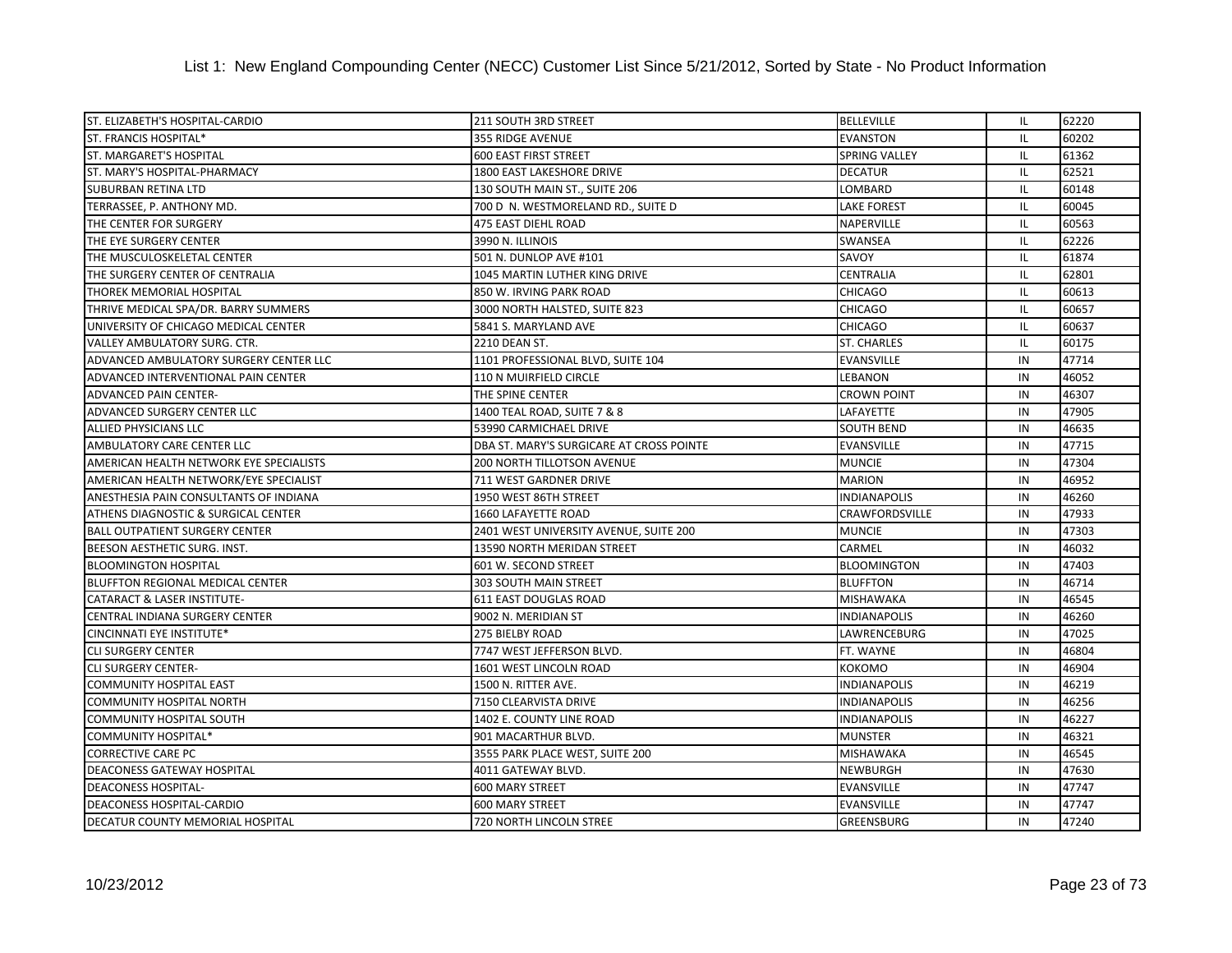List 1: New England Compounding Center (NECC) Customer List Since 5/21/2012, Sorted by State - No Product Information

| | | | | |
|---|---|---|---|---|
| ST. ELIZABETH'S HOSPITAL-CARDIO | 211 SOUTH 3RD STREET | BELLEVILLE | IL | 62220 |
| ST. FRANCIS HOSPITAL* | 355 RIDGE AVENUE | EVANSTON | IL | 60202 |
| ST. MARGARET'S HOSPITAL | 600 EAST FIRST STREET | SPRING VALLEY | IL | 61362 |
| ST. MARY'S HOSPITAL-PHARMACY | 1800 EAST LAKESHORE DRIVE | DECATUR | IL | 62521 |
| SUBURBAN RETINA LTD | 130 SOUTH MAIN ST., SUITE 206 | LOMBARD | IL | 60148 |
| TERRASSEE, P. ANTHONY MD. | 700 D N. WESTMORELAND RD., SUITE D | LAKE FOREST | IL | 60045 |
| THE CENTER FOR SURGERY | 475 EAST DIEHL ROAD | NAPERVILLE | IL | 60563 |
| THE EYE SURGERY CENTER | 3990 N. ILLINOIS | SWANSEA | IL | 62226 |
| THE MUSCULOSKELETAL CENTER | 501 N. DUNLOP AVE #101 | SAVOY | IL | 61874 |
| THE SURGERY CENTER OF CENTRALIA | 1045 MARTIN LUTHER KING DRIVE | CENTRALIA | IL | 62801 |
| THOREK MEMORIAL HOSPITAL | 850 W. IRVING PARK ROAD | CHICAGO | IL | 60613 |
| THRIVE MEDICAL SPA/DR. BARRY SUMMERS | 3000 NORTH HALSTED, SUITE 823 | CHICAGO | IL | 60657 |
| UNIVERSITY OF CHICAGO MEDICAL CENTER | 5841 S. MARYLAND AVE | CHICAGO | IL | 60637 |
| VALLEY AMBULATORY SURG. CTR. | 2210 DEAN ST. | ST. CHARLES | IL | 60175 |
| ADVANCED AMBULATORY SURGERY CENTER LLC | 1101 PROFESSIONAL BLVD, SUITE 104 | EVANSVILLE | IN | 47714 |
| ADVANCED INTERVENTIONAL PAIN CENTER | 110 N MUIRFIELD CIRCLE | LEBANON | IN | 46052 |
| ADVANCED PAIN CENTER- | THE SPINE CENTER | CROWN POINT | IN | 46307 |
| ADVANCED SURGERY CENTER LLC | 1400 TEAL ROAD, SUITE 7 & 8 | LAFAYETTE | IN | 47905 |
| ALLIED PHYSICIANS LLC | 53990 CARMICHAEL DRIVE | SOUTH BEND | IN | 46635 |
| AMBULATORY CARE CENTER LLC | DBA ST. MARY'S SURGICARE AT CROSS POINTE | EVANSVILLE | IN | 47715 |
| AMERICAN HEALTH NETWORK EYE SPECIALISTS | 200 NORTH TILLOTSON AVENUE | MUNCIE | IN | 47304 |
| AMERICAN HEALTH NETWORK/EYE SPECIALIST | 711 WEST GARDNER DRIVE | MARION | IN | 46952 |
| ANESTHESIA PAIN CONSULTANTS OF INDIANA | 1950 WEST 86TH STREET | INDIANAPOLIS | IN | 46260 |
| ATHENS DIAGNOSTIC & SURGICAL CENTER | 1660 LAFAYETTE ROAD | CRAWFORDSVILLE | IN | 47933 |
| BALL OUTPATIENT SURGERY CENTER | 2401 WEST UNIVERSITY AVENUE, SUITE 200 | MUNCIE | IN | 47303 |
| BEESON AESTHETIC SURG. INST. | 13590 NORTH MERIDAN STREET | CARMEL | IN | 46032 |
| BLOOMINGTON HOSPITAL | 601 W. SECOND STREET | BLOOMINGTON | IN | 47403 |
| BLUFFTON REGIONAL MEDICAL CENTER | 303 SOUTH MAIN STREET | BLUFFTON | IN | 46714 |
| CATARACT & LASER INSTITUTE- | 611 EAST DOUGLAS ROAD | MISHAWAKA | IN | 46545 |
| CENTRAL INDIANA SURGERY CENTER | 9002 N. MERIDIAN ST | INDIANAPOLIS | IN | 46260 |
| CINCINNATI EYE INSTITUTE* | 275 BIELBY ROAD | LAWRENCEBURG | IN | 47025 |
| CLI SURGERY CENTER | 7747 WEST JEFFERSON BLVD. | FT. WAYNE | IN | 46804 |
| CLI SURGERY CENTER- | 1601 WEST LINCOLN ROAD | KOKOMO | IN | 46904 |
| COMMUNITY HOSPITAL EAST | 1500 N. RITTER AVE. | INDIANAPOLIS | IN | 46219 |
| COMMUNITY HOSPITAL NORTH | 7150 CLEARVISTA DRIVE | INDIANAPOLIS | IN | 46256 |
| COMMUNITY HOSPITAL SOUTH | 1402 E. COUNTY LINE ROAD | INDIANAPOLIS | IN | 46227 |
| COMMUNITY HOSPITAL* | 901 MACARTHUR BLVD. | MUNSTER | IN | 46321 |
| CORRECTIVE CARE PC | 3555 PARK PLACE WEST, SUITE 200 | MISHAWAKA | IN | 46545 |
| DEACONESS GATEWAY HOSPITAL | 4011 GATEWAY BLVD. | NEWBURGH | IN | 47630 |
| DEACONESS HOSPITAL- | 600 MARY STREET | EVANSVILLE | IN | 47747 |
| DEACONESS HOSPITAL-CARDIO | 600 MARY STREET | EVANSVILLE | IN | 47747 |
| DECATUR COUNTY MEMORIAL HOSPITAL | 720 NORTH LINCOLN STREE | GREENSBURG | IN | 47240 |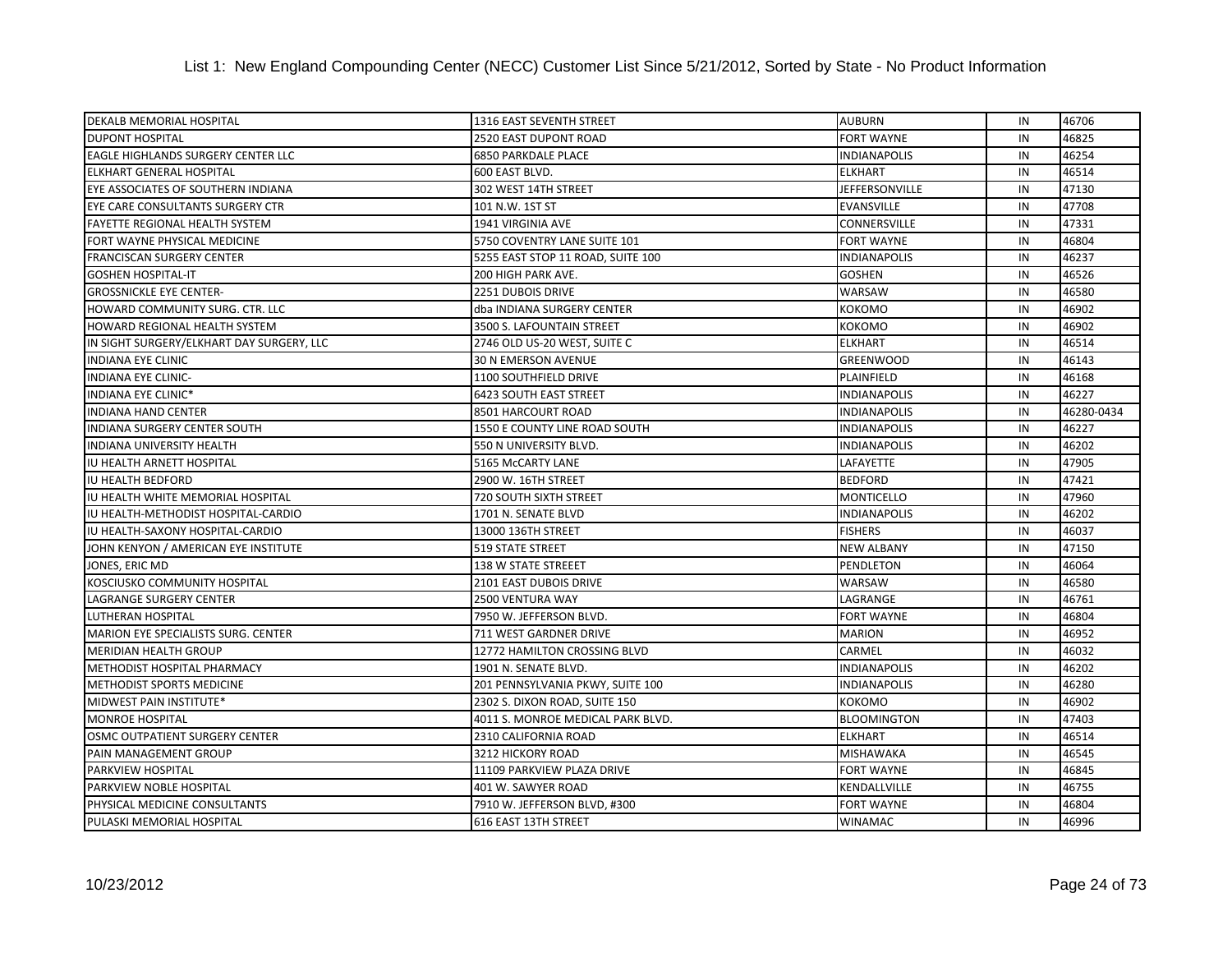List 1: New England Compounding Center (NECC) Customer List Since 5/21/2012, Sorted by State - No Product Information

| | | | | |
|---|---|---|---|---|
| DEKALB MEMORIAL HOSPITAL | 1316 EAST SEVENTH STREET | AUBURN | IN | 46706 |
| DUPONT HOSPITAL | 2520 EAST DUPONT ROAD | FORT WAYNE | IN | 46825 |
| EAGLE HIGHLANDS SURGERY CENTER LLC | 6850 PARKDALE PLACE | INDIANAPOLIS | IN | 46254 |
| ELKHART GENERAL HOSPITAL | 600 EAST BLVD. | ELKHART | IN | 46514 |
| EYE ASSOCIATES OF SOUTHERN INDIANA | 302 WEST 14TH STREET | JEFFERSONVILLE | IN | 47130 |
| EYE CARE CONSULTANTS SURGERY CTR | 101 N.W. 1ST ST | EVANSVILLE | IN | 47708 |
| FAYETTE REGIONAL HEALTH SYSTEM | 1941 VIRGINIA AVE | CONNERSVILLE | IN | 47331 |
| FORT WAYNE PHYSICAL MEDICINE | 5750 COVENTRY LANE SUITE 101 | FORT WAYNE | IN | 46804 |
| FRANCISCAN SURGERY CENTER | 5255 EAST STOP 11 ROAD, SUITE 100 | INDIANAPOLIS | IN | 46237 |
| GOSHEN HOSPITAL-IT | 200 HIGH PARK AVE. | GOSHEN | IN | 46526 |
| GROSSNICKLE EYE CENTER- | 2251 DUBOIS DRIVE | WARSAW | IN | 46580 |
| HOWARD COMMUNITY SURG. CTR. LLC | dba INDIANA SURGERY CENTER | KOKOMO | IN | 46902 |
| HOWARD REGIONAL HEALTH SYSTEM | 3500 S. LAFOUNTAIN STREET | KOKOMO | IN | 46902 |
| IN SIGHT SURGERY/ELKHART DAY SURGERY, LLC | 2746 OLD US-20 WEST, SUITE C | ELKHART | IN | 46514 |
| INDIANA EYE CLINIC | 30 N EMERSON AVENUE | GREENWOOD | IN | 46143 |
| INDIANA EYE CLINIC- | 1100 SOUTHFIELD DRIVE | PLAINFIELD | IN | 46168 |
| INDIANA EYE CLINIC* | 6423 SOUTH EAST STREET | INDIANAPOLIS | IN | 46227 |
| INDIANA HAND CENTER | 8501 HARCOURT ROAD | INDIANAPOLIS | IN | 46280-0434 |
| INDIANA SURGERY CENTER SOUTH | 1550 E COUNTY LINE ROAD SOUTH | INDIANAPOLIS | IN | 46227 |
| INDIANA UNIVERSITY HEALTH | 550 N UNIVERSITY BLVD. | INDIANAPOLIS | IN | 46202 |
| IU HEALTH ARNETT HOSPITAL | 5165 McCARTY LANE | LAFAYETTE | IN | 47905 |
| IU HEALTH BEDFORD | 2900 W. 16TH STREET | BEDFORD | IN | 47421 |
| IU HEALTH WHITE MEMORIAL HOSPITAL | 720 SOUTH SIXTH STREET | MONTICELLO | IN | 47960 |
| IU HEALTH-METHODIST HOSPITAL-CARDIO | 1701 N. SENATE BLVD | INDIANAPOLIS | IN | 46202 |
| IU HEALTH-SAXONY HOSPITAL-CARDIO | 13000 136TH STREET | FISHERS | IN | 46037 |
| JOHN KENYON / AMERICAN EYE INSTITUTE | 519 STATE STREET | NEW ALBANY | IN | 47150 |
| JONES, ERIC MD | 138 W STATE STREEET | PENDLETON | IN | 46064 |
| KOSCIUSKO COMMUNITY HOSPITAL | 2101 EAST DUBOIS DRIVE | WARSAW | IN | 46580 |
| LAGRANGE SURGERY CENTER | 2500 VENTURA WAY | LAGRANGE | IN | 46761 |
| LUTHERAN HOSPITAL | 7950 W. JEFFERSON BLVD. | FORT WAYNE | IN | 46804 |
| MARION EYE SPECIALISTS SURG. CENTER | 711 WEST GARDNER DRIVE | MARION | IN | 46952 |
| MERIDIAN HEALTH GROUP | 12772 HAMILTON CROSSING BLVD | CARMEL | IN | 46032 |
| METHODIST HOSPITAL PHARMACY | 1901 N. SENATE BLVD. | INDIANAPOLIS | IN | 46202 |
| METHODIST SPORTS MEDICINE | 201 PENNSYLVANIA PKWY, SUITE 100 | INDIANAPOLIS | IN | 46280 |
| MIDWEST PAIN INSTITUTE* | 2302 S. DIXON ROAD, SUITE 150 | KOKOMO | IN | 46902 |
| MONROE HOSPITAL | 4011 S. MONROE MEDICAL PARK BLVD. | BLOOMINGTON | IN | 47403 |
| OSMC OUTPATIENT SURGERY CENTER | 2310 CALIFORNIA ROAD | ELKHART | IN | 46514 |
| PAIN MANAGEMENT GROUP | 3212 HICKORY ROAD | MISHAWAKA | IN | 46545 |
| PARKVIEW HOSPITAL | 11109 PARKVIEW PLAZA DRIVE | FORT WAYNE | IN | 46845 |
| PARKVIEW NOBLE HOSPITAL | 401 W. SAWYER ROAD | KENDALLVILLE | IN | 46755 |
| PHYSICAL MEDICINE CONSULTANTS | 7910 W. JEFFERSON BLVD, #300 | FORT WAYNE | IN | 46804 |
| PULASKI MEMORIAL HOSPITAL | 616 EAST 13TH STREET | WINAMAC | IN | 46996 |

10/23/2012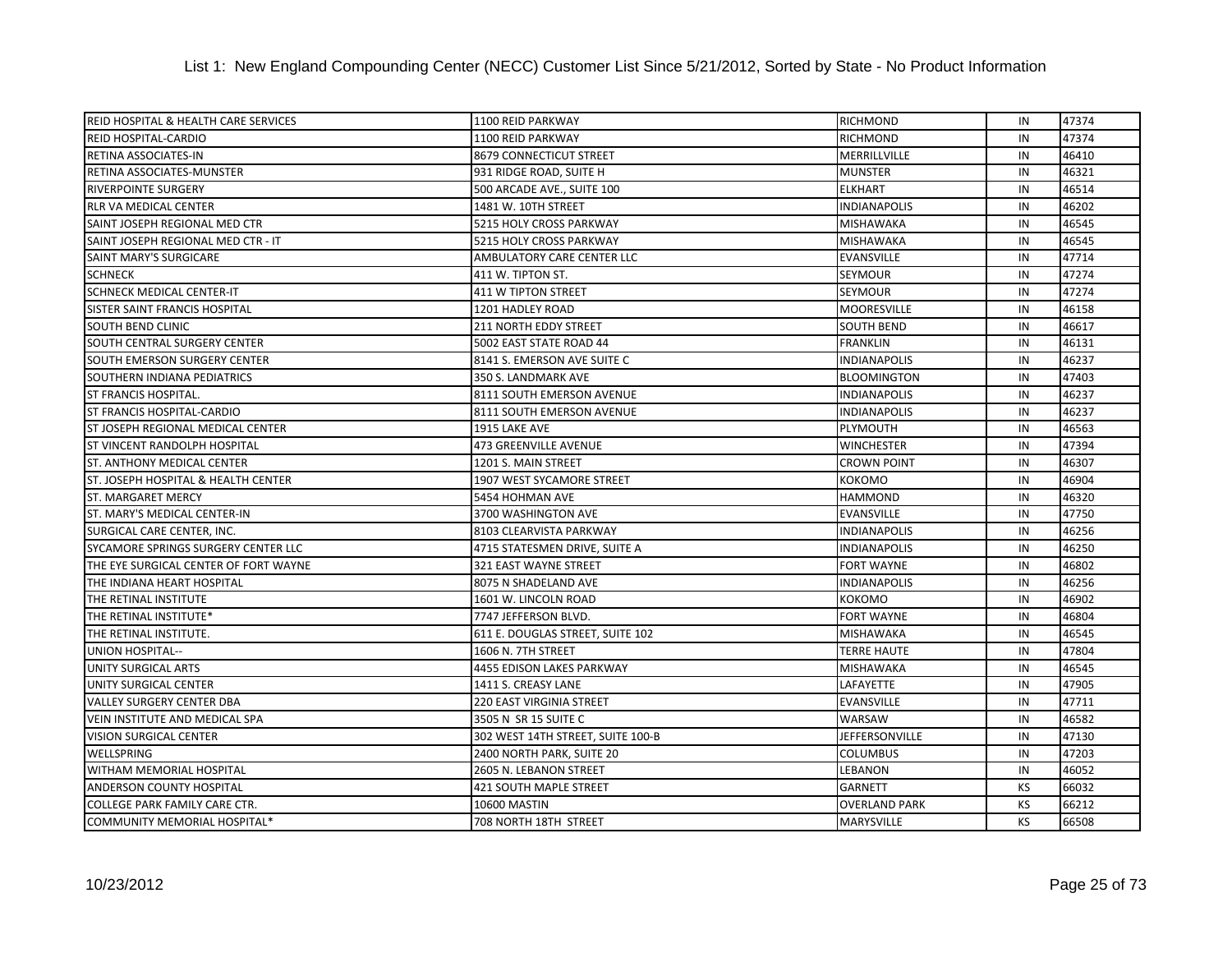# List 1: New England Compounding Center (NECC) Customer List Since 5/21/2012, Sorted by State - No Product Information

| | | | | |
|---|---|---|---|---|
| REID HOSPITAL & HEALTH CARE SERVICES | 1100 REID PARKWAY | RICHMOND | IN | 47374 |
| REID HOSPITAL-CARDIO | 1100 REID PARKWAY | RICHMOND | IN | 47374 |
| RETINA ASSOCIATES-IN | 8679 CONNECTICUT STREET | MERRILLVILLE | IN | 46410 |
| RETINA ASSOCIATES-MUNSTER | 931 RIDGE ROAD, SUITE H | MUNSTER | IN | 46321 |
| RIVERPOINTE SURGERY | 500 ARCADE AVE., SUITE 100 | ELKHART | IN | 46514 |
| RLR VA MEDICAL CENTER | 1481 W. 10TH STREET | INDIANAPOLIS | IN | 46202 |
| SAINT JOSEPH REGIONAL MED CTR | 5215 HOLY CROSS PARKWAY | MISHAWAKA | IN | 46545 |
| SAINT JOSEPH REGIONAL MED CTR - IT | 5215 HOLY CROSS PARKWAY | MISHAWAKA | IN | 46545 |
| SAINT MARY'S SURGICARE | AMBULATORY CARE CENTER LLC | EVANSVILLE | IN | 47714 |
| SCHNECK | 411 W. TIPTON ST. | SEYMOUR | IN | 47274 |
| SCHNECK MEDICAL CENTER-IT | 411 W TIPTON STREET | SEYMOUR | IN | 47274 |
| SISTER SAINT FRANCIS HOSPITAL | 1201 HADLEY ROAD | MOORESVILLE | IN | 46158 |
| SOUTH BEND CLINIC | 211 NORTH EDDY STREET | SOUTH BEND | IN | 46617 |
| SOUTH CENTRAL SURGERY CENTER | 5002 EAST STATE ROAD 44 | FRANKLIN | IN | 46131 |
| SOUTH EMERSON SURGERY CENTER | 8141 S. EMERSON AVE SUITE C | INDIANAPOLIS | IN | 46237 |
| SOUTHERN INDIANA PEDIATRICS | 350 S. LANDMARK AVE | BLOOMINGTON | IN | 47403 |
| ST FRANCIS HOSPITAL. | 8111 SOUTH EMERSON AVENUE | INDIANAPOLIS | IN | 46237 |
| ST FRANCIS HOSPITAL-CARDIO | 8111 SOUTH EMERSON AVENUE | INDIANAPOLIS | IN | 46237 |
| ST JOSEPH REGIONAL MEDICAL CENTER | 1915 LAKE AVE | PLYMOUTH | IN | 46563 |
| ST VINCENT RANDOLPH HOSPITAL | 473 GREENVILLE AVENUE | WINCHESTER | IN | 47394 |
| ST. ANTHONY MEDICAL CENTER | 1201 S. MAIN STREET | CROWN POINT | IN | 46307 |
| ST. JOSEPH HOSPITAL & HEALTH CENTER | 1907 WEST SYCAMORE STREET | KOKOMO | IN | 46904 |
| ST. MARGARET MERCY | 5454 HOHMAN AVE | HAMMOND | IN | 46320 |
| ST. MARY'S MEDICAL CENTER-IN | 3700 WASHINGTON AVE | EVANSVILLE | IN | 47750 |
| SURGICAL CARE CENTER, INC. | 8103 CLEARVISTA PARKWAY | INDIANAPOLIS | IN | 46256 |
| SYCAMORE SPRINGS SURGERY CENTER LLC | 4715 STATESMEN DRIVE, SUITE A | INDIANAPOLIS | IN | 46250 |
| THE EYE SURGICAL CENTER OF FORT WAYNE | 321 EAST WAYNE STREET | FORT WAYNE | IN | 46802 |
| THE INDIANA HEART HOSPITAL | 8075 N SHADELAND AVE | INDIANAPOLIS | IN | 46256 |
| THE RETINAL INSTITUTE | 1601 W. LINCOLN ROAD | KOKOMO | IN | 46902 |
| THE RETINAL INSTITUTE* | 7747 JEFFERSON BLVD. | FORT WAYNE | IN | 46804 |
| THE RETINAL INSTITUTE. | 611 E. DOUGLAS STREET, SUITE 102 | MISHAWAKA | IN | 46545 |
| UNION HOSPITAL-- | 1606 N. 7TH STREET | TERRE HAUTE | IN | 47804 |
| UNITY SURGICAL ARTS | 4455 EDISON LAKES PARKWAY | MISHAWAKA | IN | 46545 |
| UNITY SURGICAL CENTER | 1411 S. CREASY LANE | LAFAYETTE | IN | 47905 |
| VALLEY SURGERY CENTER DBA | 220 EAST VIRGINIA STREET | EVANSVILLE | IN | 47711 |
| VEIN INSTITUTE AND MEDICAL SPA | 3505 N SR 15 SUITE C | WARSAW | IN | 46582 |
| VISION SURGICAL CENTER | 302 WEST 14TH STREET, SUITE 100-B | JEFFERSONVILLE | IN | 47130 |
| WELLSPRING | 2400 NORTH PARK, SUITE 20 | COLUMBUS | IN | 47203 |
| WITHAM MEMORIAL HOSPITAL | 2605 N. LEBANON STREET | LEBANON | IN | 46052 |
| ANDERSON COUNTY HOSPITAL | 421 SOUTH MAPLE STREET | GARNETT | KS | 66032 |
| COLLEGE PARK FAMILY CARE CTR. | 10600 MASTIN | OVERLAND PARK | KS | 66212 |
| COMMUNITY MEMORIAL HOSPITAL* | 708 NORTH 18TH STREET | MARYSVILLE | KS | 66508 |

10/23/2012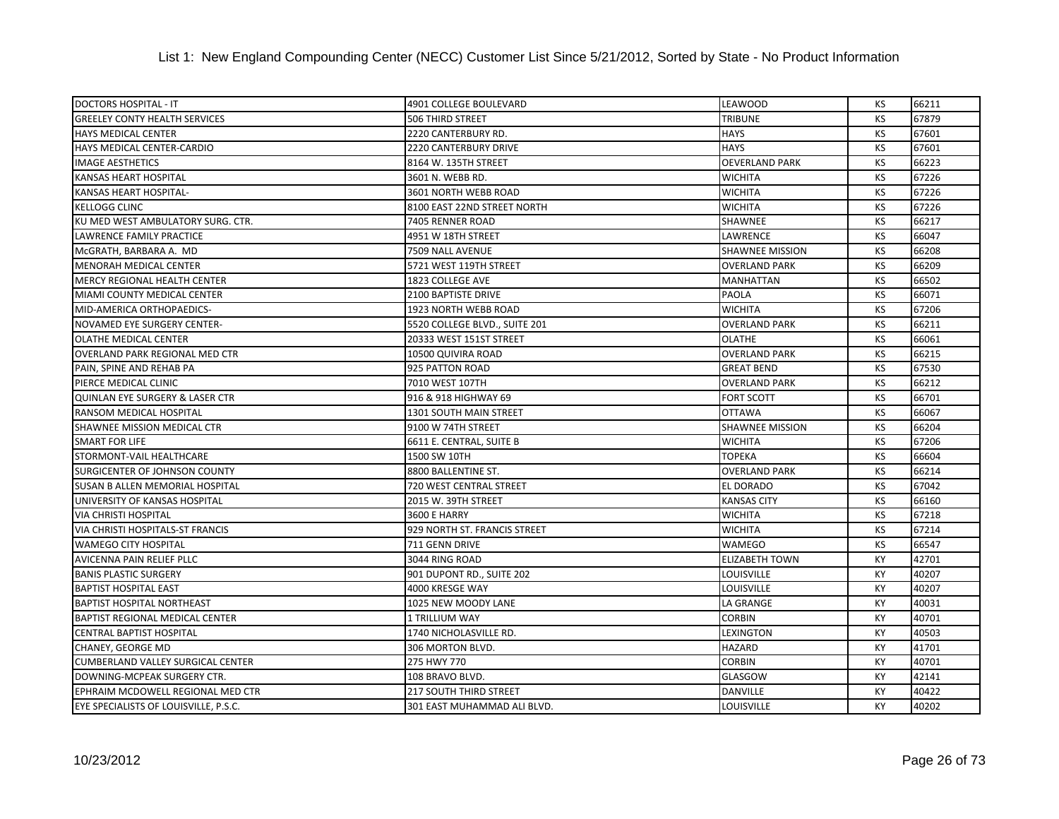# List 1: New England Compounding Center (NECC) Customer List Since 5/21/2012, Sorted by State - No Product Information

| | | | | |
|---|---|---|---|---|
| DOCTORS HOSPITAL - IT | 4901 COLLEGE BOULEVARD | LEAWOOD | KS | 66211 |
| GREELEY CONTY HEALTH SERVICES | 506 THIRD STREET | TRIBUNE | KS | 67879 |
| HAYS MEDICAL CENTER | 2220 CANTERBURY RD. | HAYS | KS | 67601 |
| HAYS MEDICAL CENTER-CARDIO | 2220 CANTERBURY DRIVE | HAYS | KS | 67601 |
| IMAGE AESTHETICS | 8164 W. 135TH STREET | OEVERLAND PARK | KS | 66223 |
| KANSAS HEART HOSPITAL | 3601 N. WEBB RD. | WICHITA | KS | 67226 |
| KANSAS HEART HOSPITAL- | 3601 NORTH WEBB ROAD | WICHITA | KS | 67226 |
| KELLOGG CLINC | 8100 EAST 22ND STREET NORTH | WICHITA | KS | 67226 |
| KU MED WEST AMBULATORY SURG. CTR. | 7405 RENNER ROAD | SHAWNEE | KS | 66217 |
| LAWRENCE FAMILY PRACTICE | 4951 W 18TH STREET | LAWRENCE | KS | 66047 |
| McGRATH, BARBARA A. MD | 7509 NALL AVENUE | SHAWNEE MISSION | KS | 66208 |
| MENORAH MEDICAL CENTER | 5721 WEST 119TH STREET | OVERLAND PARK | KS | 66209 |
| MERCY REGIONAL HEALTH CENTER | 1823 COLLEGE AVE | MANHATTAN | KS | 66502 |
| MIAMI COUNTY MEDICAL CENTER | 2100 BAPTISTE DRIVE | PAOLA | KS | 66071 |
| MID-AMERICA ORTHOPAEDICS- | 1923 NORTH WEBB ROAD | WICHITA | KS | 67206 |
| NOVAMED EYE SURGERY CENTER- | 5520 COLLEGE BLVD., SUITE 201 | OVERLAND PARK | KS | 66211 |
| OLATHE MEDICAL CENTER | 20333 WEST 151ST STREET | OLATHE | KS | 66061 |
| OVERLAND PARK REGIONAL MED CTR | 10500 QUIVIRA ROAD | OVERLAND PARK | KS | 66215 |
| PAIN, SPINE AND REHAB PA | 925 PATTON ROAD | GREAT BEND | KS | 67530 |
| PIERCE MEDICAL CLINIC | 7010 WEST 107TH | OVERLAND PARK | KS | 66212 |
| QUINLAN EYE SURGERY & LASER CTR | 916 & 918 HIGHWAY 69 | FORT SCOTT | KS | 66701 |
| RANSOM MEDICAL HOSPITAL | 1301 SOUTH MAIN STREET | OTTAWA | KS | 66067 |
| SHAWNEE MISSION MEDICAL CTR | 9100 W 74TH STREET | SHAWNEE MISSION | KS | 66204 |
| SMART FOR LIFE | 6611 E. CENTRAL, SUITE B | WICHITA | KS | 67206 |
| STORMONT-VAIL HEALTHCARE | 1500 SW 10TH | TOPEKA | KS | 66604 |
| SURGICENTER OF JOHNSON COUNTY | 8800 BALLENTINE ST. | OVERLAND PARK | KS | 66214 |
| SUSAN B ALLEN MEMORIAL HOSPITAL | 720 WEST CENTRAL STREET | EL DORADO | KS | 67042 |
| UNIVERSITY OF KANSAS HOSPITAL | 2015 W. 39TH STREET | KANSAS CITY | KS | 66160 |
| VIA CHRISTI HOSPITAL | 3600 E HARRY | WICHITA | KS | 67218 |
| VIA CHRISTI HOSPITALS-ST FRANCIS | 929 NORTH ST. FRANCIS STREET | WICHITA | KS | 67214 |
| WAMEGO CITY HOSPITAL | 711 GENN DRIVE | WAMEGO | KS | 66547 |
| AVICENNA PAIN RELIEF PLLC | 3044 RING ROAD | ELIZABETH TOWN | KY | 42701 |
| BANIS PLASTIC SURGERY | 901 DUPONT RD., SUITE 202 | LOUISVILLE | KY | 40207 |
| BAPTIST HOSPITAL EAST | 4000 KRESGE WAY | LOUISVILLE | KY | 40207 |
| BAPTIST HOSPITAL NORTHEAST | 1025 NEW MOODY LANE | LA GRANGE | KY | 40031 |
| BAPTIST REGIONAL MEDICAL CENTER | 1 TRILLIUM WAY | CORBIN | KY | 40701 |
| CENTRAL BAPTIST HOSPITAL | 1740 NICHOLASVILLE RD. | LEXINGTON | KY | 40503 |
| CHANEY, GEORGE MD | 306 MORTON BLVD. | HAZARD | KY | 41701 |
| CUMBERLAND VALLEY SURGICAL CENTER | 275 HWY 770 | CORBIN | KY | 40701 |
| DOWNING-MCPEAK SURGERY CTR. | 108 BRAVO BLVD. | GLASGOW | KY | 42141 |
| EPHRAIM MCDOWELL REGIONAL MED CTR | 217 SOUTH THIRD STREET | DANVILLE | KY | 40422 |
| EYE SPECIALISTS OF LOUISVILLE, P.S.C. | 301 EAST MUHAMMAD ALI BLVD. | LOUISVILLE | KY | 40202 |

10/23/2012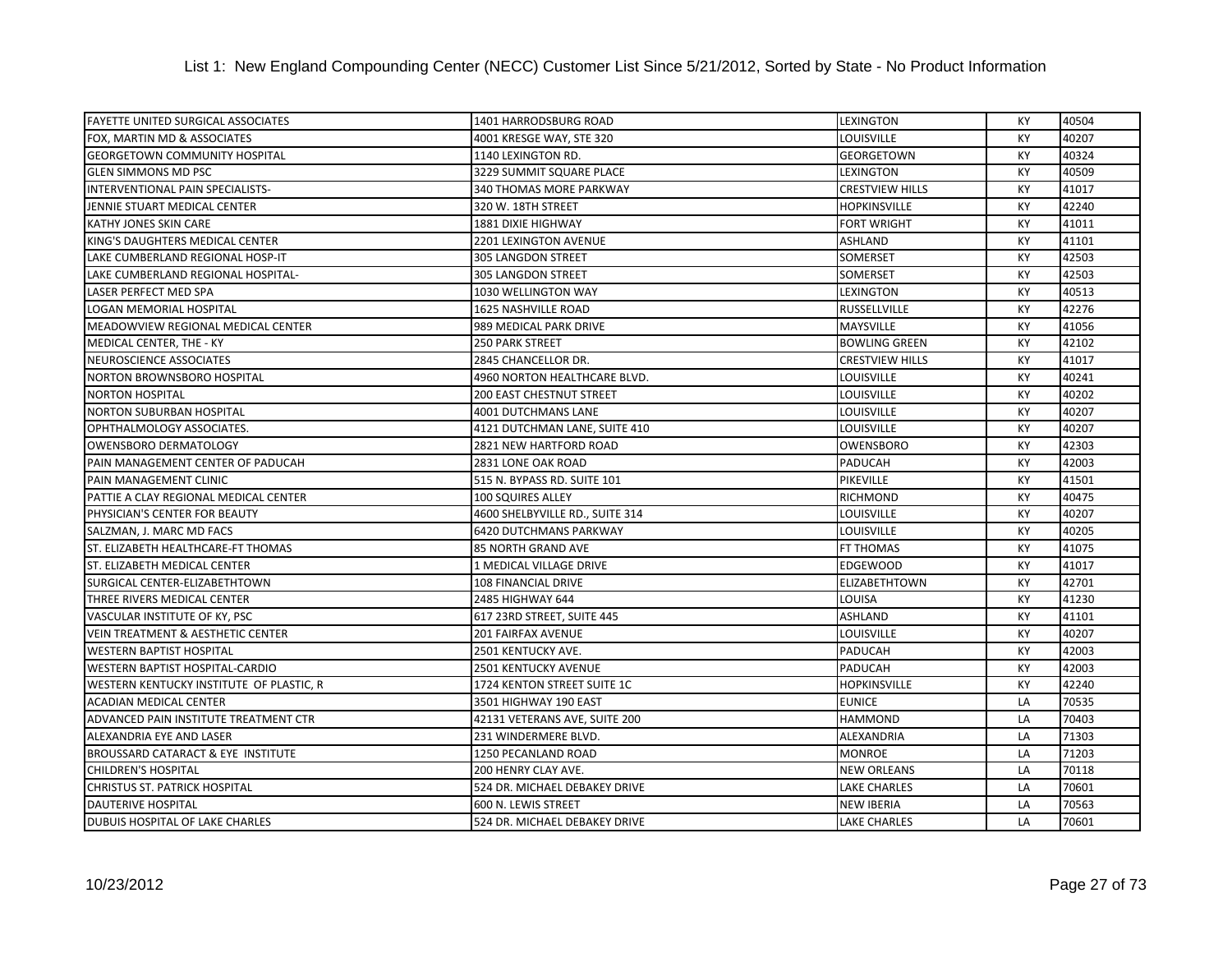# List 1: New England Compounding Center (NECC) Customer List Since 5/21/2012, Sorted by State - No Product Information

| | | | | |
|---|---|---|---|---|
| FAYETTE UNITED SURGICAL ASSOCIATES | 1401 HARRODSBURG ROAD | LEXINGTON | KY | 40504 |
| FOX, MARTIN MD & ASSOCIATES | 4001 KRESGE WAY, STE 320 | LOUISVILLE | KY | 40207 |
| GEORGETOWN COMMUNITY HOSPITAL | 1140 LEXINGTON RD. | GEORGETOWN | KY | 40324 |
| GLEN SIMMONS MD PSC | 3229 SUMMIT SQUARE PLACE | LEXINGTON | KY | 40509 |
| INTERVENTIONAL PAIN SPECIALISTS- | 340 THOMAS MORE PARKWAY | CRESTVIEW HILLS | KY | 41017 |
| JENNIE STUART MEDICAL CENTER | 320 W. 18TH STREET | HOPKINSVILLE | KY | 42240 |
| KATHY JONES SKIN CARE | 1881 DIXIE HIGHWAY | FORT WRIGHT | KY | 41011 |
| KING'S DAUGHTERS MEDICAL CENTER | 2201 LEXINGTON AVENUE | ASHLAND | KY | 41101 |
| LAKE CUMBERLAND REGIONAL HOSP-IT | 305 LANGDON STREET | SOMERSET | KY | 42503 |
| LAKE CUMBERLAND REGIONAL HOSPITAL- | 305 LANGDON STREET | SOMERSET | KY | 42503 |
| LASER PERFECT MED SPA | 1030 WELLINGTON WAY | LEXINGTON | KY | 40513 |
| LOGAN MEMORIAL HOSPITAL | 1625 NASHVILLE ROAD | RUSSELLVILLE | KY | 42276 |
| MEADOWVIEW REGIONAL MEDICAL CENTER | 989 MEDICAL PARK DRIVE | MAYSVILLE | KY | 41056 |
| MEDICAL CENTER, THE - KY | 250 PARK STREET | BOWLING GREEN | KY | 42102 |
| NEUROSCIENCE ASSOCIATES | 2845 CHANCELLOR DR. | CRESTVIEW HILLS | KY | 41017 |
| NORTON BROWNSBORO HOSPITAL | 4960 NORTON HEALTHCARE BLVD. | LOUISVILLE | KY | 40241 |
| NORTON HOSPITAL | 200 EAST CHESTNUT STREET | LOUISVILLE | KY | 40202 |
| NORTON SUBURBAN HOSPITAL | 4001 DUTCHMANS LANE | LOUISVILLE | KY | 40207 |
| OPHTHALMOLOGY ASSOCIATES. | 4121 DUTCHMAN LANE, SUITE 410 | LOUISVILLE | KY | 40207 |
| OWENSBORO DERMATOLOGY | 2821 NEW HARTFORD ROAD | OWENSBORO | KY | 42303 |
| PAIN MANAGEMENT CENTER OF PADUCAH | 2831 LONE OAK ROAD | PADUCAH | KY | 42003 |
| PAIN MANAGEMENT CLINIC | 515 N. BYPASS RD. SUITE 101 | PIKEVILLE | KY | 41501 |
| PATTIE A CLAY REGIONAL MEDICAL CENTER | 100 SQUIRES ALLEY | RICHMOND | KY | 40475 |
| PHYSICIAN'S CENTER FOR BEAUTY | 4600 SHELBYVILLE RD., SUITE 314 | LOUISVILLE | KY | 40207 |
| SALZMAN, J. MARC MD FACS | 6420 DUTCHMANS PARKWAY | LOUISVILLE | KY | 40205 |
| ST. ELIZABETH HEALTHCARE-FT THOMAS | 85 NORTH GRAND AVE | FT THOMAS | KY | 41075 |
| ST. ELIZABETH MEDICAL CENTER | 1 MEDICAL VILLAGE DRIVE | EDGEWOOD | KY | 41017 |
| SURGICAL CENTER-ELIZABETHTOWN | 108 FINANCIAL DRIVE | ELIZABETHTOWN | KY | 42701 |
| THREE RIVERS MEDICAL CENTER | 2485 HIGHWAY 644 | LOUISA | KY | 41230 |
| VASCULAR INSTITUTE OF KY, PSC | 617 23RD STREET, SUITE 445 | ASHLAND | KY | 41101 |
| VEIN TREATMENT & AESTHETIC CENTER | 201 FAIRFAX AVENUE | LOUISVILLE | KY | 40207 |
| WESTERN BAPTIST HOSPITAL | 2501 KENTUCKY AVE. | PADUCAH | KY | 42003 |
| WESTERN BAPTIST HOSPITAL-CARDIO | 2501 KENTUCKY AVENUE | PADUCAH | KY | 42003 |
| WESTERN KENTUCKY INSTITUTE OF PLASTIC, R | 1724 KENTON STREET SUITE 1C | HOPKINSVILLE | KY | 42240 |
| ACADIAN MEDICAL CENTER | 3501 HIGHWAY 190 EAST | EUNICE | LA | 70535 |
| ADVANCED PAIN INSTITUTE TREATMENT CTR | 42131 VETERANS AVE, SUITE 200 | HAMMOND | LA | 70403 |
| ALEXANDRIA EYE AND LASER | 231 WINDERMERE BLVD. | ALEXANDRIA | LA | 71303 |
| BROUSSARD CATARACT & EYE INSTITUTE | 1250 PECANLAND ROAD | MONROE | LA | 71203 |
| CHILDREN'S HOSPITAL | 200 HENRY CLAY AVE. | NEW ORLEANS | LA | 70118 |
| CHRISTUS ST. PATRICK HOSPITAL | 524 DR. MICHAEL DEBAKEY DRIVE | LAKE CHARLES | LA | 70601 |
| DAUTERIVE HOSPITAL | 600 N. LEWIS STREET | NEW IBERIA | LA | 70563 |
| DUBUIS HOSPITAL OF LAKE CHARLES | 524 DR. MICHAEL DEBAKEY DRIVE | LAKE CHARLES | LA | 70601 |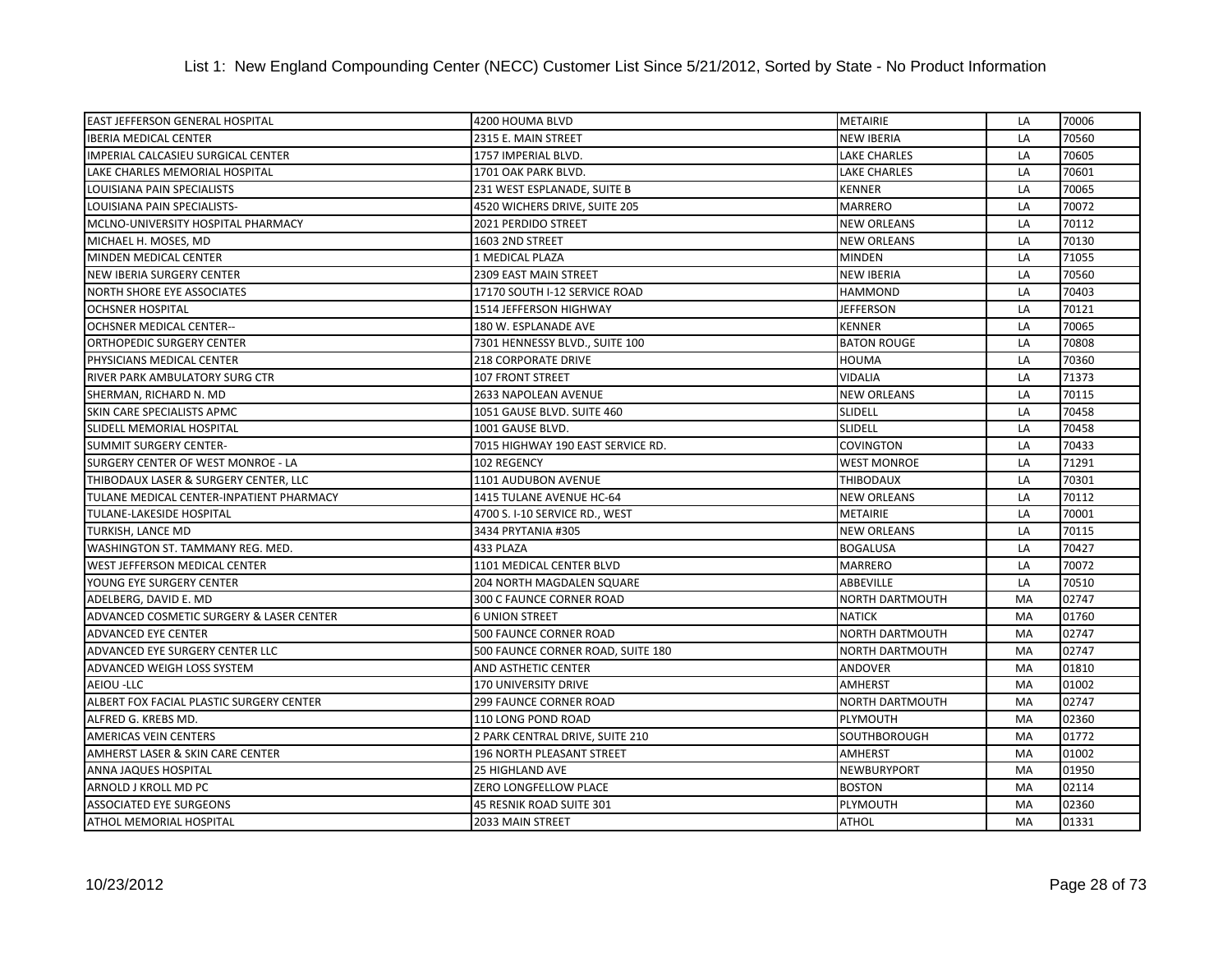List 1: New England Compounding Center (NECC) Customer List Since 5/21/2012, Sorted by State - No Product Information

| | | | | |
|---|---|---|---|---|
| EAST JEFFERSON GENERAL HOSPITAL | 4200 HOUMA BLVD | METAIRIE | LA | 70006 |
| IBERIA MEDICAL CENTER | 2315 E. MAIN STREET | NEW IBERIA | LA | 70560 |
| IMPERIAL CALCASIEU SURGICAL CENTER | 1757 IMPERIAL BLVD. | LAKE CHARLES | LA | 70605 |
| LAKE CHARLES MEMORIAL HOSPITAL | 1701 OAK PARK BLVD. | LAKE CHARLES | LA | 70601 |
| LOUISIANA PAIN SPECIALISTS | 231 WEST ESPLANADE, SUITE B | KENNER | LA | 70065 |
| LOUISIANA PAIN SPECIALISTS- | 4520 WICHERS DRIVE, SUITE 205 | MARRERO | LA | 70072 |
| MCLNO-UNIVERSITY HOSPITAL PHARMACY | 2021 PERDIDO STREET | NEW ORLEANS | LA | 70112 |
| MICHAEL H. MOSES, MD | 1603 2ND STREET | NEW ORLEANS | LA | 70130 |
| MINDEN MEDICAL CENTER | 1 MEDICAL PLAZA | MINDEN | LA | 71055 |
| NEW IBERIA SURGERY CENTER | 2309 EAST MAIN STREET | NEW IBERIA | LA | 70560 |
| NORTH SHORE EYE ASSOCIATES | 17170 SOUTH I-12 SERVICE ROAD | HAMMOND | LA | 70403 |
| OCHSNER HOSPITAL | 1514 JEFFERSON HIGHWAY | JEFFERSON | LA | 70121 |
| OCHSNER MEDICAL CENTER-- | 180 W. ESPLANADE AVE | KENNER | LA | 70065 |
| ORTHOPEDIC SURGERY CENTER | 7301 HENNESSY BLVD., SUITE 100 | BATON ROUGE | LA | 70808 |
| PHYSICIANS MEDICAL CENTER | 218 CORPORATE DRIVE | HOUMA | LA | 70360 |
| RIVER PARK AMBULATORY SURG CTR | 107 FRONT STREET | VIDALIA | LA | 71373 |
| SHERMAN, RICHARD N. MD | 2633 NAPOLEAN AVENUE | NEW ORLEANS | LA | 70115 |
| SKIN CARE SPECIALISTS APMC | 1051 GAUSE BLVD. SUITE 460 | SLIDELL | LA | 70458 |
| SLIDELL MEMORIAL HOSPITAL | 1001 GAUSE BLVD. | SLIDELL | LA | 70458 |
| SUMMIT SURGERY CENTER- | 7015 HIGHWAY 190 EAST SERVICE RD. | COVINGTON | LA | 70433 |
| SURGERY CENTER OF WEST MONROE - LA | 102 REGENCY | WEST MONROE | LA | 71291 |
| THIBODAUX LASER & SURGERY CENTER, LLC | 1101 AUDUBON AVENUE | THIBODAUX | LA | 70301 |
| TULANE MEDICAL CENTER-INPATIENT PHARMACY | 1415 TULANE AVENUE HC-64 | NEW ORLEANS | LA | 70112 |
| TULANE-LAKESIDE HOSPITAL | 4700 S. I-10 SERVICE RD., WEST | METAIRIE | LA | 70001 |
| TURKISH, LANCE MD | 3434 PRYTANIA #305 | NEW ORLEANS | LA | 70115 |
| WASHINGTON ST. TAMMANY REG. MED. | 433 PLAZA | BOGALUSA | LA | 70427 |
| WEST JEFFERSON MEDICAL CENTER | 1101 MEDICAL CENTER BLVD | MARRERO | LA | 70072 |
| YOUNG EYE SURGERY CENTER | 204 NORTH MAGDALEN SQUARE | ABBEVILLE | LA | 70510 |
| ADELBERG, DAVID E. MD | 300 C FAUNCE CORNER ROAD | NORTH DARTMOUTH | MA | 02747 |
| ADVANCED COSMETIC SURGERY & LASER CENTER | 6 UNION STREET | NATICK | MA | 01760 |
| ADVANCED EYE CENTER | 500 FAUNCE CORNER ROAD | NORTH DARTMOUTH | MA | 02747 |
| ADVANCED EYE SURGERY CENTER LLC | 500 FAUNCE CORNER ROAD, SUITE 180 | NORTH DARTMOUTH | MA | 02747 |
| ADVANCED WEIGH LOSS SYSTEM | AND ASTHETIC CENTER | ANDOVER | MA | 01810 |
| AEIOU -LLC | 170 UNIVERSITY DRIVE | AMHERST | MA | 01002 |
| ALBERT FOX FACIAL PLASTIC SURGERY CENTER | 299 FAUNCE CORNER ROAD | NORTH DARTMOUTH | MA | 02747 |
| ALFRED G. KREBS MD. | 110 LONG POND ROAD | PLYMOUTH | MA | 02360 |
| AMERICAS VEIN CENTERS | 2 PARK CENTRAL DRIVE, SUITE 210 | SOUTHBOROUGH | MA | 01772 |
| AMHERST LASER & SKIN CARE CENTER | 196 NORTH PLEASANT STREET | AMHERST | MA | 01002 |
| ANNA JAQUES HOSPITAL | 25 HIGHLAND AVE | NEWBURYPORT | MA | 01950 |
| ARNOLD J KROLL MD PC | ZERO LONGFELLOW PLACE | BOSTON | MA | 02114 |
| ASSOCIATED EYE SURGEONS | 45 RESNIK ROAD SUITE 301 | PLYMOUTH | MA | 02360 |
| ATHOL MEMORIAL HOSPITAL | 2033 MAIN STREET | ATHOL | MA | 01331 |

10/23/2012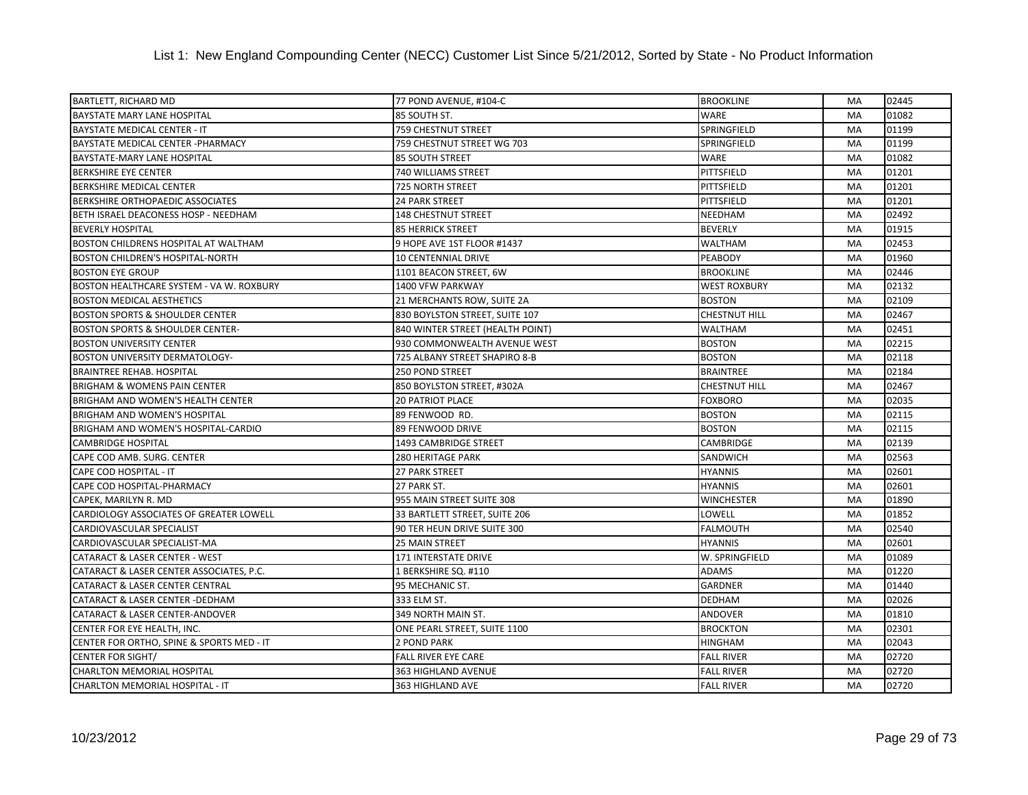List 1: New England Compounding Center (NECC) Customer List Since 5/21/2012, Sorted by State - No Product Information

| | | | | |
|---|---|---|---|---|
| BARTLETT, RICHARD MD | 77 POND AVENUE, #104-C | BROOKLINE | MA | 02445 |
| BAYSTATE MARY LANE HOSPITAL | 85 SOUTH ST. | WARE | MA | 01082 |
| BAYSTATE MEDICAL CENTER - IT | 759 CHESTNUT STREET | SPRINGFIELD | MA | 01199 |
| BAYSTATE MEDICAL CENTER -PHARMACY | 759 CHESTNUT STREET WG 703 | SPRINGFIELD | MA | 01199 |
| BAYSTATE-MARY LANE HOSPITAL | 85 SOUTH STREET | WARE | MA | 01082 |
| BERKSHIRE EYE CENTER | 740 WILLIAMS STREET | PITTSFIELD | MA | 01201 |
| BERKSHIRE MEDICAL CENTER | 725 NORTH STREET | PITTSFIELD | MA | 01201 |
| BERKSHIRE ORTHOPAEDIC ASSOCIATES | 24 PARK STREET | PITTSFIELD | MA | 01201 |
| BETH ISRAEL DEACONESS HOSP - NEEDHAM | 148 CHESTNUT STREET | NEEDHAM | MA | 02492 |
| BEVERLY HOSPITAL | 85 HERRICK STREET | BEVERLY | MA | 01915 |
| BOSTON CHILDRENS HOSPITAL AT WALTHAM | 9 HOPE AVE 1ST FLOOR #1437 | WALTHAM | MA | 02453 |
| BOSTON CHILDREN'S HOSPITAL-NORTH | 10 CENTENNIAL DRIVE | PEABODY | MA | 01960 |
| BOSTON EYE GROUP | 1101 BEACON STREET, 6W | BROOKLINE | MA | 02446 |
| BOSTON HEALTHCARE SYSTEM - VA W. ROXBURY | 1400 VFW PARKWAY | WEST ROXBURY | MA | 02132 |
| BOSTON MEDICAL AESTHETICS | 21 MERCHANTS ROW, SUITE 2A | BOSTON | MA | 02109 |
| BOSTON SPORTS & SHOULDER CENTER | 830 BOYLSTON STREET, SUITE 107 | CHESTNUT HILL | MA | 02467 |
| BOSTON SPORTS & SHOULDER CENTER- | 840 WINTER STREET (HEALTH POINT) | WALTHAM | MA | 02451 |
| BOSTON UNIVERSITY CENTER | 930 COMMONWEALTH AVENUE WEST | BOSTON | MA | 02215 |
| BOSTON UNIVERSITY DERMATOLOGY- | 725 ALBANY STREET SHAPIRO 8-B | BOSTON | MA | 02118 |
| BRAINTREE REHAB. HOSPITAL | 250 POND STREET | BRAINTREE | MA | 02184 |
| BRIGHAM & WOMENS PAIN CENTER | 850 BOYLSTON STREET, #302A | CHESTNUT HILL | MA | 02467 |
| BRIGHAM AND WOMEN'S HEALTH CENTER | 20 PATRIOT PLACE | FOXBORO | MA | 02035 |
| BRIGHAM AND WOMEN'S HOSPITAL | 89 FENWOOD RD. | BOSTON | MA | 02115 |
| BRIGHAM AND WOMEN'S HOSPITAL-CARDIO | 89 FENWOOD DRIVE | BOSTON | MA | 02115 |
| CAMBRIDGE HOSPITAL | 1493 CAMBRIDGE STREET | CAMBRIDGE | MA | 02139 |
| CAPE COD AMB. SURG. CENTER | 280 HERITAGE PARK | SANDWICH | MA | 02563 |
| CAPE COD HOSPITAL - IT | 27 PARK STREET | HYANNIS | MA | 02601 |
| CAPE COD HOSPITAL-PHARMACY | 27 PARK ST. | HYANNIS | MA | 02601 |
| CAPEK, MARILYN R. MD | 955 MAIN STREET SUITE 308 | WINCHESTER | MA | 01890 |
| CARDIOLOGY ASSOCIATES OF GREATER LOWELL | 33 BARTLETT STREET, SUITE 206 | LOWELL | MA | 01852 |
| CARDIOVASCULAR SPECIALIST | 90 TER HEUN DRIVE SUITE 300 | FALMOUTH | MA | 02540 |
| CARDIOVASCULAR SPECIALIST-MA | 25 MAIN STREET | HYANNIS | MA | 02601 |
| CATARACT & LASER CENTER - WEST | 171 INTERSTATE DRIVE | W. SPRINGFIELD | MA | 01089 |
| CATARACT & LASER CENTER ASSOCIATES, P.C. | 1 BERKSHIRE SQ. #110 | ADAMS | MA | 01220 |
| CATARACT & LASER CENTER CENTRAL | 95 MECHANIC ST. | GARDNER | MA | 01440 |
| CATARACT & LASER CENTER -DEDHAM | 333 ELM ST. | DEDHAM | MA | 02026 |
| CATARACT & LASER CENTER-ANDOVER | 349 NORTH MAIN ST. | ANDOVER | MA | 01810 |
| CENTER FOR EYE HEALTH, INC. | ONE PEARL STREET, SUITE 1100 | BROCKTON | MA | 02301 |
| CENTER FOR ORTHO, SPINE & SPORTS MED - IT | 2 POND PARK | HINGHAM | MA | 02043 |
| CENTER FOR SIGHT/ | FALL RIVER EYE CARE | FALL RIVER | MA | 02720 |
| CHARLTON MEMORIAL HOSPITAL | 363 HIGHLAND AVENUE | FALL RIVER | MA | 02720 |
| CHARLTON MEMORIAL HOSPITAL - IT | 363 HIGHLAND AVE | FALL RIVER | MA | 02720 |

10/23/2012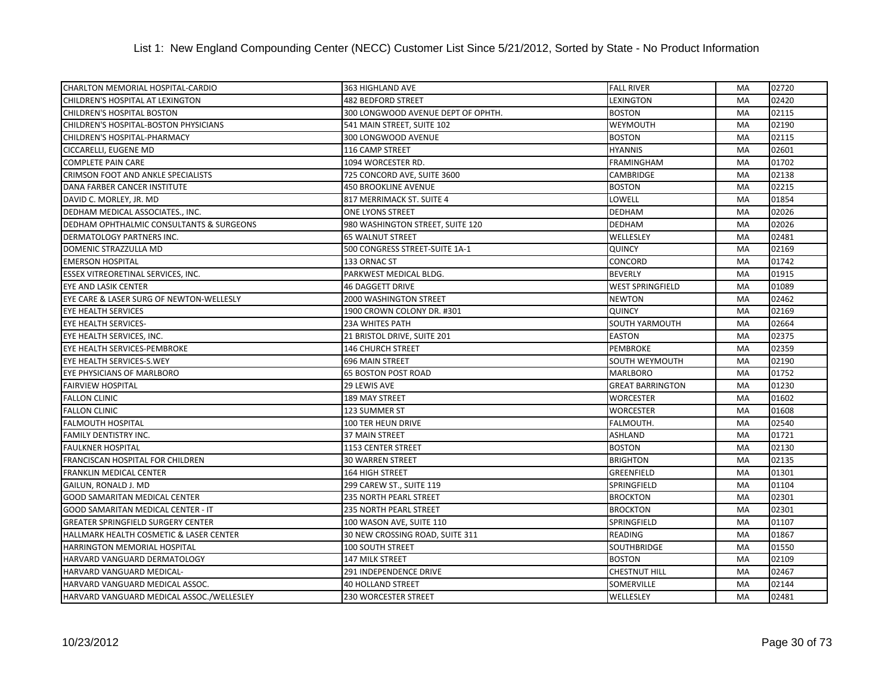List 1: New England Compounding Center (NECC) Customer List Since 5/21/2012, Sorted by State - No Product Information

| | | | | |
|---|---|---|---|---|
| CHARLTON MEMORIAL HOSPITAL-CARDIO | 363 HIGHLAND AVE | FALL RIVER | MA | 02720 |
| CHILDREN'S HOSPITAL AT LEXINGTON | 482 BEDFORD STREET | LEXINGTON | MA | 02420 |
| CHILDREN'S HOSPITAL BOSTON | 300 LONGWOOD AVENUE DEPT OF OPHTH. | BOSTON | MA | 02115 |
| CHILDREN'S HOSPITAL-BOSTON PHYSICIANS | 541 MAIN STREET, SUITE 102 | WEYMOUTH | MA | 02190 |
| CHILDREN'S HOSPITAL-PHARMACY | 300 LONGWOOD AVENUE | BOSTON | MA | 02115 |
| CICCARELLI, EUGENE MD | 116 CAMP STREET | HYANNIS | MA | 02601 |
| COMPLETE PAIN CARE | 1094 WORCESTER RD. | FRAMINGHAM | MA | 01702 |
| CRIMSON FOOT AND ANKLE SPECIALISTS | 725 CONCORD AVE, SUITE 3600 | CAMBRIDGE | MA | 02138 |
| DANA FARBER CANCER INSTITUTE | 450 BROOKLINE AVENUE | BOSTON | MA | 02215 |
| DAVID C. MORLEY, JR. MD | 817 MERRIMACK ST. SUITE 4 | LOWELL | MA | 01854 |
| DEDHAM MEDICAL ASSOCIATES., INC. | ONE LYONS STREET | DEDHAM | MA | 02026 |
| DEDHAM OPHTHALMIC CONSULTANTS & SURGEONS | 980 WASHINGTON STREET, SUITE 120 | DEDHAM | MA | 02026 |
| DERMATOLOGY PARTNERS INC. | 65 WALNUT STREET | WELLESLEY | MA | 02481 |
| DOMENIC STRAZZULLA MD | 500 CONGRESS STREET-SUITE 1A-1 | QUINCY | MA | 02169 |
| EMERSON HOSPITAL | 133 ORNAC ST | CONCORD | MA | 01742 |
| ESSEX VITREORETINAL SERVICES, INC. | PARKWEST MEDICAL BLDG. | BEVERLY | MA | 01915 |
| EYE AND LASIK CENTER | 46 DAGGETT DRIVE | WEST SPRINGFIELD | MA | 01089 |
| EYE CARE & LASER SURG OF NEWTON-WELLESLY | 2000 WASHINGTON STREET | NEWTON | MA | 02462 |
| EYE HEALTH SERVICES | 1900 CROWN COLONY DR. #301 | QUINCY | MA | 02169 |
| EYE HEALTH SERVICES- | 23A WHITES PATH | SOUTH YARMOUTH | MA | 02664 |
| EYE HEALTH SERVICES, INC. | 21 BRISTOL DRIVE, SUITE 201 | EASTON | MA | 02375 |
| EYE HEALTH SERVICES-PEMBROKE | 146 CHURCH STREET | PEMBROKE | MA | 02359 |
| EYE HEALTH SERVICES-S.WEY | 696 MAIN STREET | SOUTH WEYMOUTH | MA | 02190 |
| EYE PHYSICIANS OF MARLBORO | 65 BOSTON POST ROAD | MARLBORO | MA | 01752 |
| FAIRVIEW HOSPITAL | 29 LEWIS AVE | GREAT BARRINGTON | MA | 01230 |
| FALLON CLINIC | 189 MAY STREET | WORCESTER | MA | 01602 |
| FALLON CLINIC | 123 SUMMER ST | WORCESTER | MA | 01608 |
| FALMOUTH HOSPITAL | 100 TER HEUN DRIVE | FALMOUTH. | MA | 02540 |
| FAMILY DENTISTRY INC. | 37 MAIN STREET | ASHLAND | MA | 01721 |
| FAULKNER HOSPITAL | 1153 CENTER STREET | BOSTON | MA | 02130 |
| FRANCISCAN HOSPITAL FOR CHILDREN | 30 WARREN STREET | BRIGHTON | MA | 02135 |
| FRANKLIN MEDICAL CENTER | 164 HIGH STREET | GREENFIELD | MA | 01301 |
| GAILUN, RONALD J. MD | 299 CAREW ST., SUITE 119 | SPRINGFIELD | MA | 01104 |
| GOOD SAMARITAN MEDICAL CENTER | 235 NORTH PEARL STREET | BROCKTON | MA | 02301 |
| GOOD SAMARITAN MEDICAL CENTER - IT | 235 NORTH PEARL STREET | BROCKTON | MA | 02301 |
| GREATER SPRINGFIELD SURGERY CENTER | 100 WASON AVE, SUITE 110 | SPRINGFIELD | MA | 01107 |
| HALLMARK HEALTH COSMETIC & LASER CENTER | 30 NEW CROSSING ROAD, SUITE 311 | READING | MA | 01867 |
| HARRINGTON MEMORIAL HOSPITAL | 100 SOUTH STREET | SOUTHBRIDGE | MA | 01550 |
| HARVARD VANGUARD DERMATOLOGY | 147 MILK STREET | BOSTON | MA | 02109 |
| HARVARD VANGUARD MEDICAL- | 291 INDEPENDENCE DRIVE | CHESTNUT HILL | MA | 02467 |
| HARVARD VANGUARD MEDICAL ASSOC. | 40 HOLLAND STREET | SOMERVILLE | MA | 02144 |
| HARVARD VANGUARD MEDICAL ASSOC./WELLESLEY | 230 WORCESTER STREET | WELLESLEY | MA | 02481 |

10/23/2012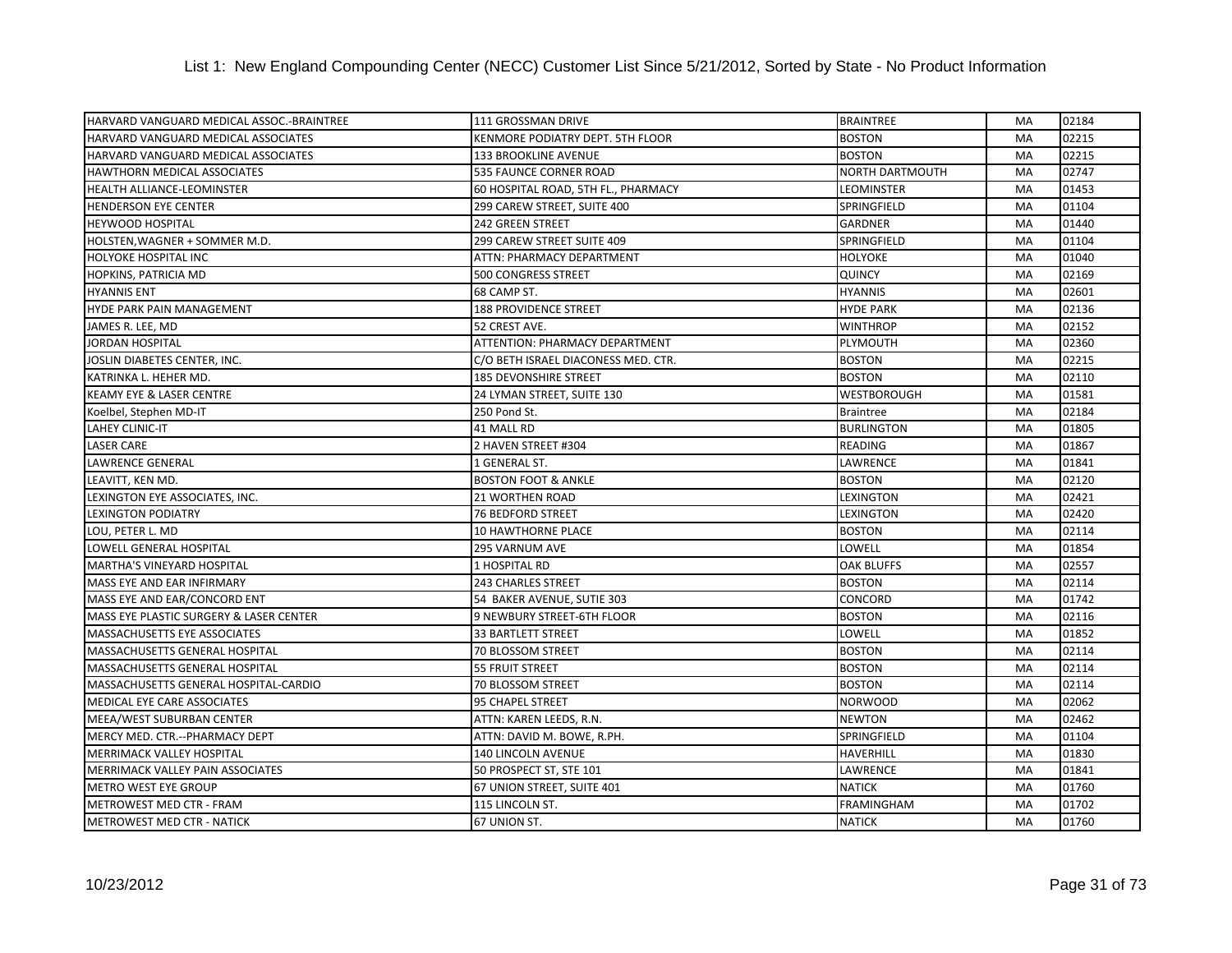List 1: New England Compounding Center (NECC) Customer List Since 5/21/2012, Sorted by State - No Product Information

| | | | | |
|---|---|---|---|---|
| HARVARD VANGUARD MEDICAL ASSOC.-BRAINTREE | 111 GROSSMAN DRIVE | BRAINTREE | MA | 02184 |
| HARVARD VANGUARD MEDICAL ASSOCIATES | KENMORE PODIATRY DEPT. 5TH FLOOR | BOSTON | MA | 02215 |
| HARVARD VANGUARD MEDICAL ASSOCIATES | 133 BROOKLINE AVENUE | BOSTON | MA | 02215 |
| HAWTHORN MEDICAL ASSOCIATES | 535 FAUNCE CORNER ROAD | NORTH DARTMOUTH | MA | 02747 |
| HEALTH ALLIANCE-LEOMINSTER | 60 HOSPITAL ROAD, 5TH FL., PHARMACY | LEOMINSTER | MA | 01453 |
| HENDERSON EYE CENTER | 299 CAREW STREET, SUITE 400 | SPRINGFIELD | MA | 01104 |
| HEYWOOD HOSPITAL | 242 GREEN STREET | GARDNER | MA | 01440 |
| HOLSTEN,WAGNER + SOMMER M.D. | 299 CAREW STREET SUITE 409 | SPRINGFIELD | MA | 01104 |
| HOLYOKE HOSPITAL INC | ATTN: PHARMACY DEPARTMENT | HOLYOKE | MA | 01040 |
| HOPKINS, PATRICIA MD | 500 CONGRESS STREET | QUINCY | MA | 02169 |
| HYANNIS ENT | 68 CAMP ST. | HYANNIS | MA | 02601 |
| HYDE PARK PAIN MANAGEMENT | 188 PROVIDENCE STREET | HYDE PARK | MA | 02136 |
| JAMES R. LEE, MD | 52 CREST AVE. | WINTHROP | MA | 02152 |
| JORDAN HOSPITAL | ATTENTION: PHARMACY DEPARTMENT | PLYMOUTH | MA | 02360 |
| JOSLIN DIABETES CENTER, INC. | C/O BETH ISRAEL DIACONESS MED. CTR. | BOSTON | MA | 02215 |
| KATRINKA L. HEHER MD. | 185 DEVONSHIRE STREET | BOSTON | MA | 02110 |
| KEAMY EYE & LASER CENTRE | 24 LYMAN STREET, SUITE 130 | WESTBOROUGH | MA | 01581 |
| Koelbel, Stephen MD-IT | 250 Pond St. | Braintree | MA | 02184 |
| LAHEY CLINIC-IT | 41 MALL RD | BURLINGTON | MA | 01805 |
| LASER CARE | 2 HAVEN STREET #304 | READING | MA | 01867 |
| LAWRENCE GENERAL | 1 GENERAL ST. | LAWRENCE | MA | 01841 |
| LEAVITT, KEN MD. | BOSTON FOOT & ANKLE | BOSTON | MA | 02120 |
| LEXINGTON EYE ASSOCIATES, INC. | 21 WORTHEN ROAD | LEXINGTON | MA | 02421 |
| LEXINGTON PODIATRY | 76 BEDFORD STREET | LEXINGTON | MA | 02420 |
| LOU, PETER L. MD | 10 HAWTHORNE PLACE | BOSTON | MA | 02114 |
| LOWELL GENERAL HOSPITAL | 295 VARNUM AVE | LOWELL | MA | 01854 |
| MARTHA'S VINEYARD HOSPITAL | 1 HOSPITAL RD | OAK BLUFFS | MA | 02557 |
| MASS EYE AND EAR INFIRMARY | 243 CHARLES STREET | BOSTON | MA | 02114 |
| MASS EYE AND EAR/CONCORD ENT | 54 BAKER AVENUE, SUTIE 303 | CONCORD | MA | 01742 |
| MASS EYE PLASTIC SURGERY & LASER CENTER | 9 NEWBURY STREET-6TH FLOOR | BOSTON | MA | 02116 |
| MASSACHUSETTS EYE ASSOCIATES | 33 BARTLETT STREET | LOWELL | MA | 01852 |
| MASSACHUSETTS GENERAL HOSPITAL | 70 BLOSSOM STREET | BOSTON | MA | 02114 |
| MASSACHUSETTS GENERAL HOSPITAL | 55 FRUIT STREET | BOSTON | MA | 02114 |
| MASSACHUSETTS GENERAL HOSPITAL-CARDIO | 70 BLOSSOM STREET | BOSTON | MA | 02114 |
| MEDICAL EYE CARE ASSOCIATES | 95 CHAPEL STREET | NORWOOD | MA | 02062 |
| MEEA/WEST SUBURBAN CENTER | ATTN: KAREN LEEDS, R.N. | NEWTON | MA | 02462 |
| MERCY MED. CTR.--PHARMACY DEPT | ATTN: DAVID M. BOWE, R.PH. | SPRINGFIELD | MA | 01104 |
| MERRIMACK VALLEY HOSPITAL | 140 LINCOLN AVENUE | HAVERHILL | MA | 01830 |
| MERRIMACK VALLEY PAIN ASSOCIATES | 50 PROSPECT ST, STE 101 | LAWRENCE | MA | 01841 |
| METRO WEST EYE GROUP | 67 UNION STREET, SUITE 401 | NATICK | MA | 01760 |
| METROWEST MED CTR - FRAM | 115 LINCOLN ST. | FRAMINGHAM | MA | 01702 |
| METROWEST MED CTR - NATICK | 67 UNION ST. | NATICK | MA | 01760 |

10/23/2012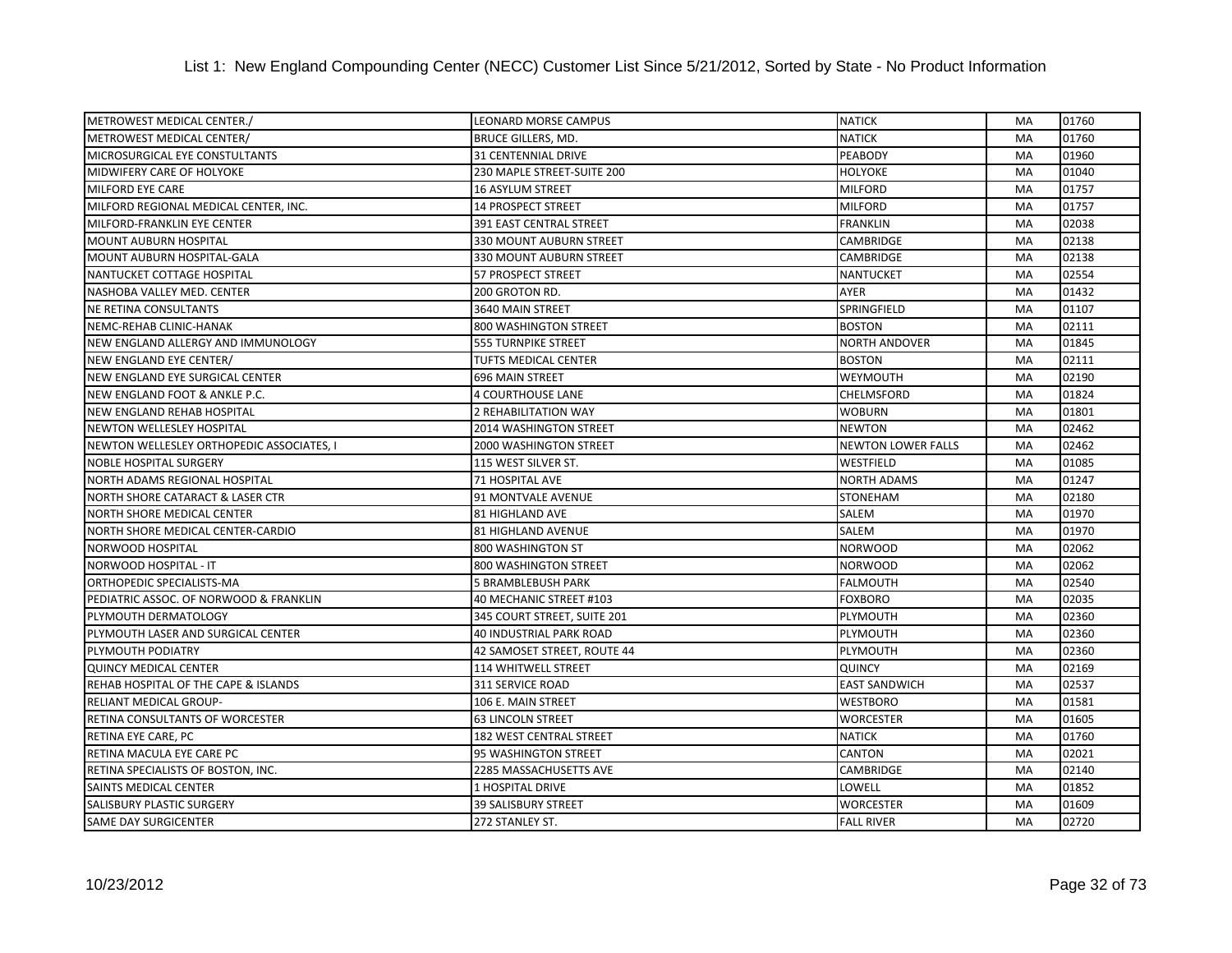# List 1: New England Compounding Center (NECC) Customer List Since 5/21/2012, Sorted by State - No Product Information

| | | | | |
|---|---|---|---|---|
| METROWEST MEDICAL CENTER./ | LEONARD MORSE CAMPUS | NATICK | MA | 01760 |
| METROWEST MEDICAL CENTER/ | BRUCE GILLERS, MD. | NATICK | MA | 01760 |
| MICROSURGICAL EYE CONSTULTANTS | 31 CENTENNIAL DRIVE | PEABODY | MA | 01960 |
| MIDWIFERY CARE OF HOLYOKE | 230 MAPLE STREET-SUITE 200 | HOLYOKE | MA | 01040 |
| MILFORD EYE CARE | 16 ASYLUM STREET | MILFORD | MA | 01757 |
| MILFORD REGIONAL MEDICAL CENTER, INC. | 14 PROSPECT STREET | MILFORD | MA | 01757 |
| MILFORD-FRANKLIN EYE CENTER | 391 EAST CENTRAL STREET | FRANKLIN | MA | 02038 |
| MOUNT AUBURN HOSPITAL | 330 MOUNT AUBURN STREET | CAMBRIDGE | MA | 02138 |
| MOUNT AUBURN HOSPITAL-GALA | 330 MOUNT AUBURN STREET | CAMBRIDGE | MA | 02138 |
| NANTUCKET COTTAGE HOSPITAL | 57 PROSPECT STREET | NANTUCKET | MA | 02554 |
| NASHOBA VALLEY MED. CENTER | 200 GROTON RD. | AYER | MA | 01432 |
| NE RETINA CONSULTANTS | 3640 MAIN STREET | SPRINGFIELD | MA | 01107 |
| NEMC-REHAB CLINIC-HANAK | 800 WASHINGTON STREET | BOSTON | MA | 02111 |
| NEW ENGLAND ALLERGY AND IMMUNOLOGY | 555 TURNPIKE STREET | NORTH ANDOVER | MA | 01845 |
| NEW ENGLAND EYE CENTER/ | TUFTS MEDICAL CENTER | BOSTON | MA | 02111 |
| NEW ENGLAND EYE SURGICAL CENTER | 696 MAIN STREET | WEYMOUTH | MA | 02190 |
| NEW ENGLAND FOOT & ANKLE P.C. | 4 COURTHOUSE LANE | CHELMSFORD | MA | 01824 |
| NEW ENGLAND REHAB HOSPITAL | 2 REHABILITATION WAY | WOBURN | MA | 01801 |
| NEWTON WELLESLEY HOSPITAL | 2014 WASHINGTON STREET | NEWTON | MA | 02462 |
| NEWTON WELLESLEY ORTHOPEDIC ASSOCIATES, I | 2000 WASHINGTON STREET | NEWTON LOWER FALLS | MA | 02462 |
| NOBLE HOSPITAL SURGERY | 115 WEST SILVER ST. | WESTFIELD | MA | 01085 |
| NORTH ADAMS REGIONAL HOSPITAL | 71 HOSPITAL AVE | NORTH ADAMS | MA | 01247 |
| NORTH SHORE CATARACT & LASER CTR | 91 MONTVALE AVENUE | STONEHAM | MA | 02180 |
| NORTH SHORE MEDICAL CENTER | 81 HIGHLAND AVE | SALEM | MA | 01970 |
| NORTH SHORE MEDICAL CENTER-CARDIO | 81 HIGHLAND AVENUE | SALEM | MA | 01970 |
| NORWOOD HOSPITAL | 800 WASHINGTON ST | NORWOOD | MA | 02062 |
| NORWOOD HOSPITAL - IT | 800 WASHINGTON STREET | NORWOOD | MA | 02062 |
| ORTHOPEDIC SPECIALISTS-MA | 5 BRAMBLEBUSH PARK | FALMOUTH | MA | 02540 |
| PEDIATRIC ASSOC. OF NORWOOD & FRANKLIN | 40 MECHANIC STREET #103 | FOXBORO | MA | 02035 |
| PLYMOUTH DERMATOLOGY | 345 COURT STREET, SUITE 201 | PLYMOUTH | MA | 02360 |
| PLYMOUTH LASER AND SURGICAL CENTER | 40 INDUSTRIAL PARK ROAD | PLYMOUTH | MA | 02360 |
| PLYMOUTH PODIATRY | 42 SAMOSET STREET, ROUTE 44 | PLYMOUTH | MA | 02360 |
| QUINCY MEDICAL CENTER | 114 WHITWELL STREET | QUINCY | MA | 02169 |
| REHAB HOSPITAL OF THE CAPE & ISLANDS | 311 SERVICE ROAD | EAST SANDWICH | MA | 02537 |
| RELIANT MEDICAL GROUP- | 106 E. MAIN STREET | WESTBORO | MA | 01581 |
| RETINA CONSULTANTS OF WORCESTER | 63 LINCOLN STREET | WORCESTER | MA | 01605 |
| RETINA EYE CARE, PC | 182 WEST CENTRAL STREET | NATICK | MA | 01760 |
| RETINA MACULA EYE CARE PC | 95 WASHINGTON STREET | CANTON | MA | 02021 |
| RETINA SPECIALISTS OF BOSTON, INC. | 2285 MASSACHUSETTS AVE | CAMBRIDGE | MA | 02140 |
| SAINTS MEDICAL CENTER | 1 HOSPITAL DRIVE | LOWELL | MA | 01852 |
| SALISBURY PLASTIC SURGERY | 39 SALISBURY STREET | WORCESTER | MA | 01609 |
| SAME DAY SURGICENTER | 272 STANLEY ST. | FALL RIVER | MA | 02720 |

10/23/2012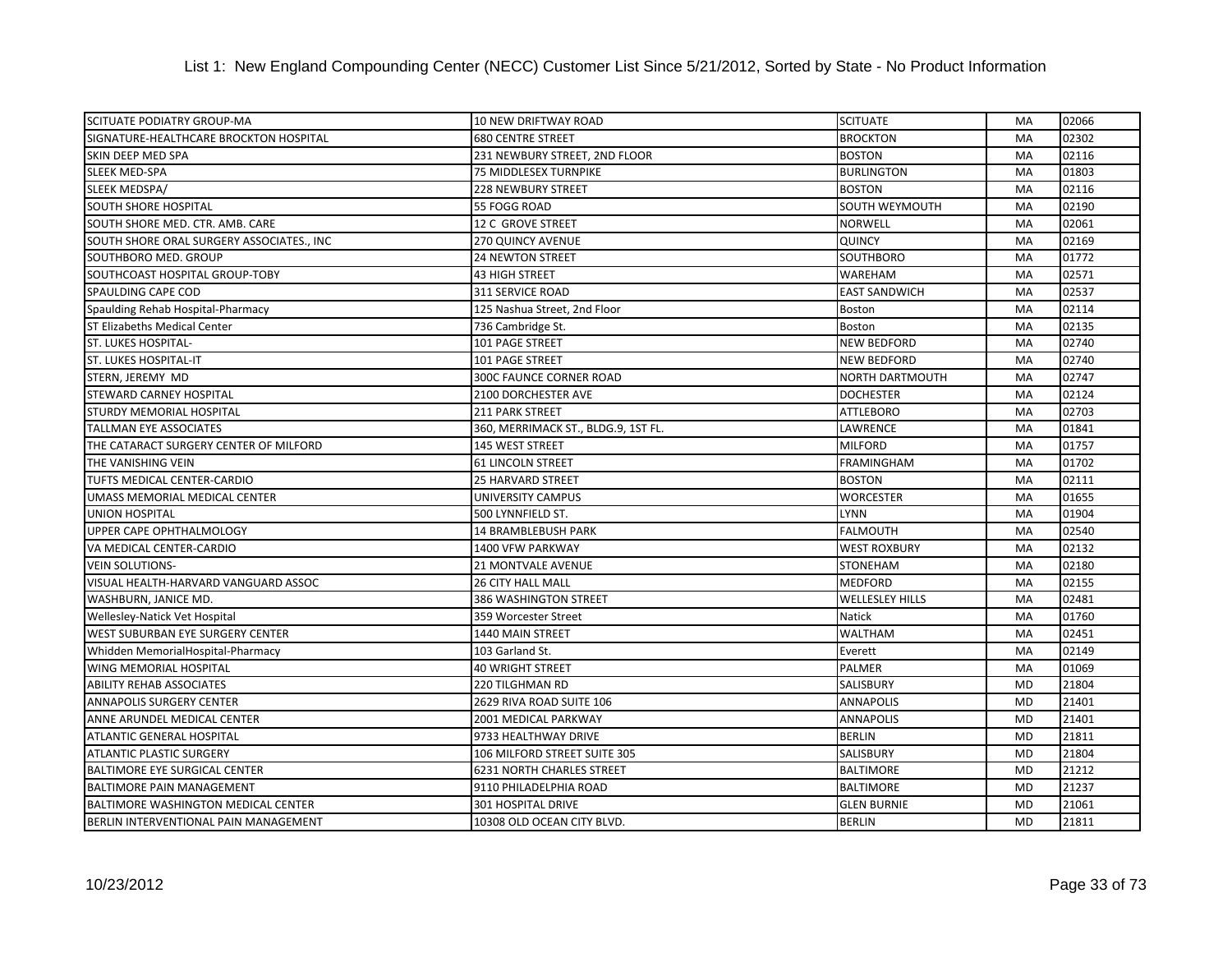# List 1: New England Compounding Center (NECC) Customer List Since 5/21/2012, Sorted by State - No Product Information

| | | | | |
|---|---|---|---|---|
| SCITUATE PODIATRY GROUP-MA | 10 NEW DRIFTWAY ROAD | SCITUATE | MA | 02066 |
| SIGNATURE-HEALTHCARE BROCKTON HOSPITAL | 680 CENTRE STREET | BROCKTON | MA | 02302 |
| SKIN DEEP MED SPA | 231 NEWBURY STREET, 2ND FLOOR | BOSTON | MA | 02116 |
| SLEEK MED-SPA | 75 MIDDLESEX TURNPIKE | BURLINGTON | MA | 01803 |
| SLEEK MEDSPA/ | 228 NEWBURY STREET | BOSTON | MA | 02116 |
| SOUTH SHORE HOSPITAL | 55 FOGG ROAD | SOUTH WEYMOUTH | MA | 02190 |
| SOUTH SHORE MED. CTR. AMB. CARE | 12 C GROVE STREET | NORWELL | MA | 02061 |
| SOUTH SHORE ORAL SURGERY ASSOCIATES., INC | 270 QUINCY AVENUE | QUINCY | MA | 02169 |
| SOUTHBORO MED. GROUP | 24 NEWTON STREET | SOUTHBORO | MA | 01772 |
| SOUTHCOAST HOSPITAL GROUP-TOBY | 43 HIGH STREET | WAREHAM | MA | 02571 |
| SPAULDING CAPE COD | 311 SERVICE ROAD | EAST SANDWICH | MA | 02537 |
| Spaulding Rehab Hospital-Pharmacy | 125 Nashua Street, 2nd Floor | Boston | MA | 02114 |
| ST Elizabeths Medical Center | 736 Cambridge St. | Boston | MA | 02135 |
| ST. LUKES HOSPITAL- | 101 PAGE STREET | NEW BEDFORD | MA | 02740 |
| ST. LUKES HOSPITAL-IT | 101 PAGE STREET | NEW BEDFORD | MA | 02740 |
| STERN, JEREMY MD | 300C FAUNCE CORNER ROAD | NORTH DARTMOUTH | MA | 02747 |
| STEWARD CARNEY HOSPITAL | 2100 DORCHESTER AVE | DOCHESTER | MA | 02124 |
| STURDY MEMORIAL HOSPITAL | 211 PARK STREET | ATTLEBORO | MA | 02703 |
| TALLMAN EYE ASSOCIATES | 360, MERRIMACK ST., BLDG.9, 1ST FL. | LAWRENCE | MA | 01841 |
| THE CATARACT SURGERY CENTER OF MILFORD | 145 WEST STREET | MILFORD | MA | 01757 |
| THE VANISHING VEIN | 61 LINCOLN STREET | FRAMINGHAM | MA | 01702 |
| TUFTS MEDICAL CENTER-CARDIO | 25 HARVARD STREET | BOSTON | MA | 02111 |
| UMASS MEMORIAL MEDICAL CENTER | UNIVERSITY CAMPUS | WORCESTER | MA | 01655 |
| UNION HOSPITAL | 500 LYNNFIELD ST. | LYNN | MA | 01904 |
| UPPER CAPE OPHTHALMOLOGY | 14 BRAMBLEBUSH PARK | FALMOUTH | MA | 02540 |
| VA MEDICAL CENTER-CARDIO | 1400 VFW PARKWAY | WEST ROXBURY | MA | 02132 |
| VEIN SOLUTIONS- | 21 MONTVALE AVENUE | STONEHAM | MA | 02180 |
| VISUAL HEALTH-HARVARD VANGUARD ASSOC | 26 CITY HALL MALL | MEDFORD | MA | 02155 |
| WASHBURN, JANICE MD. | 386 WASHINGTON STREET | WELLESLEY HILLS | MA | 02481 |
| Wellesley-Natick Vet Hospital | 359 Worcester Street | Natick | MA | 01760 |
| WEST SUBURBAN EYE SURGERY CENTER | 1440 MAIN STREET | WALTHAM | MA | 02451 |
| Whidden MemorialHospital-Pharmacy | 103 Garland St. | Everett | MA | 02149 |
| WING MEMORIAL HOSPITAL | 40 WRIGHT STREET | PALMER | MA | 01069 |
| ABILITY REHAB ASSOCIATES | 220 TILGHMAN RD | SALISBURY | MD | 21804 |
| ANNAPOLIS SURGERY CENTER | 2629 RIVA ROAD SUITE 106 | ANNAPOLIS | MD | 21401 |
| ANNE ARUNDEL MEDICAL CENTER | 2001 MEDICAL PARKWAY | ANNAPOLIS | MD | 21401 |
| ATLANTIC GENERAL HOSPITAL | 9733 HEALTHWAY DRIVE | BERLIN | MD | 21811 |
| ATLANTIC PLASTIC SURGERY | 106 MILFORD STREET SUITE 305 | SALISBURY | MD | 21804 |
| BALTIMORE EYE SURGICAL CENTER | 6231 NORTH CHARLES STREET | BALTIMORE | MD | 21212 |
| BALTIMORE PAIN MANAGEMENT | 9110 PHILADELPHIA ROAD | BALTIMORE | MD | 21237 |
| BALTIMORE WASHINGTON MEDICAL CENTER | 301 HOSPITAL DRIVE | GLEN BURNIE | MD | 21061 |
| BERLIN INTERVENTIONAL PAIN MANAGEMENT | 10308 OLD OCEAN CITY BLVD. | BERLIN | MD | 21811 |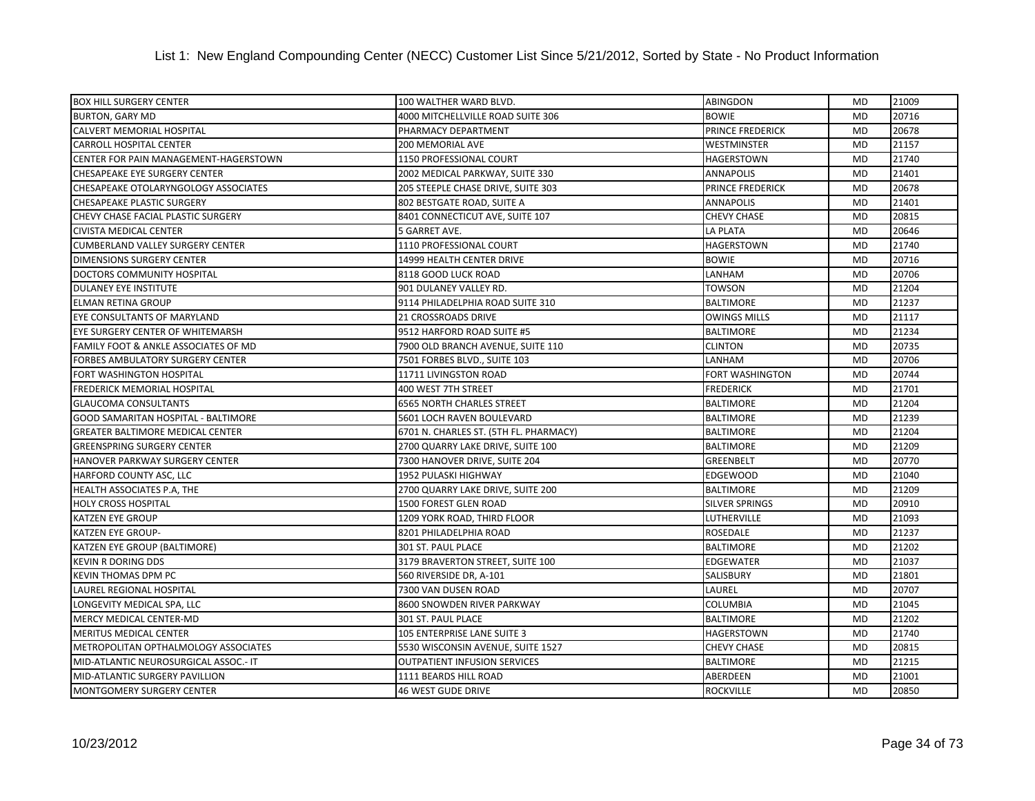# List 1: New England Compounding Center (NECC) Customer List Since 5/21/2012, Sorted by State - No Product Information

| | | | | |
|---|---|---|---|---|
| BOX HILL SURGERY CENTER | 100 WALTHER WARD BLVD. | ABINGDON | MD | 21009 |
| BURTON, GARY MD | 4000 MITCHELLVILLE ROAD SUITE 306 | BOWIE | MD | 20716 |
| CALVERT MEMORIAL HOSPITAL | PHARMACY DEPARTMENT | PRINCE FREDERICK | MD | 20678 |
| CARROLL HOSPITAL CENTER | 200 MEMORIAL AVE | WESTMINSTER | MD | 21157 |
| CENTER FOR PAIN MANAGEMENT-HAGERSTOWN | 1150 PROFESSIONAL COURT | HAGERSTOWN | MD | 21740 |
| CHESAPEAKE EYE SURGERY CENTER | 2002 MEDICAL PARKWAY, SUITE 330 | ANNAPOLIS | MD | 21401 |
| CHESAPEAKE OTOLARYNGOLOGY ASSOCIATES | 205 STEEPLE CHASE DRIVE, SUITE 303 | PRINCE FREDERICK | MD | 20678 |
| CHESAPEAKE PLASTIC SURGERY | 802 BESTGATE ROAD, SUITE A | ANNAPOLIS | MD | 21401 |
| CHEVY CHASE FACIAL PLASTIC SURGERY | 8401 CONNECTICUT AVE, SUITE 107 | CHEVY CHASE | MD | 20815 |
| CIVISTA MEDICAL CENTER | 5 GARRET AVE. | LA PLATA | MD | 20646 |
| CUMBERLAND VALLEY SURGERY CENTER | 1110 PROFESSIONAL COURT | HAGERSTOWN | MD | 21740 |
| DIMENSIONS SURGERY CENTER | 14999 HEALTH CENTER DRIVE | BOWIE | MD | 20716 |
| DOCTORS COMMUNITY HOSPITAL | 8118 GOOD LUCK ROAD | LANHAM | MD | 20706 |
| DULANEY EYE INSTITUTE | 901 DULANEY VALLEY RD. | TOWSON | MD | 21204 |
| ELMAN RETINA GROUP | 9114 PHILADELPHIA ROAD SUITE 310 | BALTIMORE | MD | 21237 |
| EYE CONSULTANTS OF MARYLAND | 21 CROSSROADS DRIVE | OWINGS MILLS | MD | 21117 |
| EYE SURGERY CENTER OF WHITEMARSH | 9512 HARFORD ROAD SUITE #5 | BALTIMORE | MD | 21234 |
| FAMILY FOOT & ANKLE ASSOCIATES OF MD | 7900 OLD BRANCH AVENUE, SUITE 110 | CLINTON | MD | 20735 |
| FORBES AMBULATORY SURGERY CENTER | 7501 FORBES BLVD., SUITE 103 | LANHAM | MD | 20706 |
| FORT WASHINGTON HOSPITAL | 11711 LIVINGSTON ROAD | FORT WASHINGTON | MD | 20744 |
| FREDERICK MEMORIAL HOSPITAL | 400 WEST 7TH STREET | FREDERICK | MD | 21701 |
| GLAUCOMA CONSULTANTS | 6565 NORTH CHARLES STREET | BALTIMORE | MD | 21204 |
| GOOD SAMARITAN HOSPITAL - BALTIMORE | 5601 LOCH RAVEN BOULEVARD | BALTIMORE | MD | 21239 |
| GREATER BALTIMORE MEDICAL CENTER | 6701 N. CHARLES ST. (5TH FL. PHARMACY) | BALTIMORE | MD | 21204 |
| GREENSPRING SURGERY CENTER | 2700 QUARRY LAKE DRIVE, SUITE 100 | BALTIMORE | MD | 21209 |
| HANOVER PARKWAY SURGERY CENTER | 7300 HANOVER DRIVE, SUITE 204 | GREENBELT | MD | 20770 |
| HARFORD COUNTY ASC, LLC | 1952 PULASKI HIGHWAY | EDGEWOOD | MD | 21040 |
| HEALTH ASSOCIATES P.A, THE | 2700 QUARRY LAKE DRIVE, SUITE 200 | BALTIMORE | MD | 21209 |
| HOLY CROSS HOSPITAL | 1500 FOREST GLEN ROAD | SILVER SPRINGS | MD | 20910 |
| KATZEN EYE GROUP | 1209 YORK ROAD, THIRD FLOOR | LUTHERVILLE | MD | 21093 |
| KATZEN EYE GROUP- | 8201 PHILADELPHIA ROAD | ROSEDALE | MD | 21237 |
| KATZEN EYE GROUP (BALTIMORE) | 301 ST. PAUL PLACE | BALTIMORE | MD | 21202 |
| KEVIN R DORING DDS | 3179 BRAVERTON STREET, SUITE 100 | EDGEWATER | MD | 21037 |
| KEVIN THOMAS DPM PC | 560 RIVERSIDE DR, A-101 | SALISBURY | MD | 21801 |
| LAUREL REGIONAL HOSPITAL | 7300 VAN DUSEN ROAD | LAUREL | MD | 20707 |
| LONGEVITY MEDICAL SPA, LLC | 8600 SNOWDEN RIVER PARKWAY | COLUMBIA | MD | 21045 |
| MERCY MEDICAL CENTER-MD | 301 ST. PAUL PLACE | BALTIMORE | MD | 21202 |
| MERITUS MEDICAL CENTER | 105 ENTERPRISE LANE SUITE 3 | HAGERSTOWN | MD | 21740 |
| METROPOLITAN OPTHALMOLOGY ASSOCIATES | 5530 WISCONSIN AVENUE, SUITE 1527 | CHEVY CHASE | MD | 20815 |
| MID-ATLANTIC NEUROSURGICAL ASSOC.- IT | OUTPATIENT INFUSION SERVICES | BALTIMORE | MD | 21215 |
| MID-ATLANTIC SURGERY PAVILLION | 1111 BEARDS HILL ROAD | ABERDEEN | MD | 21001 |
| MONTGOMERY SURGERY CENTER | 46 WEST GUDE DRIVE | ROCKVILLE | MD | 20850 |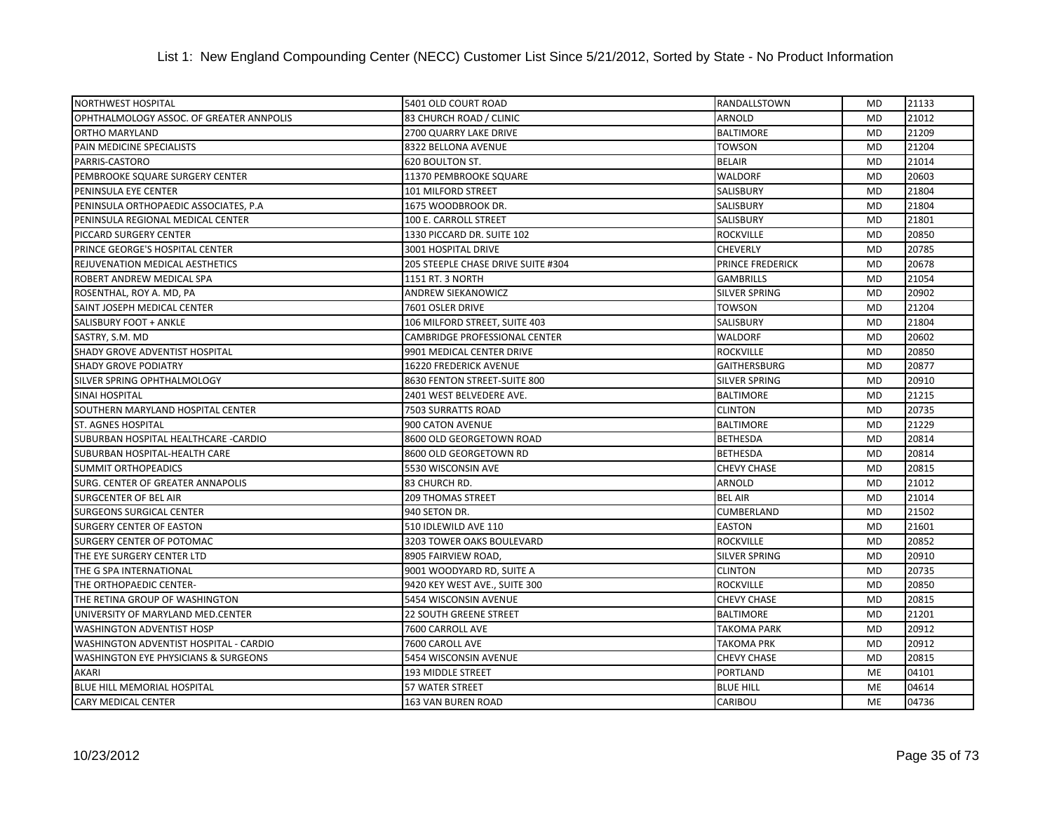# List 1: New England Compounding Center (NECC) Customer List Since 5/21/2012, Sorted by State - No Product Information

| | | | | |
|---|---|---|---|---|
| NORTHWEST HOSPITAL | 5401 OLD COURT ROAD | RANDALLSTOWN | MD | 21133 |
| OPHTHALMOLOGY ASSOC. OF GREATER ANNPOLIS | 83 CHURCH ROAD / CLINIC | ARNOLD | MD | 21012 |
| ORTHO MARYLAND | 2700 QUARRY LAKE DRIVE | BALTIMORE | MD | 21209 |
| PAIN MEDICINE SPECIALISTS | 8322 BELLONA AVENUE | TOWSON | MD | 21204 |
| PARRIS-CASTORO | 620 BOULTON ST. | BELAIR | MD | 21014 |
| PEMBROOKE SQUARE SURGERY CENTER | 11370 PEMBROOKE SQUARE | WALDORF | MD | 20603 |
| PENINSULA EYE CENTER | 101 MILFORD STREET | SALISBURY | MD | 21804 |
| PENINSULA ORTHOPAEDIC ASSOCIATES, P.A | 1675 WOODBROOK DR. | SALISBURY | MD | 21804 |
| PENINSULA REGIONAL MEDICAL CENTER | 100 E. CARROLL STREET | SALISBURY | MD | 21801 |
| PICCARD SURGERY CENTER | 1330 PICCARD DR. SUITE 102 | ROCKVILLE | MD | 20850 |
| PRINCE GEORGE'S HOSPITAL CENTER | 3001 HOSPITAL DRIVE | CHEVERLY | MD | 20785 |
| REJUVENATION MEDICAL AESTHETICS | 205 STEEPLE CHASE DRIVE SUITE #304 | PRINCE FREDERICK | MD | 20678 |
| ROBERT ANDREW MEDICAL SPA | 1151 RT. 3 NORTH | GAMBRILLS | MD | 21054 |
| ROSENTHAL, ROY A. MD, PA | ANDREW SIEKANOWICZ | SILVER SPRING | MD | 20902 |
| SAINT JOSEPH MEDICAL CENTER | 7601 OSLER DRIVE | TOWSON | MD | 21204 |
| SALISBURY FOOT + ANKLE | 106 MILFORD STREET, SUITE 403 | SALISBURY | MD | 21804 |
| SASTRY, S.M. MD | CAMBRIDGE PROFESSIONAL CENTER | WALDORF | MD | 20602 |
| SHADY GROVE ADVENTIST HOSPITAL | 9901 MEDICAL CENTER DRIVE | ROCKVILLE | MD | 20850 |
| SHADY GROVE PODIATRY | 16220 FREDERICK AVENUE | GAITHERSBURG | MD | 20877 |
| SILVER SPRING OPHTHALMOLOGY | 8630 FENTON STREET-SUITE 800 | SILVER SPRING | MD | 20910 |
| SINAI HOSPITAL | 2401 WEST BELVEDERE AVE. | BALTIMORE | MD | 21215 |
| SOUTHERN MARYLAND HOSPITAL CENTER | 7503 SURRATTS ROAD | CLINTON | MD | 20735 |
| ST. AGNES HOSPITAL | 900 CATON AVENUE | BALTIMORE | MD | 21229 |
| SUBURBAN HOSPITAL HEALTHCARE -CARDIO | 8600 OLD GEORGETOWN ROAD | BETHESDA | MD | 20814 |
| SUBURBAN HOSPITAL-HEALTH CARE | 8600 OLD GEORGETOWN RD | BETHESDA | MD | 20814 |
| SUMMIT ORTHOPEADICS | 5530 WISCONSIN AVE | CHEVY CHASE | MD | 20815 |
| SURG. CENTER OF GREATER ANNAPOLIS | 83 CHURCH RD. | ARNOLD | MD | 21012 |
| SURGCENTER OF BEL AIR | 209 THOMAS STREET | BEL AIR | MD | 21014 |
| SURGEONS SURGICAL CENTER | 940 SETON DR. | CUMBERLAND | MD | 21502 |
| SURGERY CENTER OF EASTON | 510 IDLEWILD AVE 110 | EASTON | MD | 21601 |
| SURGERY CENTER OF POTOMAC | 3203 TOWER OAKS BOULEVARD | ROCKVILLE | MD | 20852 |
| THE EYE SURGERY CENTER LTD | 8905 FAIRVIEW ROAD, | SILVER SPRING | MD | 20910 |
| THE G SPA INTERNATIONAL | 9001 WOODYARD RD, SUITE A | CLINTON | MD | 20735 |
| THE ORTHOPAEDIC CENTER- | 9420 KEY WEST AVE., SUITE 300 | ROCKVILLE | MD | 20850 |
| THE RETINA GROUP OF WASHINGTON | 5454 WISCONSIN AVENUE | CHEVY CHASE | MD | 20815 |
| UNIVERSITY OF MARYLAND MED.CENTER | 22 SOUTH GREENE STREET | BALTIMORE | MD | 21201 |
| WASHINGTON ADVENTIST HOSP | 7600 CARROLL AVE | TAKOMA PARK | MD | 20912 |
| WASHINGTON ADVENTIST HOSPITAL - CARDIO | 7600 CAROLL AVE | TAKOMA PRK | MD | 20912 |
| WASHINGTON EYE PHYSICIANS & SURGEONS | 5454 WISCONSIN AVENUE | CHEVY CHASE | MD | 20815 |
| AKARI | 193 MIDDLE STREET | PORTLAND | ME | 04101 |
| BLUE HILL MEMORIAL HOSPITAL | 57 WATER STREET | BLUE HILL | ME | 04614 |
| CARY MEDICAL CENTER | 163 VAN BUREN ROAD | CARIBOU | ME | 04736 |

10/23/2012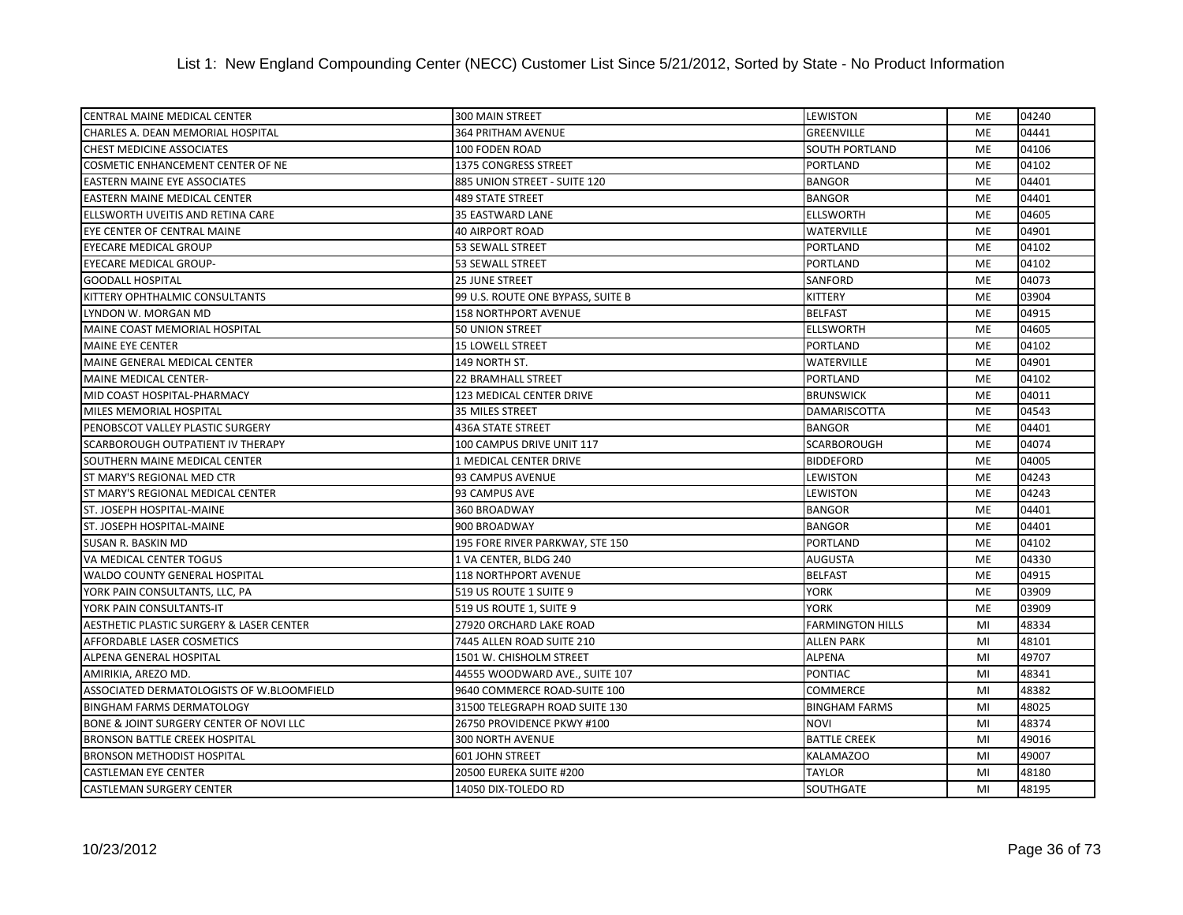List 1: New England Compounding Center (NECC) Customer List Since 5/21/2012, Sorted by State - No Product Information

| | | | | |
|---|---|---|---|---|
| CENTRAL MAINE MEDICAL CENTER | 300 MAIN STREET | LEWISTON | ME | 04240 |
| CHARLES A. DEAN MEMORIAL HOSPITAL | 364 PRITHAM AVENUE | GREENVILLE | ME | 04441 |
| CHEST MEDICINE ASSOCIATES | 100 FODEN ROAD | SOUTH PORTLAND | ME | 04106 |
| COSMETIC ENHANCEMENT CENTER OF NE | 1375 CONGRESS STREET | PORTLAND | ME | 04102 |
| EASTERN MAINE EYE ASSOCIATES | 885 UNION STREET - SUITE 120 | BANGOR | ME | 04401 |
| EASTERN MAINE MEDICAL CENTER | 489 STATE STREET | BANGOR | ME | 04401 |
| ELLSWORTH UVEITIS AND RETINA CARE | 35 EASTWARD LANE | ELLSWORTH | ME | 04605 |
| EYE CENTER OF CENTRAL MAINE | 40 AIRPORT ROAD | WATERVILLE | ME | 04901 |
| EYECARE MEDICAL GROUP | 53 SEWALL STREET | PORTLAND | ME | 04102 |
| EYECARE MEDICAL GROUP- | 53 SEWALL STREET | PORTLAND | ME | 04102 |
| GOODALL HOSPITAL | 25 JUNE STREET | SANFORD | ME | 04073 |
| KITTERY OPHTHALMIC CONSULTANTS | 99 U.S. ROUTE ONE BYPASS, SUITE B | KITTERY | ME | 03904 |
| LYNDON W. MORGAN MD | 158 NORTHPORT AVENUE | BELFAST | ME | 04915 |
| MAINE COAST MEMORIAL HOSPITAL | 50 UNION STREET | ELLSWORTH | ME | 04605 |
| MAINE EYE CENTER | 15 LOWELL STREET | PORTLAND | ME | 04102 |
| MAINE GENERAL MEDICAL CENTER | 149 NORTH ST. | WATERVILLE | ME | 04901 |
| MAINE MEDICAL CENTER- | 22 BRAMHALL STREET | PORTLAND | ME | 04102 |
| MID COAST HOSPITAL-PHARMACY | 123 MEDICAL CENTER DRIVE | BRUNSWICK | ME | 04011 |
| MILES MEMORIAL HOSPITAL | 35 MILES STREET | DAMARISCOTTA | ME | 04543 |
| PENOBSCOT VALLEY PLASTIC SURGERY | 436A STATE STREET | BANGOR | ME | 04401 |
| SCARBOROUGH OUTPATIENT IV THERAPY | 100 CAMPUS DRIVE UNIT 117 | SCARBOROUGH | ME | 04074 |
| SOUTHERN MAINE MEDICAL CENTER | 1 MEDICAL CENTER DRIVE | BIDDEFORD | ME | 04005 |
| ST MARY'S REGIONAL MED CTR | 93 CAMPUS AVENUE | LEWISTON | ME | 04243 |
| ST MARY'S REGIONAL MEDICAL CENTER | 93 CAMPUS AVE | LEWISTON | ME | 04243 |
| ST. JOSEPH HOSPITAL-MAINE | 360 BROADWAY | BANGOR | ME | 04401 |
| ST. JOSEPH HOSPITAL-MAINE | 900 BROADWAY | BANGOR | ME | 04401 |
| SUSAN R. BASKIN MD | 195 FORE RIVER PARKWAY, STE 150 | PORTLAND | ME | 04102 |
| VA MEDICAL CENTER TOGUS | 1 VA CENTER, BLDG 240 | AUGUSTA | ME | 04330 |
| WALDO COUNTY GENERAL HOSPITAL | 118 NORTHPORT AVENUE | BELFAST | ME | 04915 |
| YORK PAIN CONSULTANTS, LLC, PA | 519 US ROUTE 1 SUITE 9 | YORK | ME | 03909 |
| YORK PAIN CONSULTANTS-IT | 519 US ROUTE 1, SUITE 9 | YORK | ME | 03909 |
| AESTHETIC PLASTIC SURGERY & LASER CENTER | 27920 ORCHARD LAKE ROAD | FARMINGTON HILLS | MI | 48334 |
| AFFORDABLE LASER COSMETICS | 7445 ALLEN ROAD SUITE 210 | ALLEN PARK | MI | 48101 |
| ALPENA GENERAL HOSPITAL | 1501 W. CHISHOLM STREET | ALPENA | MI | 49707 |
| AMIRIKIA, AREZO MD. | 44555 WOODWARD AVE., SUITE 107 | PONTIAC | MI | 48341 |
| ASSOCIATED DERMATOLOGISTS OF W.BLOOMFIELD | 9640 COMMERCE ROAD-SUITE 100 | COMMERCE | MI | 48382 |
| BINGHAM FARMS DERMATOLOGY | 31500 TELEGRAPH ROAD SUITE 130 | BINGHAM FARMS | MI | 48025 |
| BONE & JOINT SURGERY CENTER OF NOVI LLC | 26750 PROVIDENCE PKWY #100 | NOVI | MI | 48374 |
| BRONSON BATTLE CREEK HOSPITAL | 300 NORTH AVENUE | BATTLE CREEK | MI | 49016 |
| BRONSON METHODIST HOSPITAL | 601 JOHN STREET | KALAMAZOO | MI | 49007 |
| CASTLEMAN EYE CENTER | 20500 EUREKA SUITE #200 | TAYLOR | MI | 48180 |
| CASTLEMAN SURGERY CENTER | 14050 DIX-TOLEDO RD | SOUTHGATE | MI | 48195 |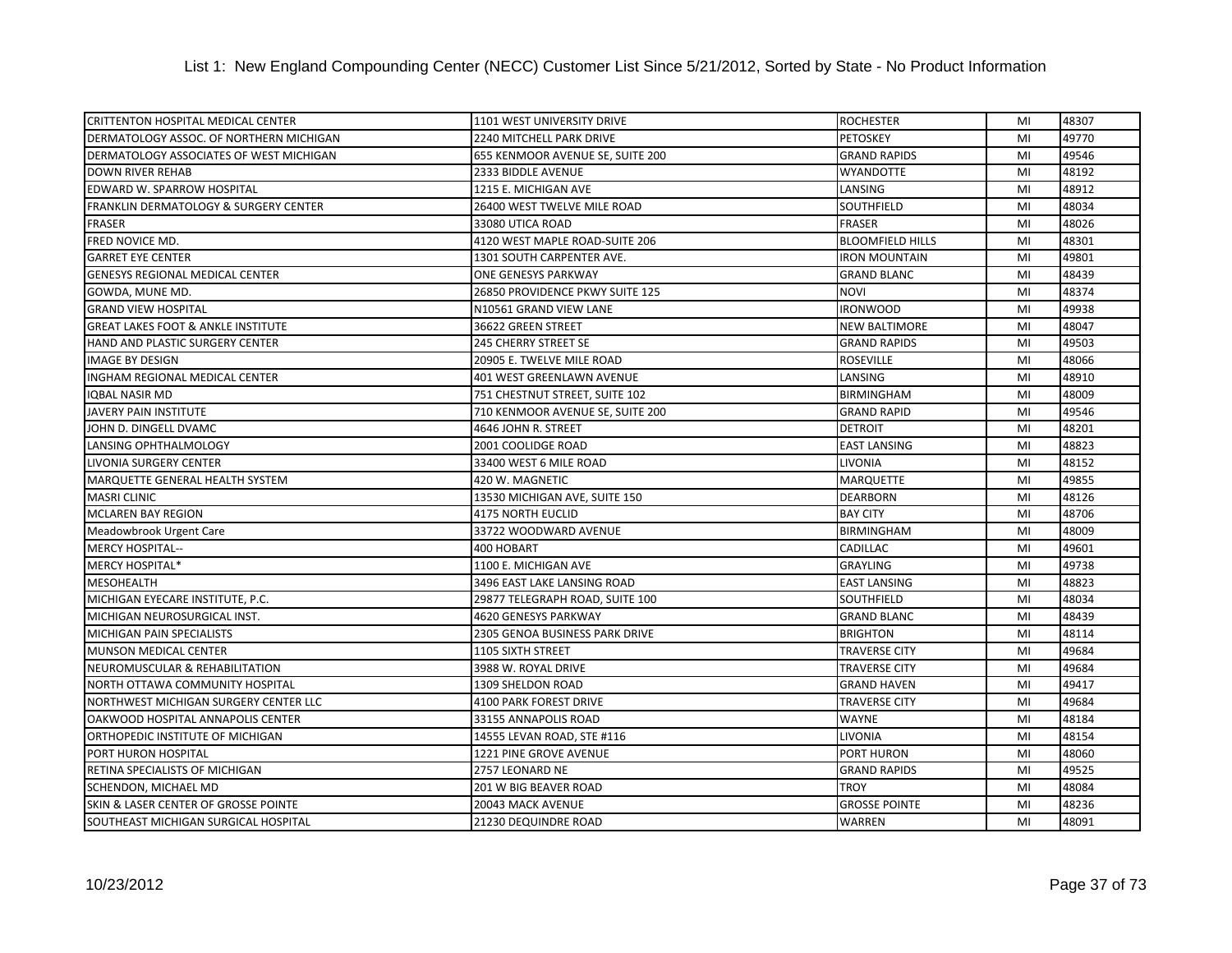List 1: New England Compounding Center (NECC) Customer List Since 5/21/2012, Sorted by State - No Product Information

| | | | | |
|---|---|---|---|---|
| CRITTENTON HOSPITAL MEDICAL CENTER | 1101 WEST UNIVERSITY DRIVE | ROCHESTER | MI | 48307 |
| DERMATOLOGY ASSOC. OF NORTHERN MICHIGAN | 2240 MITCHELL PARK DRIVE | PETOSKEY | MI | 49770 |
| DERMATOLOGY ASSOCIATES OF WEST MICHIGAN | 655 KENMOOR AVENUE SE, SUITE 200 | GRAND RAPIDS | MI | 49546 |
| DOWN RIVER REHAB | 2333 BIDDLE AVENUE | WYANDOTTE | MI | 48192 |
| EDWARD W. SPARROW HOSPITAL | 1215 E. MICHIGAN AVE | LANSING | MI | 48912 |
| FRANKLIN DERMATOLOGY & SURGERY CENTER | 26400 WEST TWELVE MILE ROAD | SOUTHFIELD | MI | 48034 |
| FRASER | 33080 UTICA ROAD | FRASER | MI | 48026 |
| FRED NOVICE MD. | 4120 WEST MAPLE ROAD-SUITE 206 | BLOOMFIELD HILLS | MI | 48301 |
| GARRET EYE CENTER | 1301 SOUTH CARPENTER AVE. | IRON MOUNTAIN | MI | 49801 |
| GENESYS REGIONAL MEDICAL CENTER | ONE GENESYS PARKWAY | GRAND BLANC | MI | 48439 |
| GOWDA, MUNE MD. | 26850 PROVIDENCE PKWY SUITE 125 | NOVI | MI | 48374 |
| GRAND VIEW HOSPITAL | N10561 GRAND VIEW LANE | IRONWOOD | MI | 49938 |
| GREAT LAKES FOOT & ANKLE INSTITUTE | 36622 GREEN STREET | NEW BALTIMORE | MI | 48047 |
| HAND AND PLASTIC SURGERY CENTER | 245 CHERRY STREET SE | GRAND RAPIDS | MI | 49503 |
| IMAGE BY DESIGN | 20905 E. TWELVE MILE ROAD | ROSEVILLE | MI | 48066 |
| INGHAM REGIONAL MEDICAL CENTER | 401 WEST GREENLAWN AVENUE | LANSING | MI | 48910 |
| IQBAL NASIR MD | 751 CHESTNUT STREET, SUITE 102 | BIRMINGHAM | MI | 48009 |
| JAVERY PAIN INSTITUTE | 710 KENMOOR AVENUE SE, SUITE 200 | GRAND RAPID | MI | 49546 |
| JOHN D. DINGELL DVAMC | 4646 JOHN R. STREET | DETROIT | MI | 48201 |
| LANSING OPHTHALMOLOGY | 2001 COOLIDGE ROAD | EAST LANSING | MI | 48823 |
| LIVONIA SURGERY CENTER | 33400 WEST 6 MILE ROAD | LIVONIA | MI | 48152 |
| MARQUETTE GENERAL HEALTH SYSTEM | 420 W. MAGNETIC | MARQUETTE | MI | 49855 |
| MASRI CLINIC | 13530 MICHIGAN AVE, SUITE 150 | DEARBORN | MI | 48126 |
| MCLAREN BAY REGION | 4175 NORTH EUCLID | BAY CITY | MI | 48706 |
| Meadowbrook Urgent Care | 33722 WOODWARD AVENUE | BIRMINGHAM | MI | 48009 |
| MERCY HOSPITAL-- | 400 HOBART | CADILLAC | MI | 49601 |
| MERCY HOSPITAL* | 1100 E. MICHIGAN AVE | GRAYLING | MI | 49738 |
| MESOHEALTH | 3496 EAST LAKE LANSING ROAD | EAST LANSING | MI | 48823 |
| MICHIGAN EYECARE INSTITUTE, P.C. | 29877 TELEGRAPH ROAD, SUITE 100 | SOUTHFIELD | MI | 48034 |
| MICHIGAN NEUROSURGICAL INST. | 4620 GENESYS PARKWAY | GRAND BLANC | MI | 48439 |
| MICHIGAN PAIN SPECIALISTS | 2305 GENOA BUSINESS PARK DRIVE | BRIGHTON | MI | 48114 |
| MUNSON MEDICAL CENTER | 1105 SIXTH STREET | TRAVERSE CITY | MI | 49684 |
| NEUROMUSCULAR & REHABILITATION | 3988 W. ROYAL DRIVE | TRAVERSE CITY | MI | 49684 |
| NORTH OTTAWA COMMUNITY HOSPITAL | 1309 SHELDON ROAD | GRAND HAVEN | MI | 49417 |
| NORTHWEST MICHIGAN SURGERY CENTER LLC | 4100 PARK FOREST DRIVE | TRAVERSE CITY | MI | 49684 |
| OAKWOOD HOSPITAL ANNAPOLIS CENTER | 33155 ANNAPOLIS ROAD | WAYNE | MI | 48184 |
| ORTHOPEDIC INSTITUTE OF MICHIGAN | 14555 LEVAN ROAD, STE #116 | LIVONIA | MI | 48154 |
| PORT HURON HOSPITAL | 1221 PINE GROVE AVENUE | PORT HURON | MI | 48060 |
| RETINA SPECIALISTS OF MICHIGAN | 2757 LEONARD NE | GRAND RAPIDS | MI | 49525 |
| SCHENDON, MICHAEL MD | 201 W BIG BEAVER ROAD | TROY | MI | 48084 |
| SKIN & LASER CENTER OF GROSSE POINTE | 20043 MACK AVENUE | GROSSE POINTE | MI | 48236 |
| SOUTHEAST MICHIGAN SURGICAL HOSPITAL | 21230 DEQUINDRE ROAD | WARREN | MI | 48091 |

10/23/2012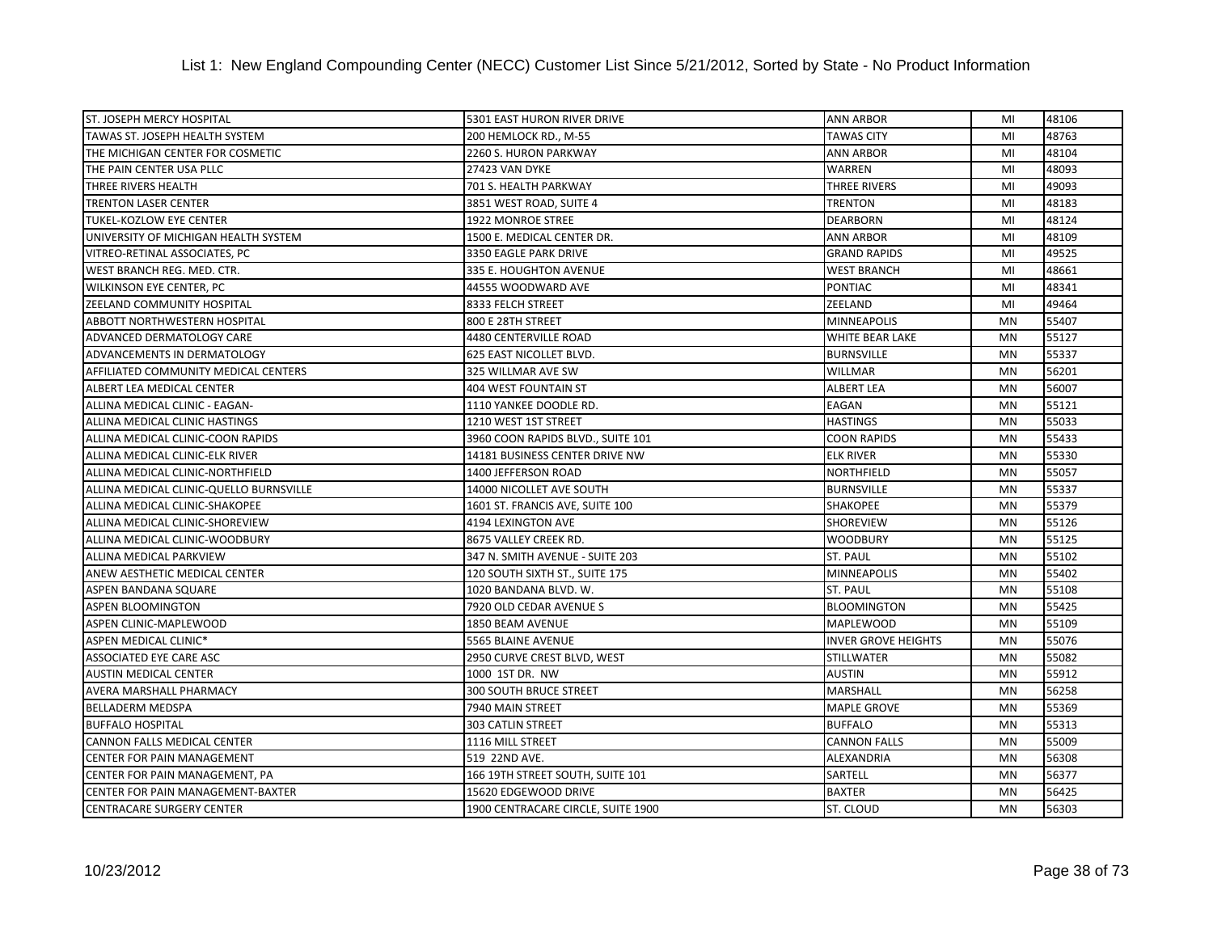List 1: New England Compounding Center (NECC) Customer List Since 5/21/2012, Sorted by State - No Product Information

| | | | | |
|---|---|---|---|---|
| ST. JOSEPH MERCY HOSPITAL | 5301 EAST HURON RIVER DRIVE | ANN ARBOR | MI | 48106 |
| TAWAS ST. JOSEPH HEALTH SYSTEM | 200 HEMLOCK RD., M-55 | TAWAS CITY | MI | 48763 |
| THE MICHIGAN CENTER FOR COSMETIC | 2260 S. HURON PARKWAY | ANN ARBOR | MI | 48104 |
| THE PAIN CENTER USA PLLC | 27423 VAN DYKE | WARREN | MI | 48093 |
| THREE RIVERS HEALTH | 701 S. HEALTH PARKWAY | THREE RIVERS | MI | 49093 |
| TRENTON LASER CENTER | 3851 WEST ROAD, SUITE 4 | TRENTON | MI | 48183 |
| TUKEL-KOZLOW EYE CENTER | 1922 MONROE STREE | DEARBORN | MI | 48124 |
| UNIVERSITY OF MICHIGAN HEALTH SYSTEM | 1500 E. MEDICAL CENTER DR. | ANN ARBOR | MI | 48109 |
| VITREO-RETINAL ASSOCIATES, PC | 3350 EAGLE PARK DRIVE | GRAND RAPIDS | MI | 49525 |
| WEST BRANCH REG. MED. CTR. | 335 E. HOUGHTON AVENUE | WEST BRANCH | MI | 48661 |
| WILKINSON EYE CENTER, PC | 44555 WOODWARD AVE | PONTIAC | MI | 48341 |
| ZEELAND COMMUNITY HOSPITAL | 8333 FELCH STREET | ZEELAND | MI | 49464 |
| ABBOTT NORTHWESTERN HOSPITAL | 800 E 28TH STREET | MINNEAPOLIS | MN | 55407 |
| ADVANCED DERMATOLOGY CARE | 4480 CENTERVILLE ROAD | WHITE BEAR LAKE | MN | 55127 |
| ADVANCEMENTS IN DERMATOLOGY | 625 EAST NICOLLET BLVD. | BURNSVILLE | MN | 55337 |
| AFFILIATED COMMUNITY MEDICAL CENTERS | 325 WILLMAR AVE SW | WILLMAR | MN | 56201 |
| ALBERT LEA MEDICAL CENTER | 404 WEST FOUNTAIN ST | ALBERT LEA | MN | 56007 |
| ALLINA MEDICAL CLINIC - EAGAN- | 1110 YANKEE DOODLE RD. | EAGAN | MN | 55121 |
| ALLINA MEDICAL CLINIC HASTINGS | 1210 WEST 1ST STREET | HASTINGS | MN | 55033 |
| ALLINA MEDICAL CLINIC-COON RAPIDS | 3960 COON RAPIDS BLVD., SUITE 101 | COON RAPIDS | MN | 55433 |
| ALLINA MEDICAL CLINIC-ELK RIVER | 14181 BUSINESS CENTER DRIVE NW | ELK RIVER | MN | 55330 |
| ALLINA MEDICAL CLINIC-NORTHFIELD | 1400 JEFFERSON ROAD | NORTHFIELD | MN | 55057 |
| ALLINA MEDICAL CLINIC-QUELLO BURNSVILLE | 14000 NICOLLET AVE SOUTH | BURNSVILLE | MN | 55337 |
| ALLINA MEDICAL CLINIC-SHAKOPEE | 1601 ST. FRANCIS AVE, SUITE 100 | SHAKOPEE | MN | 55379 |
| ALLINA MEDICAL CLINIC-SHOREVIEW | 4194 LEXINGTON AVE | SHOREVIEW | MN | 55126 |
| ALLINA MEDICAL CLINIC-WOODBURY | 8675 VALLEY CREEK RD. | WOODBURY | MN | 55125 |
| ALLINA MEDICAL PARKVIEW | 347 N. SMITH AVENUE - SUITE 203 | ST. PAUL | MN | 55102 |
| ANEW AESTHETIC MEDICAL CENTER | 120 SOUTH SIXTH ST., SUITE 175 | MINNEAPOLIS | MN | 55402 |
| ASPEN BANDANA SQUARE | 1020 BANDANA BLVD. W. | ST. PAUL | MN | 55108 |
| ASPEN BLOOMINGTON | 7920 OLD CEDAR AVENUE S | BLOOMINGTON | MN | 55425 |
| ASPEN CLINIC-MAPLEWOOD | 1850 BEAM AVENUE | MAPLEWOOD | MN | 55109 |
| ASPEN MEDICAL CLINIC* | 5565 BLAINE AVENUE | INVER GROVE HEIGHTS | MN | 55076 |
| ASSOCIATED EYE CARE ASC | 2950 CURVE CREST BLVD, WEST | STILLWATER | MN | 55082 |
| AUSTIN MEDICAL CENTER | 1000 1ST DR. NW | AUSTIN | MN | 55912 |
| AVERA MARSHALL PHARMACY | 300 SOUTH BRUCE STREET | MARSHALL | MN | 56258 |
| BELLADERM MEDSPA | 7940 MAIN STREET | MAPLE GROVE | MN | 55369 |
| BUFFALO HOSPITAL | 303 CATLIN STREET | BUFFALO | MN | 55313 |
| CANNON FALLS MEDICAL CENTER | 1116 MILL STREET | CANNON FALLS | MN | 55009 |
| CENTER FOR PAIN MANAGEMENT | 519 22ND AVE. | ALEXANDRIA | MN | 56308 |
| CENTER FOR PAIN MANAGEMENT, PA | 166 19TH STREET SOUTH, SUITE 101 | SARTELL | MN | 56377 |
| CENTER FOR PAIN MANAGEMENT-BAXTER | 15620 EDGEWOOD DRIVE | BAXTER | MN | 56425 |
| CENTRACARE SURGERY CENTER | 1900 CENTRACARE CIRCLE, SUITE 1900 | ST. CLOUD | MN | 56303 |

10/23/2012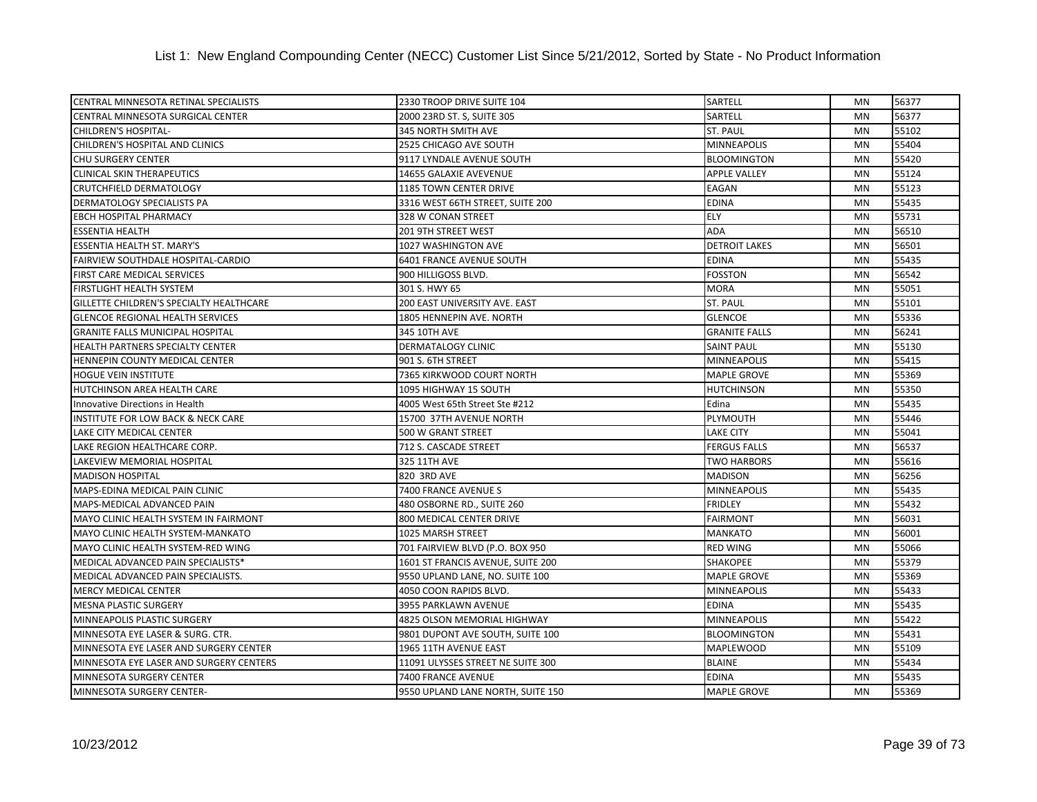List 1: New England Compounding Center (NECC) Customer List Since 5/21/2012, Sorted by State - No Product Information

| | | | | |
|---|---|---|---|---|
| CENTRAL MINNESOTA RETINAL SPECIALISTS | 2330 TROOP DRIVE SUITE 104 | SARTELL | MN | 56377 |
| CENTRAL MINNESOTA SURGICAL CENTER | 2000 23RD ST. S, SUITE 305 | SARTELL | MN | 56377 |
| CHILDREN'S HOSPITAL- | 345 NORTH SMITH AVE | ST. PAUL | MN | 55102 |
| CHILDREN'S HOSPITAL AND CLINICS | 2525 CHICAGO AVE SOUTH | MINNEAPOLIS | MN | 55404 |
| CHU SURGERY CENTER | 9117 LYNDALE AVENUE SOUTH | BLOOMINGTON | MN | 55420 |
| CLINICAL SKIN THERAPEUTICS | 14655 GALAXIE AVEVENUE | APPLE VALLEY | MN | 55124 |
| CRUTCHFIELD DERMATOLOGY | 1185 TOWN CENTER DRIVE | EAGAN | MN | 55123 |
| DERMATOLOGY SPECIALISTS PA | 3316 WEST 66TH STREET, SUITE 200 | EDINA | MN | 55435 |
| EBCH HOSPITAL PHARMACY | 328 W CONAN STREET | ELY | MN | 55731 |
| ESSENTIA HEALTH | 201 9TH STREET WEST | ADA | MN | 56510 |
| ESSENTIA HEALTH ST. MARY'S | 1027 WASHINGTON AVE | DETROIT LAKES | MN | 56501 |
| FAIRVIEW SOUTHDALE HOSPITAL-CARDIO | 6401 FRANCE AVENUE SOUTH | EDINA | MN | 55435 |
| FIRST CARE MEDICAL SERVICES | 900 HILLIGOSS BLVD. | FOSSTON | MN | 56542 |
| FIRSTLIGHT HEALTH SYSTEM | 301 S. HWY 65 | MORA | MN | 55051 |
| GILLETTE CHILDREN'S SPECIALTY HEALTHCARE | 200 EAST UNIVERSITY AVE. EAST | ST. PAUL | MN | 55101 |
| GLENCOE REGIONAL HEALTH SERVICES | 1805 HENNEPIN AVE. NORTH | GLENCOE | MN | 55336 |
| GRANITE FALLS MUNICIPAL HOSPITAL | 345 10TH AVE | GRANITE FALLS | MN | 56241 |
| HEALTH PARTNERS SPECIALTY CENTER | DERMATALOGY CLINIC | SAINT PAUL | MN | 55130 |
| HENNEPIN COUNTY MEDICAL CENTER | 901 S. 6TH STREET | MINNEAPOLIS | MN | 55415 |
| HOGUE VEIN INSTITUTE | 7365 KIRKWOOD COURT NORTH | MAPLE GROVE | MN | 55369 |
| HUTCHINSON AREA HEALTH CARE | 1095 HIGHWAY 15 SOUTH | HUTCHINSON | MN | 55350 |
| Innovative Directions in Health | 4005 West 65th Street Ste #212 | Edina | MN | 55435 |
| INSTITUTE FOR LOW BACK & NECK CARE | 15700 37TH AVENUE NORTH | PLYMOUTH | MN | 55446 |
| LAKE CITY MEDICAL CENTER | 500 W GRANT STREET | LAKE CITY | MN | 55041 |
| LAKE REGION HEALTHCARE CORP. | 712 S. CASCADE STREET | FERGUS FALLS | MN | 56537 |
| LAKEVIEW MEMORIAL HOSPITAL | 325 11TH AVE | TWO HARBORS | MN | 55616 |
| MADISON HOSPITAL | 820 3RD AVE | MADISON | MN | 56256 |
| MAPS-EDINA MEDICAL PAIN CLINIC | 7400 FRANCE AVENUE S | MINNEAPOLIS | MN | 55435 |
| MAPS-MEDICAL ADVANCED PAIN | 480 OSBORNE RD., SUITE 260 | FRIDLEY | MN | 55432 |
| MAYO CLINIC HEALTH SYSTEM IN FAIRMONT | 800 MEDICAL CENTER DRIVE | FAIRMONT | MN | 56031 |
| MAYO CLINIC HEALTH SYSTEM-MANKATO | 1025 MARSH STREET | MANKATO | MN | 56001 |
| MAYO CLINIC HEALTH SYSTEM-RED WING | 701 FAIRVIEW BLVD (P.O. BOX 950 | RED WING | MN | 55066 |
| MEDICAL ADVANCED PAIN SPECIALISTS* | 1601 ST FRANCIS AVENUE, SUITE 200 | SHAKOPEE | MN | 55379 |
| MEDICAL ADVANCED PAIN SPECIALISTS. | 9550 UPLAND LANE, NO. SUITE 100 | MAPLE GROVE | MN | 55369 |
| MERCY MEDICAL CENTER | 4050 COON RAPIDS BLVD. | MINNEAPOLIS | MN | 55433 |
| MESNA PLASTIC SURGERY | 3955 PARKLAWN AVENUE | EDINA | MN | 55435 |
| MINNEAPOLIS PLASTIC SURGERY | 4825 OLSON MEMORIAL HIGHWAY | MINNEAPOLIS | MN | 55422 |
| MINNESOTA EYE LASER & SURG. CTR. | 9801 DUPONT AVE SOUTH, SUITE 100 | BLOOMINGTON | MN | 55431 |
| MINNESOTA EYE LASER AND SURGERY CENTER | 1965 11TH AVENUE EAST | MAPLEWOOD | MN | 55109 |
| MINNESOTA EYE LASER AND SURGERY CENTERS | 11091 ULYSSES STREET NE SUITE 300 | BLAINE | MN | 55434 |
| MINNESOTA SURGERY CENTER | 7400 FRANCE AVENUE | EDINA | MN | 55435 |
| MINNESOTA SURGERY CENTER- | 9550 UPLAND LANE NORTH, SUITE 150 | MAPLE GROVE | MN | 55369 |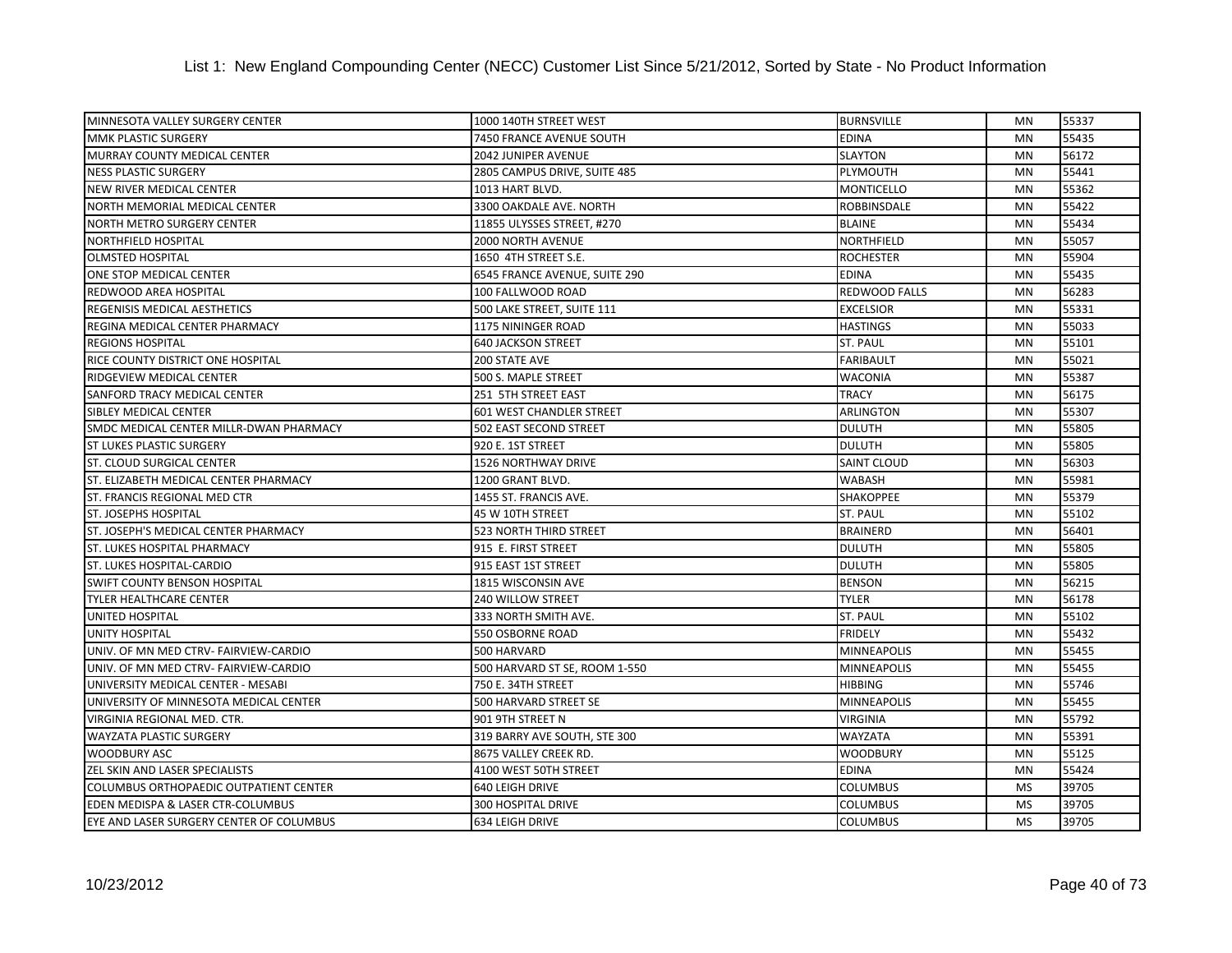List 1: New England Compounding Center (NECC) Customer List Since 5/21/2012, Sorted by State - No Product Information

| | | | | |
|---|---|---|---|---|
| MINNESOTA VALLEY SURGERY CENTER | 1000 140TH STREET WEST | BURNSVILLE | MN | 55337 |
| MMK PLASTIC SURGERY | 7450 FRANCE AVENUE SOUTH | EDINA | MN | 55435 |
| MURRAY COUNTY MEDICAL CENTER | 2042 JUNIPER AVENUE | SLAYTON | MN | 56172 |
| NESS PLASTIC SURGERY | 2805 CAMPUS DRIVE, SUITE 485 | PLYMOUTH | MN | 55441 |
| NEW RIVER MEDICAL CENTER | 1013 HART BLVD. | MONTICELLO | MN | 55362 |
| NORTH MEMORIAL MEDICAL CENTER | 3300 OAKDALE AVE. NORTH | ROBBINSDALE | MN | 55422 |
| NORTH METRO SURGERY CENTER | 11855 ULYSSES STREET, #270 | BLAINE | MN | 55434 |
| NORTHFIELD HOSPITAL | 2000 NORTH AVENUE | NORTHFIELD | MN | 55057 |
| OLMSTED HOSPITAL | 1650 4TH STREET S.E. | ROCHESTER | MN | 55904 |
| ONE STOP MEDICAL CENTER | 6545 FRANCE AVENUE, SUITE 290 | EDINA | MN | 55435 |
| REDWOOD AREA HOSPITAL | 100 FALLWOOD ROAD | REDWOOD FALLS | MN | 56283 |
| REGENISIS MEDICAL AESTHETICS | 500 LAKE STREET, SUITE 111 | EXCELSIOR | MN | 55331 |
| REGINA MEDICAL CENTER PHARMACY | 1175 NININGER ROAD | HASTINGS | MN | 55033 |
| REGIONS HOSPITAL | 640 JACKSON STREET | ST. PAUL | MN | 55101 |
| RICE COUNTY DISTRICT ONE HOSPITAL | 200 STATE AVE | FARIBAULT | MN | 55021 |
| RIDGEVIEW MEDICAL CENTER | 500 S. MAPLE STREET | WACONIA | MN | 55387 |
| SANFORD TRACY MEDICAL CENTER | 251 5TH STREET EAST | TRACY | MN | 56175 |
| SIBLEY MEDICAL CENTER | 601 WEST CHANDLER STREET | ARLINGTON | MN | 55307 |
| SMDC MEDICAL CENTER MILLR-DWAN PHARMACY | 502 EAST SECOND STREET | DULUTH | MN | 55805 |
| ST LUKES PLASTIC SURGERY | 920 E. 1ST STREET | DULUTH | MN | 55805 |
| ST. CLOUD SURGICAL CENTER | 1526 NORTHWAY DRIVE | SAINT CLOUD | MN | 56303 |
| ST. ELIZABETH MEDICAL CENTER PHARMACY | 1200 GRANT BLVD. | WABASH | MN | 55981 |
| ST. FRANCIS REGIONAL MED CTR | 1455 ST. FRANCIS AVE. | SHAKOPPEE | MN | 55379 |
| ST. JOSEPHS HOSPITAL | 45 W 10TH STREET | ST. PAUL | MN | 55102 |
| ST. JOSEPH'S MEDICAL CENTER PHARMACY | 523 NORTH THIRD STREET | BRAINERD | MN | 56401 |
| ST. LUKES HOSPITAL PHARMACY | 915 E. FIRST STREET | DULUTH | MN | 55805 |
| ST. LUKES HOSPITAL-CARDIO | 915 EAST 1ST STREET | DULUTH | MN | 55805 |
| SWIFT COUNTY BENSON HOSPITAL | 1815 WISCONSIN AVE | BENSON | MN | 56215 |
| TYLER HEALTHCARE CENTER | 240 WILLOW STREET | TYLER | MN | 56178 |
| UNITED HOSPITAL | 333 NORTH SMITH AVE. | ST. PAUL | MN | 55102 |
| UNITY HOSPITAL | 550 OSBORNE ROAD | FRIDELY | MN | 55432 |
| UNIV. OF MN MED CTRV- FAIRVIEW-CARDIO | 500 HARVARD | MINNEAPOLIS | MN | 55455 |
| UNIV. OF MN MED CTRV- FAIRVIEW-CARDIO | 500 HARVARD ST SE, ROOM 1-550 | MINNEAPOLIS | MN | 55455 |
| UNIVERSITY MEDICAL CENTER - MESABI | 750 E. 34TH STREET | HIBBING | MN | 55746 |
| UNIVERSITY OF MINNESOTA MEDICAL CENTER | 500 HARVARD STREET SE | MINNEAPOLIS | MN | 55455 |
| VIRGINIA REGIONAL MED. CTR. | 901 9TH STREET N | VIRGINIA | MN | 55792 |
| WAYZATA PLASTIC SURGERY | 319 BARRY AVE SOUTH, STE 300 | WAYZATA | MN | 55391 |
| WOODBURY ASC | 8675 VALLEY CREEK RD. | WOODBURY | MN | 55125 |
| ZEL SKIN AND LASER SPECIALISTS | 4100 WEST 50TH STREET | EDINA | MN | 55424 |
| COLUMBUS ORTHOPAEDIC OUTPATIENT CENTER | 640 LEIGH DRIVE | COLUMBUS | MS | 39705 |
| EDEN MEDISPA & LASER CTR-COLUMBUS | 300 HOSPITAL DRIVE | COLUMBUS | MS | 39705 |
| EYE AND LASER SURGERY CENTER OF COLUMBUS | 634 LEIGH DRIVE | COLUMBUS | MS | 39705 |

10/23/2012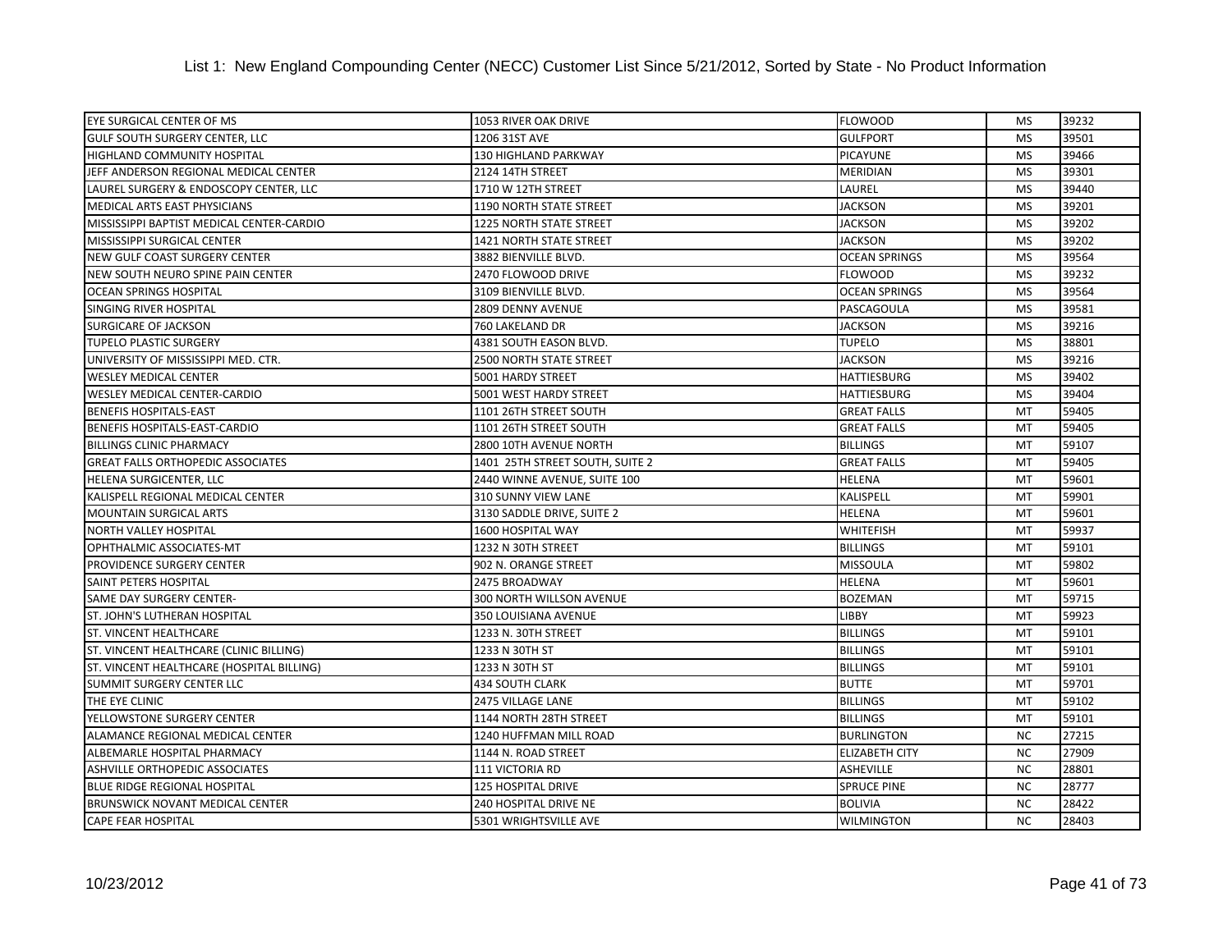# List 1: New England Compounding Center (NECC) Customer List Since 5/21/2012, Sorted by State - No Product Information

| | | | | |
|---|---|---|---|---|
| EYE SURGICAL CENTER OF MS | 1053 RIVER OAK DRIVE | FLOWOOD | MS | 39232 |
| GULF SOUTH SURGERY CENTER, LLC | 1206 31ST AVE | GULFPORT | MS | 39501 |
| HIGHLAND COMMUNITY HOSPITAL | 130 HIGHLAND PARKWAY | PICAYUNE | MS | 39466 |
| JEFF ANDERSON REGIONAL MEDICAL CENTER | 2124 14TH STREET | MERIDIAN | MS | 39301 |
| LAUREL SURGERY & ENDOSCOPY CENTER, LLC | 1710 W 12TH STREET | LAUREL | MS | 39440 |
| MEDICAL ARTS EAST PHYSICIANS | 1190 NORTH STATE STREET | JACKSON | MS | 39201 |
| MISSISSIPPI BAPTIST MEDICAL CENTER-CARDIO | 1225 NORTH STATE STREET | JACKSON | MS | 39202 |
| MISSISSIPPI SURGICAL CENTER | 1421 NORTH STATE STREET | JACKSON | MS | 39202 |
| NEW GULF COAST SURGERY CENTER | 3882 BIENVILLE BLVD. | OCEAN SPRINGS | MS | 39564 |
| NEW SOUTH NEURO SPINE PAIN CENTER | 2470 FLOWOOD DRIVE | FLOWOOD | MS | 39232 |
| OCEAN SPRINGS HOSPITAL | 3109 BIENVILLE BLVD. | OCEAN SPRINGS | MS | 39564 |
| SINGING RIVER HOSPITAL | 2809 DENNY AVENUE | PASCAGOULA | MS | 39581 |
| SURGICARE OF JACKSON | 760 LAKELAND DR | JACKSON | MS | 39216 |
| TUPELO PLASTIC SURGERY | 4381 SOUTH EASON BLVD. | TUPELO | MS | 38801 |
| UNIVERSITY OF MISSISSIPPI MED. CTR. | 2500 NORTH STATE STREET | JACKSON | MS | 39216 |
| WESLEY MEDICAL CENTER | 5001 HARDY STREET | HATTIESBURG | MS | 39402 |
| WESLEY MEDICAL CENTER-CARDIO | 5001 WEST HARDY STREET | HATTIESBURG | MS | 39404 |
| BENEFIS HOSPITALS-EAST | 1101 26TH STREET SOUTH | GREAT FALLS | MT | 59405 |
| BENEFIS HOSPITALS-EAST-CARDIO | 1101 26TH STREET SOUTH | GREAT FALLS | MT | 59405 |
| BILLINGS CLINIC PHARMACY | 2800 10TH AVENUE NORTH | BILLINGS | MT | 59107 |
| GREAT FALLS ORTHOPEDIC ASSOCIATES | 1401 25TH STREET SOUTH, SUITE 2 | GREAT FALLS | MT | 59405 |
| HELENA SURGICENTER, LLC | 2440 WINNE AVENUE, SUITE 100 | HELENA | MT | 59601 |
| KALISPELL REGIONAL MEDICAL CENTER | 310 SUNNY VIEW LANE | KALISPELL | MT | 59901 |
| MOUNTAIN SURGICAL ARTS | 3130 SADDLE DRIVE, SUITE 2 | HELENA | MT | 59601 |
| NORTH VALLEY HOSPITAL | 1600 HOSPITAL WAY | WHITEFISH | MT | 59937 |
| OPHTHALMIC ASSOCIATES-MT | 1232 N 30TH STREET | BILLINGS | MT | 59101 |
| PROVIDENCE SURGERY CENTER | 902 N. ORANGE STREET | MISSOULA | MT | 59802 |
| SAINT PETERS HOSPITAL | 2475 BROADWAY | HELENA | MT | 59601 |
| SAME DAY SURGERY CENTER- | 300 NORTH WILLSON AVENUE | BOZEMAN | MT | 59715 |
| ST. JOHN'S LUTHERAN HOSPITAL | 350 LOUISIANA AVENUE | LIBBY | MT | 59923 |
| ST. VINCENT HEALTHCARE | 1233 N. 30TH STREET | BILLINGS | MT | 59101 |
| ST. VINCENT HEALTHCARE (CLINIC BILLING) | 1233 N 30TH ST | BILLINGS | MT | 59101 |
| ST. VINCENT HEALTHCARE (HOSPITAL BILLING) | 1233 N 30TH ST | BILLINGS | MT | 59101 |
| SUMMIT SURGERY CENTER LLC | 434 SOUTH CLARK | BUTTE | MT | 59701 |
| THE EYE CLINIC | 2475 VILLAGE LANE | BILLINGS | MT | 59102 |
| YELLOWSTONE SURGERY CENTER | 1144 NORTH 28TH STREET | BILLINGS | MT | 59101 |
| ALAMANCE REGIONAL MEDICAL CENTER | 1240 HUFFMAN MILL ROAD | BURLINGTON | NC | 27215 |
| ALBEMARLE HOSPITAL PHARMACY | 1144 N. ROAD STREET | ELIZABETH CITY | NC | 27909 |
| ASHVILLE ORTHOPEDIC ASSOCIATES | 111 VICTORIA RD | ASHEVILLE | NC | 28801 |
| BLUE RIDGE REGIONAL HOSPITAL | 125 HOSPITAL DRIVE | SPRUCE PINE | NC | 28777 |
| BRUNSWICK NOVANT MEDICAL CENTER | 240 HOSPITAL DRIVE NE | BOLIVIA | NC | 28422 |
| CAPE FEAR HOSPITAL | 5301 WRIGHTSVILLE AVE | WILMINGTON | NC | 28403 |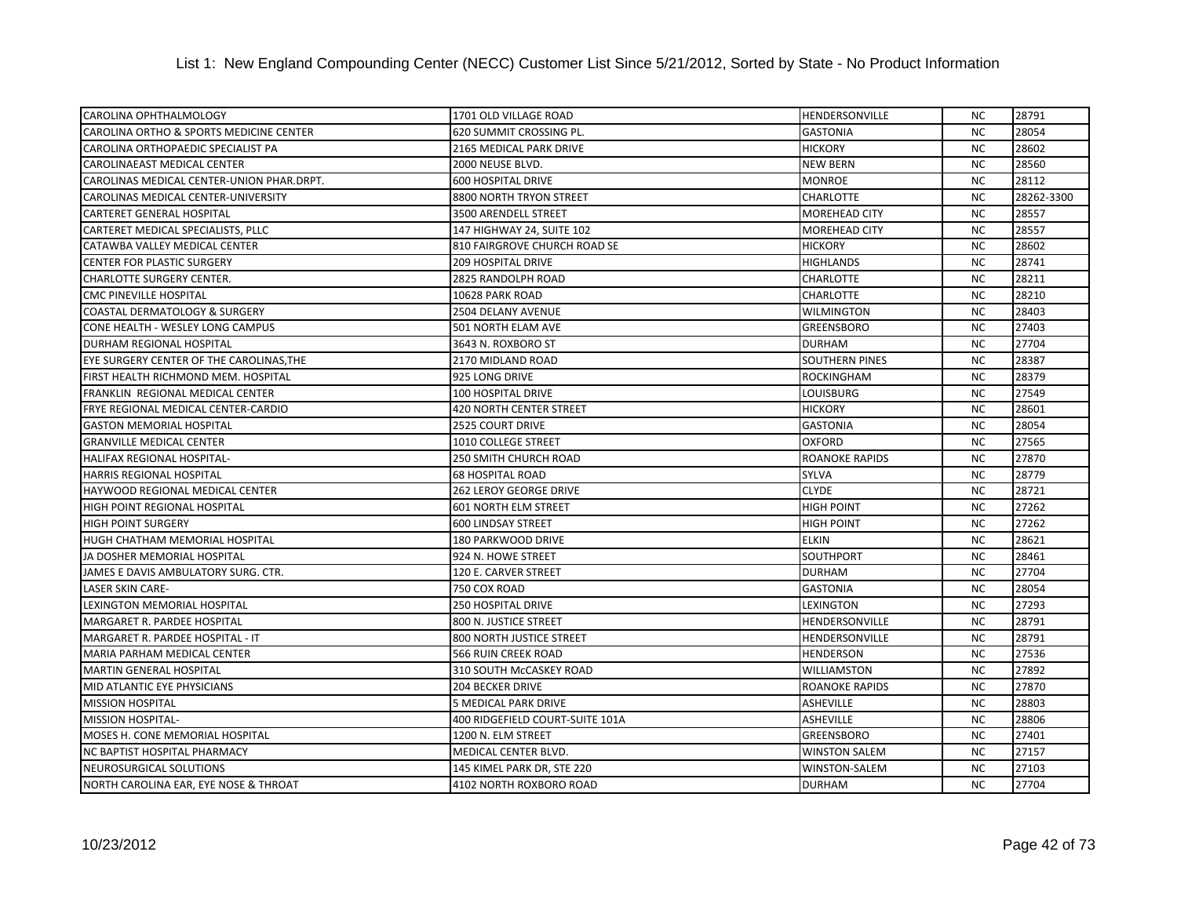List 1: New England Compounding Center (NECC) Customer List Since 5/21/2012, Sorted by State - No Product Information

| | | | | |
|---|---|---|---|---|
| CAROLINA OPHTHALMOLOGY | 1701 OLD VILLAGE ROAD | HENDERSONVILLE | NC | 28791 |
| CAROLINA ORTHO & SPORTS MEDICINE CENTER | 620 SUMMIT CROSSING PL. | GASTONIA | NC | 28054 |
| CAROLINA ORTHOPAEDIC SPECIALIST PA | 2165 MEDICAL PARK DRIVE | HICKORY | NC | 28602 |
| CAROLINAEAST MEDICAL CENTER | 2000 NEUSE BLVD. | NEW BERN | NC | 28560 |
| CAROLINAS MEDICAL CENTER-UNION PHAR.DRPT. | 600 HOSPITAL DRIVE | MONROE | NC | 28112 |
| CAROLINAS MEDICAL CENTER-UNIVERSITY | 8800 NORTH TRYON STREET | CHARLOTTE | NC | 28262-3300 |
| CARTERET GENERAL HOSPITAL | 3500 ARENDELL STREET | MOREHEAD CITY | NC | 28557 |
| CARTERET MEDICAL SPECIALISTS, PLLC | 147 HIGHWAY 24, SUITE 102 | MOREHEAD CITY | NC | 28557 |
| CATAWBA VALLEY MEDICAL CENTER | 810 FAIRGROVE CHURCH ROAD SE | HICKORY | NC | 28602 |
| CENTER FOR PLASTIC SURGERY | 209 HOSPITAL DRIVE | HIGHLANDS | NC | 28741 |
| CHARLOTTE SURGERY CENTER. | 2825 RANDOLPH ROAD | CHARLOTTE | NC | 28211 |
| CMC PINEVILLE HOSPITAL | 10628 PARK ROAD | CHARLOTTE | NC | 28210 |
| COASTAL DERMATOLOGY & SURGERY | 2504 DELANY AVENUE | WILMINGTON | NC | 28403 |
| CONE HEALTH - WESLEY LONG CAMPUS | 501 NORTH ELAM AVE | GREENSBORO | NC | 27403 |
| DURHAM REGIONAL HOSPITAL | 3643 N. ROXBORO ST | DURHAM | NC | 27704 |
| EYE SURGERY CENTER OF THE CAROLINAS,THE | 2170 MIDLAND ROAD | SOUTHERN PINES | NC | 28387 |
| FIRST HEALTH RICHMOND MEM. HOSPITAL | 925 LONG DRIVE | ROCKINGHAM | NC | 28379 |
| FRANKLIN  REGIONAL MEDICAL CENTER | 100 HOSPITAL DRIVE | LOUISBURG | NC | 27549 |
| FRYE REGIONAL MEDICAL CENTER-CARDIO | 420 NORTH CENTER STREET | HICKORY | NC | 28601 |
| GASTON MEMORIAL HOSPITAL | 2525 COURT DRIVE | GASTONIA | NC | 28054 |
| GRANVILLE MEDICAL CENTER | 1010 COLLEGE STREET | OXFORD | NC | 27565 |
| HALIFAX REGIONAL HOSPITAL- | 250 SMITH CHURCH ROAD | ROANOKE RAPIDS | NC | 27870 |
| HARRIS REGIONAL HOSPITAL | 68 HOSPITAL ROAD | SYLVA | NC | 28779 |
| HAYWOOD REGIONAL MEDICAL CENTER | 262 LEROY GEORGE DRIVE | CLYDE | NC | 28721 |
| HIGH POINT REGIONAL HOSPITAL | 601 NORTH ELM STREET | HIGH POINT | NC | 27262 |
| HIGH POINT SURGERY | 600 LINDSAY STREET | HIGH POINT | NC | 27262 |
| HUGH CHATHAM MEMORIAL HOSPITAL | 180 PARKWOOD DRIVE | ELKIN | NC | 28621 |
| JA DOSHER MEMORIAL HOSPITAL | 924 N. HOWE STREET | SOUTHPORT | NC | 28461 |
| JAMES E DAVIS AMBULATORY SURG. CTR. | 120 E. CARVER STREET | DURHAM | NC | 27704 |
| LASER SKIN CARE- | 750 COX ROAD | GASTONIA | NC | 28054 |
| LEXINGTON MEMORIAL HOSPITAL | 250 HOSPITAL DRIVE | LEXINGTON | NC | 27293 |
| MARGARET R. PARDEE HOSPITAL | 800 N. JUSTICE STREET | HENDERSONVILLE | NC | 28791 |
| MARGARET R. PARDEE HOSPITAL - IT | 800 NORTH JUSTICE STREET | HENDERSONVILLE | NC | 28791 |
| MARIA PARHAM MEDICAL CENTER | 566 RUIN CREEK ROAD | HENDERSON | NC | 27536 |
| MARTIN GENERAL HOSPITAL | 310 SOUTH McCASKEY ROAD | WILLIAMSTON | NC | 27892 |
| MID ATLANTIC EYE PHYSICIANS | 204 BECKER DRIVE | ROANOKE RAPIDS | NC | 27870 |
| MISSION HOSPITAL | 5 MEDICAL PARK DRIVE | ASHEVILLE | NC | 28803 |
| MISSION HOSPITAL- | 400 RIDGEFIELD COURT-SUITE 101A | ASHEVILLE | NC | 28806 |
| MOSES H. CONE MEMORIAL HOSPITAL | 1200 N. ELM STREET | GREENSBORO | NC | 27401 |
| NC BAPTIST HOSPITAL PHARMACY | MEDICAL CENTER BLVD. | WINSTON SALEM | NC | 27157 |
| NEUROSURGICAL SOLUTIONS | 145 KIMEL PARK DR, STE 220 | WINSTON-SALEM | NC | 27103 |
| NORTH CAROLINA EAR, EYE NOSE & THROAT | 4102 NORTH ROXBORO ROAD | DURHAM | NC | 27704 |

10/23/2012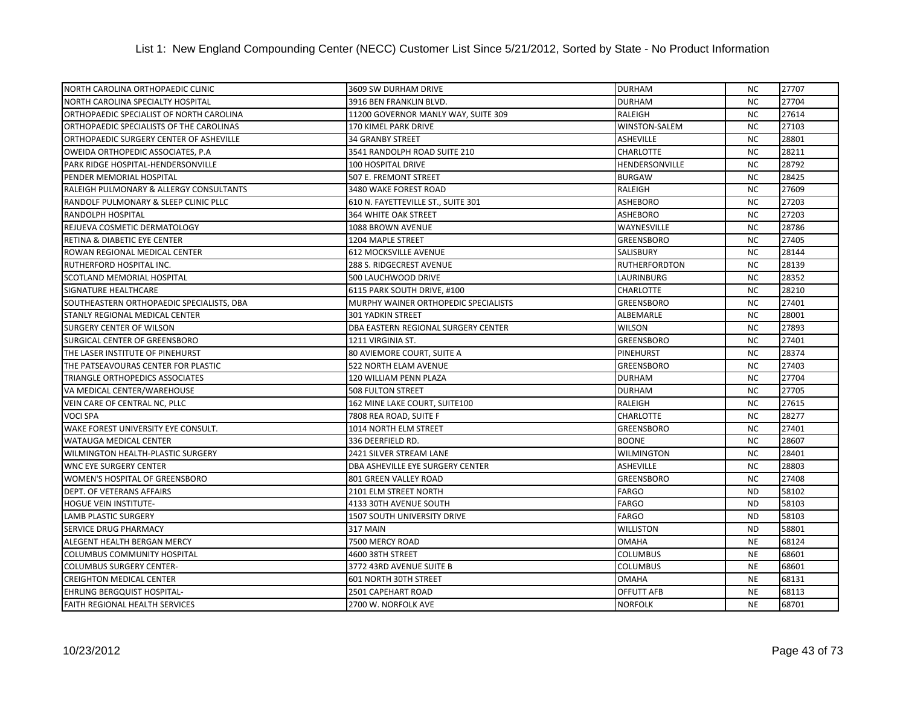List 1: New England Compounding Center (NECC) Customer List Since 5/21/2012, Sorted by State - No Product Information

| | | | | |
|---|---|---|---|---|
| NORTH CAROLINA ORTHOPAEDIC CLINIC | 3609 SW DURHAM DRIVE | DURHAM | NC | 27707 |
| NORTH CAROLINA SPECIALTY HOSPITAL | 3916 BEN FRANKLIN BLVD. | DURHAM | NC | 27704 |
| ORTHOPAEDIC SPECIALIST OF NORTH CAROLINA | 11200 GOVERNOR MANLY WAY, SUITE 309 | RALEIGH | NC | 27614 |
| ORTHOPAEDIC SPECIALISTS OF THE CAROLINAS | 170 KIMEL PARK DRIVE | WINSTON-SALEM | NC | 27103 |
| ORTHOPAEDIC SURGERY CENTER OF ASHEVILLE | 34 GRANBY STREET | ASHEVILLE | NC | 28801 |
| OWEIDA ORTHOPEDIC ASSOCIATES, P.A | 3541 RANDOLPH ROAD SUITE 210 | CHARLOTTE | NC | 28211 |
| PARK RIDGE HOSPITAL-HENDERSONVILLE | 100 HOSPITAL DRIVE | HENDERSONVILLE | NC | 28792 |
| PENDER MEMORIAL HOSPITAL | 507 E. FREMONT STREET | BURGAW | NC | 28425 |
| RALEIGH PULMONARY & ALLERGY CONSULTANTS | 3480 WAKE FOREST ROAD | RALEIGH | NC | 27609 |
| RANDOLF PULMONARY & SLEEP CLINIC PLLC | 610 N. FAYETTEVILLE ST., SUITE 301 | ASHEBORO | NC | 27203 |
| RANDOLPH HOSPITAL | 364 WHITE OAK STREET | ASHEBORO | NC | 27203 |
| REJUEVA COSMETIC DERMATOLOGY | 1088 BROWN AVENUE | WAYNESVILLE | NC | 28786 |
| RETINA & DIABETIC EYE CENTER | 1204 MAPLE STREET | GREENSBORO | NC | 27405 |
| ROWAN REGIONAL MEDICAL CENTER | 612 MOCKSVILLE AVENUE | SALISBURY | NC | 28144 |
| RUTHERFORD HOSPITAL INC. | 288 S. RIDGECREST AVENUE | RUTHERFORDTON | NC | 28139 |
| SCOTLAND MEMORIAL HOSPITAL | 500 LAUCHWOOD DRIVE | LAURINBURG | NC | 28352 |
| SIGNATURE HEALTHCARE | 6115 PARK SOUTH DRIVE, #100 | CHARLOTTE | NC | 28210 |
| SOUTHEASTERN ORTHOPAEDIC SPECIALISTS, DBA | MURPHY WAINER ORTHOPEDIC SPECIALISTS | GREENSBORO | NC | 27401 |
| STANLY REGIONAL MEDICAL CENTER | 301 YADKIN STREET | ALBEMARLE | NC | 28001 |
| SURGERY CENTER OF WILSON | DBA EASTERN REGIONAL SURGERY CENTER | WILSON | NC | 27893 |
| SURGICAL CENTER OF GREENSBORO | 1211 VIRGINIA ST. | GREENSBORO | NC | 27401 |
| THE LASER INSTITUTE OF PINEHURST | 80 AVIEMORE COURT, SUITE A | PINEHURST | NC | 28374 |
| THE PATSEAVOURAS CENTER FOR PLASTIC | 522 NORTH ELAM AVENUE | GREENSBORO | NC | 27403 |
| TRIANGLE ORTHOPEDICS ASSOCIATES | 120 WILLIAM PENN PLAZA | DURHAM | NC | 27704 |
| VA MEDICAL CENTER/WAREHOUSE | 508 FULTON STREET | DURHAM | NC | 27705 |
| VEIN CARE OF CENTRAL NC, PLLC | 162 MINE LAKE COURT, SUITE100 | RALEIGH | NC | 27615 |
| VOCI SPA | 7808 REA ROAD, SUITE F | CHARLOTTE | NC | 28277 |
| WAKE FOREST UNIVERSITY EYE CONSULT. | 1014 NORTH ELM STREET | GREENSBORO | NC | 27401 |
| WATAUGA MEDICAL CENTER | 336 DEERFIELD RD. | BOONE | NC | 28607 |
| WILMINGTON HEALTH-PLASTIC SURGERY | 2421 SILVER STREAM LANE | WILMINGTON | NC | 28401 |
| WNC EYE SURGERY CENTER | DBA ASHEVILLE EYE SURGERY CENTER | ASHEVILLE | NC | 28803 |
| WOMEN'S HOSPITAL OF GREENSBORO | 801 GREEN VALLEY ROAD | GREENSBORO | NC | 27408 |
| DEPT. OF VETERANS AFFAIRS | 2101 ELM STREET NORTH | FARGO | ND | 58102 |
| HOGUE VEIN INSTITUTE- | 4133 30TH AVENUE SOUTH | FARGO | ND | 58103 |
| LAMB PLASTIC SURGERY | 1507 SOUTH UNIVERSITY DRIVE | FARGO | ND | 58103 |
| SERVICE DRUG PHARMACY | 317 MAIN | WILLISTON | ND | 58801 |
| ALEGENT HEALTH BERGAN MERCY | 7500 MERCY ROAD | OMAHA | NE | 68124 |
| COLUMBUS COMMUNITY HOSPITAL | 4600 38TH STREET | COLUMBUS | NE | 68601 |
| COLUMBUS SURGERY CENTER- | 3772 43RD AVENUE SUITE B | COLUMBUS | NE | 68601 |
| CREIGHTON MEDICAL CENTER | 601 NORTH 30TH STREET | OMAHA | NE | 68131 |
| EHRLING BERGQUIST HOSPITAL- | 2501 CAPEHART ROAD | OFFUTT AFB | NE | 68113 |
| FAITH REGIONAL HEALTH SERVICES | 2700 W. NORFOLK AVE | NORFOLK | NE | 68701 |

10/23/2012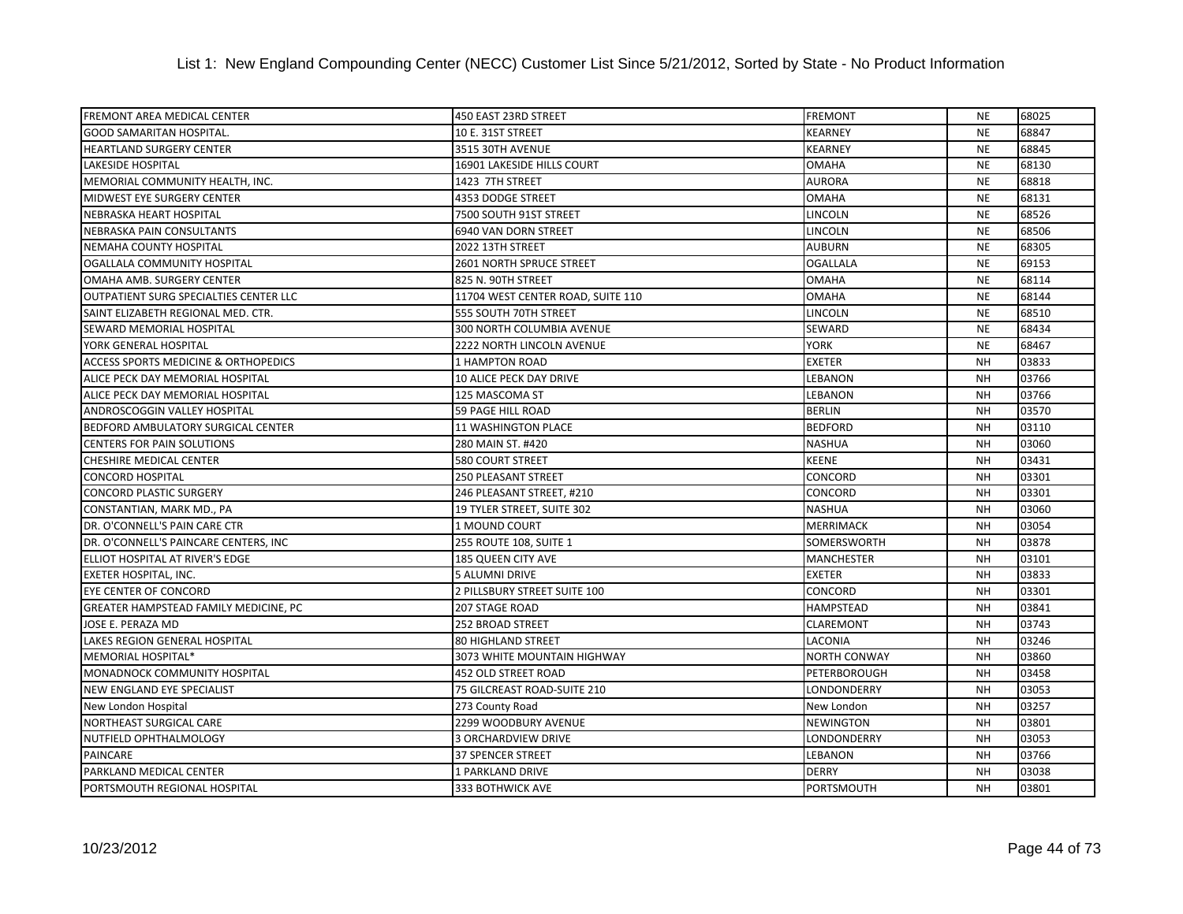List 1: New England Compounding Center (NECC) Customer List Since 5/21/2012, Sorted by State - No Product Information

| | | | | |
|---|---|---|---|---|
| FREMONT AREA MEDICAL CENTER | 450 EAST 23RD STREET | FREMONT | NE | 68025 |
| GOOD SAMARITAN HOSPITAL. | 10 E. 31ST STREET | KEARNEY | NE | 68847 |
| HEARTLAND SURGERY CENTER | 3515 30TH AVENUE | KEARNEY | NE | 68845 |
| LAKESIDE HOSPITAL | 16901 LAKESIDE HILLS COURT | OMAHA | NE | 68130 |
| MEMORIAL COMMUNITY HEALTH, INC. | 1423 7TH STREET | AURORA | NE | 68818 |
| MIDWEST EYE SURGERY CENTER | 4353 DODGE STREET | OMAHA | NE | 68131 |
| NEBRASKA HEART HOSPITAL | 7500 SOUTH 91ST STREET | LINCOLN | NE | 68526 |
| NEBRASKA PAIN CONSULTANTS | 6940 VAN DORN STREET | LINCOLN | NE | 68506 |
| NEMAHA COUNTY HOSPITAL | 2022 13TH STREET | AUBURN | NE | 68305 |
| OGALLALA COMMUNITY HOSPITAL | 2601 NORTH SPRUCE STREET | OGALLALA | NE | 69153 |
| OMAHA AMB. SURGERY CENTER | 825 N. 90TH STREET | OMAHA | NE | 68114 |
| OUTPATIENT SURG SPECIALTIES CENTER LLC | 11704 WEST CENTER ROAD, SUITE 110 | OMAHA | NE | 68144 |
| SAINT ELIZABETH REGIONAL MED. CTR. | 555 SOUTH 70TH STREET | LINCOLN | NE | 68510 |
| SEWARD MEMORIAL HOSPITAL | 300 NORTH COLUMBIA AVENUE | SEWARD | NE | 68434 |
| YORK GENERAL HOSPITAL | 2222 NORTH LINCOLN AVENUE | YORK | NE | 68467 |
| ACCESS SPORTS MEDICINE & ORTHOPEDICS | 1 HAMPTON ROAD | EXETER | NH | 03833 |
| ALICE PECK DAY MEMORIAL HOSPITAL | 10 ALICE PECK DAY DRIVE | LEBANON | NH | 03766 |
| ALICE PECK DAY MEMORIAL HOSPITAL | 125 MASCOMA ST | LEBANON | NH | 03766 |
| ANDROSCOGGIN VALLEY HOSPITAL | 59 PAGE HILL ROAD | BERLIN | NH | 03570 |
| BEDFORD AMBULATORY SURGICAL CENTER | 11 WASHINGTON PLACE | BEDFORD | NH | 03110 |
| CENTERS FOR PAIN SOLUTIONS | 280 MAIN ST. #420 | NASHUA | NH | 03060 |
| CHESHIRE MEDICAL CENTER | 580 COURT STREET | KEENE | NH | 03431 |
| CONCORD HOSPITAL | 250 PLEASANT STREET | CONCORD | NH | 03301 |
| CONCORD PLASTIC SURGERY | 246 PLEASANT STREET, #210 | CONCORD | NH | 03301 |
| CONSTANTIAN, MARK MD., PA | 19 TYLER STREET, SUITE 302 | NASHUA | NH | 03060 |
| DR. O'CONNELL'S PAIN CARE CTR | 1 MOUND COURT | MERRIMACK | NH | 03054 |
| DR. O'CONNELL'S PAINCARE CENTERS, INC | 255 ROUTE 108, SUITE 1 | SOMERSWORTH | NH | 03878 |
| ELLIOT HOSPITAL AT RIVER'S EDGE | 185 QUEEN CITY AVE | MANCHESTER | NH | 03101 |
| EXETER HOSPITAL, INC. | 5 ALUMNI DRIVE | EXETER | NH | 03833 |
| EYE CENTER OF CONCORD | 2 PILLSBURY STREET SUITE 100 | CONCORD | NH | 03301 |
| GREATER HAMPSTEAD FAMILY MEDICINE, PC | 207 STAGE ROAD | HAMPSTEAD | NH | 03841 |
| JOSE E. PERAZA MD | 252 BROAD STREET | CLAREMONT | NH | 03743 |
| LAKES REGION GENERAL HOSPITAL | 80 HIGHLAND STREET | LACONIA | NH | 03246 |
| MEMORIAL HOSPITAL* | 3073 WHITE MOUNTAIN HIGHWAY | NORTH CONWAY | NH | 03860 |
| MONADNOCK COMMUNITY HOSPITAL | 452 OLD STREET ROAD | PETERBOROUGH | NH | 03458 |
| NEW ENGLAND EYE SPECIALIST | 75 GILCREAST ROAD-SUITE 210 | LONDONDERRY | NH | 03053 |
| New London Hospital | 273 County Road | New London | NH | 03257 |
| NORTHEAST SURGICAL CARE | 2299 WOODBURY AVENUE | NEWINGTON | NH | 03801 |
| NUTFIELD OPHTHALMOLOGY | 3 ORCHARDVIEW DRIVE | LONDONDERRY | NH | 03053 |
| PAINCARE | 37 SPENCER STREET | LEBANON | NH | 03766 |
| PARKLAND MEDICAL CENTER | 1 PARKLAND DRIVE | DERRY | NH | 03038 |
| PORTSMOUTH REGIONAL HOSPITAL | 333 BOTHWICK AVE | PORTSMOUTH | NH | 03801 |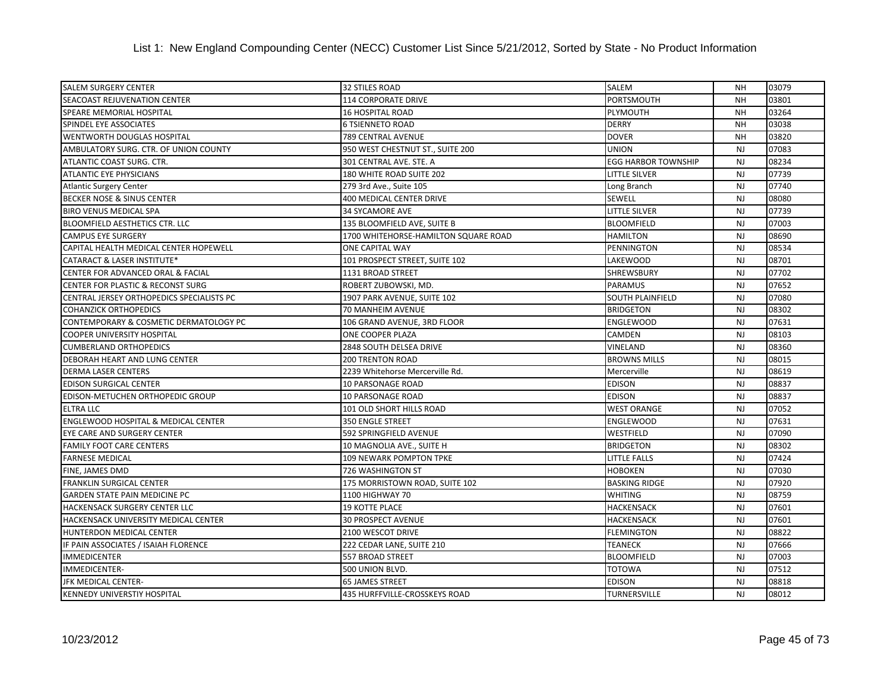## List 1: New England Compounding Center (NECC) Customer List Since 5/21/2012, Sorted by State - No Product Information

| | | | | |
|---|---|---|---|---|
| SALEM SURGERY CENTER | 32 STILES ROAD | SALEM | NH | 03079 |
| SEACOAST REJUVENATION CENTER | 114 CORPORATE DRIVE | PORTSMOUTH | NH | 03801 |
| SPEARE MEMORIAL HOSPITAL | 16 HOSPITAL ROAD | PLYMOUTH | NH | 03264 |
| SPINDEL EYE ASSOCIATES | 6 TSIENNETO ROAD | DERRY | NH | 03038 |
| WENTWORTH DOUGLAS HOSPITAL | 789 CENTRAL AVENUE | DOVER | NH | 03820 |
| AMBULATORY SURG. CTR. OF UNION COUNTY | 950 WEST CHESTNUT ST., SUITE 200 | UNION | NJ | 07083 |
| ATLANTIC COAST SURG. CTR. | 301 CENTRAL AVE. STE. A | EGG HARBOR TOWNSHIP | NJ | 08234 |
| ATLANTIC EYE PHYSICIANS | 180 WHITE ROAD SUITE 202 | LITTLE SILVER | NJ | 07739 |
| Atlantic Surgery Center | 279 3rd Ave., Suite 105 | Long Branch | NJ | 07740 |
| BECKER NOSE & SINUS CENTER | 400 MEDICAL CENTER DRIVE | SEWELL | NJ | 08080 |
| BIRO VENUS MEDICAL SPA | 34 SYCAMORE AVE | LITTLE SILVER | NJ | 07739 |
| BLOOMFIELD AESTHETICS CTR. LLC | 135 BLOOMFIELD AVE, SUITE B | BLOOMFIELD | NJ | 07003 |
| CAMPUS EYE SURGERY | 1700 WHITEHORSE-HAMILTON SQUARE ROAD | HAMILTON | NJ | 08690 |
| CAPITAL HEALTH MEDICAL CENTER HOPEWELL | ONE CAPITAL WAY | PENNINGTON | NJ | 08534 |
| CATARACT & LASER INSTITUTE* | 101 PROSPECT STREET, SUITE 102 | LAKEWOOD | NJ | 08701 |
| CENTER FOR ADVANCED ORAL & FACIAL | 1131 BROAD STREET | SHREWSBURY | NJ | 07702 |
| CENTER FOR PLASTIC & RECONST SURG | ROBERT ZUBOWSKI, MD. | PARAMUS | NJ | 07652 |
| CENTRAL JERSEY ORTHOPEDICS SPECIALISTS PC | 1907 PARK AVENUE, SUITE 102 | SOUTH PLAINFIELD | NJ | 07080 |
| COHANZICK ORTHOPEDICS | 70 MANHEIM AVENUE | BRIDGETON | NJ | 08302 |
| CONTEMPORARY & COSMETIC DERMATOLOGY PC | 106 GRAND AVENUE, 3RD FLOOR | ENGLEWOOD | NJ | 07631 |
| COOPER UNIVERSITY HOSPITAL | ONE COOPER PLAZA | CAMDEN | NJ | 08103 |
| CUMBERLAND ORTHOPEDICS | 2848 SOUTH DELSEA DRIVE | VINELAND | NJ | 08360 |
| DEBORAH HEART AND LUNG CENTER | 200 TRENTON ROAD | BROWNS MILLS | NJ | 08015 |
| DERMA LASER CENTERS | 2239 Whitehorse Mercerville Rd. | Mercerville | NJ | 08619 |
| EDISON SURGICAL CENTER | 10 PARSONAGE ROAD | EDISON | NJ | 08837 |
| EDISON-METUCHEN ORTHOPEDIC GROUP | 10 PARSONAGE ROAD | EDISON | NJ | 08837 |
| ELTRA LLC | 101 OLD SHORT HILLS ROAD | WEST ORANGE | NJ | 07052 |
| ENGLEWOOD HOSPITAL & MEDICAL CENTER | 350 ENGLE STREET | ENGLEWOOD | NJ | 07631 |
| EYE CARE AND SURGERY CENTER | 592 SPRINGFIELD AVENUE | WESTFIELD | NJ | 07090 |
| FAMILY FOOT CARE CENTERS | 10 MAGNOLIA AVE., SUITE H | BRIDGETON | NJ | 08302 |
| FARNESE MEDICAL | 109 NEWARK POMPTON TPKE | LITTLE FALLS | NJ | 07424 |
| FINE, JAMES DMD | 726 WASHINGTON ST | HOBOKEN | NJ | 07030 |
| FRANKLIN SURGICAL CENTER | 175 MORRISTOWN ROAD, SUITE 102 | BASKING RIDGE | NJ | 07920 |
| GARDEN STATE PAIN MEDICINE PC | 1100 HIGHWAY 70 | WHITING | NJ | 08759 |
| HACKENSACK SURGERY CENTER LLC | 19 KOTTE PLACE | HACKENSACK | NJ | 07601 |
| HACKENSACK UNIVERSITY MEDICAL CENTER | 30 PROSPECT AVENUE | HACKENSACK | NJ | 07601 |
| HUNTERDON MEDICAL CENTER | 2100 WESCOT DRIVE | FLEMINGTON | NJ | 08822 |
| IF PAIN ASSOCIATES / ISAIAH FLORENCE | 222 CEDAR LANE, SUITE 210 | TEANECK | NJ | 07666 |
| IMMEDICENTER | 557 BROAD STREET | BLOOMFIELD | NJ | 07003 |
| IMMEDICENTER- | 500 UNION BLVD. | TOTOWA | NJ | 07512 |
| JFK MEDICAL CENTER- | 65 JAMES STREET | EDISON | NJ | 08818 |
| KENNEDY UNIVERSTIY HOSPITAL | 435 HURFFVILLE-CROSSKEYS ROAD | TURNERSVILLE | NJ | 08012 |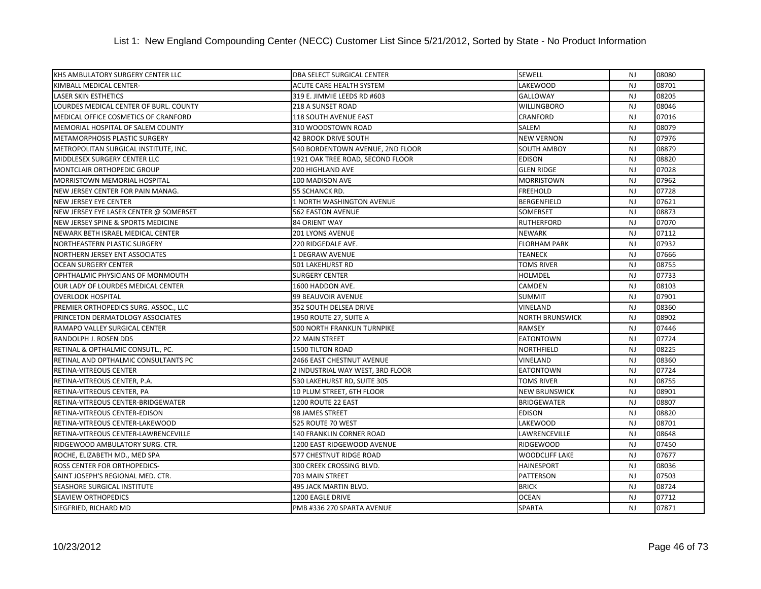List 1: New England Compounding Center (NECC) Customer List Since 5/21/2012, Sorted by State - No Product Information

| | | | | |
|---|---|---|---|---|
| KHS AMBULATORY SURGERY CENTER LLC | DBA SELECT SURGICAL CENTER | SEWELL | NJ | 08080 |
| KIMBALL MEDICAL CENTER- | ACUTE CARE HEALTH SYSTEM | LAKEWOOD | NJ | 08701 |
| LASER SKIN ESTHETICS | 319 E. JIMMIE LEEDS RD #603 | GALLOWAY | NJ | 08205 |
| LOURDES MEDICAL CENTER OF BURL. COUNTY | 218 A SUNSET ROAD | WILLINGBORO | NJ | 08046 |
| MEDICAL OFFICE COSMETICS OF CRANFORD | 118 SOUTH AVENUE EAST | CRANFORD | NJ | 07016 |
| MEMORIAL HOSPITAL OF SALEM COUNTY | 310 WOODSTOWN ROAD | SALEM | NJ | 08079 |
| METAMORPHOSIS PLASTIC SURGERY | 42 BROOK DRIVE SOUTH | NEW VERNON | NJ | 07976 |
| METROPOLITAN SURGICAL INSTITUTE, INC. | 540 BORDENTOWN AVENUE, 2ND FLOOR | SOUTH AMBOY | NJ | 08879 |
| MIDDLESEX SURGERY CENTER LLC | 1921 OAK TREE ROAD, SECOND FLOOR | EDISON | NJ | 08820 |
| MONTCLAIR ORTHOPEDIC GROUP | 200 HIGHLAND AVE | GLEN RIDGE | NJ | 07028 |
| MORRISTOWN MEMORIAL HOSPITAL | 100 MADISON AVE | MORRISTOWN | NJ | 07962 |
| NEW JERSEY CENTER FOR PAIN MANAG. | 55 SCHANCK RD. | FREEHOLD | NJ | 07728 |
| NEW JERSEY EYE CENTER | 1 NORTH WASHINGTON AVENUE | BERGENFIELD | NJ | 07621 |
| NEW JERSEY EYE LASER CENTER @ SOMERSET | 562 EASTON AVENUE | SOMERSET | NJ | 08873 |
| NEW JERSEY SPINE & SPORTS MEDICINE | 84 ORIENT WAY | RUTHERFORD | NJ | 07070 |
| NEWARK BETH ISRAEL MEDICAL CENTER | 201 LYONS AVENUE | NEWARK | NJ | 07112 |
| NORTHEASTERN PLASTIC SURGERY | 220 RIDGEDALE AVE. | FLORHAM PARK | NJ | 07932 |
| NORTHERN JERSEY ENT ASSOCIATES | 1 DEGRAW AVENUE | TEANECK | NJ | 07666 |
| OCEAN SURGERY CENTER | 501 LAKEHURST RD | TOMS RIVER | NJ | 08755 |
| OPHTHALMIC PHYSICIANS OF MONMOUTH | SURGERY CENTER | HOLMDEL | NJ | 07733 |
| OUR LADY OF LOURDES MEDICAL CENTER | 1600 HADDON AVE. | CAMDEN | NJ | 08103 |
| OVERLOOK HOSPITAL | 99 BEAUVOIR AVENUE | SUMMIT | NJ | 07901 |
| PREMIER ORTHOPEDICS SURG. ASSOC., LLC | 352 SOUTH DELSEA DRIVE | VINELAND | NJ | 08360 |
| PRINCETON DERMATOLOGY ASSOCIATES | 1950 ROUTE 27, SUITE A | NORTH BRUNSWICK | NJ | 08902 |
| RAMAPO VALLEY SURGICAL CENTER | 500 NORTH FRANKLIN TURNPIKE | RAMSEY | NJ | 07446 |
| RANDOLPH J. ROSEN DDS | 22 MAIN STREET | EATONTOWN | NJ | 07724 |
| RETINAL & OPTHALMIC CONSUTL., PC. | 1500 TILTON ROAD | NORTHFIELD | NJ | 08225 |
| RETINAL AND OPTHALMIC CONSULTANTS PC | 2466 EAST CHESTNUT AVENUE | VINELAND | NJ | 08360 |
| RETINA-VITREOUS CENTER | 2 INDUSTRIAL WAY WEST, 3RD FLOOR | EATONTOWN | NJ | 07724 |
| RETINA-VITREOUS CENTER, P.A. | 530 LAKEHURST RD, SUITE 305 | TOMS RIVER | NJ | 08755 |
| RETINA-VITREOUS CENTER, PA | 10 PLUM STREET, 6TH FLOOR | NEW BRUNSWICK | NJ | 08901 |
| RETINA-VITREOUS CENTER-BRIDGEWATER | 1200 ROUTE 22 EAST | BRIDGEWATER | NJ | 08807 |
| RETINA-VITREOUS CENTER-EDISON | 98 JAMES STREET | EDISON | NJ | 08820 |
| RETINA-VITREOUS CENTER-LAKEWOOD | 525 ROUTE 70 WEST | LAKEWOOD | NJ | 08701 |
| RETINA-VITREOUS CENTER-LAWRENCEVILLE | 140 FRANKLIN CORNER ROAD | LAWRENCEVILLE | NJ | 08648 |
| RIDGEWOOD AMBULATORY SURG. CTR. | 1200 EAST RIDGEWOOD AVENUE | RIDGEWOOD | NJ | 07450 |
| ROCHE, ELIZABETH MD., MED SPA | 577 CHESTNUT RIDGE ROAD | WOODCLIFF LAKE | NJ | 07677 |
| ROSS CENTER FOR ORTHOPEDICS- | 300 CREEK CROSSING BLVD. | HAINESPORT | NJ | 08036 |
| SAINT JOSEPH'S REGIONAL MED. CTR. | 703 MAIN STREET | PATTERSON | NJ | 07503 |
| SEASHORE SURGICAL INSTITUTE | 495 JACK MARTIN BLVD. | BRICK | NJ | 08724 |
| SEAVIEW ORTHOPEDICS | 1200 EAGLE DRIVE | OCEAN | NJ | 07712 |
| SIEGFRIED, RICHARD MD | PMB #336 270 SPARTA AVENUE | SPARTA | NJ | 07871 |

10/23/2012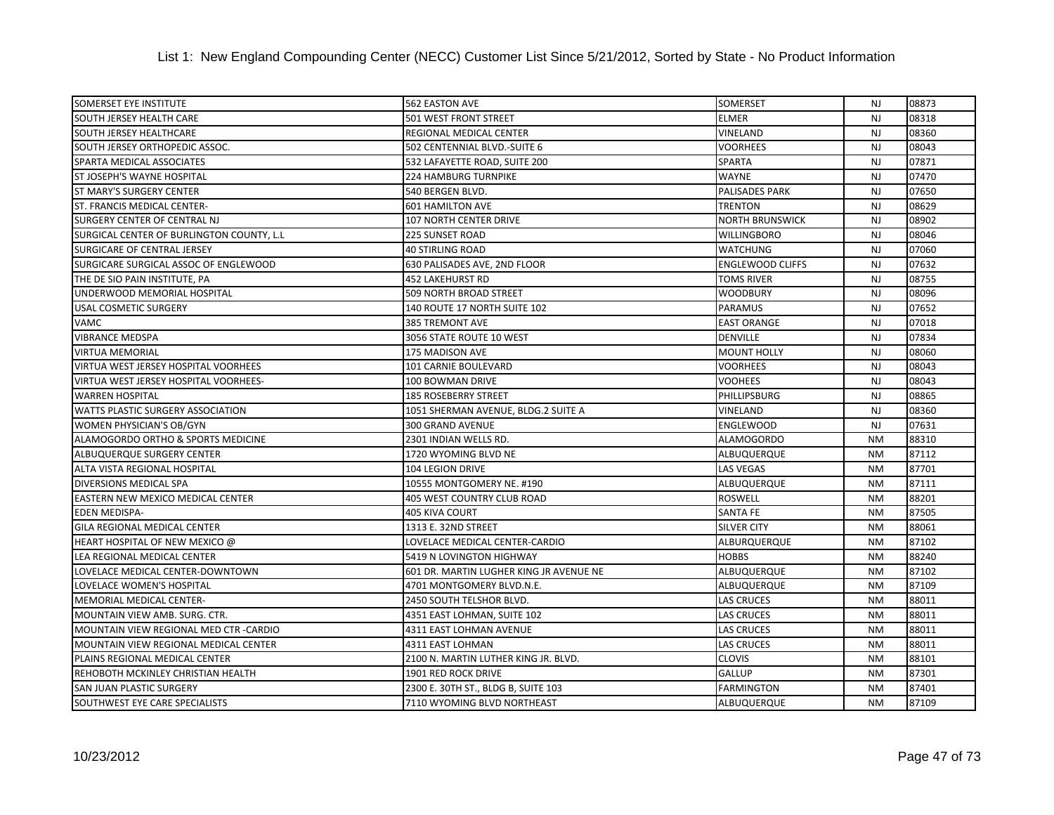List 1: New England Compounding Center (NECC) Customer List Since 5/21/2012, Sorted by State - No Product Information

| | | | | |
|---|---|---|---|---|
| SOMERSET EYE INSTITUTE | 562 EASTON AVE | SOMERSET | NJ | 08873 |
| SOUTH JERSEY HEALTH CARE | 501 WEST FRONT STREET | ELMER | NJ | 08318 |
| SOUTH JERSEY HEALTHCARE | REGIONAL MEDICAL CENTER | VINELAND | NJ | 08360 |
| SOUTH JERSEY ORTHOPEDIC ASSOC. | 502 CENTENNIAL BLVD.-SUITE 6 | VOORHEES | NJ | 08043 |
| SPARTA MEDICAL ASSOCIATES | 532 LAFAYETTE ROAD, SUITE 200 | SPARTA | NJ | 07871 |
| ST JOSEPH'S WAYNE HOSPITAL | 224 HAMBURG TURNPIKE | WAYNE | NJ | 07470 |
| ST MARY'S SURGERY CENTER | 540 BERGEN BLVD. | PALISADES PARK | NJ | 07650 |
| ST. FRANCIS MEDICAL CENTER- | 601 HAMILTON AVE | TRENTON | NJ | 08629 |
| SURGERY CENTER OF CENTRAL NJ | 107 NORTH CENTER DRIVE | NORTH BRUNSWICK | NJ | 08902 |
| SURGICAL CENTER OF BURLINGTON COUNTY, L.L | 225 SUNSET ROAD | WILLINGBORO | NJ | 08046 |
| SURGICARE OF CENTRAL JERSEY | 40 STIRLING ROAD | WATCHUNG | NJ | 07060 |
| SURGICARE SURGICAL ASSOC OF ENGLEWOOD | 630 PALISADES AVE, 2ND FLOOR | ENGLEWOOD CLIFFS | NJ | 07632 |
| THE DE SIO PAIN INSTITUTE, PA | 452 LAKEHURST RD | TOMS RIVER | NJ | 08755 |
| UNDERWOOD MEMORIAL HOSPITAL | 509 NORTH BROAD STREET | WOODBURY | NJ | 08096 |
| USAL COSMETIC SURGERY | 140 ROUTE 17 NORTH SUITE 102 | PARAMUS | NJ | 07652 |
| VAMC | 385 TREMONT AVE | EAST ORANGE | NJ | 07018 |
| VIBRANCE MEDSPA | 3056 STATE ROUTE 10 WEST | DENVILLE | NJ | 07834 |
| VIRTUA MEMORIAL | 175 MADISON AVE | MOUNT HOLLY | NJ | 08060 |
| VIRTUA WEST JERSEY HOSPITAL VOORHEES | 101 CARNIE BOULEVARD | VOORHEES | NJ | 08043 |
| VIRTUA WEST JERSEY HOSPITAL VOORHEES- | 100 BOWMAN DRIVE | VOOHEES | NJ | 08043 |
| WARREN HOSPITAL | 185 ROSEBERRY STREET | PHILLIPSBURG | NJ | 08865 |
| WATTS PLASTIC SURGERY ASSOCIATION | 1051 SHERMAN AVENUE, BLDG.2 SUITE A | VINELAND | NJ | 08360 |
| WOMEN PHYSICIAN'S OB/GYN | 300 GRAND AVENUE | ENGLEWOOD | NJ | 07631 |
| ALAMOGORDO ORTHO & SPORTS MEDICINE | 2301 INDIAN WELLS RD. | ALAMOGORDO | NM | 88310 |
| ALBUQUERQUE SURGERY CENTER | 1720 WYOMING BLVD NE | ALBUQUERQUE | NM | 87112 |
| ALTA VISTA REGIONAL HOSPITAL | 104 LEGION DRIVE | LAS VEGAS | NM | 87701 |
| DIVERSIONS MEDICAL SPA | 10555 MONTGOMERY NE. #190 | ALBUQUERQUE | NM | 87111 |
| EASTERN NEW MEXICO MEDICAL CENTER | 405 WEST COUNTRY CLUB ROAD | ROSWELL | NM | 88201 |
| EDEN MEDISPA- | 405 KIVA COURT | SANTA FE | NM | 87505 |
| GILA REGIONAL MEDICAL CENTER | 1313 E. 32ND STREET | SILVER CITY | NM | 88061 |
| HEART HOSPITAL OF NEW MEXICO @ | LOVELACE MEDICAL CENTER-CARDIO | ALBURQUERQUE | NM | 87102 |
| LEA REGIONAL MEDICAL CENTER | 5419 N LOVINGTON HIGHWAY | HOBBS | NM | 88240 |
| LOVELACE MEDICAL CENTER-DOWNTOWN | 601 DR. MARTIN LUGHER KING JR AVENUE NE | ALBUQUERQUE | NM | 87102 |
| LOVELACE WOMEN'S HOSPITAL | 4701 MONTGOMERY BLVD.N.E. | ALBUQUERQUE | NM | 87109 |
| MEMORIAL MEDICAL CENTER- | 2450 SOUTH TELSHOR BLVD. | LAS CRUCES | NM | 88011 |
| MOUNTAIN VIEW AMB. SURG. CTR. | 4351 EAST LOHMAN, SUITE 102 | LAS CRUCES | NM | 88011 |
| MOUNTAIN VIEW REGIONAL MED CTR -CARDIO | 4311 EAST LOHMAN AVENUE | LAS CRUCES | NM | 88011 |
| MOUNTAIN VIEW REGIONAL MEDICAL CENTER | 4311 EAST LOHMAN | LAS CRUCES | NM | 88011 |
| PLAINS REGIONAL MEDICAL CENTER | 2100 N. MARTIN LUTHER KING JR. BLVD. | CLOVIS | NM | 88101 |
| REHOBOTH MCKINLEY CHRISTIAN HEALTH | 1901 RED ROCK DRIVE | GALLUP | NM | 87301 |
| SAN JUAN PLASTIC SURGERY | 2300 E. 30TH ST., BLDG B, SUITE 103 | FARMINGTON | NM | 87401 |
| SOUTHWEST EYE CARE SPECIALISTS | 7110 WYOMING BLVD NORTHEAST | ALBUQUERQUE | NM | 87109 |

10/23/2012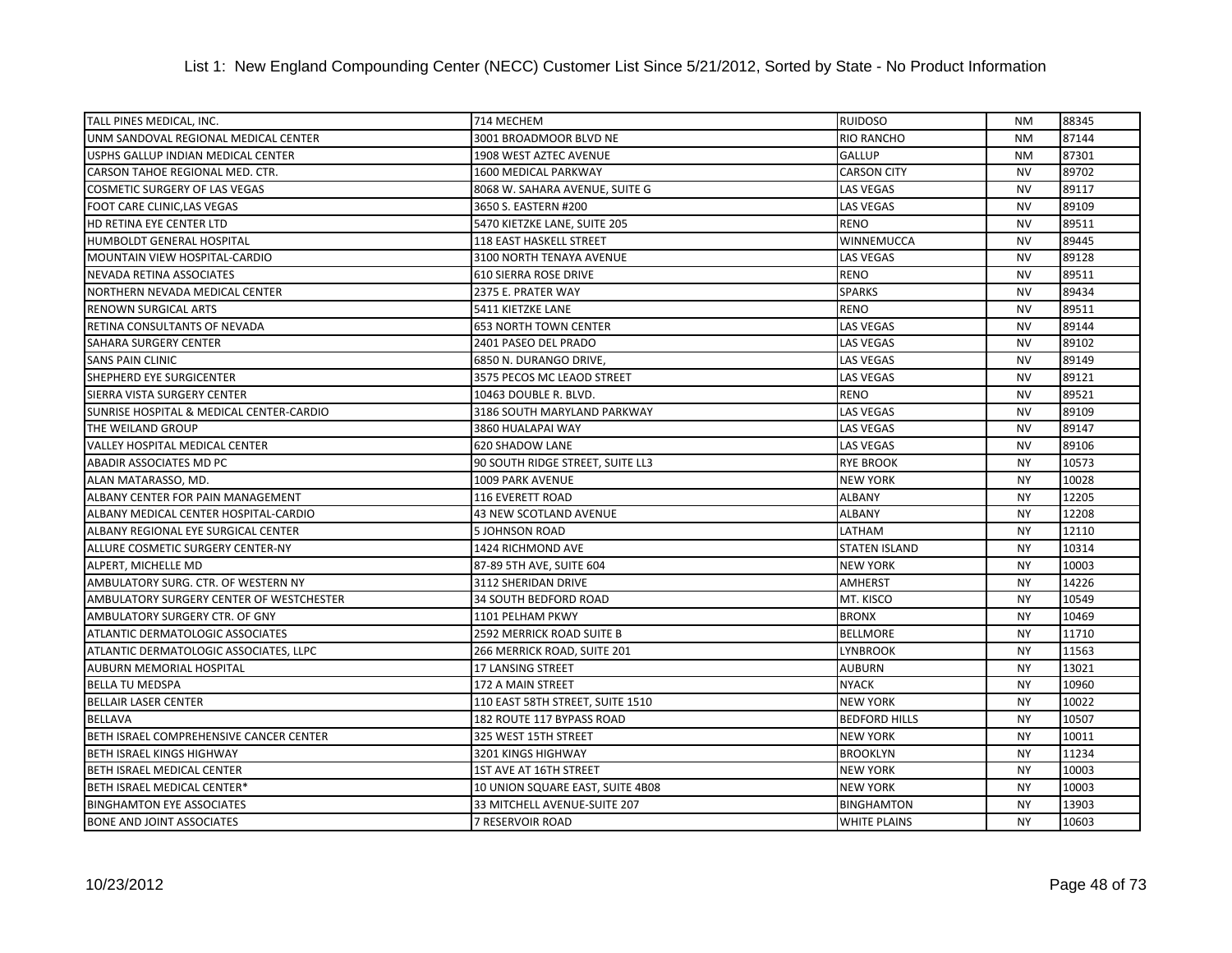# List 1: New England Compounding Center (NECC) Customer List Since 5/21/2012, Sorted by State - No Product Information

| | | | | |
|---|---|---|---|---|
| TALL PINES MEDICAL, INC. | 714 MECHEM | RUIDOSO | NM | 88345 |
| UNM SANDOVAL REGIONAL MEDICAL CENTER | 3001 BROADMOOR BLVD NE | RIO RANCHO | NM | 87144 |
| USPHS GALLUP INDIAN MEDICAL CENTER | 1908 WEST AZTEC AVENUE | GALLUP | NM | 87301 |
| CARSON TAHOE REGIONAL MED. CTR. | 1600 MEDICAL PARKWAY | CARSON CITY | NV | 89702 |
| COSMETIC SURGERY OF LAS VEGAS | 8068 W. SAHARA AVENUE, SUITE G | LAS VEGAS | NV | 89117 |
| FOOT CARE CLINIC,LAS VEGAS | 3650 S. EASTERN #200 | LAS VEGAS | NV | 89109 |
| HD RETINA EYE CENTER LTD | 5470 KIETZKE LANE, SUITE 205 | RENO | NV | 89511 |
| HUMBOLDT GENERAL HOSPITAL | 118 EAST HASKELL STREET | WINNEMUCCA | NV | 89445 |
| MOUNTAIN VIEW HOSPITAL-CARDIO | 3100 NORTH TENAYA AVENUE | LAS VEGAS | NV | 89128 |
| NEVADA RETINA ASSOCIATES | 610 SIERRA ROSE DRIVE | RENO | NV | 89511 |
| NORTHERN NEVADA MEDICAL CENTER | 2375 E. PRATER WAY | SPARKS | NV | 89434 |
| RENOWN SURGICAL ARTS | 5411 KIETZKE LANE | RENO | NV | 89511 |
| RETINA CONSULTANTS OF NEVADA | 653 NORTH TOWN CENTER | LAS VEGAS | NV | 89144 |
| SAHARA SURGERY CENTER | 2401 PASEO DEL PRADO | LAS VEGAS | NV | 89102 |
| SANS PAIN CLINIC | 6850 N. DURANGO DRIVE, | LAS VEGAS | NV | 89149 |
| SHEPHERD EYE SURGICENTER | 3575 PECOS MC LEAOD STREET | LAS VEGAS | NV | 89121 |
| SIERRA VISTA SURGERY CENTER | 10463 DOUBLE R. BLVD. | RENO | NV | 89521 |
| SUNRISE HOSPITAL & MEDICAL CENTER-CARDIO | 3186 SOUTH MARYLAND PARKWAY | LAS VEGAS | NV | 89109 |
| THE WEILAND GROUP | 3860 HUALAPAI WAY | LAS VEGAS | NV | 89147 |
| VALLEY HOSPITAL MEDICAL CENTER | 620 SHADOW LANE | LAS VEGAS | NV | 89106 |
| ABADIR ASSOCIATES MD PC | 90 SOUTH RIDGE STREET, SUITE LL3 | RYE BROOK | NY | 10573 |
| ALAN MATARASSO, MD. | 1009 PARK AVENUE | NEW YORK | NY | 10028 |
| ALBANY CENTER FOR PAIN MANAGEMENT | 116 EVERETT ROAD | ALBANY | NY | 12205 |
| ALBANY MEDICAL CENTER HOSPITAL-CARDIO | 43 NEW SCOTLAND AVENUE | ALBANY | NY | 12208 |
| ALBANY REGIONAL EYE SURGICAL CENTER | 5 JOHNSON ROAD | LATHAM | NY | 12110 |
| ALLURE COSMETIC SURGERY CENTER-NY | 1424 RICHMOND AVE | STATEN ISLAND | NY | 10314 |
| ALPERT, MICHELLE MD | 87-89 5TH AVE, SUITE 604 | NEW YORK | NY | 10003 |
| AMBULATORY SURG. CTR. OF WESTERN NY | 3112 SHERIDAN DRIVE | AMHERST | NY | 14226 |
| AMBULATORY SURGERY CENTER OF WESTCHESTER | 34 SOUTH BEDFORD ROAD | MT. KISCO | NY | 10549 |
| AMBULATORY SURGERY CTR. OF GNY | 1101 PELHAM PKWY | BRONX | NY | 10469 |
| ATLANTIC DERMATOLOGIC ASSOCIATES | 2592 MERRICK ROAD SUITE B | BELLMORE | NY | 11710 |
| ATLANTIC DERMATOLOGIC ASSOCIATES, LLPC | 266 MERRICK ROAD, SUITE 201 | LYNBROOK | NY | 11563 |
| AUBURN MEMORIAL HOSPITAL | 17 LANSING STREET | AUBURN | NY | 13021 |
| BELLA TU MEDSPA | 172 A MAIN STREET | NYACK | NY | 10960 |
| BELLAIR LASER CENTER | 110 EAST 58TH STREET, SUITE 1510 | NEW YORK | NY | 10022 |
| BELLAVA | 182 ROUTE 117 BYPASS ROAD | BEDFORD HILLS | NY | 10507 |
| BETH ISRAEL COMPREHENSIVE CANCER CENTER | 325 WEST 15TH STREET | NEW YORK | NY | 10011 |
| BETH ISRAEL KINGS HIGHWAY | 3201 KINGS HIGHWAY | BROOKLYN | NY | 11234 |
| BETH ISRAEL MEDICAL CENTER | 1ST AVE AT 16TH STREET | NEW YORK | NY | 10003 |
| BETH ISRAEL MEDICAL CENTER* | 10 UNION SQUARE EAST, SUITE 4B08 | NEW YORK | NY | 10003 |
| BINGHAMTON EYE ASSOCIATES | 33 MITCHELL AVENUE-SUITE 207 | BINGHAMTON | NY | 13903 |
| BONE AND JOINT ASSOCIATES | 7 RESERVOIR ROAD | WHITE PLAINS | NY | 10603 |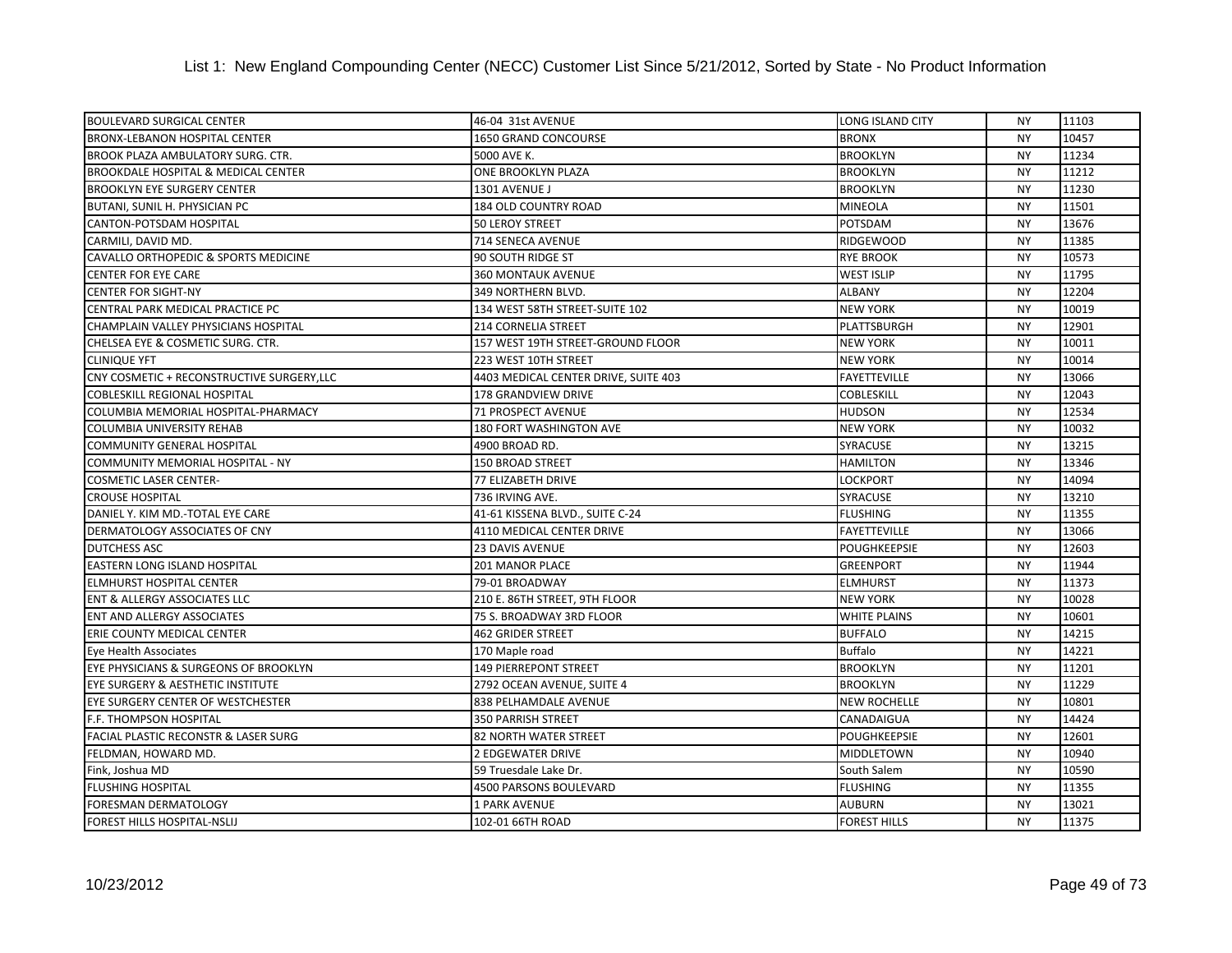List 1: New England Compounding Center (NECC) Customer List Since 5/21/2012, Sorted by State - No Product Information

| | | | | |
|---|---|---|---|---|
| BOULEVARD SURGICAL CENTER | 46-04 31st AVENUE | LONG ISLAND CITY | NY | 11103 |
| BRONX-LEBANON HOSPITAL CENTER | 1650 GRAND CONCOURSE | BRONX | NY | 10457 |
| BROOK PLAZA AMBULATORY SURG. CTR. | 5000 AVE K. | BROOKLYN | NY | 11234 |
| BROOKDALE HOSPITAL & MEDICAL CENTER | ONE BROOKLYN PLAZA | BROOKLYN | NY | 11212 |
| BROOKLYN EYE SURGERY CENTER | 1301 AVENUE J | BROOKLYN | NY | 11230 |
| BUTANI, SUNIL H. PHYSICIAN PC | 184 OLD COUNTRY ROAD | MINEOLA | NY | 11501 |
| CANTON-POTSDAM HOSPITAL | 50 LEROY STREET | POTSDAM | NY | 13676 |
| CARMILI, DAVID MD. | 714 SENECA AVENUE | RIDGEWOOD | NY | 11385 |
| CAVALLO ORTHOPEDIC & SPORTS MEDICINE | 90 SOUTH RIDGE ST | RYE BROOK | NY | 10573 |
| CENTER FOR EYE CARE | 360 MONTAUK AVENUE | WEST ISLIP | NY | 11795 |
| CENTER FOR SIGHT-NY | 349 NORTHERN BLVD. | ALBANY | NY | 12204 |
| CENTRAL PARK MEDICAL PRACTICE PC | 134 WEST 58TH STREET-SUITE 102 | NEW YORK | NY | 10019 |
| CHAMPLAIN VALLEY PHYSICIANS HOSPITAL | 214 CORNELIA STREET | PLATTSBURGH | NY | 12901 |
| CHELSEA EYE & COSMETIC SURG. CTR. | 157 WEST 19TH STREET-GROUND FLOOR | NEW YORK | NY | 10011 |
| CLINIQUE YFT | 223 WEST 10TH STREET | NEW YORK | NY | 10014 |
| CNY COSMETIC + RECONSTRUCTIVE SURGERY,LLC | 4403 MEDICAL CENTER DRIVE, SUITE 403 | FAYETTEVILLE | NY | 13066 |
| COBLESKILL REGIONAL HOSPITAL | 178 GRANDVIEW DRIVE | COBLESKILL | NY | 12043 |
| COLUMBIA MEMORIAL HOSPITAL-PHARMACY | 71 PROSPECT AVENUE | HUDSON | NY | 12534 |
| COLUMBIA UNIVERSITY REHAB | 180 FORT WASHINGTON AVE | NEW YORK | NY | 10032 |
| COMMUNITY GENERAL HOSPITAL | 4900 BROAD RD. | SYRACUSE | NY | 13215 |
| COMMUNITY MEMORIAL HOSPITAL - NY | 150 BROAD STREET | HAMILTON | NY | 13346 |
| COSMETIC LASER CENTER- | 77 ELIZABETH DRIVE | LOCKPORT | NY | 14094 |
| CROUSE HOSPITAL | 736 IRVING AVE. | SYRACUSE | NY | 13210 |
| DANIEL Y. KIM MD.-TOTAL EYE CARE | 41-61 KISSENA BLVD., SUITE C-24 | FLUSHING | NY | 11355 |
| DERMATOLOGY ASSOCIATES OF CNY | 4110 MEDICAL CENTER DRIVE | FAYETTEVILLE | NY | 13066 |
| DUTCHESS ASC | 23 DAVIS AVENUE | POUGHKEEPSIE | NY | 12603 |
| EASTERN LONG ISLAND HOSPITAL | 201 MANOR PLACE | GREENPORT | NY | 11944 |
| ELMHURST HOSPITAL CENTER | 79-01 BROADWAY | ELMHURST | NY | 11373 |
| ENT & ALLERGY ASSOCIATES LLC | 210 E. 86TH STREET, 9TH FLOOR | NEW YORK | NY | 10028 |
| ENT AND ALLERGY ASSOCIATES | 75 S. BROADWAY 3RD FLOOR | WHITE PLAINS | NY | 10601 |
| ERIE COUNTY MEDICAL CENTER | 462 GRIDER STREET | BUFFALO | NY | 14215 |
| Eye Health Associates | 170 Maple road | Buffalo | NY | 14221 |
| EYE PHYSICIANS & SURGEONS OF BROOKLYN | 149 PIERREPONT STREET | BROOKLYN | NY | 11201 |
| EYE SURGERY & AESTHETIC INSTITUTE | 2792 OCEAN AVENUE, SUITE 4 | BROOKLYN | NY | 11229 |
| EYE SURGERY CENTER OF WESTCHESTER | 838 PELHAMDALE AVENUE | NEW ROCHELLE | NY | 10801 |
| F.F. THOMPSON HOSPITAL | 350 PARRISH STREET | CANADAIGUA | NY | 14424 |
| FACIAL PLASTIC RECONSTR & LASER SURG | 82 NORTH WATER STREET | POUGHKEEPSIE | NY | 12601 |
| FELDMAN, HOWARD MD. | 2 EDGEWATER DRIVE | MIDDLETOWN | NY | 10940 |
| Fink, Joshua MD | 59 Truesdale Lake Dr. | South Salem | NY | 10590 |
| FLUSHING HOSPITAL | 4500 PARSONS BOULEVARD | FLUSHING | NY | 11355 |
| FORESMAN DERMATOLOGY | 1 PARK AVENUE | AUBURN | NY | 13021 |
| FOREST HILLS HOSPITAL-NSLIJ | 102-01 66TH ROAD | FOREST HILLS | NY | 11375 |

10/23/2012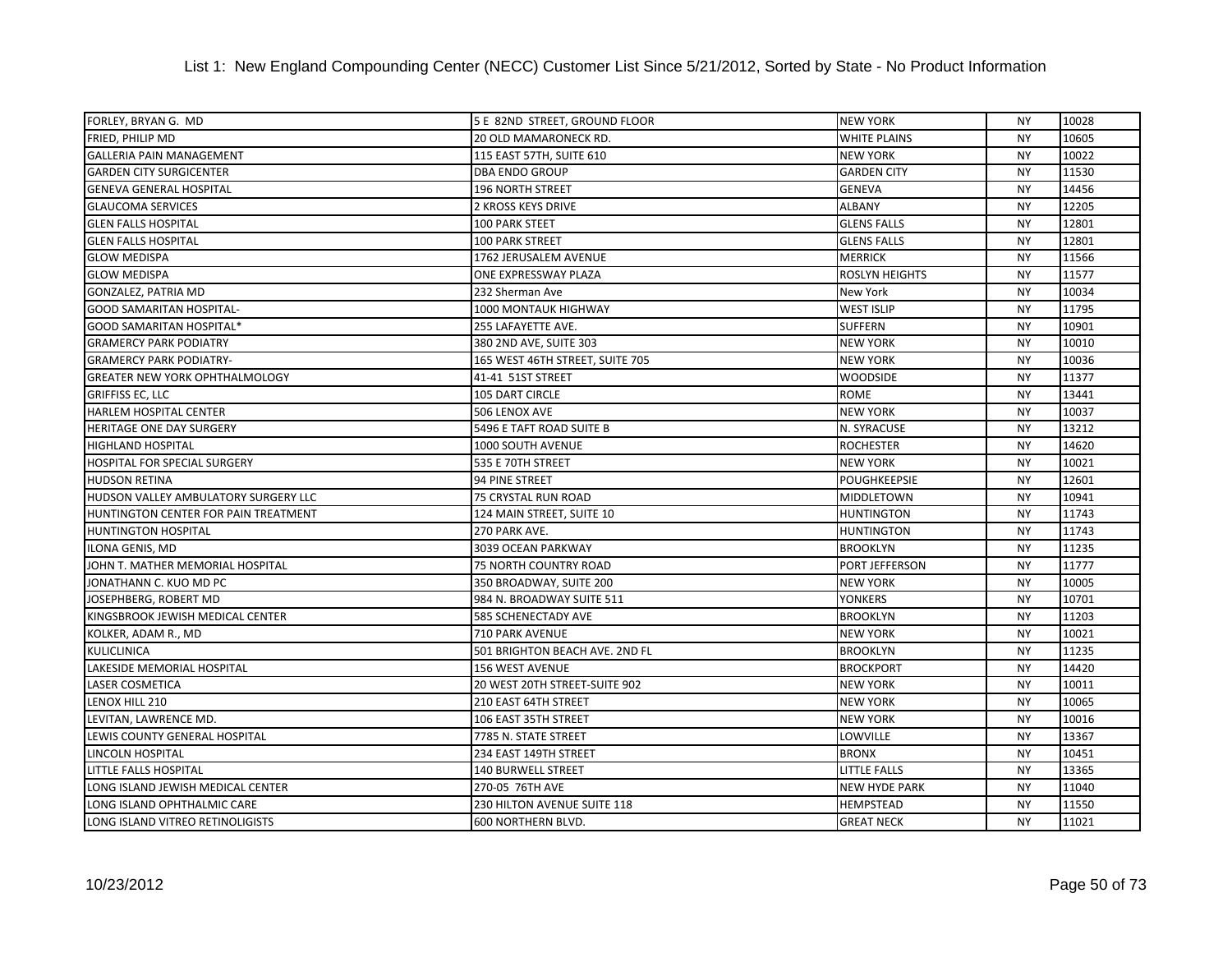# List 1: New England Compounding Center (NECC) Customer List Since 5/21/2012, Sorted by State - No Product Information

| | | | | |
|---|---|---|---|---|
| FORLEY, BRYAN G. MD | 5 E 82ND STREET, GROUND FLOOR | NEW YORK | NY | 10028 |
| FRIED, PHILIP MD | 20 OLD MAMARONECK RD. | WHITE PLAINS | NY | 10605 |
| GALLERIA PAIN MANAGEMENT | 115 EAST 57TH, SUITE 610 | NEW YORK | NY | 10022 |
| GARDEN CITY SURGICENTER | DBA ENDO GROUP | GARDEN CITY | NY | 11530 |
| GENEVA GENERAL HOSPITAL | 196 NORTH STREET | GENEVA | NY | 14456 |
| GLAUCOMA SERVICES | 2 KROSS KEYS DRIVE | ALBANY | NY | 12205 |
| GLEN FALLS HOSPITAL | 100 PARK STEET | GLENS FALLS | NY | 12801 |
| GLEN FALLS HOSPITAL | 100 PARK STREET | GLENS FALLS | NY | 12801 |
| GLOW MEDISPA | 1762 JERUSALEM AVENUE | MERRICK | NY | 11566 |
| GLOW MEDISPA | ONE EXPRESSWAY PLAZA | ROSLYN HEIGHTS | NY | 11577 |
| GONZALEZ, PATRIA MD | 232 Sherman Ave | New York | NY | 10034 |
| GOOD SAMARITAN HOSPITAL- | 1000 MONTAUK HIGHWAY | WEST ISLIP | NY | 11795 |
| GOOD SAMARITAN HOSPITAL* | 255 LAFAYETTE AVE. | SUFFERN | NY | 10901 |
| GRAMERCY PARK PODIATRY | 380 2ND AVE, SUITE 303 | NEW YORK | NY | 10010 |
| GRAMERCY PARK PODIATRY- | 165 WEST 46TH STREET, SUITE 705 | NEW YORK | NY | 10036 |
| GREATER NEW YORK OPHTHALMOLOGY | 41-41 51ST STREET | WOODSIDE | NY | 11377 |
| GRIFFISS EC, LLC | 105 DART CIRCLE | ROME | NY | 13441 |
| HARLEM HOSPITAL CENTER | 506 LENOX AVE | NEW YORK | NY | 10037 |
| HERITAGE ONE DAY SURGERY | 5496 E TAFT ROAD SUITE B | N. SYRACUSE | NY | 13212 |
| HIGHLAND HOSPITAL | 1000 SOUTH AVENUE | ROCHESTER | NY | 14620 |
| HOSPITAL FOR SPECIAL SURGERY | 535 E 70TH STREET | NEW YORK | NY | 10021 |
| HUDSON RETINA | 94 PINE STREET | POUGHKEEPSIE | NY | 12601 |
| HUDSON VALLEY AMBULATORY SURGERY LLC | 75 CRYSTAL RUN ROAD | MIDDLETOWN | NY | 10941 |
| HUNTINGTON CENTER FOR PAIN TREATMENT | 124 MAIN STREET, SUITE 10 | HUNTINGTON | NY | 11743 |
| HUNTINGTON HOSPITAL | 270 PARK AVE. | HUNTINGTON | NY | 11743 |
| ILONA GENIS, MD | 3039 OCEAN PARKWAY | BROOKLYN | NY | 11235 |
| JOHN T. MATHER MEMORIAL HOSPITAL | 75 NORTH COUNTRY ROAD | PORT JEFFERSON | NY | 11777 |
| JONATHANN C. KUO MD PC | 350 BROADWAY, SUITE 200 | NEW YORK | NY | 10005 |
| JOSEPHBERG, ROBERT MD | 984 N. BROADWAY SUITE 511 | YONKERS | NY | 10701 |
| KINGSBROOK JEWISH MEDICAL CENTER | 585 SCHENECTADY AVE | BROOKLYN | NY | 11203 |
| KOLKER, ADAM R., MD | 710 PARK AVENUE | NEW YORK | NY | 10021 |
| KULICLINICA | 501 BRIGHTON BEACH AVE. 2ND FL | BROOKLYN | NY | 11235 |
| LAKESIDE MEMORIAL HOSPITAL | 156 WEST AVENUE | BROCKPORT | NY | 14420 |
| LASER COSMETICA | 20 WEST 20TH STREET-SUITE 902 | NEW YORK | NY | 10011 |
| LENOX HILL 210 | 210 EAST 64TH STREET | NEW YORK | NY | 10065 |
| LEVITAN, LAWRENCE MD. | 106 EAST 35TH STREET | NEW YORK | NY | 10016 |
| LEWIS COUNTY GENERAL HOSPITAL | 7785 N. STATE STREET | LOWVILLE | NY | 13367 |
| LINCOLN HOSPITAL | 234 EAST 149TH STREET | BRONX | NY | 10451 |
| LITTLE FALLS HOSPITAL | 140 BURWELL STREET | LITTLE FALLS | NY | 13365 |
| LONG ISLAND JEWISH MEDICAL CENTER | 270-05 76TH AVE | NEW HYDE PARK | NY | 11040 |
| LONG ISLAND OPHTHALMIC CARE | 230 HILTON AVENUE SUITE 118 | HEMPSTEAD | NY | 11550 |
| LONG ISLAND VITREO RETINOLIGISTS | 600 NORTHERN BLVD. | GREAT NECK | NY | 11021 |

10/23/2012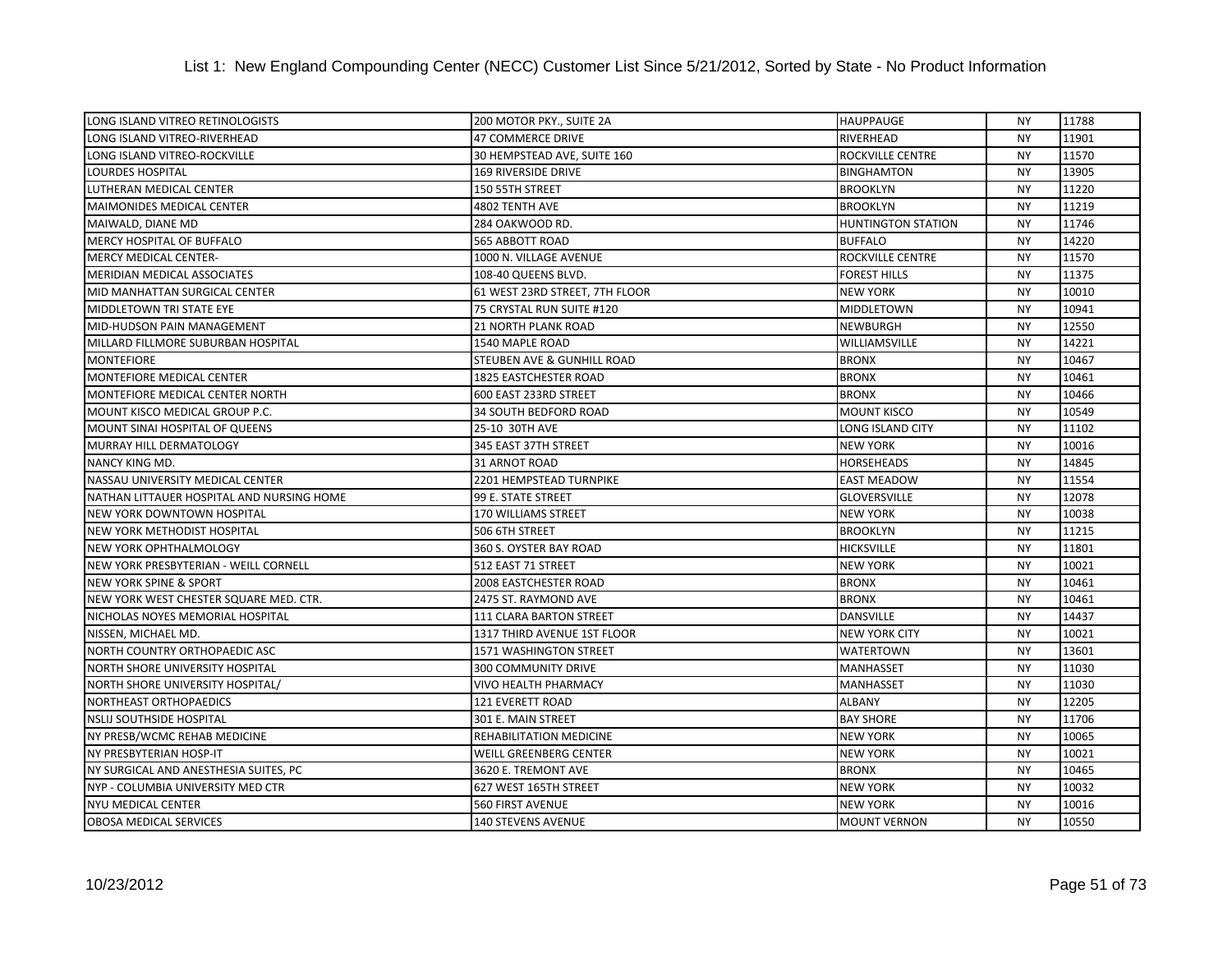List 1: New England Compounding Center (NECC) Customer List Since 5/21/2012, Sorted by State - No Product Information

| | | | | |
|---|---|---|---|---|
| LONG ISLAND VITREO RETINOLOGISTS | 200 MOTOR PKY., SUITE 2A | HAUPPAUGE | NY | 11788 |
| LONG ISLAND VITREO-RIVERHEAD | 47 COMMERCE DRIVE | RIVERHEAD | NY | 11901 |
| LONG ISLAND VITREO-ROCKVILLE | 30 HEMPSTEAD AVE, SUITE 160 | ROCKVILLE CENTRE | NY | 11570 |
| LOURDES HOSPITAL | 169 RIVERSIDE DRIVE | BINGHAMTON | NY | 13905 |
| LUTHERAN MEDICAL CENTER | 150 55TH STREET | BROOKLYN | NY | 11220 |
| MAIMONIDES MEDICAL CENTER | 4802 TENTH AVE | BROOKLYN | NY | 11219 |
| MAIWALD, DIANE MD | 284 OAKWOOD RD. | HUNTINGTON STATION | NY | 11746 |
| MERCY HOSPITAL OF BUFFALO | 565 ABBOTT ROAD | BUFFALO | NY | 14220 |
| MERCY MEDICAL CENTER- | 1000 N. VILLAGE AVENUE | ROCKVILLE CENTRE | NY | 11570 |
| MERIDIAN MEDICAL ASSOCIATES | 108-40 QUEENS BLVD. | FOREST HILLS | NY | 11375 |
| MID MANHATTAN SURGICAL CENTER | 61 WEST 23RD STREET, 7TH FLOOR | NEW YORK | NY | 10010 |
| MIDDLETOWN TRI STATE EYE | 75 CRYSTAL RUN SUITE #120 | MIDDLETOWN | NY | 10941 |
| MID-HUDSON PAIN MANAGEMENT | 21 NORTH PLANK ROAD | NEWBURGH | NY | 12550 |
| MILLARD FILLMORE SUBURBAN HOSPITAL | 1540 MAPLE ROAD | WILLIAMSVILLE | NY | 14221 |
| MONTEFIORE | STEUBEN AVE & GUNHILL ROAD | BRONX | NY | 10467 |
| MONTEFIORE MEDICAL CENTER | 1825 EASTCHESTER ROAD | BRONX | NY | 10461 |
| MONTEFIORE MEDICAL CENTER NORTH | 600 EAST 233RD STREET | BRONX | NY | 10466 |
| MOUNT KISCO MEDICAL GROUP P.C. | 34 SOUTH BEDFORD ROAD | MOUNT KISCO | NY | 10549 |
| MOUNT SINAI HOSPITAL OF QUEENS | 25-10 30TH AVE | LONG ISLAND CITY | NY | 11102 |
| MURRAY HILL DERMATOLOGY | 345 EAST 37TH STREET | NEW YORK | NY | 10016 |
| NANCY KING MD. | 31 ARNOT ROAD | HORSEHEADS | NY | 14845 |
| NASSAU UNIVERSITY MEDICAL CENTER | 2201 HEMPSTEAD TURNPIKE | EAST MEADOW | NY | 11554 |
| NATHAN LITTAUER HOSPITAL AND NURSING HOME | 99 E. STATE STREET | GLOVERSVILLE | NY | 12078 |
| NEW YORK DOWNTOWN HOSPITAL | 170 WILLIAMS STREET | NEW YORK | NY | 10038 |
| NEW YORK METHODIST HOSPITAL | 506 6TH STREET | BROOKLYN | NY | 11215 |
| NEW YORK OPHTHALMOLOGY | 360 S. OYSTER BAY ROAD | HICKSVILLE | NY | 11801 |
| NEW YORK PRESBYTERIAN - WEILL CORNELL | 512 EAST 71 STREET | NEW YORK | NY | 10021 |
| NEW YORK SPINE & SPORT | 2008 EASTCHESTER ROAD | BRONX | NY | 10461 |
| NEW YORK WEST CHESTER SQUARE MED. CTR. | 2475 ST. RAYMOND AVE | BRONX | NY | 10461 |
| NICHOLAS NOYES MEMORIAL HOSPITAL | 111 CLARA BARTON STREET | DANSVILLE | NY | 14437 |
| NISSEN, MICHAEL MD. | 1317 THIRD AVENUE 1ST FLOOR | NEW YORK CITY | NY | 10021 |
| NORTH COUNTRY ORTHOPAEDIC ASC | 1571 WASHINGTON STREET | WATERTOWN | NY | 13601 |
| NORTH SHORE UNIVERSITY HOSPITAL | 300 COMMUNITY DRIVE | MANHASSET | NY | 11030 |
| NORTH SHORE UNIVERSITY HOSPITAL/ | VIVO HEALTH PHARMACY | MANHASSET | NY | 11030 |
| NORTHEAST ORTHOPAEDICS | 121 EVERETT ROAD | ALBANY | NY | 12205 |
| NSLIJ SOUTHSIDE HOSPITAL | 301 E. MAIN STREET | BAY SHORE | NY | 11706 |
| NY PRESB/WCMC REHAB MEDICINE | REHABILITATION MEDICINE | NEW YORK | NY | 10065 |
| NY PRESBYTERIAN HOSP-IT | WEILL GREENBERG CENTER | NEW YORK | NY | 10021 |
| NY SURGICAL AND ANESTHESIA SUITES, PC | 3620 E. TREMONT AVE | BRONX | NY | 10465 |
| NYP - COLUMBIA UNIVERSITY MED CTR | 627 WEST 165TH STREET | NEW YORK | NY | 10032 |
| NYU MEDICAL CENTER | 560 FIRST AVENUE | NEW YORK | NY | 10016 |
| OBOSA MEDICAL SERVICES | 140 STEVENS AVENUE | MOUNT VERNON | NY | 10550 |

10/23/2012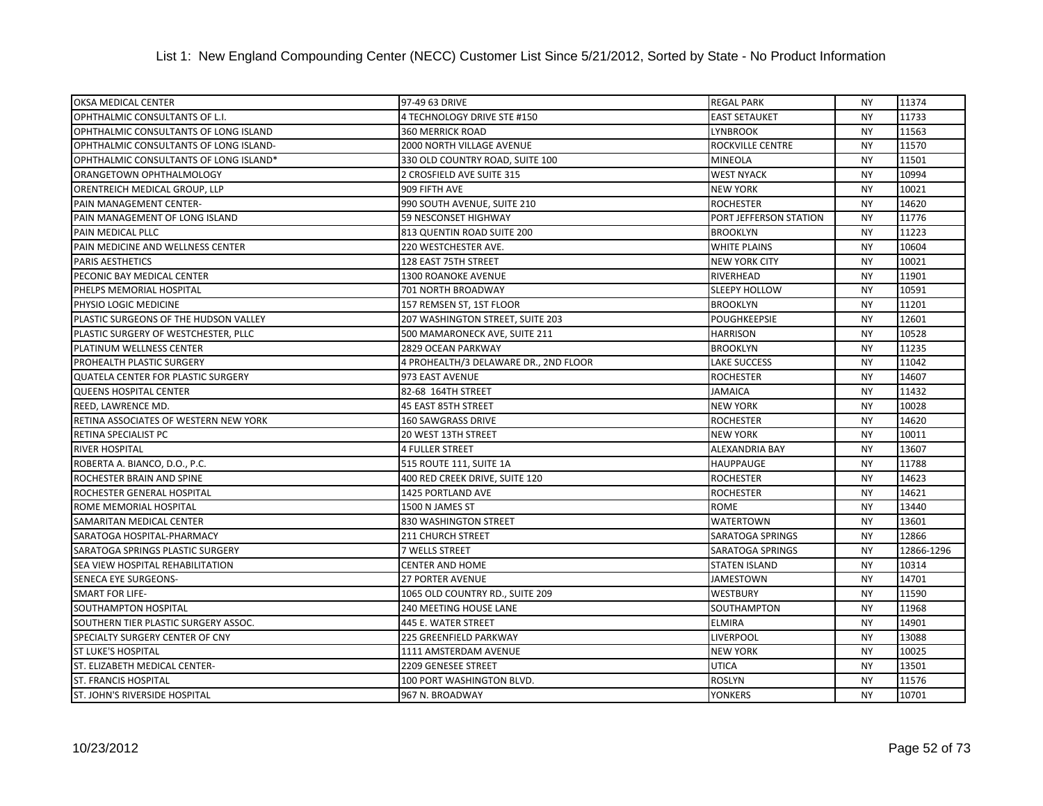List 1: New England Compounding Center (NECC) Customer List Since 5/21/2012, Sorted by State - No Product Information

| | | | | |
|---|---|---|---|---|
| OKSA MEDICAL CENTER | 97-49 63 DRIVE | REGAL PARK | NY | 11374 |
| OPHTHALMIC CONSULTANTS OF L.I. | 4 TECHNOLOGY DRIVE STE #150 | EAST SETAUKET | NY | 11733 |
| OPHTHALMIC CONSULTANTS OF LONG ISLAND | 360 MERRICK ROAD | LYNBROOK | NY | 11563 |
| OPHTHALMIC CONSULTANTS OF LONG ISLAND- | 2000 NORTH VILLAGE AVENUE | ROCKVILLE CENTRE | NY | 11570 |
| OPHTHALMIC CONSULTANTS OF LONG ISLAND* | 330 OLD COUNTRY ROAD, SUITE 100 | MINEOLA | NY | 11501 |
| ORANGETOWN OPHTHALMOLOGY | 2 CROSFIELD AVE SUITE 315 | WEST NYACK | NY | 10994 |
| ORENTREICH MEDICAL GROUP, LLP | 909 FIFTH AVE | NEW YORK | NY | 10021 |
| PAIN MANAGEMENT CENTER- | 990 SOUTH AVENUE, SUITE 210 | ROCHESTER | NY | 14620 |
| PAIN MANAGEMENT OF LONG ISLAND | 59 NESCONSET HIGHWAY | PORT JEFFERSON STATION | NY | 11776 |
| PAIN MEDICAL PLLC | 813 QUENTIN ROAD SUITE 200 | BROOKLYN | NY | 11223 |
| PAIN MEDICINE AND WELLNESS CENTER | 220 WESTCHESTER AVE. | WHITE PLAINS | NY | 10604 |
| PARIS AESTHETICS | 128 EAST 75TH STREET | NEW YORK CITY | NY | 10021 |
| PECONIC BAY MEDICAL CENTER | 1300 ROANOKE AVENUE | RIVERHEAD | NY | 11901 |
| PHELPS MEMORIAL HOSPITAL | 701 NORTH BROADWAY | SLEEPY HOLLOW | NY | 10591 |
| PHYSIO LOGIC MEDICINE | 157 REMSEN ST, 1ST FLOOR | BROOKLYN | NY | 11201 |
| PLASTIC SURGEONS OF THE HUDSON VALLEY | 207 WASHINGTON STREET, SUITE 203 | POUGHKEEPSIE | NY | 12601 |
| PLASTIC SURGERY OF WESTCHESTER, PLLC | 500 MAMARONECK AVE, SUITE 211 | HARRISON | NY | 10528 |
| PLATINUM WELLNESS CENTER | 2829 OCEAN PARKWAY | BROOKLYN | NY | 11235 |
| PROHEALTH PLASTIC SURGERY | 4 PROHEALTH/3 DELAWARE DR., 2ND FLOOR | LAKE SUCCESS | NY | 11042 |
| QUATELA CENTER FOR PLASTIC SURGERY | 973 EAST AVENUE | ROCHESTER | NY | 14607 |
| QUEENS HOSPITAL CENTER | 82-68 164TH STREET | JAMAICA | NY | 11432 |
| REED, LAWRENCE MD. | 45 EAST 85TH STREET | NEW YORK | NY | 10028 |
| RETINA ASSOCIATES OF WESTERN NEW YORK | 160 SAWGRASS DRIVE | ROCHESTER | NY | 14620 |
| RETINA SPECIALIST PC | 20 WEST 13TH STREET | NEW YORK | NY | 10011 |
| RIVER HOSPITAL | 4 FULLER STREET | ALEXANDRIA BAY | NY | 13607 |
| ROBERTA A. BIANCO, D.O., P.C. | 515 ROUTE 111, SUITE 1A | HAUPPAUGE | NY | 11788 |
| ROCHESTER BRAIN AND SPINE | 400 RED CREEK DRIVE, SUITE 120 | ROCHESTER | NY | 14623 |
| ROCHESTER GENERAL HOSPITAL | 1425 PORTLAND AVE | ROCHESTER | NY | 14621 |
| ROME MEMORIAL HOSPITAL | 1500 N JAMES ST | ROME | NY | 13440 |
| SAMARITAN MEDICAL CENTER | 830 WASHINGTON STREET | WATERTOWN | NY | 13601 |
| SARATOGA HOSPITAL-PHARMACY | 211 CHURCH STREET | SARATOGA SPRINGS | NY | 12866 |
| SARATOGA SPRINGS PLASTIC SURGERY | 7 WELLS STREET | SARATOGA SPRINGS | NY | 12866-1296 |
| SEA VIEW HOSPITAL REHABILITATION | CENTER AND HOME | STATEN ISLAND | NY | 10314 |
| SENECA EYE SURGEONS- | 27 PORTER AVENUE | JAMESTOWN | NY | 14701 |
| SMART FOR LIFE- | 1065 OLD COUNTRY RD., SUITE 209 | WESTBURY | NY | 11590 |
| SOUTHAMPTON HOSPITAL | 240 MEETING HOUSE LANE | SOUTHAMPTON | NY | 11968 |
| SOUTHERN TIER PLASTIC SURGERY ASSOC. | 445 E. WATER STREET | ELMIRA | NY | 14901 |
| SPECIALTY SURGERY CENTER OF CNY | 225 GREENFIELD PARKWAY | LIVERPOOL | NY | 13088 |
| ST LUKE'S HOSPITAL | 1111 AMSTERDAM AVENUE | NEW YORK | NY | 10025 |
| ST. ELIZABETH MEDICAL CENTER- | 2209 GENESEE STREET | UTICA | NY | 13501 |
| ST. FRANCIS HOSPITAL | 100 PORT WASHINGTON BLVD. | ROSLYN | NY | 11576 |
| ST. JOHN'S RIVERSIDE HOSPITAL | 967 N. BROADWAY | YONKERS | NY | 10701 |

10/23/2012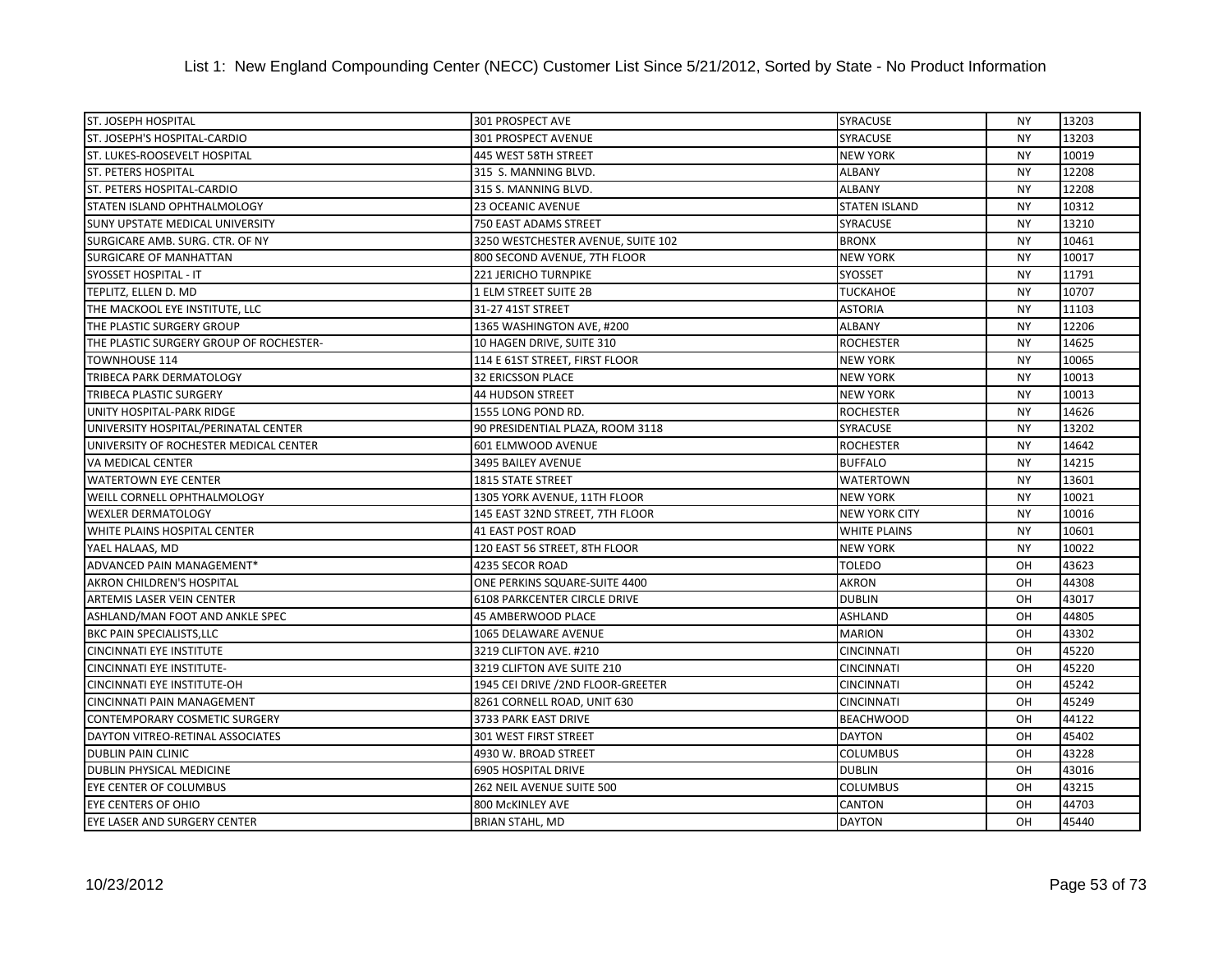List 1: New England Compounding Center (NECC) Customer List Since 5/21/2012, Sorted by State - No Product Information

| | | | | |
|---|---|---|---|---|
| ST. JOSEPH HOSPITAL | 301 PROSPECT AVE | SYRACUSE | NY | 13203 |
| ST. JOSEPH'S HOSPITAL-CARDIO | 301 PROSPECT AVENUE | SYRACUSE | NY | 13203 |
| ST. LUKES-ROOSEVELT HOSPITAL | 445 WEST 58TH STREET | NEW YORK | NY | 10019 |
| ST. PETERS HOSPITAL | 315 S. MANNING BLVD. | ALBANY | NY | 12208 |
| ST. PETERS HOSPITAL-CARDIO | 315 S. MANNING BLVD. | ALBANY | NY | 12208 |
| STATEN ISLAND OPHTHALMOLOGY | 23 OCEANIC AVENUE | STATEN ISLAND | NY | 10312 |
| SUNY UPSTATE MEDICAL UNIVERSITY | 750 EAST ADAMS STREET | SYRACUSE | NY | 13210 |
| SURGICARE AMB. SURG. CTR. OF NY | 3250 WESTCHESTER AVENUE, SUITE 102 | BRONX | NY | 10461 |
| SURGICARE OF MANHATTAN | 800 SECOND AVENUE, 7TH FLOOR | NEW YORK | NY | 10017 |
| SYOSSET HOSPITAL - IT | 221 JERICHO TURNPIKE | SYOSSET | NY | 11791 |
| TEPLITZ, ELLEN D. MD | 1 ELM STREET SUITE 2B | TUCKAHOE | NY | 10707 |
| THE MACKOOL EYE INSTITUTE, LLC | 31-27 41ST STREET | ASTORIA | NY | 11103 |
| THE PLASTIC SURGERY GROUP | 1365 WASHINGTON AVE, #200 | ALBANY | NY | 12206 |
| THE PLASTIC SURGERY GROUP OF ROCHESTER- | 10 HAGEN DRIVE, SUITE 310 | ROCHESTER | NY | 14625 |
| TOWNHOUSE 114 | 114 E 61ST STREET, FIRST FLOOR | NEW YORK | NY | 10065 |
| TRIBECA PARK DERMATOLOGY | 32 ERICSSON PLACE | NEW YORK | NY | 10013 |
| TRIBECA PLASTIC SURGERY | 44 HUDSON STREET | NEW YORK | NY | 10013 |
| UNITY HOSPITAL-PARK RIDGE | 1555 LONG POND RD. | ROCHESTER | NY | 14626 |
| UNIVERSITY HOSPITAL/PERINATAL CENTER | 90 PRESIDENTIAL PLAZA, ROOM 3118 | SYRACUSE | NY | 13202 |
| UNIVERSITY OF ROCHESTER MEDICAL CENTER | 601 ELMWOOD AVENUE | ROCHESTER | NY | 14642 |
| VA MEDICAL CENTER | 3495 BAILEY AVENUE | BUFFALO | NY | 14215 |
| WATERTOWN EYE CENTER | 1815 STATE STREET | WATERTOWN | NY | 13601 |
| WEILL CORNELL OPHTHALMOLOGY | 1305 YORK AVENUE, 11TH FLOOR | NEW YORK | NY | 10021 |
| WEXLER DERMATOLOGY | 145 EAST 32ND STREET, 7TH FLOOR | NEW YORK CITY | NY | 10016 |
| WHITE PLAINS HOSPITAL CENTER | 41 EAST POST ROAD | WHITE PLAINS | NY | 10601 |
| YAEL HALAAS, MD | 120 EAST 56 STREET, 8TH FLOOR | NEW YORK | NY | 10022 |
| ADVANCED PAIN MANAGEMENT* | 4235 SECOR ROAD | TOLEDO | OH | 43623 |
| AKRON CHILDREN'S HOSPITAL | ONE PERKINS SQUARE-SUITE 4400 | AKRON | OH | 44308 |
| ARTEMIS LASER VEIN CENTER | 6108 PARKCENTER CIRCLE DRIVE | DUBLIN | OH | 43017 |
| ASHLAND/MAN FOOT AND ANKLE SPEC | 45 AMBERWOOD PLACE | ASHLAND | OH | 44805 |
| BKC PAIN SPECIALISTS,LLC | 1065 DELAWARE AVENUE | MARION | OH | 43302 |
| CINCINNATI EYE INSTITUTE | 3219 CLIFTON AVE. #210 | CINCINNATI | OH | 45220 |
| CINCINNATI EYE INSTITUTE- | 3219 CLIFTON AVE SUITE 210 | CINCINNATI | OH | 45220 |
| CINCINNATI EYE INSTITUTE-OH | 1945 CEI DRIVE /2ND FLOOR-GREETER | CINCINNATI | OH | 45242 |
| CINCINNATI PAIN MANAGEMENT | 8261 CORNELL ROAD, UNIT 630 | CINCINNATI | OH | 45249 |
| CONTEMPORARY COSMETIC SURGERY | 3733 PARK EAST DRIVE | BEACHWOOD | OH | 44122 |
| DAYTON VITREO-RETINAL ASSOCIATES | 301 WEST FIRST STREET | DAYTON | OH | 45402 |
| DUBLIN PAIN CLINIC | 4930 W. BROAD STREET | COLUMBUS | OH | 43228 |
| DUBLIN PHYSICAL MEDICINE | 6905 HOSPITAL DRIVE | DUBLIN | OH | 43016 |
| EYE CENTER OF COLUMBUS | 262 NEIL AVENUE SUITE 500 | COLUMBUS | OH | 43215 |
| EYE CENTERS OF OHIO | 800 McKINLEY AVE | CANTON | OH | 44703 |
| EYE LASER AND SURGERY CENTER | BRIAN STAHL, MD | DAYTON | OH | 45440 |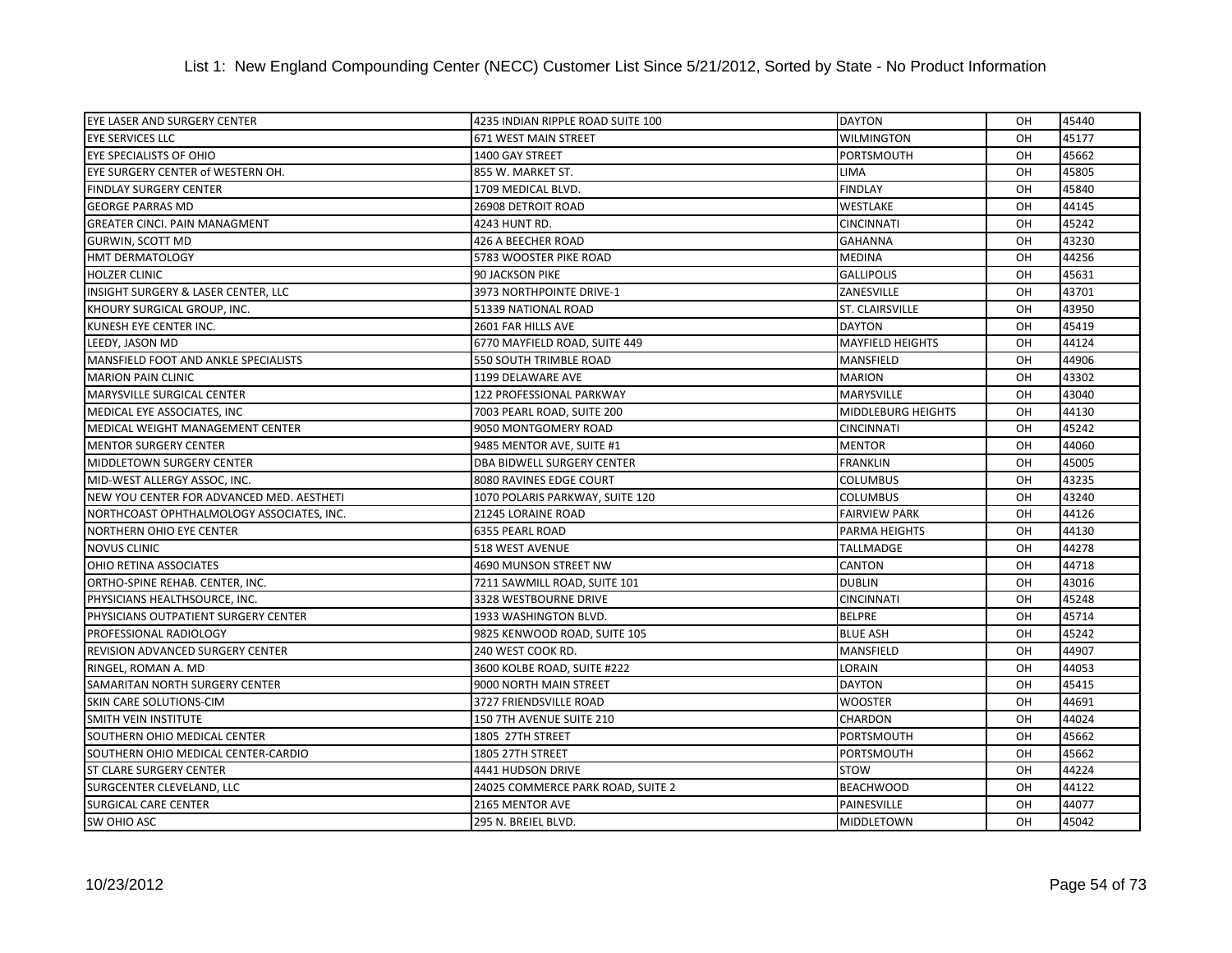# List 1: New England Compounding Center (NECC) Customer List Since 5/21/2012, Sorted by State - No Product Information

| | | | | |
|---|---|---|---|---|
| EYE LASER AND SURGERY CENTER | 4235 INDIAN RIPPLE ROAD SUITE 100 | DAYTON | OH | 45440 |
| EYE SERVICES LLC | 671 WEST MAIN STREET | WILMINGTON | OH | 45177 |
| EYE SPECIALISTS OF OHIO | 1400 GAY STREET | PORTSMOUTH | OH | 45662 |
| EYE SURGERY CENTER of WESTERN OH. | 855 W. MARKET ST. | LIMA | OH | 45805 |
| FINDLAY SURGERY CENTER | 1709 MEDICAL BLVD. | FINDLAY | OH | 45840 |
| GEORGE PARRAS MD | 26908 DETROIT ROAD | WESTLAKE | OH | 44145 |
| GREATER CINCI. PAIN MANAGMENT | 4243 HUNT RD. | CINCINNATI | OH | 45242 |
| GURWIN, SCOTT MD | 426 A BEECHER ROAD | GAHANNA | OH | 43230 |
| HMT DERMATOLOGY | 5783 WOOSTER PIKE ROAD | MEDINA | OH | 44256 |
| HOLZER CLINIC | 90 JACKSON PIKE | GALLIPOLIS | OH | 45631 |
| INSIGHT SURGERY & LASER CENTER, LLC | 3973 NORTHPOINTE DRIVE-1 | ZANESVILLE | OH | 43701 |
| KHOURY SURGICAL GROUP, INC. | 51339 NATIONAL ROAD | ST. CLAIRSVILLE | OH | 43950 |
| KUNESH EYE CENTER INC. | 2601 FAR HILLS AVE | DAYTON | OH | 45419 |
| LEEDY, JASON MD | 6770 MAYFIELD ROAD, SUITE 449 | MAYFIELD HEIGHTS | OH | 44124 |
| MANSFIELD FOOT AND ANKLE SPECIALISTS | 550 SOUTH TRIMBLE ROAD | MANSFIELD | OH | 44906 |
| MARION PAIN CLINIC | 1199 DELAWARE AVE | MARION | OH | 43302 |
| MARYSVILLE SURGICAL CENTER | 122 PROFESSIONAL PARKWAY | MARYSVILLE | OH | 43040 |
| MEDICAL EYE ASSOCIATES, INC | 7003 PEARL ROAD, SUITE 200 | MIDDLEBURG HEIGHTS | OH | 44130 |
| MEDICAL WEIGHT MANAGEMENT CENTER | 9050 MONTGOMERY ROAD | CINCINNATI | OH | 45242 |
| MENTOR SURGERY CENTER | 9485 MENTOR AVE, SUITE #1 | MENTOR | OH | 44060 |
| MIDDLETOWN SURGERY CENTER | DBA BIDWELL SURGERY CENTER | FRANKLIN | OH | 45005 |
| MID-WEST ALLERGY ASSOC, INC. | 8080 RAVINES EDGE COURT | COLUMBUS | OH | 43235 |
| NEW YOU CENTER FOR ADVANCED MED. AESTHETI | 1070 POLARIS PARKWAY, SUITE 120 | COLUMBUS | OH | 43240 |
| NORTHCOAST OPHTHALMOLOGY ASSOCIATES, INC. | 21245 LORAINE ROAD | FAIRVIEW PARK | OH | 44126 |
| NORTHERN OHIO EYE CENTER | 6355 PEARL ROAD | PARMA HEIGHTS | OH | 44130 |
| NOVUS CLINIC | 518 WEST AVENUE | TALLMADGE | OH | 44278 |
| OHIO RETINA ASSOCIATES | 4690 MUNSON STREET NW | CANTON | OH | 44718 |
| ORTHO-SPINE REHAB. CENTER, INC. | 7211 SAWMILL ROAD, SUITE 101 | DUBLIN | OH | 43016 |
| PHYSICIANS HEALTHSOURCE, INC. | 3328 WESTBOURNE DRIVE | CINCINNATI | OH | 45248 |
| PHYSICIANS OUTPATIENT SURGERY CENTER | 1933 WASHINGTON BLVD. | BELPRE | OH | 45714 |
| PROFESSIONAL RADIOLOGY | 9825 KENWOOD ROAD, SUITE 105 | BLUE ASH | OH | 45242 |
| REVISION ADVANCED SURGERY CENTER | 240 WEST COOK RD. | MANSFIELD | OH | 44907 |
| RINGEL, ROMAN A. MD | 3600 KOLBE ROAD, SUITE #222 | LORAIN | OH | 44053 |
| SAMARITAN NORTH SURGERY CENTER | 9000 NORTH MAIN STREET | DAYTON | OH | 45415 |
| SKIN CARE SOLUTIONS-CIM | 3727 FRIENDSVILLE ROAD | WOOSTER | OH | 44691 |
| SMITH VEIN INSTITUTE | 150 7TH AVENUE SUITE 210 | CHARDON | OH | 44024 |
| SOUTHERN OHIO MEDICAL CENTER | 1805 27TH STREET | PORTSMOUTH | OH | 45662 |
| SOUTHERN OHIO MEDICAL CENTER-CARDIO | 1805 27TH STREET | PORTSMOUTH | OH | 45662 |
| ST CLARE SURGERY CENTER | 4441 HUDSON DRIVE | STOW | OH | 44224 |
| SURGCENTER CLEVELAND, LLC | 24025 COMMERCE PARK ROAD, SUITE 2 | BEACHWOOD | OH | 44122 |
| SURGICAL CARE CENTER | 2165 MENTOR AVE | PAINESVILLE | OH | 44077 |
| SW OHIO ASC | 295 N. BREIEL BLVD. | MIDDLETOWN | OH | 45042 |

10/23/2012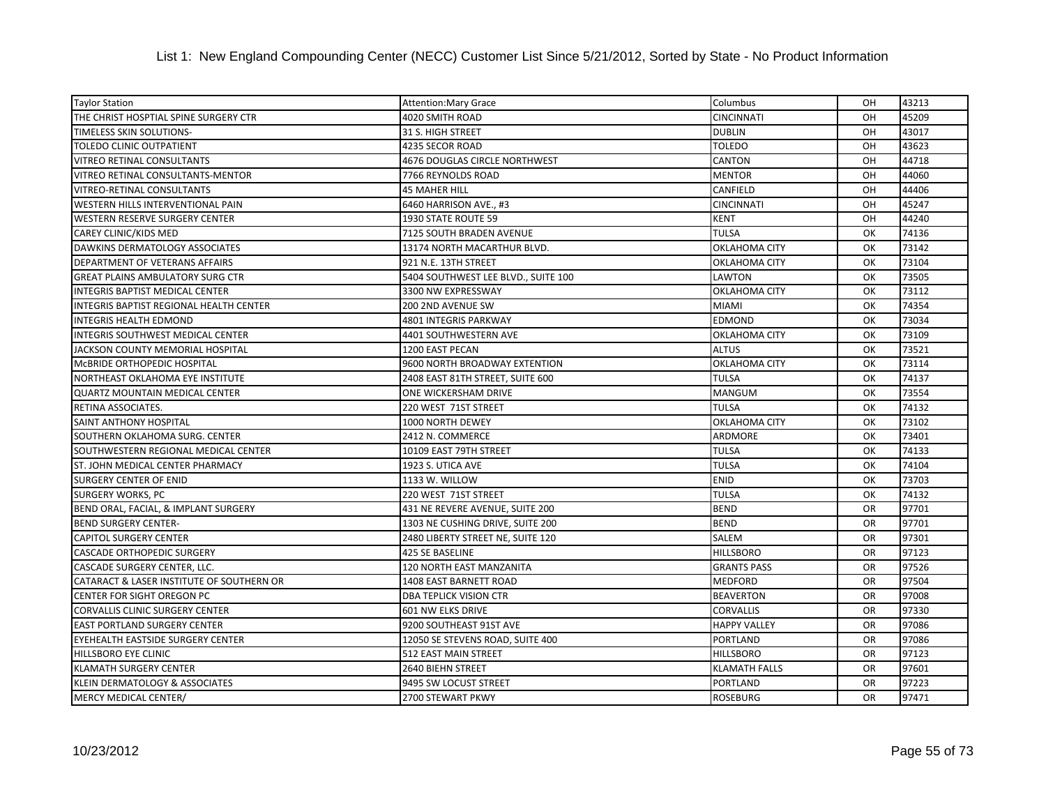List 1: New England Compounding Center (NECC) Customer List Since 5/21/2012, Sorted by State - No Product Information

| | | | | |
|---|---|---|---|---|
| Taylor Station | Attention:Mary Grace | Columbus | OH | 43213 |
| THE CHRIST HOSPTIAL SPINE SURGERY CTR | 4020 SMITH ROAD | CINCINNATI | OH | 45209 |
| TIMELESS SKIN SOLUTIONS- | 31 S. HIGH STREET | DUBLIN | OH | 43017 |
| TOLEDO CLINIC OUTPATIENT | 4235 SECOR ROAD | TOLEDO | OH | 43623 |
| VITREO RETINAL CONSULTANTS | 4676 DOUGLAS CIRCLE NORTHWEST | CANTON | OH | 44718 |
| VITREO RETINAL CONSULTANTS-MENTOR | 7766 REYNOLDS ROAD | MENTOR | OH | 44060 |
| VITREO-RETINAL CONSULTANTS | 45 MAHER HILL | CANFIELD | OH | 44406 |
| WESTERN HILLS INTERVENTIONAL PAIN | 6460 HARRISON AVE., #3 | CINCINNATI | OH | 45247 |
| WESTERN RESERVE SURGERY CENTER | 1930 STATE ROUTE 59 | KENT | OH | 44240 |
| CAREY CLINIC/KIDS MED | 7125 SOUTH BRADEN AVENUE | TULSA | OK | 74136 |
| DAWKINS DERMATOLOGY ASSOCIATES | 13174 NORTH MACARTHUR BLVD. | OKLAHOMA CITY | OK | 73142 |
| DEPARTMENT OF VETERANS AFFAIRS | 921 N.E. 13TH STREET | OKLAHOMA CITY | OK | 73104 |
| GREAT PLAINS AMBULATORY SURG CTR | 5404 SOUTHWEST LEE BLVD., SUITE 100 | LAWTON | OK | 73505 |
| INTEGRIS BAPTIST MEDICAL CENTER | 3300 NW EXPRESSWAY | OKLAHOMA CITY | OK | 73112 |
| INTEGRIS BAPTIST REGIONAL HEALTH CENTER | 200 2ND AVENUE SW | MIAMI | OK | 74354 |
| INTEGRIS HEALTH EDMOND | 4801 INTEGRIS PARKWAY | EDMOND | OK | 73034 |
| INTEGRIS SOUTHWEST MEDICAL CENTER | 4401 SOUTHWESTERN AVE | OKLAHOMA CITY | OK | 73109 |
| JACKSON COUNTY MEMORIAL HOSPITAL | 1200 EAST PECAN | ALTUS | OK | 73521 |
| McBRIDE ORTHOPEDIC HOSPITAL | 9600 NORTH BROADWAY EXTENTION | OKLAHOMA CITY | OK | 73114 |
| NORTHEAST OKLAHOMA EYE INSTITUTE | 2408 EAST 81TH STREET, SUITE 600 | TULSA | OK | 74137 |
| QUARTZ MOUNTAIN MEDICAL CENTER | ONE WICKERSHAM DRIVE | MANGUM | OK | 73554 |
| RETINA ASSOCIATES. | 220 WEST 71ST STREET | TULSA | OK | 74132 |
| SAINT ANTHONY HOSPITAL | 1000 NORTH DEWEY | OKLAHOMA CITY | OK | 73102 |
| SOUTHERN OKLAHOMA SURG. CENTER | 2412 N. COMMERCE | ARDMORE | OK | 73401 |
| SOUTHWESTERN REGIONAL MEDICAL CENTER | 10109 EAST 79TH STREET | TULSA | OK | 74133 |
| ST. JOHN MEDICAL CENTER PHARMACY | 1923 S. UTICA AVE | TULSA | OK | 74104 |
| SURGERY CENTER OF ENID | 1133 W. WILLOW | ENID | OK | 73703 |
| SURGERY WORKS, PC | 220 WEST 71ST STREET | TULSA | OK | 74132 |
| BEND ORAL, FACIAL, & IMPLANT SURGERY | 431 NE REVERE AVENUE, SUITE 200 | BEND | OR | 97701 |
| BEND SURGERY CENTER- | 1303 NE CUSHING DRIVE, SUITE 200 | BEND | OR | 97701 |
| CAPITOL SURGERY CENTER | 2480 LIBERTY STREET NE, SUITE 120 | SALEM | OR | 97301 |
| CASCADE ORTHOPEDIC SURGERY | 425 SE BASELINE | HILLSBORO | OR | 97123 |
| CASCADE SURGERY CENTER, LLC. | 120 NORTH EAST MANZANITA | GRANTS PASS | OR | 97526 |
| CATARACT & LASER INSTITUTE OF SOUTHERN OR | 1408 EAST BARNETT ROAD | MEDFORD | OR | 97504 |
| CENTER FOR SIGHT OREGON PC | DBA TEPLICK VISION CTR | BEAVERTON | OR | 97008 |
| CORVALLIS CLINIC SURGERY CENTER | 601 NW ELKS DRIVE | CORVALLIS | OR | 97330 |
| EAST PORTLAND SURGERY CENTER | 9200 SOUTHEAST 91ST AVE | HAPPY VALLEY | OR | 97086 |
| EYEHEALTH EASTSIDE SURGERY CENTER | 12050 SE STEVENS ROAD, SUITE 400 | PORTLAND | OR | 97086 |
| HILLSBORO EYE CLINIC | 512 EAST MAIN STREET | HILLSBORO | OR | 97123 |
| KLAMATH SURGERY CENTER | 2640 BIEHN STREET | KLAMATH FALLS | OR | 97601 |
| KLEIN DERMATOLOGY & ASSOCIATES | 9495 SW LOCUST STREET | PORTLAND | OR | 97223 |
| MERCY MEDICAL CENTER/ | 2700 STEWART PKWY | ROSEBURG | OR | 97471 |

10/23/2012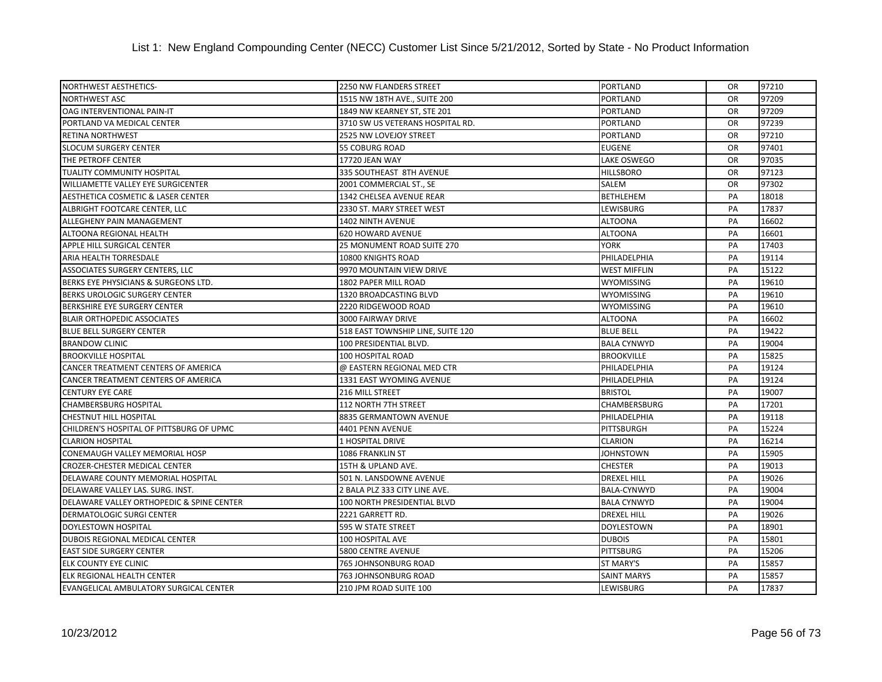# List 1: New England Compounding Center (NECC) Customer List Since 5/21/2012, Sorted by State - No Product Information

| | | | | |
|---|---|---|---|---|
| NORTHWEST AESTHETICS- | 2250 NW FLANDERS STREET | PORTLAND | OR | 97210 |
| NORTHWEST ASC | 1515 NW 18TH AVE., SUITE 200 | PORTLAND | OR | 97209 |
| OAG INTERVENTIONAL PAIN-IT | 1849 NW KEARNEY ST, STE 201 | PORTLAND | OR | 97209 |
| PORTLAND VA MEDICAL CENTER | 3710 SW US VETERANS HOSPITAL RD. | PORTLAND | OR | 97239 |
| RETINA NORTHWEST | 2525 NW LOVEJOY STREET | PORTLAND | OR | 97210 |
| SLOCUM SURGERY CENTER | 55 COBURG ROAD | EUGENE | OR | 97401 |
| THE PETROFF CENTER | 17720 JEAN WAY | LAKE OSWEGO | OR | 97035 |
| TUALITY COMMUNITY HOSPITAL | 335 SOUTHEAST 8TH AVENUE | HILLSBORO | OR | 97123 |
| WILLIAMETTE VALLEY EYE SURGICENTER | 2001 COMMERCIAL ST., SE | SALEM | OR | 97302 |
| AESTHETICA COSMETIC & LASER CENTER | 1342 CHELSEA AVENUE REAR | BETHLEHEM | PA | 18018 |
| ALBRIGHT FOOTCARE CENTER, LLC | 2330 ST. MARY STREET WEST | LEWISBURG | PA | 17837 |
| ALLEGHENY PAIN MANAGEMENT | 1402 NINTH AVENUE | ALTOONA | PA | 16602 |
| ALTOONA REGIONAL HEALTH | 620 HOWARD AVENUE | ALTOONA | PA | 16601 |
| APPLE HILL SURGICAL CENTER | 25 MONUMENT ROAD SUITE 270 | YORK | PA | 17403 |
| ARIA HEALTH TORRESDALE | 10800 KNIGHTS ROAD | PHILADELPHIA | PA | 19114 |
| ASSOCIATES SURGERY CENTERS, LLC | 9970 MOUNTAIN VIEW DRIVE | WEST MIFFLIN | PA | 15122 |
| BERKS EYE PHYSICIANS & SURGEONS LTD. | 1802 PAPER MILL ROAD | WYOMISSING | PA | 19610 |
| BERKS UROLOGIC SURGERY CENTER | 1320 BROADCASTING BLVD | WYOMISSING | PA | 19610 |
| BERKSHIRE EYE SURGERY CENTER | 2220 RIDGEWOOD ROAD | WYOMISSING | PA | 19610 |
| BLAIR ORTHOPEDIC ASSOCIATES | 3000 FAIRWAY DRIVE | ALTOONA | PA | 16602 |
| BLUE BELL SURGERY CENTER | 518 EAST TOWNSHIP LINE, SUITE 120 | BLUE BELL | PA | 19422 |
| BRANDOW CLINIC | 100 PRESIDENTIAL BLVD. | BALA CYNWYD | PA | 19004 |
| BROOKVILLE HOSPITAL | 100 HOSPITAL ROAD | BROOKVILLE | PA | 15825 |
| CANCER TREATMENT CENTERS OF AMERICA | @ EASTERN REGIONAL MED CTR | PHILADELPHIA | PA | 19124 |
| CANCER TREATMENT CENTERS OF AMERICA | 1331 EAST WYOMING AVENUE | PHILADELPHIA | PA | 19124 |
| CENTURY EYE CARE | 216 MILL STREET | BRISTOL | PA | 19007 |
| CHAMBERSBURG HOSPITAL | 112 NORTH 7TH STREET | CHAMBERSBURG | PA | 17201 |
| CHESTNUT HILL HOSPITAL | 8835 GERMANTOWN AVENUE | PHILADELPHIA | PA | 19118 |
| CHILDREN'S HOSPITAL OF PITTSBURG OF UPMC | 4401 PENN AVENUE | PITTSBURGH | PA | 15224 |
| CLARION HOSPITAL | 1 HOSPITAL DRIVE | CLARION | PA | 16214 |
| CONEMAUGH VALLEY MEMORIAL HOSP | 1086 FRANKLIN ST | JOHNSTOWN | PA | 15905 |
| CROZER-CHESTER MEDICAL CENTER | 15TH & UPLAND AVE. | CHESTER | PA | 19013 |
| DELAWARE COUNTY MEMORIAL HOSPITAL | 501 N. LANSDOWNE AVENUE | DREXEL HILL | PA | 19026 |
| DELAWARE VALLEY LAS. SURG. INST. | 2 BALA PLZ 333 CITY LINE AVE. | BALA-CYNWYD | PA | 19004 |
| DELAWARE VALLEY ORTHOPEDIC & SPINE CENTER | 100 NORTH PRESIDENTIAL BLVD | BALA CYNWYD | PA | 19004 |
| DERMATOLOGIC SURGI CENTER | 2221 GARRETT RD. | DREXEL HILL | PA | 19026 |
| DOYLESTOWN HOSPITAL | 595 W STATE STREET | DOYLESTOWN | PA | 18901 |
| DUBOIS REGIONAL MEDICAL CENTER | 100 HOSPITAL AVE | DUBOIS | PA | 15801 |
| EAST SIDE SURGERY CENTER | 5800 CENTRE AVENUE | PITTSBURG | PA | 15206 |
| ELK COUNTY EYE CLINIC | 765 JOHNSONBURG ROAD | ST MARY'S | PA | 15857 |
| ELK REGIONAL HEALTH CENTER | 763 JOHNSONBURG ROAD | SAINT MARYS | PA | 15857 |
| EVANGELICAL AMBULATORY SURGICAL CENTER | 210 JPM ROAD SUITE 100 | LEWISBURG | PA | 17837 |

10/23/2012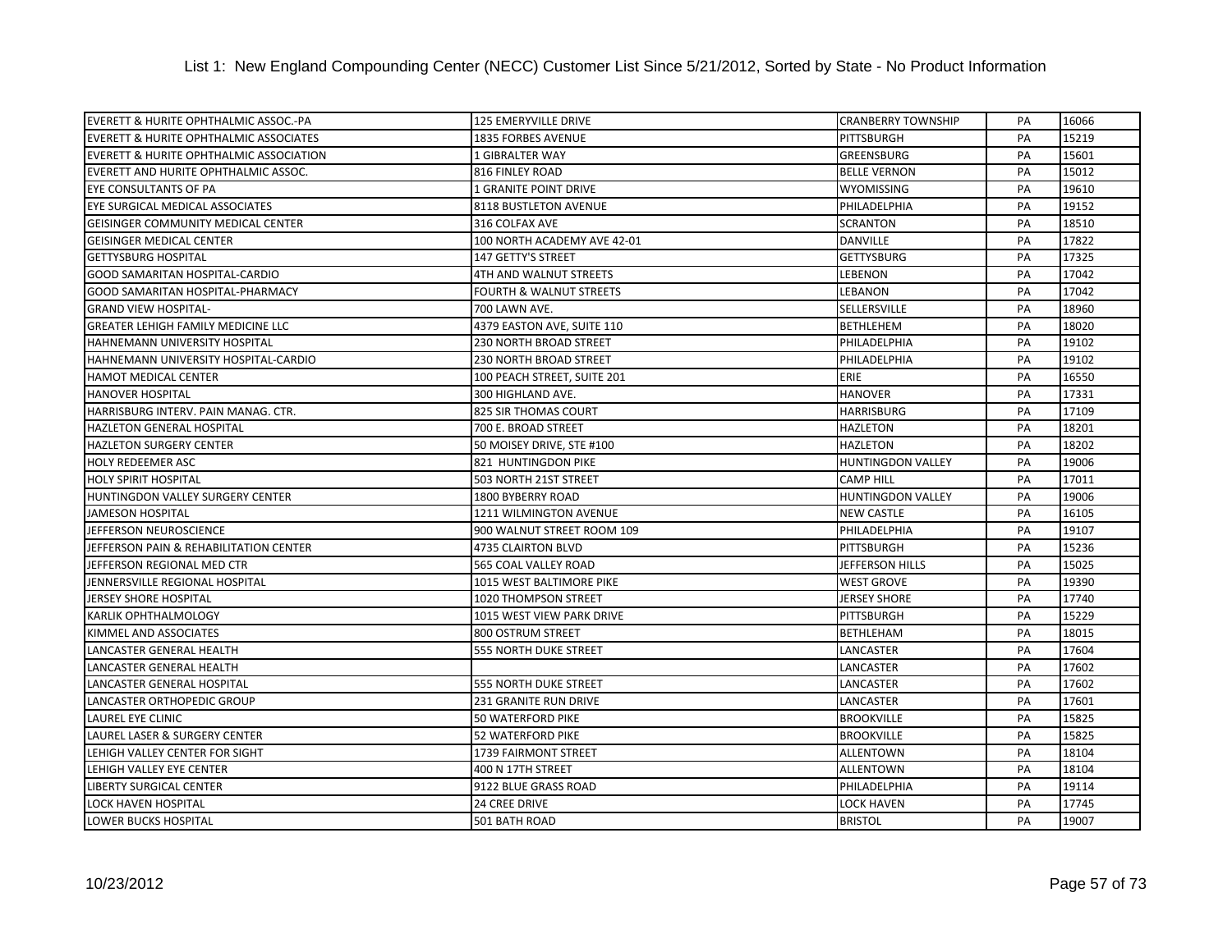List 1: New England Compounding Center (NECC) Customer List Since 5/21/2012, Sorted by State - No Product Information

| | | | | |
|---|---|---|---|---|
| EVERETT & HURITE OPHTHALMIC ASSOC.-PA | 125 EMERYVILLE DRIVE | CRANBERRY TOWNSHIP | PA | 16066 |
| EVERETT & HURITE OPHTHALMIC ASSOCIATES | 1835 FORBES AVENUE | PITTSBURGH | PA | 15219 |
| EVERETT & HURITE OPHTHALMIC ASSOCIATION | 1 GIBRALTER WAY | GREENSBURG | PA | 15601 |
| EVERETT AND HURITE OPHTHALMIC ASSOC. | 816 FINLEY ROAD | BELLE VERNON | PA | 15012 |
| EYE CONSULTANTS OF PA | 1 GRANITE POINT DRIVE | WYOMISSING | PA | 19610 |
| EYE SURGICAL MEDICAL ASSOCIATES | 8118 BUSTLETON AVENUE | PHILADELPHIA | PA | 19152 |
| GEISINGER COMMUNITY MEDICAL CENTER | 316 COLFAX AVE | SCRANTON | PA | 18510 |
| GEISINGER MEDICAL CENTER | 100 NORTH ACADEMY AVE 42-01 | DANVILLE | PA | 17822 |
| GETTYSBURG HOSPITAL | 147 GETTY'S STREET | GETTYSBURG | PA | 17325 |
| GOOD SAMARITAN HOSPITAL-CARDIO | 4TH AND WALNUT STREETS | LEBENON | PA | 17042 |
| GOOD SAMARITAN HOSPITAL-PHARMACY | FOURTH & WALNUT STREETS | LEBANON | PA | 17042 |
| GRAND VIEW HOSPITAL- | 700 LAWN AVE. | SELLERSVILLE | PA | 18960 |
| GREATER LEHIGH FAMILY MEDICINE LLC | 4379 EASTON AVE, SUITE 110 | BETHLEHEM | PA | 18020 |
| HAHNEMANN UNIVERSITY HOSPITAL | 230 NORTH BROAD STREET | PHILADELPHIA | PA | 19102 |
| HAHNEMANN UNIVERSITY HOSPITAL-CARDIO | 230 NORTH BROAD STREET | PHILADELPHIA | PA | 19102 |
| HAMOT MEDICAL CENTER | 100 PEACH STREET, SUITE 201 | ERIE | PA | 16550 |
| HANOVER HOSPITAL | 300 HIGHLAND AVE. | HANOVER | PA | 17331 |
| HARRISBURG INTERV. PAIN MANAG. CTR. | 825 SIR THOMAS COURT | HARRISBURG | PA | 17109 |
| HAZLETON GENERAL HOSPITAL | 700 E. BROAD STREET | HAZLETON | PA | 18201 |
| HAZLETON SURGERY CENTER | 50 MOISEY DRIVE, STE #100 | HAZLETON | PA | 18202 |
| HOLY REDEEMER ASC | 821 HUNTINGDON PIKE | HUNTINGDON VALLEY | PA | 19006 |
| HOLY SPIRIT HOSPITAL | 503 NORTH 21ST STREET | CAMP HILL | PA | 17011 |
| HUNTINGDON VALLEY SURGERY CENTER | 1800 BYBERRY ROAD | HUNTINGDON VALLEY | PA | 19006 |
| JAMESON HOSPITAL | 1211 WILMINGTON AVENUE | NEW CASTLE | PA | 16105 |
| JEFFERSON NEUROSCIENCE | 900 WALNUT STREET ROOM 109 | PHILADELPHIA | PA | 19107 |
| JEFFERSON PAIN & REHABILITATION CENTER | 4735 CLAIRTON BLVD | PITTSBURGH | PA | 15236 |
| JEFFERSON REGIONAL MED CTR | 565 COAL VALLEY ROAD | JEFFERSON HILLS | PA | 15025 |
| JENNERSVILLE REGIONAL HOSPITAL | 1015 WEST BALTIMORE PIKE | WEST GROVE | PA | 19390 |
| JERSEY SHORE HOSPITAL | 1020 THOMPSON STREET | JERSEY SHORE | PA | 17740 |
| KARLIK OPHTHALMOLOGY | 1015 WEST VIEW PARK DRIVE | PITTSBURGH | PA | 15229 |
| KIMMEL AND ASSOCIATES | 800 OSTRUM STREET | BETHLEHAM | PA | 18015 |
| LANCASTER GENERAL HEALTH | 555 NORTH DUKE STREET | LANCASTER | PA | 17604 |
| LANCASTER GENERAL HEALTH | | LANCASTER | PA | 17602 |
| LANCASTER GENERAL HOSPITAL | 555 NORTH DUKE STREET | LANCASTER | PA | 17602 |
| LANCASTER ORTHOPEDIC GROUP | 231 GRANITE RUN DRIVE | LANCASTER | PA | 17601 |
| LAUREL EYE CLINIC | 50 WATERFORD PIKE | BROOKVILLE | PA | 15825 |
| LAUREL LASER & SURGERY CENTER | 52 WATERFORD PIKE | BROOKVILLE | PA | 15825 |
| LEHIGH VALLEY CENTER FOR SIGHT | 1739 FAIRMONT STREET | ALLENTOWN | PA | 18104 |
| LEHIGH VALLEY EYE CENTER | 400 N 17TH STREET | ALLENTOWN | PA | 18104 |
| LIBERTY SURGICAL CENTER | 9122 BLUE GRASS ROAD | PHILADELPHIA | PA | 19114 |
| LOCK HAVEN HOSPITAL | 24 CREE DRIVE | LOCK HAVEN | PA | 17745 |
| LOWER BUCKS HOSPITAL | 501 BATH ROAD | BRISTOL | PA | 19007 |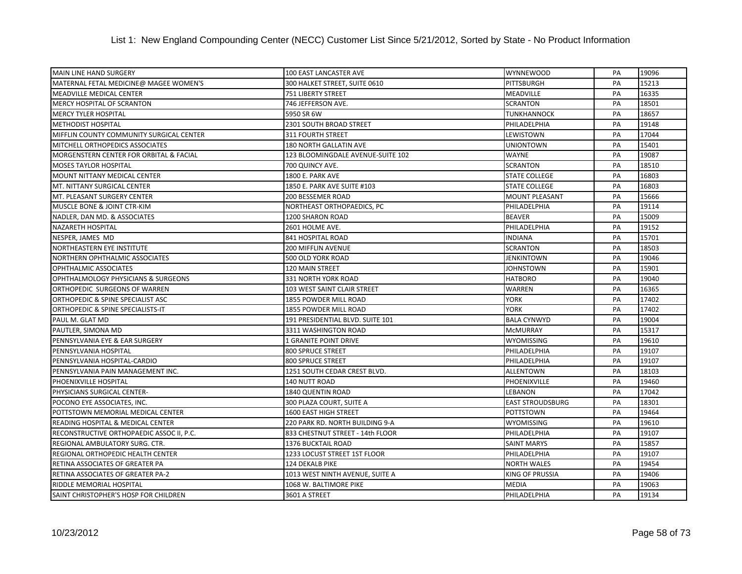# List 1: New England Compounding Center (NECC) Customer List Since 5/21/2012, Sorted by State - No Product Information

| | | | | |
|---|---|---|---|---|
| MAIN LINE HAND SURGERY | 100 EAST LANCASTER AVE | WYNNEWOOD | PA | 19096 |
| MATERNAL FETAL MEDICINE@ MAGEE WOMEN'S | 300 HALKET STREET, SUITE 0610 | PITTSBURGH | PA | 15213 |
| MEADVILLE MEDICAL CENTER | 751 LIBERTY STREET | MEADVILLE | PA | 16335 |
| MERCY HOSPITAL OF SCRANTON | 746 JEFFERSON AVE. | SCRANTON | PA | 18501 |
| MERCY TYLER HOSPITAL | 5950 SR 6W | TUNKHANNOCK | PA | 18657 |
| METHODIST HOSPITAL | 2301 SOUTH BROAD STREET | PHILADELPHIA | PA | 19148 |
| MIFFLIN COUNTY COMMUNITY SURGICAL CENTER | 311 FOURTH STREET | LEWISTOWN | PA | 17044 |
| MITCHELL ORTHOPEDICS ASSOCIATES | 180 NORTH GALLATIN AVE | UNIONTOWN | PA | 15401 |
| MORGENSTERN CENTER FOR ORBITAL & FACIAL | 123 BLOOMINGDALE AVENUE-SUITE 102 | WAYNE | PA | 19087 |
| MOSES TAYLOR HOSPITAL | 700 QUINCY AVE. | SCRANTON | PA | 18510 |
| MOUNT NITTANY MEDICAL CENTER | 1800 E. PARK AVE | STATE COLLEGE | PA | 16803 |
| MT. NITTANY SURGICAL CENTER | 1850 E. PARK AVE SUITE #103 | STATE COLLEGE | PA | 16803 |
| MT. PLEASANT SURGERY CENTER | 200 BESSEMER ROAD | MOUNT PLEASANT | PA | 15666 |
| MUSCLE BONE & JOINT CTR-KIM | NORTHEAST ORTHOPAEDICS, PC | PHILADELPHIA | PA | 19114 |
| NADLER, DAN MD. & ASSOCIATES | 1200 SHARON ROAD | BEAVER | PA | 15009 |
| NAZARETH HOSPITAL | 2601 HOLME AVE. | PHILADELPHIA | PA | 19152 |
| NESPER, JAMES MD | 841 HOSPITAL ROAD | INDIANA | PA | 15701 |
| NORTHEASTERN EYE INSTITUTE | 200 MIFFLIN AVENUE | SCRANTON | PA | 18503 |
| NORTHERN OPHTHALMIC ASSOCIATES | 500 OLD YORK ROAD | JENKINTOWN | PA | 19046 |
| OPHTHALMIC ASSOCIATES | 120 MAIN STREET | JOHNSTOWN | PA | 15901 |
| OPHTHALMOLOGY PHYSICIANS & SURGEONS | 331 NORTH YORK ROAD | HATBORO | PA | 19040 |
| ORTHOPEDIC SURGEONS OF WARREN | 103 WEST SAINT CLAIR STREET | WARREN | PA | 16365 |
| ORTHOPEDIC & SPINE SPECIALIST ASC | 1855 POWDER MILL ROAD | YORK | PA | 17402 |
| ORTHOPEDIC & SPINE SPECIALISTS-IT | 1855 POWDER MILL ROAD | YORK | PA | 17402 |
| PAUL M. GLAT MD | 191 PRESIDENTIAL BLVD. SUITE 101 | BALA CYNWYD | PA | 19004 |
| PAUTLER, SIMONA MD | 3311 WASHINGTON ROAD | McMURRAY | PA | 15317 |
| PENNSYLVANIA EYE & EAR SURGERY | 1 GRANITE POINT DRIVE | WYOMISSING | PA | 19610 |
| PENNSYLVANIA HOSPITAL | 800 SPRUCE STREET | PHILADELPHIA | PA | 19107 |
| PENNSYLVANIA HOSPITAL-CARDIO | 800 SPRUCE STREET | PHILADELPHIA | PA | 19107 |
| PENNSYLVANIA PAIN MANAGEMENT INC. | 1251 SOUTH CEDAR CREST BLVD. | ALLENTOWN | PA | 18103 |
| PHOENIXVILLE HOSPITAL | 140 NUTT ROAD | PHOENIXVILLE | PA | 19460 |
| PHYSICIANS SURGICAL CENTER- | 1840 QUENTIN ROAD | LEBANON | PA | 17042 |
| POCONO EYE ASSOCIATES, INC. | 300 PLAZA COURT, SUITE A | EAST STROUDSBURG | PA | 18301 |
| POTTSTOWN MEMORIAL MEDICAL CENTER | 1600 EAST HIGH STREET | POTTSTOWN | PA | 19464 |
| READING HOSPITAL & MEDICAL CENTER | 220 PARK RD. NORTH BUILDING 9-A | WYOMISSING | PA | 19610 |
| RECONSTRUCTIVE ORTHOPAEDIC ASSOC II, P.C. | 833 CHESTNUT STREET - 14th FLOOR | PHILADELPHIA | PA | 19107 |
| REGIONAL AMBULATORY SURG. CTR. | 1376 BUCKTAIL ROAD | SAINT MARYS | PA | 15857 |
| REGIONAL ORTHOPEDIC HEALTH CENTER | 1233 LOCUST STREET 1ST FLOOR | PHILADELPHIA | PA | 19107 |
| RETINA ASSOCIATES OF GREATER PA | 124 DEKALB PIKE | NORTH WALES | PA | 19454 |
| RETINA ASSOCIATES OF GREATER PA-2 | 1013 WEST NINTH AVENUE, SUITE A | KING OF PRUSSIA | PA | 19406 |
| RIDDLE MEMORIAL HOSPITAL | 1068 W. BALTIMORE PIKE | MEDIA | PA | 19063 |
| SAINT CHRISTOPHER'S HOSP FOR CHILDREN | 3601 A STREET | PHILADELPHIA | PA | 19134 |

10/23/2012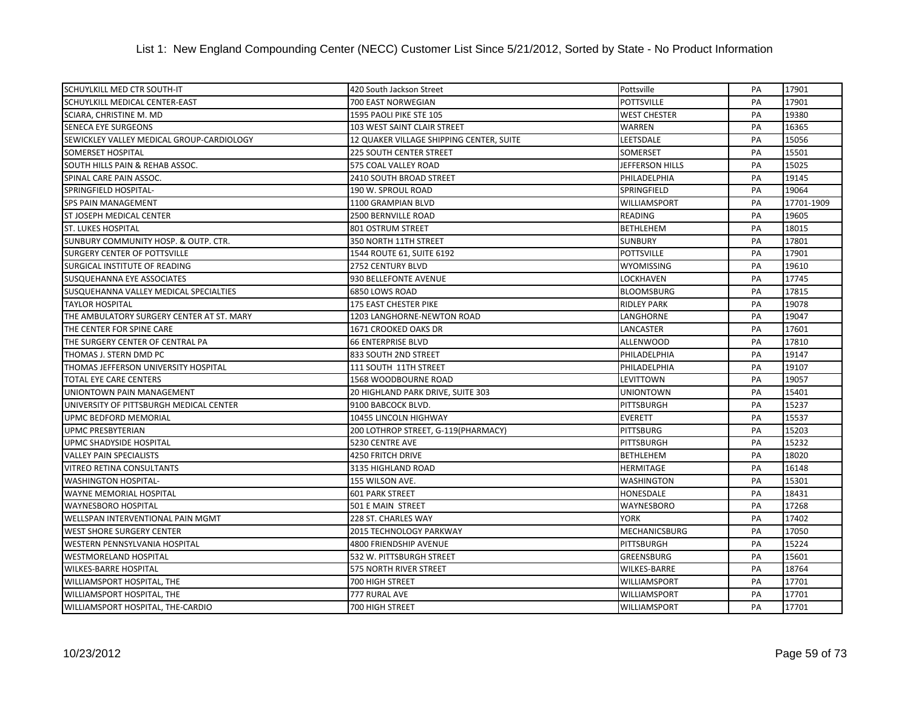# List 1: New England Compounding Center (NECC) Customer List Since 5/21/2012, Sorted by State - No Product Information

| | | | | |
|---|---|---|---|---|
| SCHUYLKILL MED CTR SOUTH-IT | 420 South Jackson Street | Pottsville | PA | 17901 |
| SCHUYLKILL MEDICAL CENTER-EAST | 700 EAST NORWEGIAN | POTTSVILLE | PA | 17901 |
| SCIARA, CHRISTINE M. MD | 1595 PAOLI PIKE STE 105 | WEST CHESTER | PA | 19380 |
| SENECA EYE SURGEONS | 103 WEST SAINT CLAIR STREET | WARREN | PA | 16365 |
| SEWICKLEY VALLEY MEDICAL GROUP-CARDIOLOGY | 12 QUAKER VILLAGE SHIPPING CENTER, SUITE | LEETSDALE | PA | 15056 |
| SOMERSET HOSPITAL | 225 SOUTH CENTER STREET | SOMERSET | PA | 15501 |
| SOUTH HILLS PAIN & REHAB ASSOC. | 575 COAL VALLEY ROAD | JEFFERSON HILLS | PA | 15025 |
| SPINAL CARE PAIN ASSOC. | 2410 SOUTH BROAD STREET | PHILADELPHIA | PA | 19145 |
| SPRINGFIELD HOSPITAL- | 190 W. SPROUL ROAD | SPRINGFIELD | PA | 19064 |
| SPS PAIN MANAGEMENT | 1100 GRAMPIAN BLVD | WILLIAMSPORT | PA | 17701-1909 |
| ST JOSEPH MEDICAL CENTER | 2500 BERNVILLE ROAD | READING | PA | 19605 |
| ST. LUKES HOSPITAL | 801 OSTRUM STREET | BETHLEHEM | PA | 18015 |
| SUNBURY COMMUNITY HOSP. & OUTP. CTR. | 350 NORTH 11TH STREET | SUNBURY | PA | 17801 |
| SURGERY CENTER OF POTTSVILLE | 1544 ROUTE 61, SUITE 6192 | POTTSVILLE | PA | 17901 |
| SURGICAL INSTITUTE OF READING | 2752 CENTURY BLVD | WYOMISSING | PA | 19610 |
| SUSQUEHANNA EYE ASSOCIATES | 930 BELLEFONTE AVENUE | LOCKHAVEN | PA | 17745 |
| SUSQUEHANNA VALLEY MEDICAL SPECIALTIES | 6850 LOWS ROAD | BLOOMSBURG | PA | 17815 |
| TAYLOR HOSPITAL | 175 EAST CHESTER PIKE | RIDLEY PARK | PA | 19078 |
| THE AMBULATORY SURGERY CENTER AT ST. MARY | 1203 LANGHORNE-NEWTON ROAD | LANGHORNE | PA | 19047 |
| THE CENTER FOR SPINE CARE | 1671 CROOKED OAKS DR | LANCASTER | PA | 17601 |
| THE SURGERY CENTER OF CENTRAL PA | 66 ENTERPRISE BLVD | ALLENWOOD | PA | 17810 |
| THOMAS J. STERN DMD PC | 833 SOUTH 2ND STREET | PHILADELPHIA | PA | 19147 |
| THOMAS JEFFERSON UNIVERSITY HOSPITAL | 111 SOUTH 11TH STREET | PHILADELPHIA | PA | 19107 |
| TOTAL EYE CARE CENTERS | 1568 WOODBOURNE ROAD | LEVITTOWN | PA | 19057 |
| UNIONTOWN PAIN MANAGEMENT | 20 HIGHLAND PARK DRIVE, SUITE 303 | UNIONTOWN | PA | 15401 |
| UNIVERSITY OF PITTSBURGH MEDICAL CENTER | 9100 BABCOCK BLVD. | PITTSBURGH | PA | 15237 |
| UPMC BEDFORD MEMORIAL | 10455 LINCOLN HIGHWAY | EVERETT | PA | 15537 |
| UPMC PRESBYTERIAN | 200 LOTHROP STREET, G-119(PHARMACY) | PITTSBURG | PA | 15203 |
| UPMC SHADYSIDE HOSPITAL | 5230 CENTRE AVE | PITTSBURGH | PA | 15232 |
| VALLEY PAIN SPECIALISTS | 4250 FRITCH DRIVE | BETHLEHEM | PA | 18020 |
| VITREO RETINA CONSULTANTS | 3135 HIGHLAND ROAD | HERMITAGE | PA | 16148 |
| WASHINGTON HOSPITAL- | 155 WILSON AVE. | WASHINGTON | PA | 15301 |
| WAYNE MEMORIAL HOSPITAL | 601 PARK STREET | HONESDALE | PA | 18431 |
| WAYNESBORO HOSPITAL | 501 E MAIN STREET | WAYNESBORO | PA | 17268 |
| WELLSPAN INTERVENTIONAL PAIN MGMT | 228 ST. CHARLES WAY | YORK | PA | 17402 |
| WEST SHORE SURGERY CENTER | 2015 TECHNOLOGY PARKWAY | MECHANICSBURG | PA | 17050 |
| WESTERN PENNSYLVANIA HOSPITAL | 4800 FRIENDSHIP AVENUE | PITTSBURGH | PA | 15224 |
| WESTMORELAND HOSPITAL | 532 W. PITTSBURGH STREET | GREENSBURG | PA | 15601 |
| WILKES-BARRE HOSPITAL | 575 NORTH RIVER STREET | WILKES-BARRE | PA | 18764 |
| WILLIAMSPORT HOSPITAL, THE | 700 HIGH STREET | WILLIAMSPORT | PA | 17701 |
| WILLIAMSPORT HOSPITAL, THE | 777 RURAL AVE | WILLIAMSPORT | PA | 17701 |
| WILLIAMSPORT HOSPITAL, THE-CARDIO | 700 HIGH STREET | WILLIAMSPORT | PA | 17701 |

10/23/2012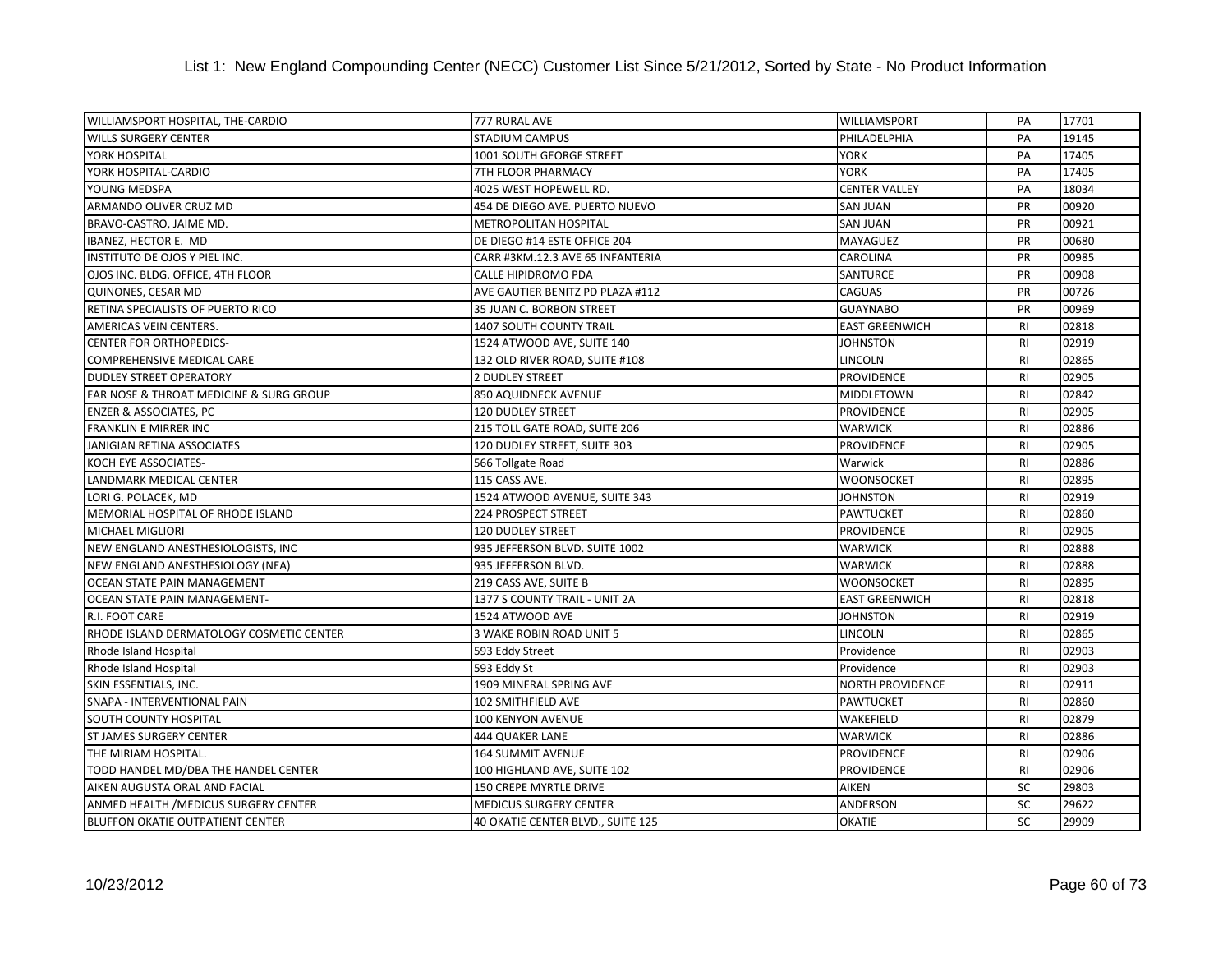# List 1: New England Compounding Center (NECC) Customer List Since 5/21/2012, Sorted by State - No Product Information

| | | | | |
|---|---|---|---|---|
| WILLIAMSPORT HOSPITAL, THE-CARDIO | 777 RURAL AVE | WILLIAMSPORT | PA | 17701 |
| WILLS SURGERY CENTER | STADIUM CAMPUS | PHILADELPHIA | PA | 19145 |
| YORK HOSPITAL | 1001 SOUTH GEORGE STREET | YORK | PA | 17405 |
| YORK HOSPITAL-CARDIO | 7TH FLOOR PHARMACY | YORK | PA | 17405 |
| YOUNG MEDSPA | 4025 WEST HOPEWELL RD. | CENTER VALLEY | PA | 18034 |
| ARMANDO OLIVER CRUZ MD | 454 DE DIEGO AVE. PUERTO NUEVO | SAN JUAN | PR | 00920 |
| BRAVO-CASTRO, JAIME MD. | METROPOLITAN HOSPITAL | SAN JUAN | PR | 00921 |
| IBANEZ, HECTOR E. MD | DE DIEGO #14 ESTE OFFICE 204 | MAYAGUEZ | PR | 00680 |
| INSTITUTO DE OJOS Y PIEL INC. | CARR #3KM.12.3 AVE 65 INFANTERIA | CAROLINA | PR | 00985 |
| OJOS INC. BLDG. OFFICE, 4TH FLOOR | CALLE HIPIDROMO PDA | SANTURCE | PR | 00908 |
| QUINONES, CESAR MD | AVE GAUTIER BENITZ PD PLAZA #112 | CAGUAS | PR | 00726 |
| RETINA SPECIALISTS OF PUERTO RICO | 35 JUAN C. BORBON STREET | GUAYNABO | PR | 00969 |
| AMERICAS VEIN CENTERS. | 1407 SOUTH COUNTY TRAIL | EAST GREENWICH | RI | 02818 |
| CENTER FOR ORTHOPEDICS- | 1524 ATWOOD AVE, SUITE 140 | JOHNSTON | RI | 02919 |
| COMPREHENSIVE MEDICAL CARE | 132 OLD RIVER ROAD, SUITE #108 | LINCOLN | RI | 02865 |
| DUDLEY STREET OPERATORY | 2 DUDLEY STREET | PROVIDENCE | RI | 02905 |
| EAR NOSE & THROAT MEDICINE & SURG GROUP | 850 AQUIDNECK AVENUE | MIDDLETOWN | RI | 02842 |
| ENZER & ASSOCIATES, PC | 120 DUDLEY STREET | PROVIDENCE | RI | 02905 |
| FRANKLIN E MIRRER INC | 215 TOLL GATE ROAD, SUITE 206 | WARWICK | RI | 02886 |
| JANIGIAN RETINA ASSOCIATES | 120 DUDLEY STREET, SUITE 303 | PROVIDENCE | RI | 02905 |
| KOCH EYE ASSOCIATES- | 566 Tollgate Road | Warwick | RI | 02886 |
| LANDMARK MEDICAL CENTER | 115 CASS AVE. | WOONSOCKET | RI | 02895 |
| LORI G. POLACEK, MD | 1524 ATWOOD AVENUE, SUITE 343 | JOHNSTON | RI | 02919 |
| MEMORIAL HOSPITAL OF RHODE ISLAND | 224 PROSPECT STREET | PAWTUCKET | RI | 02860 |
| MICHAEL MIGLIORI | 120 DUDLEY STREET | PROVIDENCE | RI | 02905 |
| NEW ENGLAND ANESTHESIOLOGISTS, INC | 935 JEFFERSON BLVD. SUITE 1002 | WARWICK | RI | 02888 |
| NEW ENGLAND ANESTHESIOLOGY (NEA) | 935 JEFFERSON BLVD. | WARWICK | RI | 02888 |
| OCEAN STATE PAIN MANAGEMENT | 219 CASS AVE, SUITE B | WOONSOCKET | RI | 02895 |
| OCEAN STATE PAIN MANAGEMENT- | 1377 S COUNTY TRAIL - UNIT 2A | EAST GREENWICH | RI | 02818 |
| R.I. FOOT CARE | 1524 ATWOOD AVE | JOHNSTON | RI | 02919 |
| RHODE ISLAND DERMATOLOGY COSMETIC CENTER | 3 WAKE ROBIN ROAD UNIT 5 | LINCOLN | RI | 02865 |
| Rhode Island Hospital | 593 Eddy Street | Providence | RI | 02903 |
| Rhode Island Hospital | 593 Eddy St | Providence | RI | 02903 |
| SKIN ESSENTIALS, INC. | 1909 MINERAL SPRING AVE | NORTH PROVIDENCE | RI | 02911 |
| SNAPA - INTERVENTIONAL PAIN | 102 SMITHFIELD AVE | PAWTUCKET | RI | 02860 |
| SOUTH COUNTY HOSPITAL | 100 KENYON AVENUE | WAKEFIELD | RI | 02879 |
| ST JAMES SURGERY CENTER | 444 QUAKER LANE | WARWICK | RI | 02886 |
| THE MIRIAM HOSPITAL. | 164 SUMMIT AVENUE | PROVIDENCE | RI | 02906 |
| TODD HANDEL MD/DBA THE HANDEL CENTER | 100 HIGHLAND AVE, SUITE 102 | PROVIDENCE | RI | 02906 |
| AIKEN AUGUSTA ORAL AND FACIAL | 150 CREPE MYRTLE DRIVE | AIKEN | SC | 29803 |
| ANMED HEALTH /MEDICUS SURGERY CENTER | MEDICUS SURGERY CENTER | ANDERSON | SC | 29622 |
| BLUFFON OKATIE OUTPATIENT CENTER | 40 OKATIE CENTER BLVD., SUITE 125 | OKATIE | SC | 29909 |

10/23/2012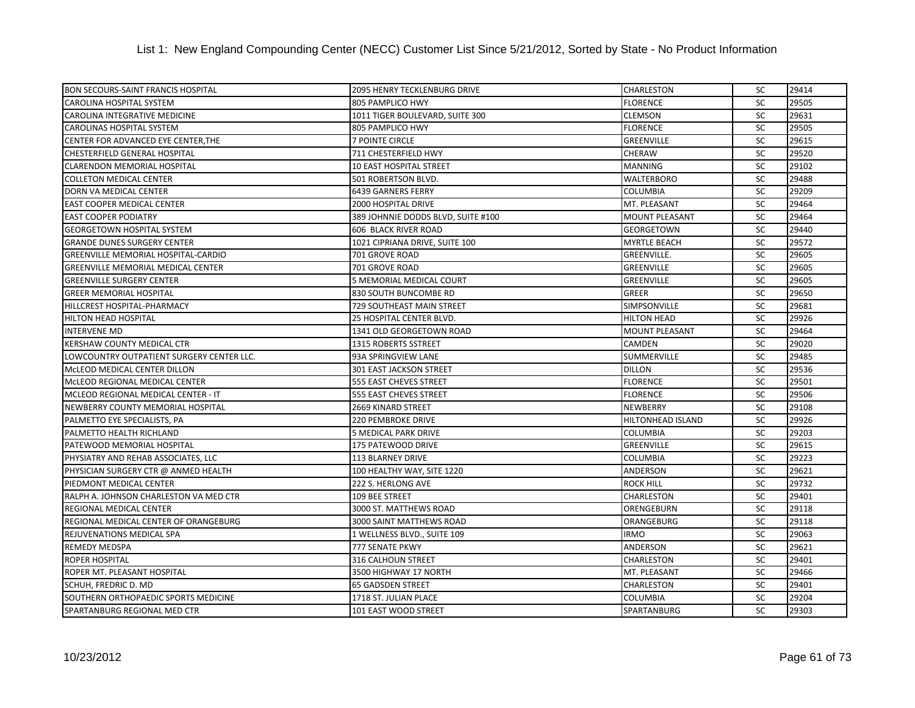List 1: New England Compounding Center (NECC) Customer List Since 5/21/2012, Sorted by State - No Product Information

| | | | | |
|---|---|---|---|---|
| BON SECOURS-SAINT FRANCIS HOSPITAL | 2095 HENRY TECKLENBURG DRIVE | CHARLESTON | SC | 29414 |
| CAROLINA HOSPITAL SYSTEM | 805 PAMPLICO HWY | FLORENCE | SC | 29505 |
| CAROLINA INTEGRATIVE MEDICINE | 1011 TIGER BOULEVARD, SUITE 300 | CLEMSON | SC | 29631 |
| CAROLINAS HOSPITAL SYSTEM | 805 PAMPLICO HWY | FLORENCE | SC | 29505 |
| CENTER FOR ADVANCED EYE CENTER,THE | 7 POINTE CIRCLE | GREENVILLE | SC | 29615 |
| CHESTERFIELD GENERAL HOSPITAL | 711 CHESTERFIELD HWY | CHERAW | SC | 29520 |
| CLARENDON MEMORIAL HOSPITAL | 10 EAST HOSPITAL STREET | MANNING | SC | 29102 |
| COLLETON MEDICAL CENTER | 501 ROBERTSON BLVD. | WALTERBORO | SC | 29488 |
| DORN VA MEDICAL CENTER | 6439 GARNERS FERRY | COLUMBIA | SC | 29209 |
| EAST COOPER MEDICAL CENTER | 2000 HOSPITAL DRIVE | MT. PLEASANT | SC | 29464 |
| EAST COOPER PODIATRY | 389 JOHNNIE DODDS BLVD, SUITE #100 | MOUNT PLEASANT | SC | 29464 |
| GEORGETOWN HOSPITAL SYSTEM | 606 BLACK RIVER ROAD | GEORGETOWN | SC | 29440 |
| GRANDE DUNES SURGERY CENTER | 1021 CIPRIANA DRIVE, SUITE 100 | MYRTLE BEACH | SC | 29572 |
| GREENVILLE MEMORIAL HOSPITAL-CARDIO | 701 GROVE ROAD | GREENVILLE. | SC | 29605 |
| GREENVILLE MEMORIAL MEDICAL CENTER | 701 GROVE ROAD | GREENVILLE | SC | 29605 |
| GREENVILLE SURGERY CENTER | 5 MEMORIAL MEDICAL COURT | GREENVILLE | SC | 29605 |
| GREER MEMORIAL HOSPITAL | 830 SOUTH BUNCOMBE RD | GREER | SC | 29650 |
| HILLCREST HOSPITAL-PHARMACY | 729 SOUTHEAST MAIN STREET | SIMPSONVILLE | SC | 29681 |
| HILTON HEAD HOSPITAL | 25 HOSPITAL CENTER BLVD. | HILTON HEAD | SC | 29926 |
| INTERVENE MD | 1341 OLD GEORGETOWN ROAD | MOUNT PLEASANT | SC | 29464 |
| KERSHAW COUNTY MEDICAL CTR | 1315 ROBERTS SSTREET | CAMDEN | SC | 29020 |
| LOWCOUNTRY OUTPATIENT SURGERY CENTER LLC. | 93A SPRINGVIEW LANE | SUMMERVILLE | SC | 29485 |
| McLEOD MEDICAL CENTER DILLON | 301 EAST JACKSON STREET | DILLON | SC | 29536 |
| McLEOD REGIONAL MEDICAL CENTER | 555 EAST CHEVES STREET | FLORENCE | SC | 29501 |
| MCLEOD REGIONAL MEDICAL CENTER - IT | 555 EAST CHEVES STREET | FLORENCE | SC | 29506 |
| NEWBERRY COUNTY MEMORIAL HOSPITAL | 2669 KINARD STREET | NEWBERRY | SC | 29108 |
| PALMETTO EYE SPECIALISTS, PA | 220 PEMBROKE DRIVE | HILTONHEAD ISLAND | SC | 29926 |
| PALMETTO HEALTH RICHLAND | 5 MEDICAL PARK DRIVE | COLUMBIA | SC | 29203 |
| PATEWOOD MEMORIAL HOSPITAL | 175 PATEWOOD DRIVE | GREENVILLE | SC | 29615 |
| PHYSIATRY AND REHAB ASSOCIATES, LLC | 113 BLARNEY DRIVE | COLUMBIA | SC | 29223 |
| PHYSICIAN SURGERY CTR @ ANMED HEALTH | 100 HEALTHY WAY, SITE 1220 | ANDERSON | SC | 29621 |
| PIEDMONT MEDICAL CENTER | 222 S. HERLONG AVE | ROCK HILL | SC | 29732 |
| RALPH A. JOHNSON CHARLESTON VA MED CTR | 109 BEE STREET | CHARLESTON | SC | 29401 |
| REGIONAL MEDICAL CENTER | 3000 ST. MATTHEWS ROAD | ORENGEBURN | SC | 29118 |
| REGIONAL MEDICAL CENTER OF ORANGEBURG | 3000 SAINT MATTHEWS ROAD | ORANGEBURG | SC | 29118 |
| REJUVENATIONS MEDICAL SPA | 1 WELLNESS BLVD., SUITE 109 | IRMO | SC | 29063 |
| REMEDY MEDSPA | 777 SENATE PKWY | ANDERSON | SC | 29621 |
| ROPER HOSPITAL | 316 CALHOUN STREET | CHARLESTON | SC | 29401 |
| ROPER MT. PLEASANT HOSPITAL | 3500 HIGHWAY 17 NORTH | MT. PLEASANT | SC | 29466 |
| SCHUH, FREDRIC D. MD | 65 GADSDEN STREET | CHARLESTON | SC | 29401 |
| SOUTHERN ORTHOPAEDIC SPORTS MEDICINE | 1718 ST. JULIAN PLACE | COLUMBIA | SC | 29204 |
| SPARTANBURG REGIONAL MED CTR | 101 EAST WOOD STREET | SPARTANBURG | SC | 29303 |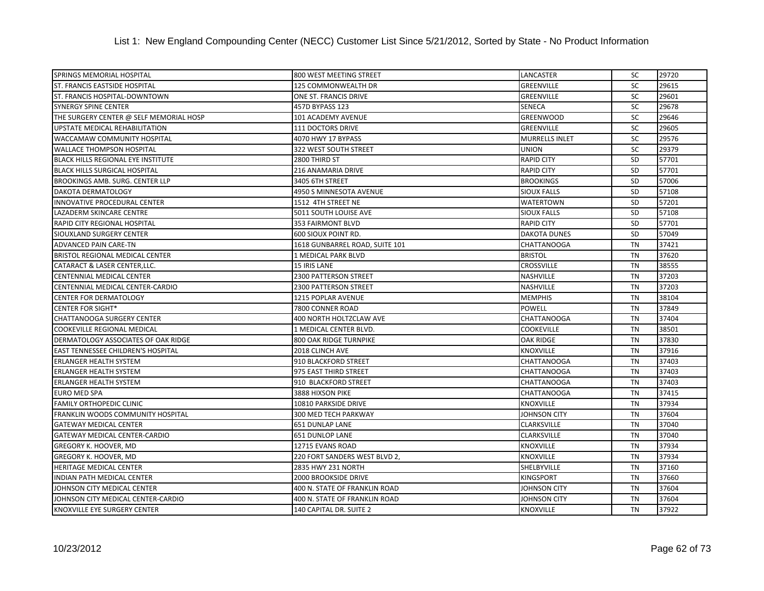List 1: New England Compounding Center (NECC) Customer List Since 5/21/2012, Sorted by State - No Product Information

| | | | | |
|---|---|---|---|---|
| SPRINGS MEMORIAL HOSPITAL | 800 WEST MEETING STREET | LANCASTER | SC | 29720 |
| ST. FRANCIS EASTSIDE HOSPITAL | 125 COMMONWEALTH DR | GREENVILLE | SC | 29615 |
| ST. FRANCIS HOSPITAL-DOWNTOWN | ONE ST. FRANCIS DRIVE | GREENVILLE | SC | 29601 |
| SYNERGY SPINE CENTER | 457D BYPASS 123 | SENECA | SC | 29678 |
| THE SURGERY CENTER @ SELF MEMORIAL HOSP | 101 ACADEMY AVENUE | GREENWOOD | SC | 29646 |
| UPSTATE MEDICAL REHABILITATION | 111 DOCTORS DRIVE | GREENVILLE | SC | 29605 |
| WACCAMAW COMMUNITY HOSPITAL | 4070 HWY 17 BYPASS | MURRELLS INLET | SC | 29576 |
| WALLACE THOMPSON HOSPITAL | 322 WEST SOUTH STREET | UNION | SC | 29379 |
| BLACK HILLS REGIONAL EYE INSTITUTE | 2800 THIRD ST | RAPID CITY | SD | 57701 |
| BLACK HILLS SURGICAL HOSPITAL | 216 ANAMARIA DRIVE | RAPID CITY | SD | 57701 |
| BROOKINGS AMB. SURG. CENTER LLP | 3405 6TH STREET | BROOKINGS | SD | 57006 |
| DAKOTA DERMATOLOGY | 4950 S MINNESOTA AVENUE | SIOUX FALLS | SD | 57108 |
| INNOVATIVE PROCEDURAL CENTER | 1512 4TH STREET NE | WATERTOWN | SD | 57201 |
| LAZADERM SKINCARE CENTRE | 5011 SOUTH LOUISE AVE | SIOUX FALLS | SD | 57108 |
| RAPID CITY REGIONAL HOSPITAL | 353 FAIRMONT BLVD | RAPID CITY | SD | 57701 |
| SIOUXLAND SURGERY CENTER | 600 SIOUX POINT RD. | DAKOTA DUNES | SD | 57049 |
| ADVANCED PAIN CARE-TN | 1618 GUNBARREL ROAD, SUITE 101 | CHATTANOOGA | TN | 37421 |
| BRISTOL REGIONAL MEDICAL CENTER | 1 MEDICAL PARK BLVD | BRISTOL | TN | 37620 |
| CATARACT & LASER CENTER,LLC. | 15 IRIS LANE | CROSSVILLE | TN | 38555 |
| CENTENNIAL MEDICAL CENTER | 2300 PATTERSON STREET | NASHVILLE | TN | 37203 |
| CENTENNIAL MEDICAL CENTER-CARDIO | 2300 PATTERSON STREET | NASHVILLE | TN | 37203 |
| CENTER FOR DERMATOLOGY | 1215 POPLAR AVENUE | MEMPHIS | TN | 38104 |
| CENTER FOR SIGHT* | 7800 CONNER ROAD | POWELL | TN | 37849 |
| CHATTANOOGA SURGERY CENTER | 400 NORTH HOLTZCLAW AVE | CHATTANOOGA | TN | 37404 |
| COOKEVILLE REGIONAL MEDICAL | 1 MEDICAL CENTER BLVD. | COOKEVILLE | TN | 38501 |
| DERMATOLOGY ASSOCIATES OF OAK RIDGE | 800 OAK RIDGE TURNPIKE | OAK RIDGE | TN | 37830 |
| EAST TENNESSEE CHILDREN'S HOSPITAL | 2018 CLINCH AVE | KNOXVILLE | TN | 37916 |
| ERLANGER HEALTH SYSTEM | 910 BLACKFORD STREET | CHATTANOOGA | TN | 37403 |
| ERLANGER HEALTH SYSTEM | 975 EAST THIRD STREET | CHATTANOOGA | TN | 37403 |
| ERLANGER HEALTH SYSTEM | 910 BLACKFORD STREET | CHATTANOOGA | TN | 37403 |
| EURO MED SPA | 3888 HIXSON PIKE | CHATTANOOGA | TN | 37415 |
| FAMILY ORTHOPEDIC CLINIC | 10810 PARKSIDE DRIVE | KNOXVILLE | TN | 37934 |
| FRANKLIN WOODS COMMUNITY HOSPITAL | 300 MED TECH PARKWAY | JOHNSON CITY | TN | 37604 |
| GATEWAY MEDICAL CENTER | 651 DUNLAP LANE | CLARKSVILLE | TN | 37040 |
| GATEWAY MEDICAL CENTER-CARDIO | 651 DUNLOP LANE | CLARKSVILLE | TN | 37040 |
| GREGORY K. HOOVER, MD | 12715 EVANS ROAD | KNOXVILLE | TN | 37934 |
| GREGORY K. HOOVER, MD | 220 FORT SANDERS WEST BLVD 2, | KNOXVILLE | TN | 37934 |
| HERITAGE MEDICAL CENTER | 2835 HWY 231 NORTH | SHELBYVILLE | TN | 37160 |
| INDIAN PATH MEDICAL CENTER | 2000 BROOKSIDE DRIVE | KINGSPORT | TN | 37660 |
| JOHNSON CITY MEDICAL CENTER | 400 N. STATE OF FRANKLIN ROAD | JOHNSON CITY | TN | 37604 |
| JOHNSON CITY MEDICAL CENTER-CARDIO | 400 N. STATE OF FRANKLIN ROAD | JOHNSON CITY | TN | 37604 |
| KNOXVILLE EYE SURGERY CENTER | 140 CAPITAL DR. SUITE 2 | KNOXVILLE | TN | 37922 |

10/23/2012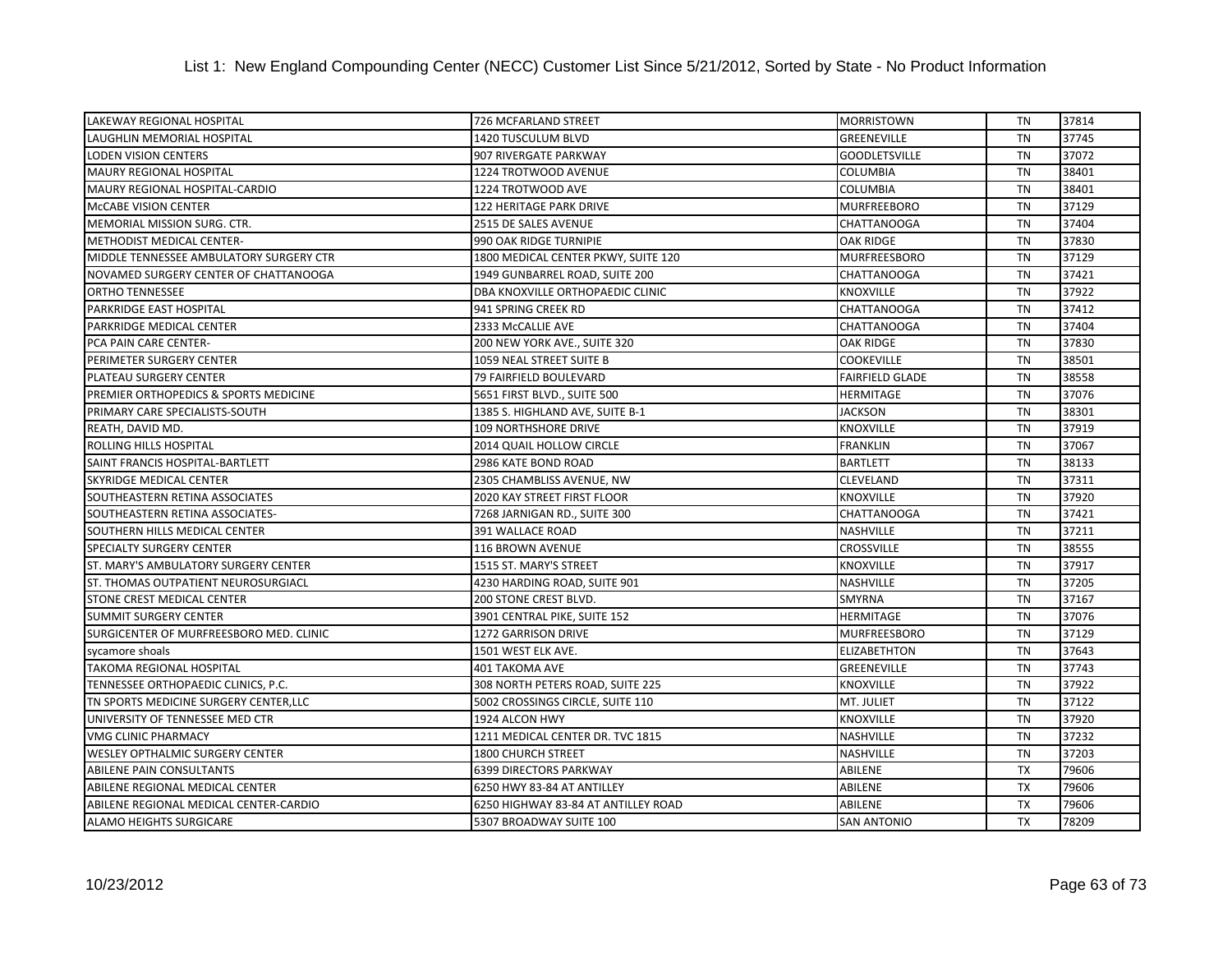# List 1: New England Compounding Center (NECC) Customer List Since 5/21/2012, Sorted by State - No Product Information

| | | | | |
|---|---|---|---|---|
| LAKEWAY REGIONAL HOSPITAL | 726 MCFARLAND STREET | MORRISTOWN | TN | 37814 |
| LAUGHLIN MEMORIAL HOSPITAL | 1420 TUSCULUM BLVD | GREENEVILLE | TN | 37745 |
| LODEN VISION CENTERS | 907 RIVERGATE PARKWAY | GOODLETSVILLE | TN | 37072 |
| MAURY REGIONAL HOSPITAL | 1224 TROTWOOD AVENUE | COLUMBIA | TN | 38401 |
| MAURY REGIONAL HOSPITAL-CARDIO | 1224 TROTWOOD AVE | COLUMBIA | TN | 38401 |
| McCABE VISION CENTER | 122 HERITAGE PARK DRIVE | MURFREEBORO | TN | 37129 |
| MEMORIAL MISSION SURG. CTR. | 2515 DE SALES AVENUE | CHATTANOOGA | TN | 37404 |
| METHODIST MEDICAL CENTER- | 990 OAK RIDGE TURNIPIE | OAK RIDGE | TN | 37830 |
| MIDDLE TENNESSEE AMBULATORY SURGERY CTR | 1800 MEDICAL CENTER PKWY, SUITE 120 | MURFREESBORO | TN | 37129 |
| NOVAMED SURGERY CENTER OF CHATTANOOGA | 1949 GUNBARREL ROAD, SUITE 200 | CHATTANOOGA | TN | 37421 |
| ORTHO TENNESSEE | DBA KNOXVILLE ORTHOPAEDIC CLINIC | KNOXVILLE | TN | 37922 |
| PARKRIDGE EAST HOSPITAL | 941 SPRING CREEK RD | CHATTANOOGA | TN | 37412 |
| PARKRIDGE MEDICAL CENTER | 2333 McCALLIE AVE | CHATTANOOGA | TN | 37404 |
| PCA PAIN CARE CENTER- | 200 NEW YORK AVE., SUITE 320 | OAK RIDGE | TN | 37830 |
| PERIMETER SURGERY CENTER | 1059 NEAL STREET SUITE B | COOKEVILLE | TN | 38501 |
| PLATEAU SURGERY CENTER | 79 FAIRFIELD BOULEVARD | FAIRFIELD GLADE | TN | 38558 |
| PREMIER ORTHOPEDICS & SPORTS MEDICINE | 5651 FIRST BLVD., SUITE 500 | HERMITAGE | TN | 37076 |
| PRIMARY CARE SPECIALISTS-SOUTH | 1385 S. HIGHLAND AVE, SUITE B-1 | JACKSON | TN | 38301 |
| REATH, DAVID MD. | 109 NORTHSHORE DRIVE | KNOXVILLE | TN | 37919 |
| ROLLING HILLS HOSPITAL | 2014 QUAIL HOLLOW CIRCLE | FRANKLIN | TN | 37067 |
| SAINT FRANCIS HOSPITAL-BARTLETT | 2986 KATE BOND ROAD | BARTLETT | TN | 38133 |
| SKYRIDGE MEDICAL CENTER | 2305 CHAMBLISS AVENUE, NW | CLEVELAND | TN | 37311 |
| SOUTHEASTERN RETINA ASSOCIATES | 2020 KAY STREET FIRST FLOOR | KNOXVILLE | TN | 37920 |
| SOUTHEASTERN RETINA ASSOCIATES- | 7268 JARNIGAN RD., SUITE 300 | CHATTANOOGA | TN | 37421 |
| SOUTHERN HILLS MEDICAL CENTER | 391 WALLACE ROAD | NASHVILLE | TN | 37211 |
| SPECIALTY SURGERY CENTER | 116 BROWN AVENUE | CROSSVILLE | TN | 38555 |
| ST. MARY'S AMBULATORY SURGERY CENTER | 1515 ST. MARY'S STREET | KNOXVILLE | TN | 37917 |
| ST. THOMAS OUTPATIENT NEUROSURGIACL | 4230 HARDING ROAD, SUITE 901 | NASHVILLE | TN | 37205 |
| STONE CREST MEDICAL CENTER | 200 STONE CREST BLVD. | SMYRNA | TN | 37167 |
| SUMMIT SURGERY CENTER | 3901 CENTRAL PIKE, SUITE 152 | HERMITAGE | TN | 37076 |
| SURGICENTER OF MURFREESBORO MED. CLINIC | 1272 GARRISON DRIVE | MURFREESBORO | TN | 37129 |
| sycamore shoals | 1501 WEST ELK AVE. | ELIZABETHTON | TN | 37643 |
| TAKOMA REGIONAL HOSPITAL | 401 TAKOMA AVE | GREENEVILLE | TN | 37743 |
| TENNESSEE ORTHOPAEDIC CLINICS, P.C. | 308 NORTH PETERS ROAD, SUITE 225 | KNOXVILLE | TN | 37922 |
| TN SPORTS MEDICINE SURGERY CENTER,LLC | 5002 CROSSINGS CIRCLE, SUITE 110 | MT. JULIET | TN | 37122 |
| UNIVERSITY OF TENNESSEE MED CTR | 1924 ALCON HWY | KNOXVILLE | TN | 37920 |
| VMG CLINIC PHARMACY | 1211 MEDICAL CENTER DR. TVC 1815 | NASHVILLE | TN | 37232 |
| WESLEY OPTHALMIC SURGERY CENTER | 1800 CHURCH STREET | NASHVILLE | TN | 37203 |
| ABILENE PAIN CONSULTANTS | 6399 DIRECTORS PARKWAY | ABILENE | TX | 79606 |
| ABILENE REGIONAL MEDICAL CENTER | 6250 HWY 83-84 AT ANTILLEY | ABILENE | TX | 79606 |
| ABILENE REGIONAL MEDICAL CENTER-CARDIO | 6250 HIGHWAY 83-84 AT ANTILLEY ROAD | ABILENE | TX | 79606 |
| ALAMO HEIGHTS SURGICARE | 5307 BROADWAY SUITE 100 | SAN ANTONIO | TX | 78209 |

10/23/2012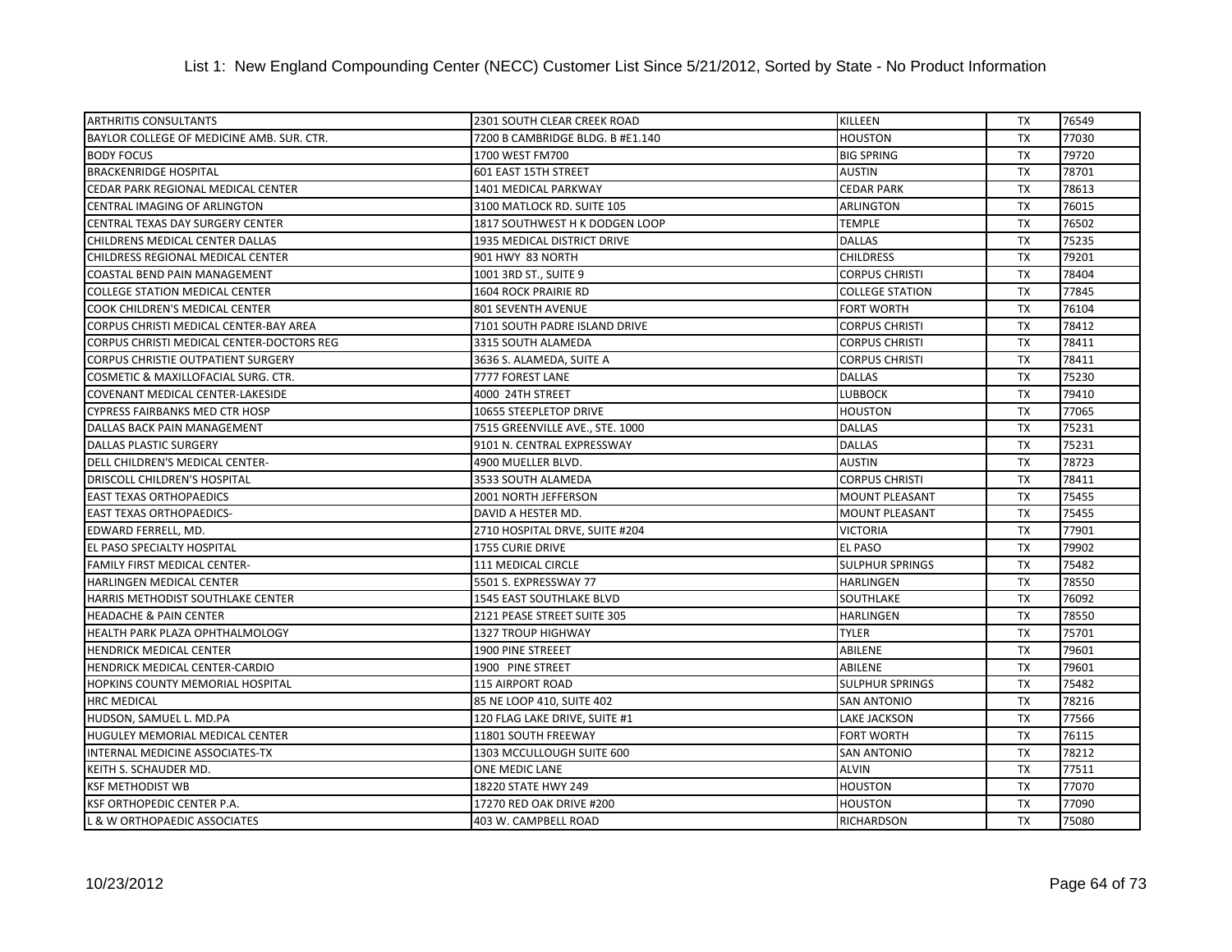List 1: New England Compounding Center (NECC) Customer List Since 5/21/2012, Sorted by State - No Product Information

| | | | | |
|---|---|---|---|---|
| ARTHRITIS CONSULTANTS | 2301 SOUTH CLEAR CREEK ROAD | KILLEEN | TX | 76549 |
| BAYLOR COLLEGE OF MEDICINE AMB. SUR. CTR. | 7200 B CAMBRIDGE BLDG. B #E1.140 | HOUSTON | TX | 77030 |
| BODY FOCUS | 1700 WEST FM700 | BIG SPRING | TX | 79720 |
| BRACKENRIDGE HOSPITAL | 601 EAST 15TH STREET | AUSTIN | TX | 78701 |
| CEDAR PARK REGIONAL MEDICAL CENTER | 1401 MEDICAL PARKWAY | CEDAR PARK | TX | 78613 |
| CENTRAL IMAGING OF ARLINGTON | 3100 MATLOCK RD. SUITE 105 | ARLINGTON | TX | 76015 |
| CENTRAL TEXAS DAY SURGERY CENTER | 1817 SOUTHWEST H K DODGEN LOOP | TEMPLE | TX | 76502 |
| CHILDRENS MEDICAL CENTER DALLAS | 1935 MEDICAL DISTRICT DRIVE | DALLAS | TX | 75235 |
| CHILDRESS REGIONAL MEDICAL CENTER | 901 HWY 83 NORTH | CHILDRESS | TX | 79201 |
| COASTAL BEND PAIN MANAGEMENT | 1001 3RD ST., SUITE 9 | CORPUS CHRISTI | TX | 78404 |
| COLLEGE STATION MEDICAL CENTER | 1604 ROCK PRAIRIE RD | COLLEGE STATION | TX | 77845 |
| COOK CHILDREN'S MEDICAL CENTER | 801 SEVENTH AVENUE | FORT WORTH | TX | 76104 |
| CORPUS CHRISTI MEDICAL CENTER-BAY AREA | 7101 SOUTH PADRE ISLAND DRIVE | CORPUS CHRISTI | TX | 78412 |
| CORPUS CHRISTI MEDICAL CENTER-DOCTORS REG | 3315 SOUTH ALAMEDA | CORPUS CHRISTI | TX | 78411 |
| CORPUS CHRISTIE OUTPATIENT SURGERY | 3636 S. ALAMEDA, SUITE A | CORPUS CHRISTI | TX | 78411 |
| COSMETIC & MAXILLOFACIAL SURG. CTR. | 7777 FOREST LANE | DALLAS | TX | 75230 |
| COVENANT MEDICAL CENTER-LAKESIDE | 4000 24TH STREET | LUBBOCK | TX | 79410 |
| CYPRESS FAIRBANKS MED CTR HOSP | 10655 STEEPLETOP DRIVE | HOUSTON | TX | 77065 |
| DALLAS BACK PAIN MANAGEMENT | 7515 GREENVILLE AVE., STE. 1000 | DALLAS | TX | 75231 |
| DALLAS PLASTIC SURGERY | 9101 N. CENTRAL EXPRESSWAY | DALLAS | TX | 75231 |
| DELL CHILDREN'S MEDICAL CENTER- | 4900 MUELLER BLVD. | AUSTIN | TX | 78723 |
| DRISCOLL CHILDREN'S HOSPITAL | 3533 SOUTH ALAMEDA | CORPUS CHRISTI | TX | 78411 |
| EAST TEXAS ORTHOPAEDICS | 2001 NORTH JEFFERSON | MOUNT PLEASANT | TX | 75455 |
| EAST TEXAS ORTHOPAEDICS- | DAVID A HESTER MD. | MOUNT PLEASANT | TX | 75455 |
| EDWARD FERRELL, MD. | 2710 HOSPITAL DRVE, SUITE #204 | VICTORIA | TX | 77901 |
| EL PASO SPECIALTY HOSPITAL | 1755 CURIE DRIVE | EL PASO | TX | 79902 |
| FAMILY FIRST MEDICAL CENTER- | 111 MEDICAL CIRCLE | SULPHUR SPRINGS | TX | 75482 |
| HARLINGEN MEDICAL CENTER | 5501 S. EXPRESSWAY 77 | HARLINGEN | TX | 78550 |
| HARRIS METHODIST SOUTHLAKE CENTER | 1545 EAST SOUTHLAKE BLVD | SOUTHLAKE | TX | 76092 |
| HEADACHE & PAIN CENTER | 2121 PEASE STREET SUITE 305 | HARLINGEN | TX | 78550 |
| HEALTH PARK PLAZA OPHTHALMOLOGY | 1327 TROUP HIGHWAY | TYLER | TX | 75701 |
| HENDRICK MEDICAL CENTER | 1900 PINE STREEET | ABILENE | TX | 79601 |
| HENDRICK MEDICAL CENTER-CARDIO | 1900 PINE STREET | ABILENE | TX | 79601 |
| HOPKINS COUNTY MEMORIAL HOSPITAL | 115 AIRPORT ROAD | SULPHUR SPRINGS | TX | 75482 |
| HRC MEDICAL | 85 NE LOOP 410, SUITE 402 | SAN ANTONIO | TX | 78216 |
| HUDSON, SAMUEL L. MD.PA | 120 FLAG LAKE DRIVE, SUITE #1 | LAKE JACKSON | TX | 77566 |
| HUGULEY MEMORIAL MEDICAL CENTER | 11801 SOUTH FREEWAY | FORT WORTH | TX | 76115 |
| INTERNAL MEDICINE ASSOCIATES-TX | 1303 MCCULLOUGH SUITE 600 | SAN ANTONIO | TX | 78212 |
| KEITH S. SCHAUDER MD. | ONE MEDIC LANE | ALVIN | TX | 77511 |
| KSF METHODIST WB | 18220 STATE HWY 249 | HOUSTON | TX | 77070 |
| KSF ORTHOPEDIC CENTER P.A. | 17270 RED OAK DRIVE #200 | HOUSTON | TX | 77090 |
| L & W ORTHOPAEDIC ASSOCIATES | 403 W. CAMPBELL ROAD | RICHARDSON | TX | 75080 |

10/23/2012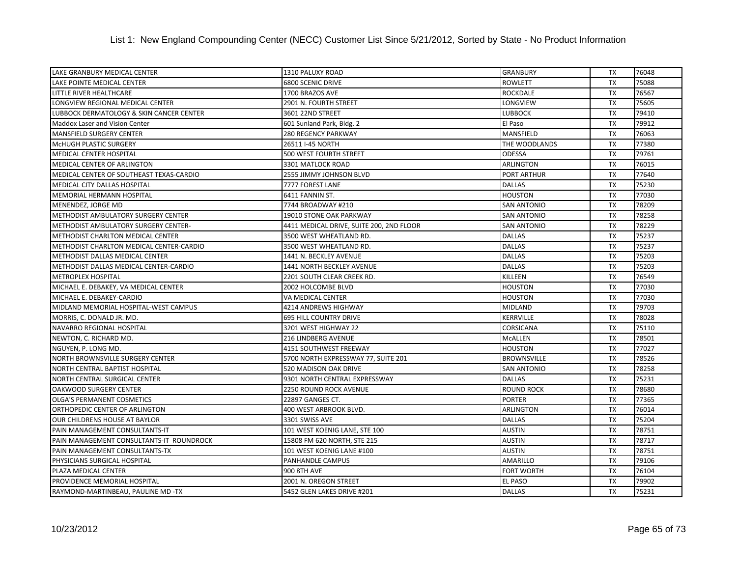# List 1: New England Compounding Center (NECC) Customer List Since 5/21/2012, Sorted by State - No Product Information

| | | | | |
|---|---|---|---|---|
| LAKE GRANBURY MEDICAL CENTER | 1310 PALUXY ROAD | GRANBURY | TX | 76048 |
| LAKE POINTE MEDICAL CENTER | 6800 SCENIC DRIVE | ROWLETT | TX | 75088 |
| LITTLE RIVER HEALTHCARE | 1700 BRAZOS AVE | ROCKDALE | TX | 76567 |
| LONGVIEW REGIONAL MEDICAL CENTER | 2901 N. FOURTH STREET | LONGVIEW | TX | 75605 |
| LUBBOCK DERMATOLOGY & SKIN CANCER CENTER | 3601 22ND STREET | LUBBOCK | TX | 79410 |
| Maddox Laser and Vision Center | 601 Sunland Park, Bldg. 2 | El Paso | TX | 79912 |
| MANSFIELD SURGERY CENTER | 280 REGENCY PARKWAY | MANSFIELD | TX | 76063 |
| McHUGH PLASTIC SURGERY | 26511 I-45 NORTH | THE WOODLANDS | TX | 77380 |
| MEDICAL CENTER HOSPITAL | 500 WEST FOURTH STREET | ODESSA | TX | 79761 |
| MEDICAL CENTER OF ARLINGTON | 3301 MATLOCK ROAD | ARLINGTON | TX | 76015 |
| MEDICAL CENTER OF SOUTHEAST TEXAS-CARDIO | 2555 JIMMY JOHNSON BLVD | PORT ARTHUR | TX | 77640 |
| MEDICAL CITY DALLAS HOSPITAL | 7777 FOREST LANE | DALLAS | TX | 75230 |
| MEMORIAL HERMANN HOSPITAL | 6411 FANNIN ST. | HOUSTON | TX | 77030 |
| MENENDEZ, JORGE MD | 7744 BROADWAY #210 | SAN ANTONIO | TX | 78209 |
| METHODIST AMBULATORY SURGERY CENTER | 19010 STONE OAK PARKWAY | SAN ANTONIO | TX | 78258 |
| METHODIST AMBULATORY SURGERY CENTER- | 4411 MEDICAL DRIVE, SUITE 200, 2ND FLOOR | SAN ANTONIO | TX | 78229 |
| METHODIST CHARLTON MEDICAL CENTER | 3500 WEST WHEATLAND RD. | DALLAS | TX | 75237 |
| METHODIST CHARLTON MEDICAL CENTER-CARDIO | 3500 WEST WHEATLAND RD. | DALLAS | TX | 75237 |
| METHODIST DALLAS MEDICAL CENTER | 1441 N. BECKLEY AVENUE | DALLAS | TX | 75203 |
| METHODIST DALLAS MEDICAL CENTER-CARDIO | 1441 NORTH BECKLEY AVENUE | DALLAS | TX | 75203 |
| METROPLEX HOSPITAL | 2201 SOUTH CLEAR CREEK RD. | KILLEEN | TX | 76549 |
| MICHAEL E. DEBAKEY, VA MEDICAL CENTER | 2002 HOLCOMBE BLVD | HOUSTON | TX | 77030 |
| MICHAEL E. DEBAKEY-CARDIO | VA MEDICAL CENTER | HOUSTON | TX | 77030 |
| MIDLAND MEMORIAL HOSPITAL-WEST CAMPUS | 4214 ANDREWS HIGHWAY | MIDLAND | TX | 79703 |
| MORRIS, C. DONALD JR. MD. | 695 HILL COUNTRY DRIVE | KERRVILLE | TX | 78028 |
| NAVARRO REGIONAL HOSPITAL | 3201 WEST HIGHWAY 22 | CORSICANA | TX | 75110 |
| NEWTON, C. RICHARD MD. | 216 LINDBERG AVENUE | McALLEN | TX | 78501 |
| NGUYEN, P. LONG MD. | 4151 SOUTHWEST FREEWAY | HOUSTON | TX | 77027 |
| NORTH BROWNSVILLE SURGERY CENTER | 5700 NORTH EXPRESSWAY 77, SUITE 201 | BROWNSVILLE | TX | 78526 |
| NORTH CENTRAL BAPTIST HOSPITAL | 520 MADISON OAK DRIVE | SAN ANTONIO | TX | 78258 |
| NORTH CENTRAL SURGICAL CENTER | 9301 NORTH CENTRAL EXPRESSWAY | DALLAS | TX | 75231 |
| OAKWOOD SURGERY CENTER | 2250 ROUND ROCK AVENUE | ROUND ROCK | TX | 78680 |
| OLGA'S PERMANENT COSMETICS | 22897 GANGES CT. | PORTER | TX | 77365 |
| ORTHOPEDIC CENTER OF ARLINGTON | 400 WEST ARBROOK BLVD. | ARLINGTON | TX | 76014 |
| OUR CHILDRENS HOUSE AT BAYLOR | 3301 SWISS AVE | DALLAS | TX | 75204 |
| PAIN MANAGEMENT CONSULTANTS-IT | 101 WEST KOENIG LANE, STE 100 | AUSTIN | TX | 78751 |
| PAIN MANAGEMENT CONSULTANTS-IT ROUNDROCK | 15808 FM 620 NORTH, STE 215 | AUSTIN | TX | 78717 |
| PAIN MANAGEMENT CONSULTANTS-TX | 101 WEST KOENIG LANE #100 | AUSTIN | TX | 78751 |
| PHYSICIANS SURGICAL HOSPITAL | PANHANDLE CAMPUS | AMARILLO | TX | 79106 |
| PLAZA MEDICAL CENTER | 900 8TH AVE | FORT WORTH | TX | 76104 |
| PROVIDENCE MEMORIAL HOSPITAL | 2001 N. OREGON STREET | EL PASO | TX | 79902 |
| RAYMOND-MARTINBEAU, PAULINE MD -TX | 5452 GLEN LAKES DRIVE #201 | DALLAS | TX | 75231 |

10/23/2012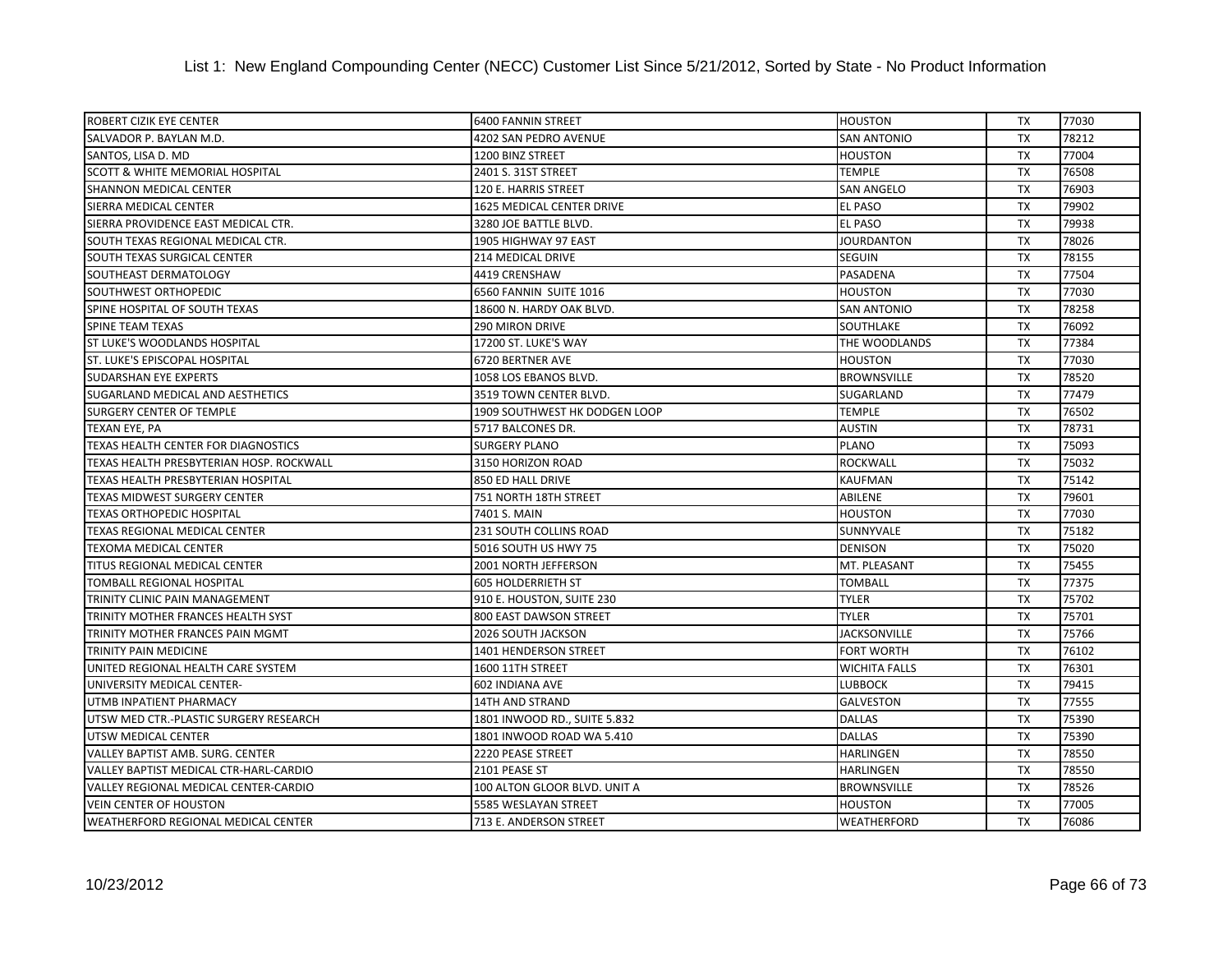List 1: New England Compounding Center (NECC) Customer List Since 5/21/2012, Sorted by State - No Product Information

| | | | | |
|---|---|---|---|---|
| ROBERT CIZIK EYE CENTER | 6400 FANNIN STREET | HOUSTON | TX | 77030 |
| SALVADOR P. BAYLAN M.D. | 4202 SAN PEDRO AVENUE | SAN ANTONIO | TX | 78212 |
| SANTOS, LISA D. MD | 1200 BINZ STREET | HOUSTON | TX | 77004 |
| SCOTT & WHITE MEMORIAL HOSPITAL | 2401 S. 31ST STREET | TEMPLE | TX | 76508 |
| SHANNON MEDICAL CENTER | 120 E. HARRIS STREET | SAN ANGELO | TX | 76903 |
| SIERRA MEDICAL CENTER | 1625 MEDICAL CENTER DRIVE | EL PASO | TX | 79902 |
| SIERRA PROVIDENCE EAST MEDICAL CTR. | 3280 JOE BATTLE BLVD. | EL PASO | TX | 79938 |
| SOUTH TEXAS REGIONAL MEDICAL CTR. | 1905 HIGHWAY 97 EAST | JOURDANTON | TX | 78026 |
| SOUTH TEXAS SURGICAL CENTER | 214 MEDICAL DRIVE | SEGUIN | TX | 78155 |
| SOUTHEAST DERMATOLOGY | 4419 CRENSHAW | PASADENA | TX | 77504 |
| SOUTHWEST ORTHOPEDIC | 6560 FANNIN SUITE 1016 | HOUSTON | TX | 77030 |
| SPINE HOSPITAL OF SOUTH TEXAS | 18600 N. HARDY OAK BLVD. | SAN ANTONIO | TX | 78258 |
| SPINE TEAM TEXAS | 290 MIRON DRIVE | SOUTHLAKE | TX | 76092 |
| ST LUKE'S WOODLANDS HOSPITAL | 17200 ST. LUKE'S WAY | THE WOODLANDS | TX | 77384 |
| ST. LUKE'S EPISCOPAL HOSPITAL | 6720 BERTNER AVE | HOUSTON | TX | 77030 |
| SUDARSHAN EYE EXPERTS | 1058 LOS EBANOS BLVD. | BROWNSVILLE | TX | 78520 |
| SUGARLAND MEDICAL AND AESTHETICS | 3519 TOWN CENTER BLVD. | SUGARLAND | TX | 77479 |
| SURGERY CENTER OF TEMPLE | 1909 SOUTHWEST HK DODGEN LOOP | TEMPLE | TX | 76502 |
| TEXAN EYE, PA | 5717 BALCONES DR. | AUSTIN | TX | 78731 |
| TEXAS HEALTH CENTER FOR DIAGNOSTICS | SURGERY PLANO | PLANO | TX | 75093 |
| TEXAS HEALTH PRESBYTERIAN HOSP. ROCKWALL | 3150 HORIZON ROAD | ROCKWALL | TX | 75032 |
| TEXAS HEALTH PRESBYTERIAN HOSPITAL | 850 ED HALL DRIVE | KAUFMAN | TX | 75142 |
| TEXAS MIDWEST SURGERY CENTER | 751 NORTH 18TH STREET | ABILENE | TX | 79601 |
| TEXAS ORTHOPEDIC HOSPITAL | 7401 S. MAIN | HOUSTON | TX | 77030 |
| TEXAS REGIONAL MEDICAL CENTER | 231 SOUTH COLLINS ROAD | SUNNYVALE | TX | 75182 |
| TEXOMA MEDICAL CENTER | 5016 SOUTH US HWY 75 | DENISON | TX | 75020 |
| TITUS REGIONAL MEDICAL CENTER | 2001 NORTH JEFFERSON | MT. PLEASANT | TX | 75455 |
| TOMBALL REGIONAL HOSPITAL | 605 HOLDERRIETH ST | TOMBALL | TX | 77375 |
| TRINITY CLINIC PAIN MANAGEMENT | 910 E. HOUSTON, SUITE 230 | TYLER | TX | 75702 |
| TRINITY MOTHER FRANCES HEALTH SYST | 800 EAST DAWSON STREET | TYLER | TX | 75701 |
| TRINITY MOTHER FRANCES PAIN MGMT | 2026 SOUTH JACKSON | JACKSONVILLE | TX | 75766 |
| TRINITY PAIN MEDICINE | 1401 HENDERSON STREET | FORT WORTH | TX | 76102 |
| UNITED REGIONAL HEALTH CARE SYSTEM | 1600 11TH STREET | WICHITA FALLS | TX | 76301 |
| UNIVERSITY MEDICAL CENTER- | 602 INDIANA AVE | LUBBOCK | TX | 79415 |
| UTMB INPATIENT PHARMACY | 14TH AND STRAND | GALVESTON | TX | 77555 |
| UTSW MED CTR.-PLASTIC SURGERY RESEARCH | 1801 INWOOD RD., SUITE 5.832 | DALLAS | TX | 75390 |
| UTSW MEDICAL CENTER | 1801 INWOOD ROAD WA 5.410 | DALLAS | TX | 75390 |
| VALLEY BAPTIST AMB. SURG. CENTER | 2220 PEASE STREET | HARLINGEN | TX | 78550 |
| VALLEY BAPTIST MEDICAL CTR-HARL-CARDIO | 2101 PEASE ST | HARLINGEN | TX | 78550 |
| VALLEY REGIONAL MEDICAL CENTER-CARDIO | 100 ALTON GLOOR BLVD. UNIT A | BROWNSVILLE | TX | 78526 |
| VEIN CENTER OF HOUSTON | 5585 WESLAYAN STREET | HOUSTON | TX | 77005 |
| WEATHERFORD REGIONAL MEDICAL CENTER | 713 E. ANDERSON STREET | WEATHERFORD | TX | 76086 |

10/23/2012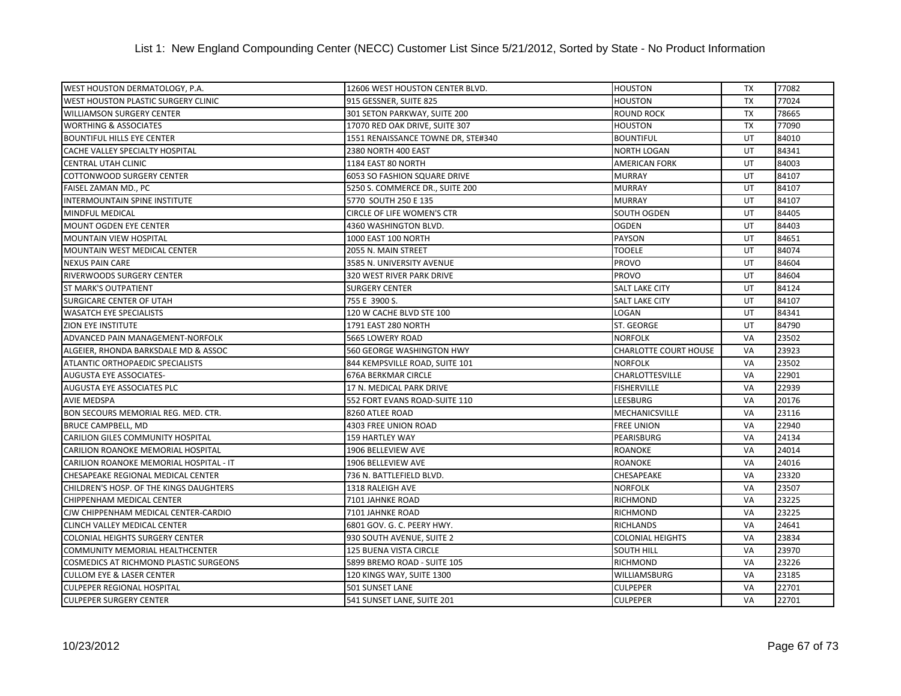# List 1: New England Compounding Center (NECC) Customer List Since 5/21/2012, Sorted by State - No Product Information

| | | | | |
|---|---|---|---|---|
| WEST HOUSTON DERMATOLOGY, P.A. | 12606 WEST HOUSTON CENTER BLVD. | HOUSTON | TX | 77082 |
| WEST HOUSTON PLASTIC SURGERY CLINIC | 915 GESSNER, SUITE 825 | HOUSTON | TX | 77024 |
| WILLIAMSON SURGERY CENTER | 301 SETON PARKWAY, SUITE 200 | ROUND ROCK | TX | 78665 |
| WORTHING & ASSOCIATES | 17070 RED OAK DRIVE, SUITE 307 | HOUSTON | TX | 77090 |
| BOUNTIFUL HILLS EYE CENTER | 1551 RENAISSANCE TOWNE DR, STE#340 | BOUNTIFUL | UT | 84010 |
| CACHE VALLEY SPECIALTY HOSPITAL | 2380 NORTH 400 EAST | NORTH LOGAN | UT | 84341 |
| CENTRAL UTAH CLINIC | 1184 EAST 80 NORTH | AMERICAN FORK | UT | 84003 |
| COTTONWOOD SURGERY CENTER | 6053 SO FASHION SQUARE DRIVE | MURRAY | UT | 84107 |
| FAISEL ZAMAN MD., PC | 5250 S. COMMERCE DR., SUITE 200 | MURRAY | UT | 84107 |
| INTERMOUNTAIN SPINE INSTITUTE | 5770 SOUTH 250 E 135 | MURRAY | UT | 84107 |
| MINDFUL MEDICAL | CIRCLE OF LIFE WOMEN'S CTR | SOUTH OGDEN | UT | 84405 |
| MOUNT OGDEN EYE CENTER | 4360 WASHINGTON BLVD. | OGDEN | UT | 84403 |
| MOUNTAIN VIEW HOSPITAL | 1000 EAST 100 NORTH | PAYSON | UT | 84651 |
| MOUNTAIN WEST MEDICAL CENTER | 2055 N. MAIN STREET | TOOELE | UT | 84074 |
| NEXUS PAIN CARE | 3585 N. UNIVERSITY AVENUE | PROVO | UT | 84604 |
| RIVERWOODS SURGERY CENTER | 320 WEST RIVER PARK DRIVE | PROVO | UT | 84604 |
| ST MARK'S OUTPATIENT | SURGERY CENTER | SALT LAKE CITY | UT | 84124 |
| SURGICARE CENTER OF UTAH | 755 E 3900 S. | SALT LAKE CITY | UT | 84107 |
| WASATCH EYE SPECIALISTS | 120 W CACHE BLVD STE 100 | LOGAN | UT | 84341 |
| ZION EYE INSTITUTE | 1791 EAST 280 NORTH | ST. GEORGE | UT | 84790 |
| ADVANCED PAIN MANAGEMENT-NORFOLK | 5665 LOWERY ROAD | NORFOLK | VA | 23502 |
| ALGEIER, RHONDA BARKSDALE MD & ASSOC | 560 GEORGE WASHINGTON HWY | CHARLOTTE COURT HOUSE | VA | 23923 |
| ATLANTIC ORTHOPAEDIC SPECIALISTS | 844 KEMPSVILLE ROAD, SUITE 101 | NORFOLK | VA | 23502 |
| AUGUSTA EYE ASSOCIATES- | 676A BERKMAR CIRCLE | CHARLOTTESVILLE | VA | 22901 |
| AUGUSTA EYE ASSOCIATES PLC | 17 N. MEDICAL PARK DRIVE | FISHERVILLE | VA | 22939 |
| AVIE MEDSPA | 552 FORT EVANS ROAD-SUITE 110 | LEESBURG | VA | 20176 |
| BON SECOURS MEMORIAL REG. MED. CTR. | 8260 ATLEE ROAD | MECHANICSVILLE | VA | 23116 |
| BRUCE CAMPBELL, MD | 4303 FREE UNION ROAD | FREE UNION | VA | 22940 |
| CARILION GILES COMMUNITY HOSPITAL | 159 HARTLEY WAY | PEARISBURG | VA | 24134 |
| CARILION ROANOKE MEMORIAL HOSPITAL | 1906 BELLEVIEW AVE | ROANOKE | VA | 24014 |
| CARILION ROANOKE MEMORIAL HOSPITAL - IT | 1906 BELLEVIEW AVE | ROANOKE | VA | 24016 |
| CHESAPEAKE REGIONAL MEDICAL CENTER | 736 N. BATTLEFIELD BLVD. | CHESAPEAKE | VA | 23320 |
| CHILDREN'S HOSP. OF THE KINGS DAUGHTERS | 1318 RALEIGH AVE | NORFOLK | VA | 23507 |
| CHIPPENHAM MEDICAL CENTER | 7101 JAHNKE ROAD | RICHMOND | VA | 23225 |
| CJW CHIPPENHAM MEDICAL CENTER-CARDIO | 7101 JAHNKE ROAD | RICHMOND | VA | 23225 |
| CLINCH VALLEY MEDICAL CENTER | 6801 GOV. G. C. PEERY HWY. | RICHLANDS | VA | 24641 |
| COLONIAL HEIGHTS SURGERY CENTER | 930 SOUTH AVENUE, SUITE 2 | COLONIAL HEIGHTS | VA | 23834 |
| COMMUNITY MEMORIAL HEALTHCENTER | 125 BUENA VISTA CIRCLE | SOUTH HILL | VA | 23970 |
| COSMEDICS AT RICHMOND PLASTIC SURGEONS | 5899 BREMO ROAD - SUITE 105 | RICHMOND | VA | 23226 |
| CULLOM EYE & LASER CENTER | 120 KINGS WAY, SUITE 1300 | WILLIAMSBURG | VA | 23185 |
| CULPEPER REGIONAL HOSPITAL | 501 SUNSET LANE | CULPEPER | VA | 22701 |
| CULPEPER SURGERY CENTER | 541 SUNSET LANE, SUITE 201 | CULPEPER | VA | 22701 |

10/23/2012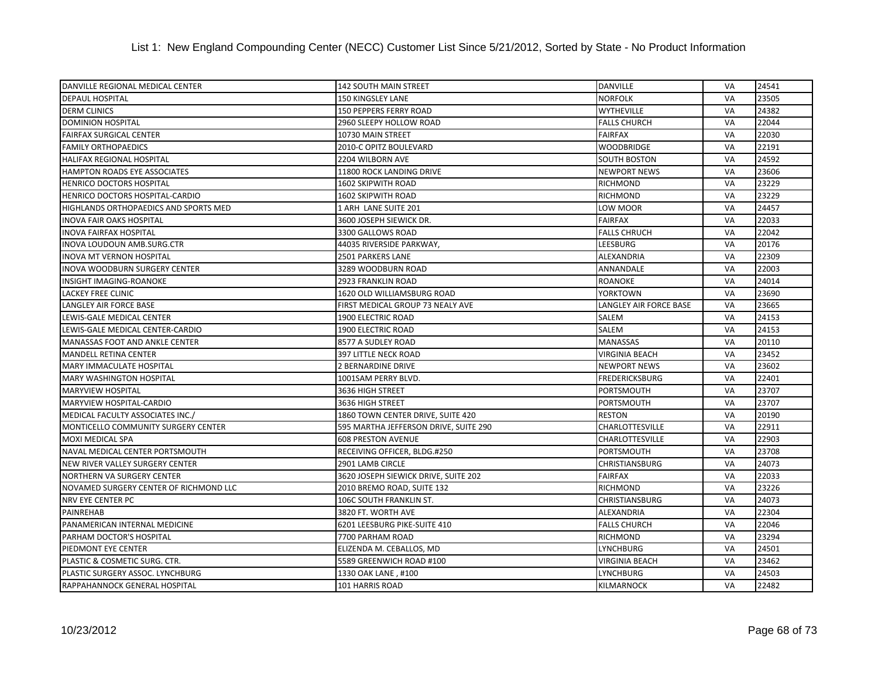List 1: New England Compounding Center (NECC) Customer List Since 5/21/2012, Sorted by State - No Product Information

| | | | | |
|---|---|---|---|---|
| DANVILLE REGIONAL MEDICAL CENTER | 142 SOUTH MAIN STREET | DANVILLE | VA | 24541 |
| DEPAUL HOSPITAL | 150 KINGSLEY LANE | NORFOLK | VA | 23505 |
| DERM CLINICS | 150 PEPPERS FERRY ROAD | WYTHEVILLE | VA | 24382 |
| DOMINION HOSPITAL | 2960 SLEEPY HOLLOW ROAD | FALLS CHURCH | VA | 22044 |
| FAIRFAX SURGICAL CENTER | 10730 MAIN STREET | FAIRFAX | VA | 22030 |
| FAMILY ORTHOPAEDICS | 2010-C OPITZ BOULEVARD | WOODBRIDGE | VA | 22191 |
| HALIFAX REGIONAL HOSPITAL | 2204 WILBORN AVE | SOUTH BOSTON | VA | 24592 |
| HAMPTON ROADS EYE ASSOCIATES | 11800 ROCK LANDING DRIVE | NEWPORT NEWS | VA | 23606 |
| HENRICO DOCTORS HOSPITAL | 1602 SKIPWITH ROAD | RICHMOND | VA | 23229 |
| HENRICO DOCTORS HOSPITAL-CARDIO | 1602 SKIPWITH ROAD | RICHMOND | VA | 23229 |
| HIGHLANDS ORTHOPAEDICS AND SPORTS MED | 1 ARH LANE SUITE 201 | LOW MOOR | VA | 24457 |
| INOVA FAIR OAKS HOSPITAL | 3600 JOSEPH SIEWICK DR. | FAIRFAX | VA | 22033 |
| INOVA FAIRFAX HOSPITAL | 3300 GALLOWS ROAD | FALLS CHRUCH | VA | 22042 |
| INOVA LOUDOUN AMB.SURG.CTR | 44035 RIVERSIDE PARKWAY, | LEESBURG | VA | 20176 |
| INOVA MT VERNON HOSPITAL | 2501 PARKERS LANE | ALEXANDRIA | VA | 22309 |
| INOVA WOODBURN SURGERY CENTER | 3289 WOODBURN ROAD | ANNANDALE | VA | 22003 |
| INSIGHT IMAGING-ROANOKE | 2923 FRANKLIN ROAD | ROANOKE | VA | 24014 |
| LACKEY FREE CLINIC | 1620 OLD WILLIAMSBURG ROAD | YORKTOWN | VA | 23690 |
| LANGLEY AIR FORCE BASE | FIRST MEDICAL GROUP 73 NEALY AVE | LANGLEY AIR FORCE BASE | VA | 23665 |
| LEWIS-GALE MEDICAL CENTER | 1900 ELECTRIC ROAD | SALEM | VA | 24153 |
| LEWIS-GALE MEDICAL CENTER-CARDIO | 1900 ELECTRIC ROAD | SALEM | VA | 24153 |
| MANASSAS FOOT AND ANKLE CENTER | 8577 A SUDLEY ROAD | MANASSAS | VA | 20110 |
| MANDELL RETINA CENTER | 397 LITTLE NECK ROAD | VIRGINIA BEACH | VA | 23452 |
| MARY IMMACULATE HOSPITAL | 2 BERNARDINE DRIVE | NEWPORT NEWS | VA | 23602 |
| MARY WASHINGTON HOSPITAL | 1001SAM PERRY BLVD. | FREDERICKSBURG | VA | 22401 |
| MARYVIEW HOSPITAL | 3636 HIGH STREET | PORTSMOUTH | VA | 23707 |
| MARYVIEW HOSPITAL-CARDIO | 3636 HIGH STREET | PORTSMOUTH | VA | 23707 |
| MEDICAL FACULTY ASSOCIATES INC./ | 1860 TOWN CENTER DRIVE, SUITE 420 | RESTON | VA | 20190 |
| MONTICELLO COMMUNITY SURGERY CENTER | 595 MARTHA JEFFERSON DRIVE, SUITE 290 | CHARLOTTESVILLE | VA | 22911 |
| MOXI MEDICAL SPA | 608 PRESTON AVENUE | CHARLOTTESVILLE | VA | 22903 |
| NAVAL MEDICAL CENTER PORTSMOUTH | RECEIVING OFFICER, BLDG.#250 | PORTSMOUTH | VA | 23708 |
| NEW RIVER VALLEY SURGERY CENTER | 2901 LAMB CIRCLE | CHRISTIANSBURG | VA | 24073 |
| NORTHERN VA SURGERY CENTER | 3620 JOSEPH SIEWICK DRIVE, SUITE 202 | FAIRFAX | VA | 22033 |
| NOVAMED SURGERY CENTER OF RICHMOND LLC | 2010 BREMO ROAD, SUITE 132 | RICHMOND | VA | 23226 |
| NRV EYE CENTER PC | 106C SOUTH FRANKLIN ST. | CHRISTIANSBURG | VA | 24073 |
| PAINREHAB | 3820 FT. WORTH AVE | ALEXANDRIA | VA | 22304 |
| PANAMERICAN INTERNAL MEDICINE | 6201 LEESBURG PIKE-SUITE 410 | FALLS CHURCH | VA | 22046 |
| PARHAM DOCTOR'S HOSPITAL | 7700 PARHAM ROAD | RICHMOND | VA | 23294 |
| PIEDMONT EYE CENTER | ELIZENDA M. CEBALLOS, MD | LYNCHBURG | VA | 24501 |
| PLASTIC & COSMETIC SURG. CTR. | 5589 GREENWICH ROAD #100 | VIRGINIA BEACH | VA | 23462 |
| PLASTIC SURGERY ASSOC. LYNCHBURG | 1330 OAK LANE , #100 | LYNCHBURG | VA | 24503 |
| RAPPAHANNOCK GENERAL HOSPITAL | 101 HARRIS ROAD | KILMARNOCK | VA | 22482 |

10/23/2012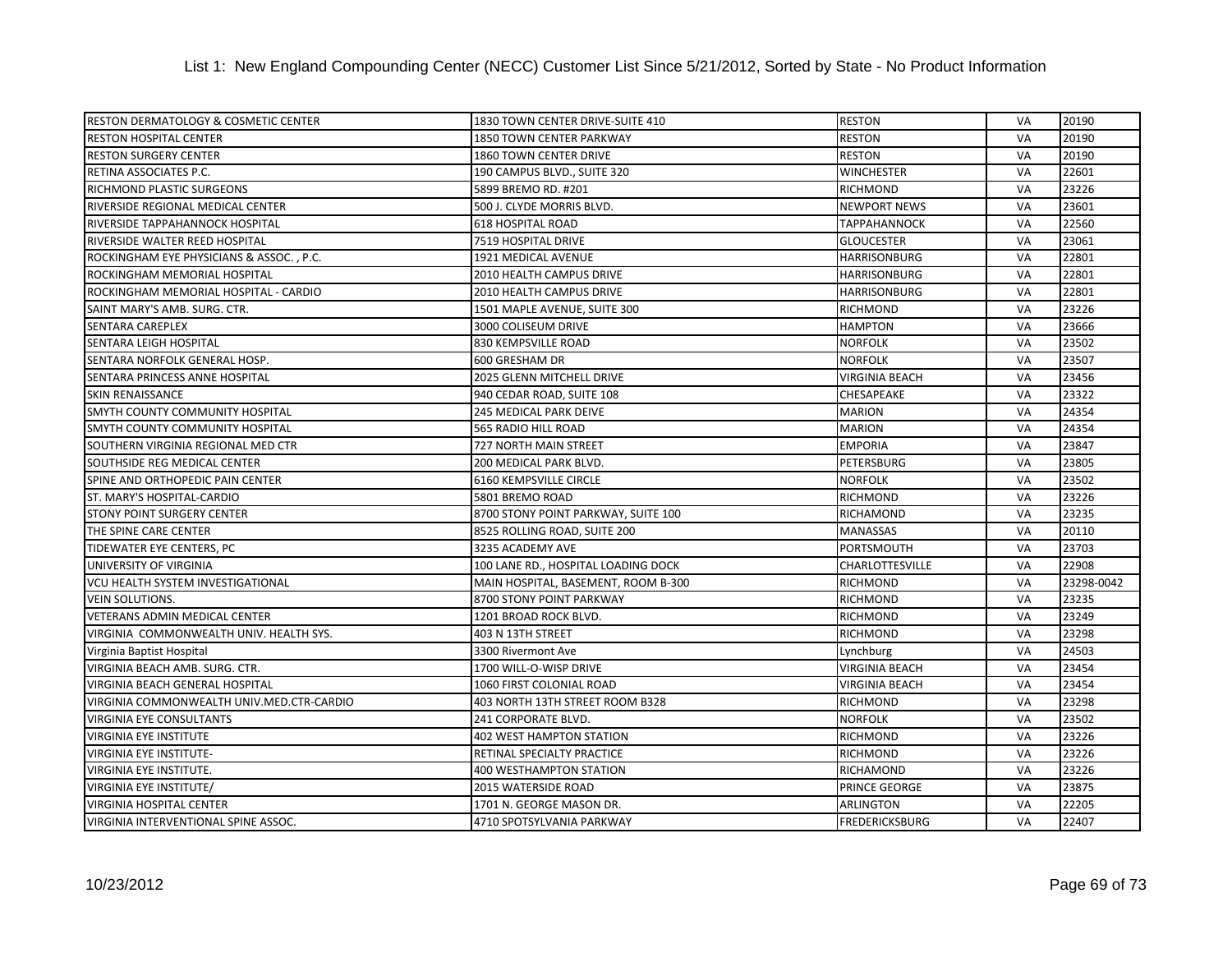# List 1: New England Compounding Center (NECC) Customer List Since 5/21/2012, Sorted by State - No Product Information

| | | | | |
|---|---|---|---|---|
| RESTON DERMATOLOGY & COSMETIC CENTER | 1830 TOWN CENTER DRIVE-SUITE 410 | RESTON | VA | 20190 |
| RESTON HOSPITAL CENTER | 1850 TOWN CENTER PARKWAY | RESTON | VA | 20190 |
| RESTON SURGERY CENTER | 1860 TOWN CENTER DRIVE | RESTON | VA | 20190 |
| RETINA ASSOCIATES P.C. | 190 CAMPUS BLVD., SUITE 320 | WINCHESTER | VA | 22601 |
| RICHMOND PLASTIC SURGEONS | 5899 BREMO RD. #201 | RICHMOND | VA | 23226 |
| RIVERSIDE REGIONAL MEDICAL CENTER | 500 J. CLYDE MORRIS BLVD. | NEWPORT NEWS | VA | 23601 |
| RIVERSIDE TAPPAHANNOCK HOSPITAL | 618 HOSPITAL ROAD | TAPPAHANNOCK | VA | 22560 |
| RIVERSIDE WALTER REED HOSPITAL | 7519 HOSPITAL DRIVE | GLOUCESTER | VA | 23061 |
| ROCKINGHAM EYE PHYSICIANS & ASSOC. , P.C. | 1921 MEDICAL AVENUE | HARRISONBURG | VA | 22801 |
| ROCKINGHAM MEMORIAL HOSPITAL | 2010 HEALTH CAMPUS DRIVE | HARRISONBURG | VA | 22801 |
| ROCKINGHAM MEMORIAL HOSPITAL - CARDIO | 2010 HEALTH CAMPUS DRIVE | HARRISONBURG | VA | 22801 |
| SAINT MARY'S AMB. SURG. CTR. | 1501 MAPLE AVENUE, SUITE 300 | RICHMOND | VA | 23226 |
| SENTARA CAREPLEX | 3000 COLISEUM DRIVE | HAMPTON | VA | 23666 |
| SENTARA LEIGH HOSPITAL | 830 KEMPSVILLE ROAD | NORFOLK | VA | 23502 |
| SENTARA NORFOLK GENERAL HOSP. | 600 GRESHAM DR | NORFOLK | VA | 23507 |
| SENTARA PRINCESS ANNE HOSPITAL | 2025 GLENN MITCHELL DRIVE | VIRGINIA BEACH | VA | 23456 |
| SKIN RENAISSANCE | 940 CEDAR ROAD, SUITE 108 | CHESAPEAKE | VA | 23322 |
| SMYTH COUNTY COMMUNITY HOSPITAL | 245 MEDICAL PARK DEIVE | MARION | VA | 24354 |
| SMYTH COUNTY COMMUNITY HOSPITAL | 565 RADIO HILL ROAD | MARION | VA | 24354 |
| SOUTHERN VIRGINIA REGIONAL MED CTR | 727 NORTH MAIN STREET | EMPORIA | VA | 23847 |
| SOUTHSIDE REG MEDICAL CENTER | 200 MEDICAL PARK BLVD. | PETERSBURG | VA | 23805 |
| SPINE AND ORTHOPEDIC PAIN CENTER | 6160 KEMPSVILLE CIRCLE | NORFOLK | VA | 23502 |
| ST. MARY'S HOSPITAL-CARDIO | 5801 BREMO ROAD | RICHMOND | VA | 23226 |
| STONY POINT SURGERY CENTER | 8700 STONY POINT PARKWAY, SUITE 100 | RICHAMOND | VA | 23235 |
| THE SPINE CARE CENTER | 8525 ROLLING ROAD, SUITE 200 | MANASSAS | VA | 20110 |
| TIDEWATER EYE CENTERS, PC | 3235 ACADEMY AVE | PORTSMOUTH | VA | 23703 |
| UNIVERSITY OF VIRGINIA | 100 LANE RD., HOSPITAL LOADING DOCK | CHARLOTTESVILLE | VA | 22908 |
| VCU HEALTH SYSTEM INVESTIGATIONAL | MAIN HOSPITAL, BASEMENT, ROOM B-300 | RICHMOND | VA | 23298-0042 |
| VEIN SOLUTIONS. | 8700 STONY POINT PARKWAY | RICHMOND | VA | 23235 |
| VETERANS ADMIN MEDICAL CENTER | 1201 BROAD ROCK BLVD. | RICHMOND | VA | 23249 |
| VIRGINIA COMMONWEALTH UNIV. HEALTH SYS. | 403 N 13TH STREET | RICHMOND | VA | 23298 |
| Virginia Baptist Hospital | 3300 Rivermont Ave | Lynchburg | VA | 24503 |
| VIRGINIA BEACH AMB. SURG. CTR. | 1700 WILL-O-WISP DRIVE | VIRGINIA BEACH | VA | 23454 |
| VIRGINIA BEACH GENERAL HOSPITAL | 1060 FIRST COLONIAL ROAD | VIRGINIA BEACH | VA | 23454 |
| VIRGINIA COMMONWEALTH UNIV.MED.CTR-CARDIO | 403 NORTH 13TH STREET ROOM B328 | RICHMOND | VA | 23298 |
| VIRGINIA EYE CONSULTANTS | 241 CORPORATE BLVD. | NORFOLK | VA | 23502 |
| VIRGINIA EYE INSTITUTE | 402 WEST HAMPTON STATION | RICHMOND | VA | 23226 |
| VIRGINIA EYE INSTITUTE- | RETINAL SPECIALTY PRACTICE | RICHMOND | VA | 23226 |
| VIRGINIA EYE INSTITUTE. | 400 WESTHAMPTON STATION | RICHAMOND | VA | 23226 |
| VIRGINIA EYE INSTITUTE/ | 2015 WATERSIDE ROAD | PRINCE GEORGE | VA | 23875 |
| VIRGINIA HOSPITAL CENTER | 1701 N. GEORGE MASON DR. | ARLINGTON | VA | 22205 |
| VIRGINIA INTERVENTIONAL SPINE ASSOC. | 4710 SPOTSYLVANIA PARKWAY | FREDERICKSBURG | VA | 22407 |

10/23/2012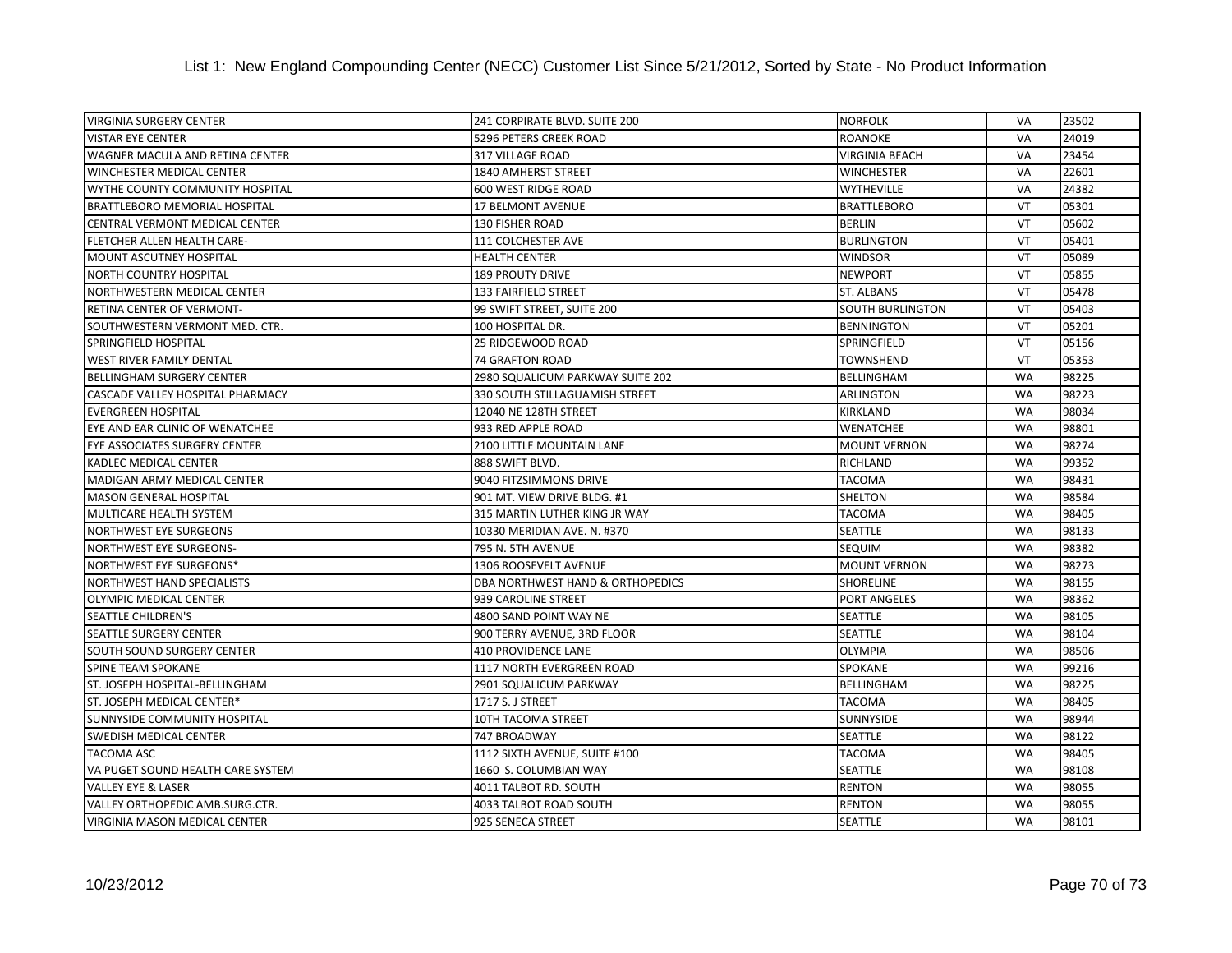List 1: New England Compounding Center (NECC) Customer List Since 5/21/2012, Sorted by State - No Product Information

| | | | | |
|---|---|---|---|---|
| VIRGINIA SURGERY CENTER | 241 CORPIRATE BLVD. SUITE 200 | NORFOLK | VA | 23502 |
| VISTAR EYE CENTER | 5296 PETERS CREEK ROAD | ROANOKE | VA | 24019 |
| WAGNER MACULA AND RETINA CENTER | 317 VILLAGE ROAD | VIRGINIA BEACH | VA | 23454 |
| WINCHESTER MEDICAL CENTER | 1840 AMHERST STREET | WINCHESTER | VA | 22601 |
| WYTHE COUNTY COMMUNITY HOSPITAL | 600 WEST RIDGE ROAD | WYTHEVILLE | VA | 24382 |
| BRATTLEBORO MEMORIAL HOSPITAL | 17 BELMONT AVENUE | BRATTLEBORO | VT | 05301 |
| CENTRAL VERMONT MEDICAL CENTER | 130 FISHER ROAD | BERLIN | VT | 05602 |
| FLETCHER ALLEN HEALTH CARE- | 111 COLCHESTER AVE | BURLINGTON | VT | 05401 |
| MOUNT ASCUTNEY HOSPITAL | HEALTH CENTER | WINDSOR | VT | 05089 |
| NORTH COUNTRY HOSPITAL | 189 PROUTY DRIVE | NEWPORT | VT | 05855 |
| NORTHWESTERN MEDICAL CENTER | 133 FAIRFIELD STREET | ST. ALBANS | VT | 05478 |
| RETINA CENTER OF VERMONT- | 99 SWIFT STREET, SUITE 200 | SOUTH BURLINGTON | VT | 05403 |
| SOUTHWESTERN VERMONT MED. CTR. | 100 HOSPITAL DR. | BENNINGTON | VT | 05201 |
| SPRINGFIELD HOSPITAL | 25 RIDGEWOOD ROAD | SPRINGFIELD | VT | 05156 |
| WEST RIVER FAMILY DENTAL | 74 GRAFTON ROAD | TOWNSHEND | VT | 05353 |
| BELLINGHAM SURGERY CENTER | 2980 SQUALICUM PARKWAY SUITE 202 | BELLINGHAM | WA | 98225 |
| CASCADE VALLEY HOSPITAL PHARMACY | 330 SOUTH STILLAGUAMISH STREET | ARLINGTON | WA | 98223 |
| EVERGREEN HOSPITAL | 12040 NE 128TH STREET | KIRKLAND | WA | 98034 |
| EYE AND EAR CLINIC OF WENATCHEE | 933 RED APPLE ROAD | WENATCHEE | WA | 98801 |
| EYE ASSOCIATES SURGERY CENTER | 2100 LITTLE MOUNTAIN LANE | MOUNT VERNON | WA | 98274 |
| KADLEC MEDICAL CENTER | 888 SWIFT BLVD. | RICHLAND | WA | 99352 |
| MADIGAN ARMY MEDICAL CENTER | 9040 FITZSIMMONS DRIVE | TACOMA | WA | 98431 |
| MASON GENERAL HOSPITAL | 901 MT. VIEW DRIVE BLDG. #1 | SHELTON | WA | 98584 |
| MULTICARE HEALTH SYSTEM | 315 MARTIN LUTHER KING JR WAY | TACOMA | WA | 98405 |
| NORTHWEST EYE SURGEONS | 10330 MERIDIAN AVE. N. #370 | SEATTLE | WA | 98133 |
| NORTHWEST EYE SURGEONS- | 795 N. 5TH AVENUE | SEQUIM | WA | 98382 |
| NORTHWEST EYE SURGEONS* | 1306 ROOSEVELT AVENUE | MOUNT VERNON | WA | 98273 |
| NORTHWEST HAND SPECIALISTS | DBA NORTHWEST HAND & ORTHOPEDICS | SHORELINE | WA | 98155 |
| OLYMPIC MEDICAL CENTER | 939 CAROLINE STREET | PORT ANGELES | WA | 98362 |
| SEATTLE CHILDREN'S | 4800 SAND POINT WAY NE | SEATTLE | WA | 98105 |
| SEATTLE SURGERY CENTER | 900 TERRY AVENUE, 3RD FLOOR | SEATTLE | WA | 98104 |
| SOUTH SOUND SURGERY CENTER | 410 PROVIDENCE LANE | OLYMPIA | WA | 98506 |
| SPINE TEAM SPOKANE | 1117 NORTH EVERGREEN ROAD | SPOKANE | WA | 99216 |
| ST. JOSEPH HOSPITAL-BELLINGHAM | 2901 SQUALICUM PARKWAY | BELLINGHAM | WA | 98225 |
| ST. JOSEPH MEDICAL CENTER* | 1717 S. J STREET | TACOMA | WA | 98405 |
| SUNNYSIDE COMMUNITY HOSPITAL | 10TH TACOMA STREET | SUNNYSIDE | WA | 98944 |
| SWEDISH MEDICAL CENTER | 747 BROADWAY | SEATTLE | WA | 98122 |
| TACOMA ASC | 1112 SIXTH AVENUE, SUITE #100 | TACOMA | WA | 98405 |
| VA PUGET SOUND HEALTH CARE SYSTEM | 1660 S. COLUMBIAN WAY | SEATTLE | WA | 98108 |
| VALLEY EYE & LASER | 4011 TALBOT RD. SOUTH | RENTON | WA | 98055 |
| VALLEY ORTHOPEDIC AMB.SURG.CTR. | 4033 TALBOT ROAD SOUTH | RENTON | WA | 98055 |
| VIRGINIA MASON MEDICAL CENTER | 925 SENECA STREET | SEATTLE | WA | 98101 |

10/23/2012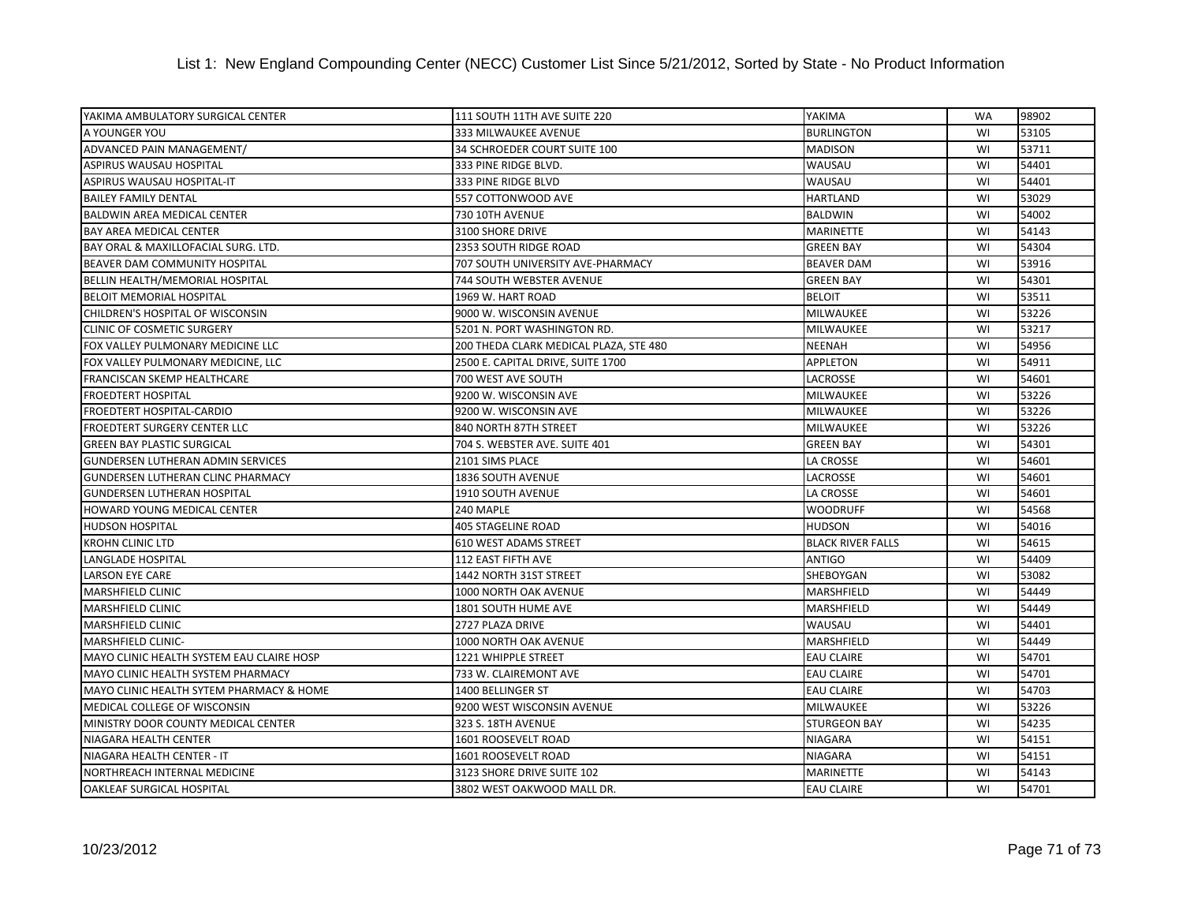## List 1: New England Compounding Center (NECC) Customer List Since 5/21/2012, Sorted by State - No Product Information

| | | | | |
|---|---|---|---|---|
| YAKIMA AMBULATORY SURGICAL CENTER | 111 SOUTH 11TH AVE SUITE 220 | YAKIMA | WA | 98902 |
| A YOUNGER YOU | 333 MILWAUKEE AVENUE | BURLINGTON | WI | 53105 |
| ADVANCED PAIN MANAGEMENT/ | 34 SCHROEDER COURT SUITE 100 | MADISON | WI | 53711 |
| ASPIRUS WAUSAU HOSPITAL | 333 PINE RIDGE BLVD. | WAUSAU | WI | 54401 |
| ASPIRUS WAUSAU HOSPITAL-IT | 333 PINE RIDGE BLVD | WAUSAU | WI | 54401 |
| BAILEY FAMILY DENTAL | 557 COTTONWOOD AVE | HARTLAND | WI | 53029 |
| BALDWIN AREA MEDICAL CENTER | 730 10TH AVENUE | BALDWIN | WI | 54002 |
| BAY AREA MEDICAL CENTER | 3100 SHORE DRIVE | MARINETTE | WI | 54143 |
| BAY ORAL & MAXILLOFACIAL SURG. LTD. | 2353 SOUTH RIDGE ROAD | GREEN BAY | WI | 54304 |
| BEAVER DAM COMMUNITY HOSPITAL | 707 SOUTH UNIVERSITY AVE-PHARMACY | BEAVER DAM | WI | 53916 |
| BELLIN HEALTH/MEMORIAL HOSPITAL | 744 SOUTH WEBSTER AVENUE | GREEN BAY | WI | 54301 |
| BELOIT MEMORIAL HOSPITAL | 1969 W. HART ROAD | BELOIT | WI | 53511 |
| CHILDREN'S HOSPITAL OF WISCONSIN | 9000 W. WISCONSIN AVENUE | MILWAUKEE | WI | 53226 |
| CLINIC OF COSMETIC SURGERY | 5201 N. PORT WASHINGTON RD. | MILWAUKEE | WI | 53217 |
| FOX VALLEY PULMONARY MEDICINE LLC | 200 THEDA CLARK MEDICAL PLAZA, STE 480 | NEENAH | WI | 54956 |
| FOX VALLEY PULMONARY MEDICINE, LLC | 2500 E. CAPITAL DRIVE, SUITE 1700 | APPLETON | WI | 54911 |
| FRANCISCAN SKEMP HEALTHCARE | 700 WEST AVE SOUTH | LACROSSE | WI | 54601 |
| FROEDTERT HOSPITAL | 9200 W. WISCONSIN AVE | MILWAUKEE | WI | 53226 |
| FROEDTERT HOSPITAL-CARDIO | 9200 W. WISCONSIN AVE | MILWAUKEE | WI | 53226 |
| FROEDTERT SURGERY CENTER LLC | 840 NORTH 87TH STREET | MILWAUKEE | WI | 53226 |
| GREEN BAY PLASTIC SURGICAL | 704 S. WEBSTER AVE. SUITE 401 | GREEN BAY | WI | 54301 |
| GUNDERSEN LUTHERAN ADMIN SERVICES | 2101 SIMS PLACE | LA CROSSE | WI | 54601 |
| GUNDERSEN LUTHERAN CLINC PHARMACY | 1836 SOUTH AVENUE | LACROSSE | WI | 54601 |
| GUNDERSEN LUTHERAN HOSPITAL | 1910 SOUTH AVENUE | LA CROSSE | WI | 54601 |
| HOWARD YOUNG MEDICAL CENTER | 240 MAPLE | WOODRUFF | WI | 54568 |
| HUDSON HOSPITAL | 405 STAGELINE ROAD | HUDSON | WI | 54016 |
| KROHN CLINIC LTD | 610 WEST ADAMS STREET | BLACK RIVER FALLS | WI | 54615 |
| LANGLADE HOSPITAL | 112 EAST FIFTH AVE | ANTIGO | WI | 54409 |
| LARSON EYE CARE | 1442 NORTH 31ST STREET | SHEBOYGAN | WI | 53082 |
| MARSHFIELD CLINIC | 1000 NORTH OAK AVENUE | MARSHFIELD | WI | 54449 |
| MARSHFIELD CLINIC | 1801 SOUTH HUME AVE | MARSHFIELD | WI | 54449 |
| MARSHFIELD CLINIC | 2727 PLAZA DRIVE | WAUSAU | WI | 54401 |
| MARSHFIELD CLINIC- | 1000 NORTH OAK AVENUE | MARSHFIELD | WI | 54449 |
| MAYO CLINIC HEALTH SYSTEM EAU CLAIRE HOSP | 1221 WHIPPLE STREET | EAU CLAIRE | WI | 54701 |
| MAYO CLINIC HEALTH SYSTEM PHARMACY | 733 W. CLAIREMONT AVE | EAU CLAIRE | WI | 54701 |
| MAYO CLINIC HEALTH SYTEM PHARMACY & HOME | 1400 BELLINGER ST | EAU CLAIRE | WI | 54703 |
| MEDICAL COLLEGE OF WISCONSIN | 9200 WEST WISCONSIN AVENUE | MILWAUKEE | WI | 53226 |
| MINISTRY DOOR COUNTY MEDICAL CENTER | 323 S. 18TH AVENUE | STURGEON BAY | WI | 54235 |
| NIAGARA HEALTH CENTER | 1601 ROOSEVELT ROAD | NIAGARA | WI | 54151 |
| NIAGARA HEALTH CENTER - IT | 1601 ROOSEVELT ROAD | NIAGARA | WI | 54151 |
| NORTHREACH INTERNAL MEDICINE | 3123 SHORE DRIVE SUITE 102 | MARINETTE | WI | 54143 |
| OAKLEAF SURGICAL HOSPITAL | 3802 WEST OAKWOOD MALL DR. | EAU CLAIRE | WI | 54701 |

10/23/2012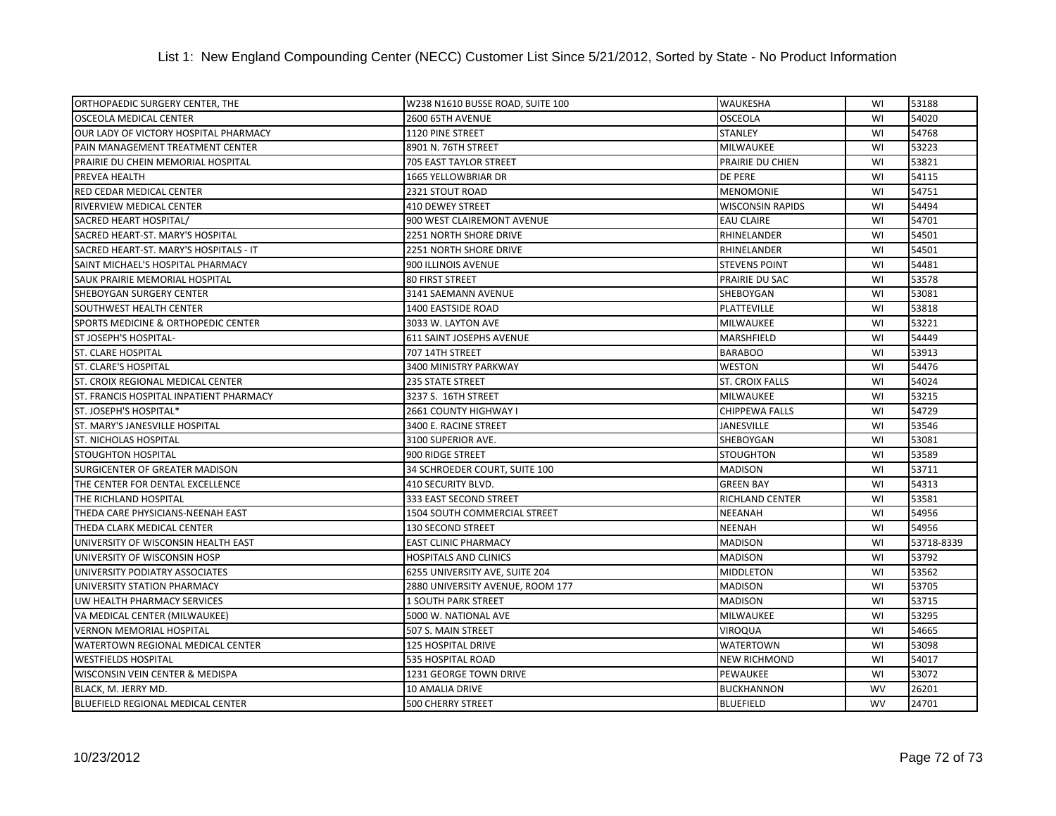List 1: New England Compounding Center (NECC) Customer List Since 5/21/2012, Sorted by State - No Product Information

| | | | | |
|---|---|---|---|---|
| ORTHOPAEDIC SURGERY CENTER, THE | W238 N1610 BUSSE ROAD, SUITE 100 | WAUKESHA | WI | 53188 |
| OSCEOLA MEDICAL CENTER | 2600 65TH AVENUE | OSCEOLA | WI | 54020 |
| OUR LADY OF VICTORY HOSPITAL PHARMACY | 1120 PINE STREET | STANLEY | WI | 54768 |
| PAIN MANAGEMENT TREATMENT CENTER | 8901 N. 76TH STREET | MILWAUKEE | WI | 53223 |
| PRAIRIE DU CHEIN MEMORIAL HOSPITAL | 705 EAST TAYLOR STREET | PRAIRIE DU CHIEN | WI | 53821 |
| PREVEA HEALTH | 1665 YELLOWBRIAR DR | DE PERE | WI | 54115 |
| RED CEDAR MEDICAL CENTER | 2321 STOUT ROAD | MENOMONIE | WI | 54751 |
| RIVERVIEW MEDICAL CENTER | 410 DEWEY STREET | WISCONSIN RAPIDS | WI | 54494 |
| SACRED HEART HOSPITAL/ | 900 WEST CLAIREMONT AVENUE | EAU CLAIRE | WI | 54701 |
| SACRED HEART-ST. MARY'S HOSPITAL | 2251 NORTH SHORE DRIVE | RHINELANDER | WI | 54501 |
| SACRED HEART-ST. MARY'S HOSPITALS - IT | 2251 NORTH SHORE DRIVE | RHINELANDER | WI | 54501 |
| SAINT MICHAEL'S HOSPITAL PHARMACY | 900 ILLINOIS AVENUE | STEVENS POINT | WI | 54481 |
| SAUK PRAIRIE MEMORIAL HOSPITAL | 80 FIRST STREET | PRAIRIE DU SAC | WI | 53578 |
| SHEBOYGAN SURGERY CENTER | 3141 SAEMANN AVENUE | SHEBOYGAN | WI | 53081 |
| SOUTHWEST HEALTH CENTER | 1400 EASTSIDE ROAD | PLATTEVILLE | WI | 53818 |
| SPORTS MEDICINE & ORTHOPEDIC CENTER | 3033 W. LAYTON AVE | MILWAUKEE | WI | 53221 |
| ST JOSEPH'S HOSPITAL- | 611 SAINT JOSEPHS AVENUE | MARSHFIELD | WI | 54449 |
| ST. CLARE HOSPITAL | 707 14TH STREET | BARABOO | WI | 53913 |
| ST. CLARE'S HOSPITAL | 3400 MINISTRY PARKWAY | WESTON | WI | 54476 |
| ST. CROIX REGIONAL MEDICAL CENTER | 235 STATE STREET | ST. CROIX FALLS | WI | 54024 |
| ST. FRANCIS HOSPITAL INPATIENT PHARMACY | 3237 S. 16TH STREET | MILWAUKEE | WI | 53215 |
| ST. JOSEPH'S HOSPITAL* | 2661 COUNTY HIGHWAY I | CHIPPEWA FALLS | WI | 54729 |
| ST. MARY'S JANESVILLE HOSPITAL | 3400 E. RACINE STREET | JANESVILLE | WI | 53546 |
| ST. NICHOLAS HOSPITAL | 3100 SUPERIOR AVE. | SHEBOYGAN | WI | 53081 |
| STOUGHTON HOSPITAL | 900 RIDGE STREET | STOUGHTON | WI | 53589 |
| SURGICENTER OF GREATER MADISON | 34 SCHROEDER COURT, SUITE 100 | MADISON | WI | 53711 |
| THE CENTER FOR DENTAL EXCELLENCE | 410 SECURITY BLVD. | GREEN BAY | WI | 54313 |
| THE RICHLAND HOSPITAL | 333 EAST SECOND STREET | RICHLAND CENTER | WI | 53581 |
| THEDA CARE PHYSICIANS-NEENAH EAST | 1504 SOUTH COMMERCIAL STREET | NEEANAH | WI | 54956 |
| THEDA CLARK MEDICAL CENTER | 130 SECOND STREET | NEENAH | WI | 54956 |
| UNIVERSITY OF WISCONSIN HEALTH EAST | EAST CLINIC PHARMACY | MADISON | WI | 53718-8339 |
| UNIVERSITY OF WISCONSIN HOSP | HOSPITALS AND CLINICS | MADISON | WI | 53792 |
| UNIVERSITY PODIATRY ASSOCIATES | 6255 UNIVERSITY AVE, SUITE 204 | MIDDLETON | WI | 53562 |
| UNIVERSITY STATION PHARMACY | 2880 UNIVERSITY AVENUE, ROOM 177 | MADISON | WI | 53705 |
| UW HEALTH PHARMACY SERVICES | 1 SOUTH PARK STREET | MADISON | WI | 53715 |
| VA MEDICAL CENTER (MILWAUKEE) | 5000 W. NATIONAL AVE | MILWAUKEE | WI | 53295 |
| VERNON MEMORIAL HOSPITAL | 507 S. MAIN STREET | VIROQUA | WI | 54665 |
| WATERTOWN REGIONAL MEDICAL CENTER | 125 HOSPITAL DRIVE | WATERTOWN | WI | 53098 |
| WESTFIELDS HOSPITAL | 535 HOSPITAL ROAD | NEW RICHMOND | WI | 54017 |
| WISCONSIN VEIN CENTER & MEDISPA | 1231 GEORGE TOWN DRIVE | PEWAUKEE | WI | 53072 |
| BLACK, M. JERRY MD. | 10 AMALIA DRIVE | BUCKHANNON | WV | 26201 |
| BLUEFIELD REGIONAL MEDICAL CENTER | 500 CHERRY STREET | BLUEFIELD | WV | 24701 |

10/23/2012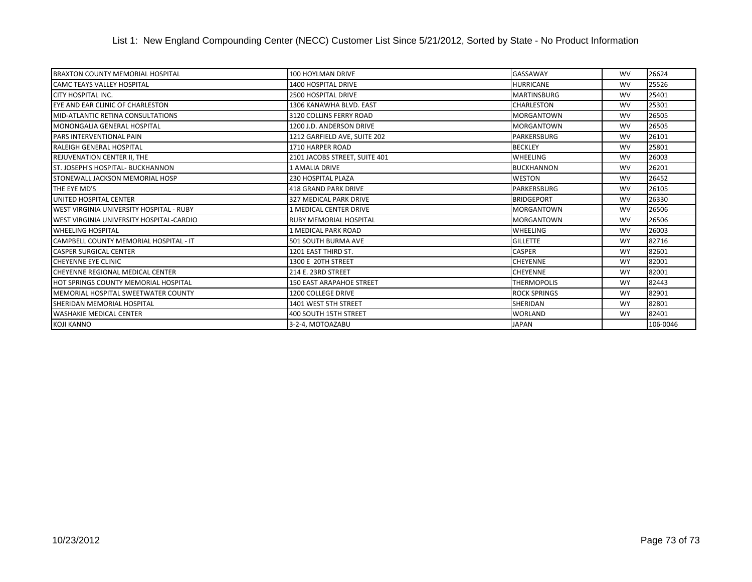List 1: New England Compounding Center (NECC) Customer List Since 5/21/2012, Sorted by State - No Product Information

| | | | | |
|---|---|---|---|---|
| BRAXTON COUNTY MEMORIAL HOSPITAL | 100 HOYLMAN DRIVE | GASSAWAY | WV | 26624 |
| CAMC TEAYS VALLEY HOSPITAL | 1400 HOSPITAL DRIVE | HURRICANE | WV | 25526 |
| CITY HOSPITAL INC. | 2500 HOSPITAL DRIVE | MARTINSBURG | WV | 25401 |
| EYE AND EAR CLINIC OF CHARLESTON | 1306 KANAWHA BLVD. EAST | CHARLESTON | WV | 25301 |
| MID-ATLANTIC RETINA CONSULTATIONS | 3120 COLLINS FERRY ROAD | MORGANTOWN | WV | 26505 |
| MONONGALIA GENERAL HOSPITAL | 1200 J.D. ANDERSON DRIVE | MORGANTOWN | WV | 26505 |
| PARS INTERVENTIONAL PAIN | 1212 GARFIELD AVE, SUITE 202 | PARKERSBURG | WV | 26101 |
| RALEIGH GENERAL HOSPITAL | 1710 HARPER ROAD | BECKLEY | WV | 25801 |
| REJUVENATION CENTER II, THE | 2101 JACOBS STREET, SUITE 401 | WHEELING | WV | 26003 |
| ST. JOSEPH'S HOSPITAL- BUCKHANNON | 1 AMALIA DRIVE | BUCKHANNON | WV | 26201 |
| STONEWALL JACKSON MEMORIAL HOSP | 230 HOSPITAL PLAZA | WESTON | WV | 26452 |
| THE EYE MD'S | 418 GRAND PARK DRIVE | PARKERSBURG | WV | 26105 |
| UNITED HOSPITAL CENTER | 327 MEDICAL PARK DRIVE | BRIDGEPORT | WV | 26330 |
| WEST VIRGINIA UNIVERSITY HOSPITAL - RUBY | 1 MEDICAL CENTER DRIVE | MORGANTOWN | WV | 26506 |
| WEST VIRGINIA UNIVERSITY HOSPITAL-CARDIO | RUBY MEMORIAL HOSPITAL | MORGANTOWN | WV | 26506 |
| WHEELING HOSPITAL | 1 MEDICAL PARK ROAD | WHEELING | WV | 26003 |
| CAMPBELL COUNTY MEMORIAL HOSPITAL - IT | 501 SOUTH BURMA AVE | GILLETTE | WY | 82716 |
| CASPER SURGICAL CENTER | 1201 EAST THIRD ST. | CASPER | WY | 82601 |
| CHEYENNE EYE CLINIC | 1300 E 20TH STREET | CHEYENNE | WY | 82001 |
| CHEYENNE REGIONAL MEDICAL CENTER | 214 E. 23RD STREET | CHEYENNE | WY | 82001 |
| HOT SPRINGS COUNTY MEMORIAL HOSPITAL | 150 EAST ARAPAHOE STREET | THERMOPOLIS | WY | 82443 |
| MEMORIAL HOSPITAL SWEETWATER COUNTY | 1200 COLLEGE DRIVE | ROCK SPRINGS | WY | 82901 |
| SHERIDAN MEMORIAL HOSPITAL | 1401 WEST 5TH STREET | SHERIDAN | WY | 82801 |
| WASHAKIE MEDICAL CENTER | 400 SOUTH 15TH STREET | WORLAND | WY | 82401 |
| KOJI KANNO | 3-2-4, MOTOAZABU | JAPAN | | 106-0046 |

10/23/2012